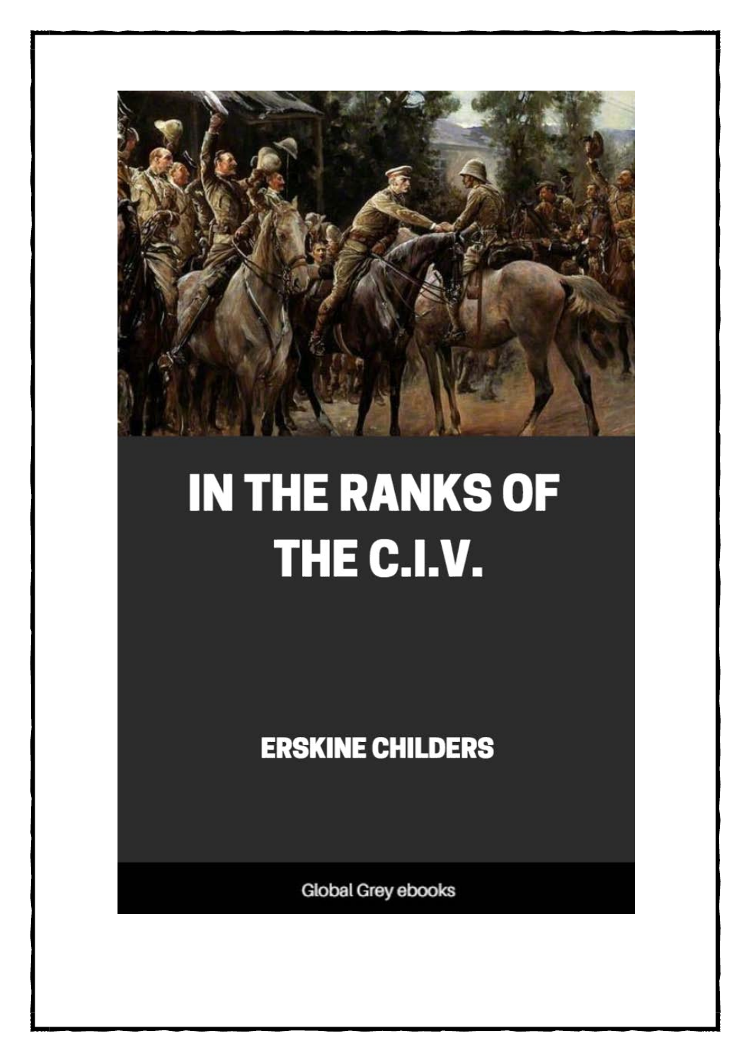# IN THE RANKS OF THE C.I.V.

ERSKINE CHILDERS

Global Grey ebooks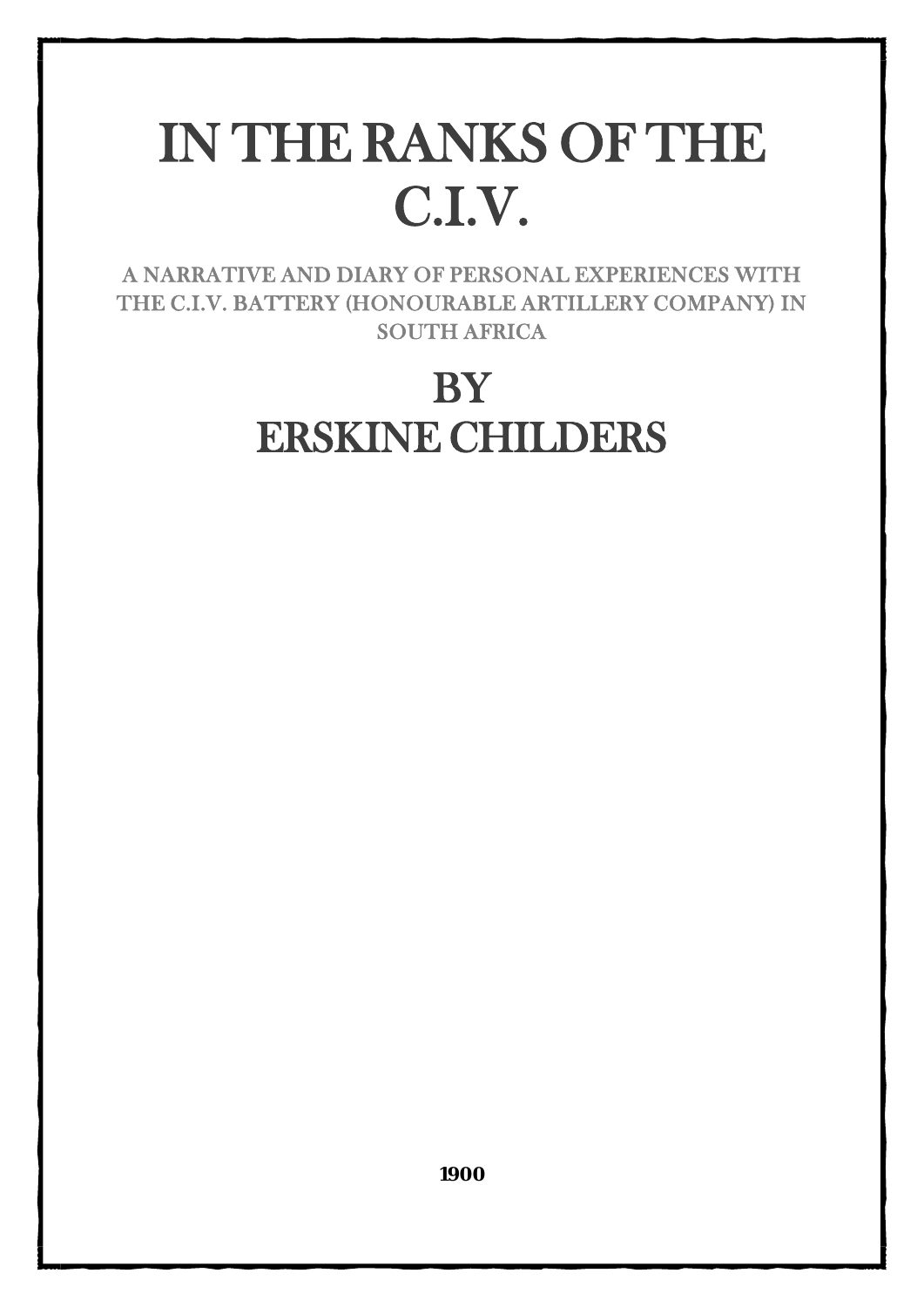# IN THE RANKS OF THE C.I.V.

A NARRATIVE AND DIARY OF PERSONAL EXPERIENCES WITH THE C.I.V. BATTERY (HONOURABLE ARTILLERY COMPANY) IN SOUTH AFRICA

## BY
## ERSKINE CHILDERS

**1900**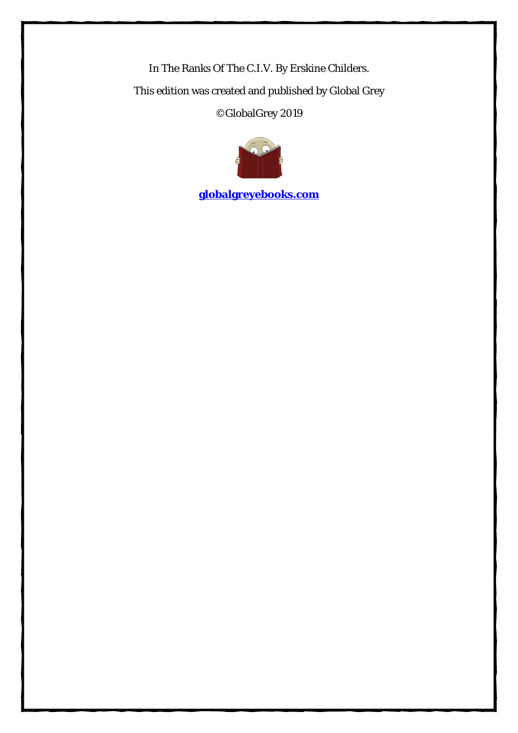In The Ranks Of The C.I.V. By Erskine Childers.

This edition was created and published by Global Grey

©GlobalGrey 2019

**globalgreyebooks.com**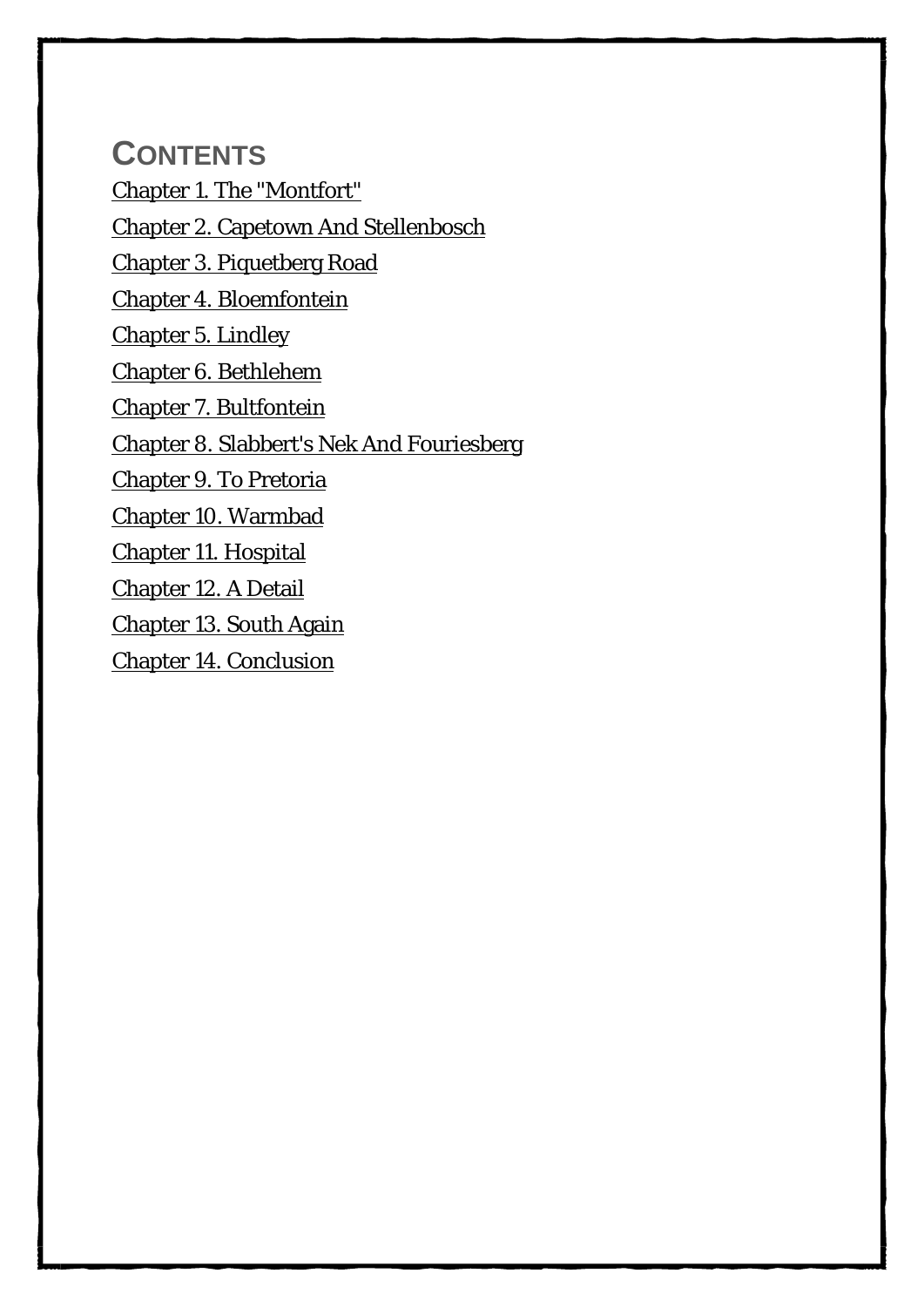# CONTENTS

Chapter 1. The "Montfort"

Chapter 2. Capetown And Stellenbosch

Chapter 3. Piquetberg Road

Chapter 4. Bloemfontein

Chapter 5. Lindley

Chapter 6. Bethlehem

Chapter 7. Bultfontein

Chapter 8. Slabbert's Nek And Fouriesberg

Chapter 9. To Pretoria

Chapter 10. Warmbad

Chapter 11. Hospital

Chapter 12. A Detail

Chapter 13. South Again

Chapter 14. Conclusion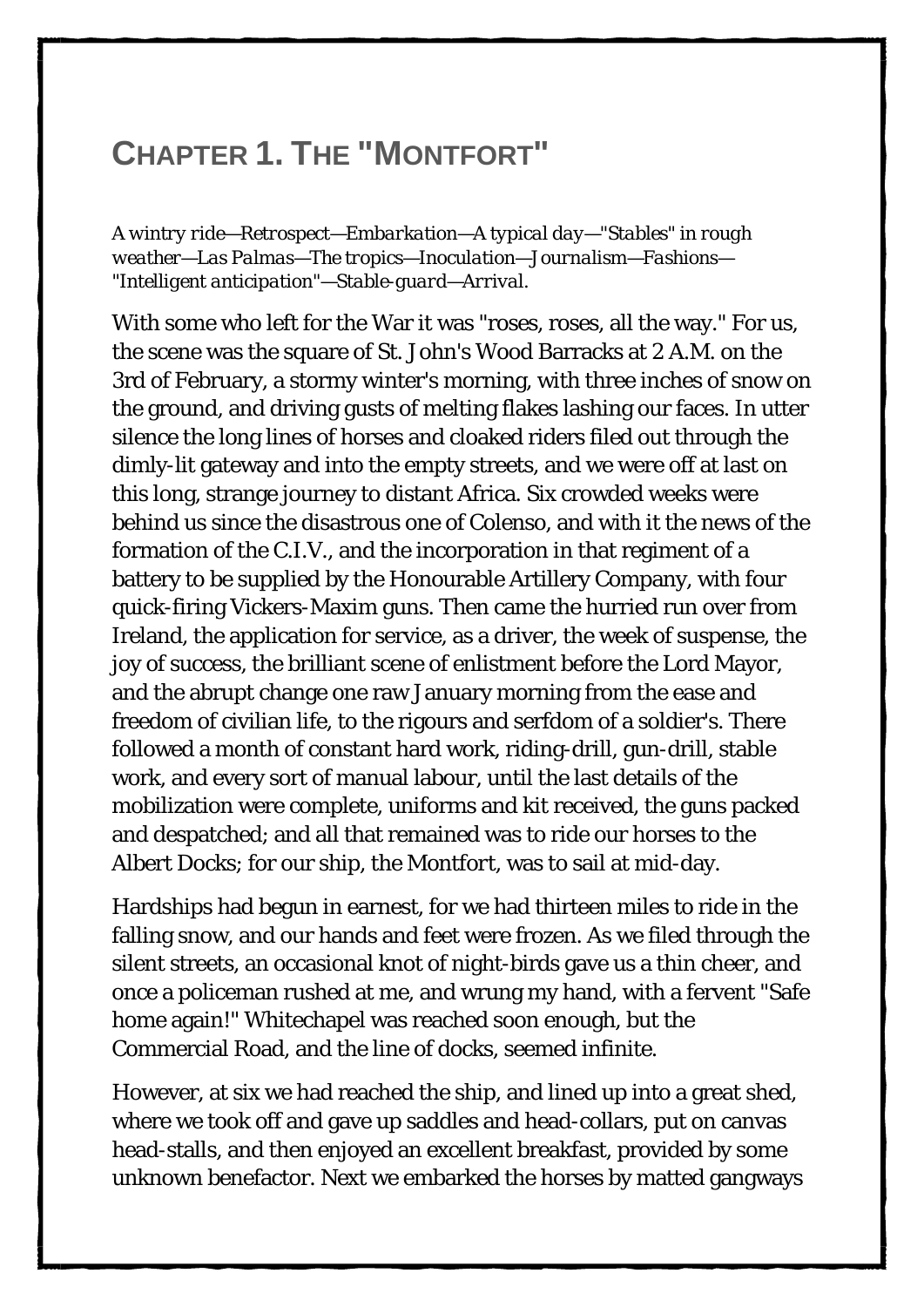# CHAPTER 1. THE "MONTFORT"

*A wintry ride—Retrospect—Embarkation—A typical day—"Stables" in rough weather—Las Palmas—The tropics—Inoculation—Journalism—Fashions—"Intelligent anticipation"—Stable-guard—Arrival.*

With some who left for the War it was "roses, roses, all the way." For us, the scene was the square of St. John's Wood Barracks at 2 A.M. on the 3rd of February, a stormy winter's morning, with three inches of snow on the ground, and driving gusts of melting flakes lashing our faces. In utter silence the long lines of horses and cloaked riders filed out through the dimly-lit gateway and into the empty streets, and we were off at last on this long, strange journey to distant Africa. Six crowded weeks were behind us since the disastrous one of Colenso, and with it the news of the formation of the C.I.V., and the incorporation in that regiment of a battery to be supplied by the Honourable Artillery Company, with four quick-firing Vickers-Maxim guns. Then came the hurried run over from Ireland, the application for service, as a driver, the week of suspense, the joy of success, the brilliant scene of enlistment before the Lord Mayor, and the abrupt change one raw January morning from the ease and freedom of civilian life, to the rigours and serfdom of a soldier's. There followed a month of constant hard work, riding-drill, gun-drill, stable work, and every sort of manual labour, until the last details of the mobilization were complete, uniforms and kit received, the guns packed and despatched; and all that remained was to ride our horses to the Albert Docks; for our ship, the Montfort, was to sail at mid-day.

Hardships had begun in earnest, for we had thirteen miles to ride in the falling snow, and our hands and feet were frozen. As we filed through the silent streets, an occasional knot of night-birds gave us a thin cheer, and once a policeman rushed at me, and wrung my hand, with a fervent "Safe home again!" Whitechapel was reached soon enough, but the Commercial Road, and the line of docks, seemed infinite.

However, at six we had reached the ship, and lined up into a great shed, where we took off and gave up saddles and head-collars, put on canvas head-stalls, and then enjoyed an excellent breakfast, provided by some unknown benefactor. Next we embarked the horses by matted gangways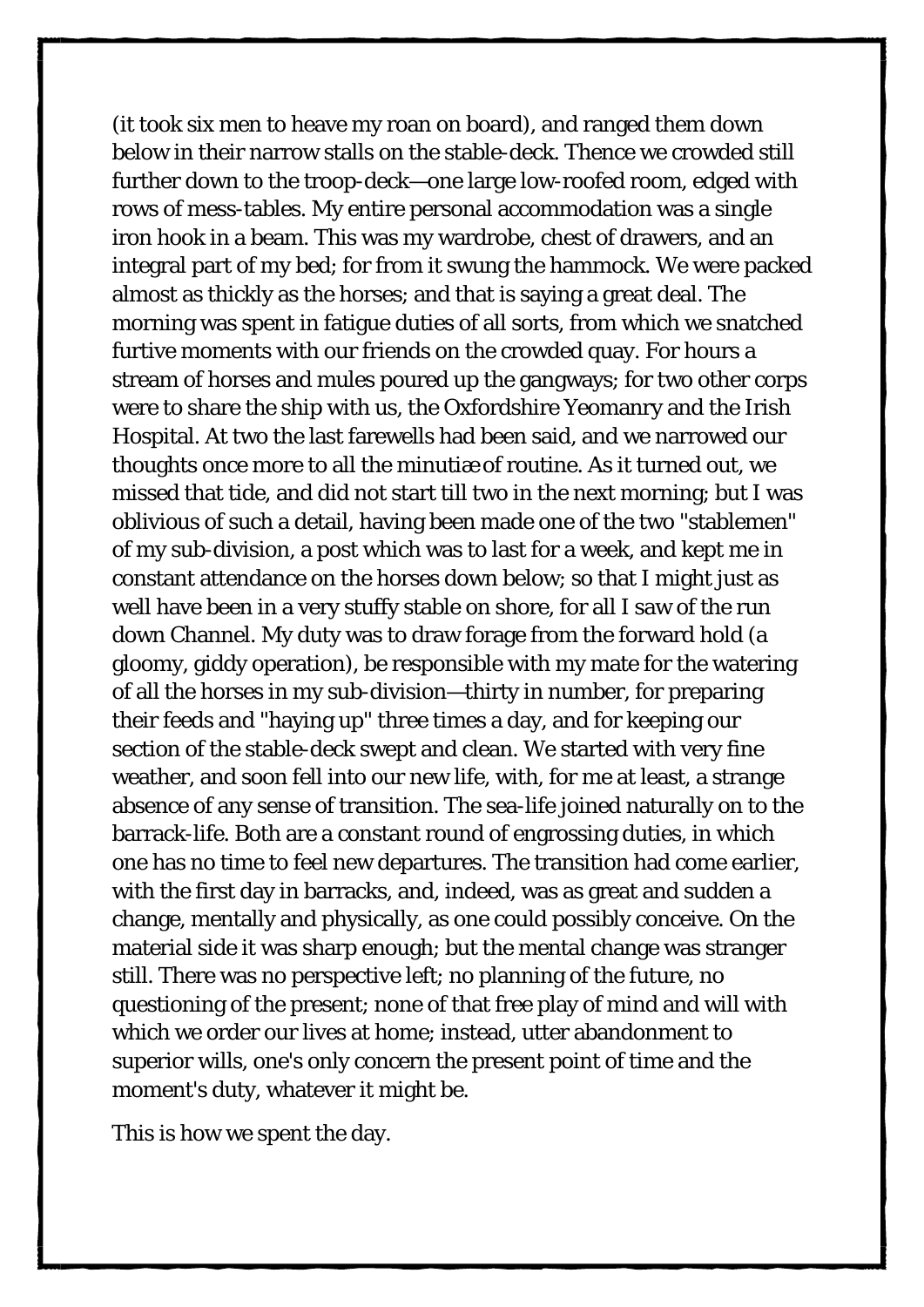(it took six men to heave my roan on board), and ranged them down below in their narrow stalls on the stable-deck. Thence we crowded still further down to the troop-deck—one large low-roofed room, edged with rows of mess-tables. My entire personal accommodation was a single iron hook in a beam. This was my wardrobe, chest of drawers, and an integral part of my bed; for from it swung the hammock. We were packed almost as thickly as the horses; and that is saying a great deal. The morning was spent in fatigue duties of all sorts, from which we snatched furtive moments with our friends on the crowded quay. For hours a stream of horses and mules poured up the gangways; for two other corps were to share the ship with us, the Oxfordshire Yeomanry and the Irish Hospital. At two the last farewells had been said, and we narrowed our thoughts once more to all the minutiæ of routine. As it turned out, we missed that tide, and did not start till two in the next morning; but I was oblivious of such a detail, having been made one of the two "stablemen" of my sub-division, a post which was to last for a week, and kept me in constant attendance on the horses down below; so that I might just as well have been in a very stuffy stable on shore, for all I saw of the run down Channel. My duty was to draw forage from the forward hold (a gloomy, giddy operation), be responsible with my mate for the watering of all the horses in my sub-division—thirty in number, for preparing their feeds and "haying up" three times a day, and for keeping our section of the stable-deck swept and clean. We started with very fine weather, and soon fell into our new life, with, for me at least, a strange absence of any sense of transition. The sea-life joined naturally on to the barrack-life. Both are a constant round of engrossing duties, in which one has no time to feel new departures. The transition had come earlier, with the first day in barracks, and, indeed, was as great and sudden a change, mentally and physically, as one could possibly conceive. On the material side it was sharp enough; but the mental change was stranger still. There was no perspective left; no planning of the future, no questioning of the present; none of that free play of mind and will with which we order our lives at home; instead, utter abandonment to superior wills, one's only concern the present point of time and the moment's duty, whatever it might be.

This is how we spent the day.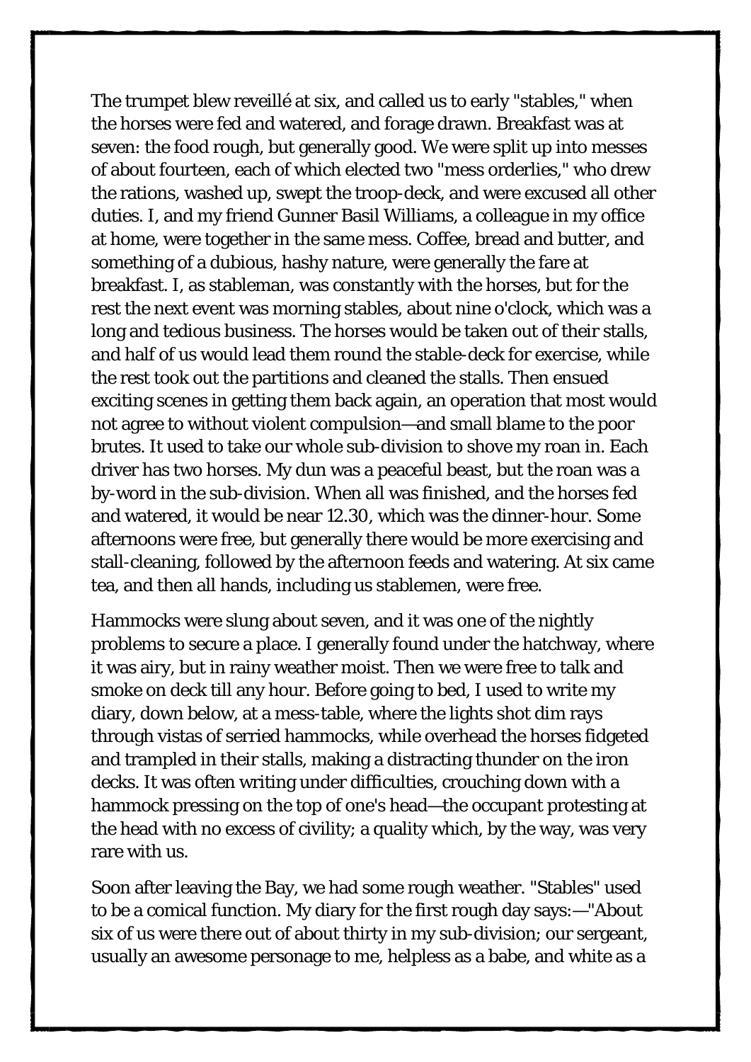The trumpet blew reveillé at six, and called us to early "stables," when the horses were fed and watered, and forage drawn. Breakfast was at seven: the food rough, but generally good. We were split up into messes of about fourteen, each of which elected two "mess orderlies," who drew the rations, washed up, swept the troop-deck, and were excused all other duties. I, and my friend Gunner Basil Williams, a colleague in my office at home, were together in the same mess. Coffee, bread and butter, and something of a dubious, hashy nature, were generally the fare at breakfast. I, as stableman, was constantly with the horses, but for the rest the next event was morning stables, about nine o'clock, which was a long and tedious business. The horses would be taken out of their stalls, and half of us would lead them round the stable-deck for exercise, while the rest took out the partitions and cleaned the stalls. Then ensued exciting scenes in getting them back again, an operation that most would not agree to without violent compulsion—and small blame to the poor brutes. It used to take our whole sub-division to shove my roan in. Each driver has two horses. My dun was a peaceful beast, but the roan was a by-word in the sub-division. When all was finished, and the horses fed and watered, it would be near 12.30, which was the dinner-hour. Some afternoons were free, but generally there would be more exercising and stall-cleaning, followed by the afternoon feeds and watering. At six came tea, and then all hands, including us stablemen, were free.

Hammocks were slung about seven, and it was one of the nightly problems to secure a place. I generally found under the hatchway, where it was airy, but in rainy weather moist. Then we were free to talk and smoke on deck till any hour. Before going to bed, I used to write my diary, down below, at a mess-table, where the lights shot dim rays through vistas of serried hammocks, while overhead the horses fidgeted and trampled in their stalls, making a distracting thunder on the iron decks. It was often writing under difficulties, crouching down with a hammock pressing on the top of one's head—the occupant protesting at the head with no excess of civility; a quality which, by the way, was very rare with us.

Soon after leaving the Bay, we had some rough weather. "Stables" used to be a comical function. My diary for the first rough day says:—"About six of us were there out of about thirty in my sub-division; our sergeant, usually an awesome personage to me, helpless as a babe, and white as a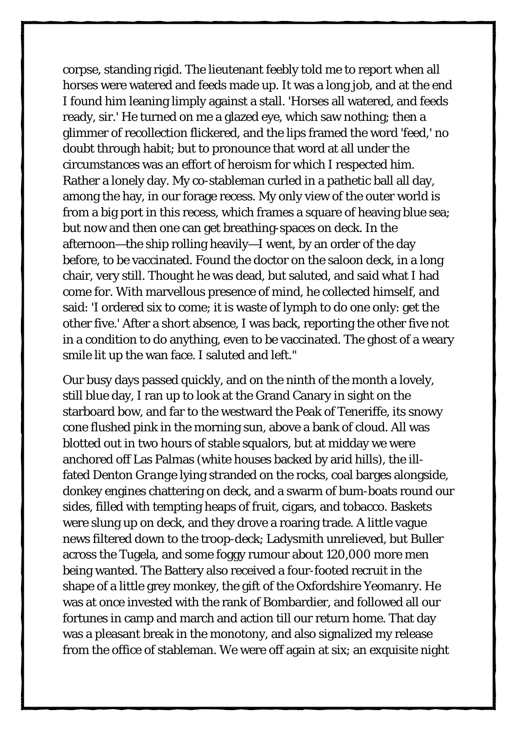corpse, standing rigid. The lieutenant feebly told me to report when all horses were watered and feeds made up. It was a long job, and at the end I found him leaning limply against a stall. 'Horses all watered, and feeds ready, sir.' He turned on me a glazed eye, which saw nothing; then a glimmer of recollection flickered, and the lips framed the word 'feed,' no doubt through habit; but to pronounce that word at all under the circumstances was an effort of heroism for which I respected him. Rather a lonely day. My co-stableman curled in a pathetic ball all day, among the hay, in our forage recess. My only view of the outer world is from a big port in this recess, which frames a square of heaving blue sea; but now and then one can get breathing-spaces on deck. In the afternoon—the ship rolling heavily—I went, by an order of the day before, to be vaccinated. Found the doctor on the saloon deck, in a long chair, very still. Thought he was dead, but saluted, and said what I had come for. With marvellous presence of mind, he collected himself, and said: 'I ordered six to come; it is waste of lymph to do one only: get the other five.' After a short absence, I was back, reporting the other five not in a condition to do anything, even to be vaccinated. The ghost of a weary smile lit up the wan face. I saluted and left."

Our busy days passed quickly, and on the ninth of the month a lovely, still blue day, I ran up to look at the Grand Canary in sight on the starboard bow, and far to the westward the Peak of Teneriffe, its snowy cone flushed pink in the morning sun, above a bank of cloud. All was blotted out in two hours of stable squalors, but at midday we were anchored off Las Palmas (white houses backed by arid hills), the ill-fated *Denton Grange* lying stranded on the rocks, coal barges alongside, donkey engines chattering on deck, and a swarm of bum-boats round our sides, filled with tempting heaps of fruit, cigars, and tobacco. Baskets were slung up on deck, and they drove a roaring trade. A little vague news filtered down to the troop-deck; Ladysmith unrelieved, but Buller across the Tugela, and some foggy rumour about 120,000 more men being wanted. The Battery also received a four-footed recruit in the shape of a little grey monkey, the gift of the Oxfordshire Yeomanry. He was at once invested with the rank of Bombardier, and followed all our fortunes in camp and march and action till our return home. That day was a pleasant break in the monotony, and also signalized my release from the office of stableman. We were off again at six; an exquisite night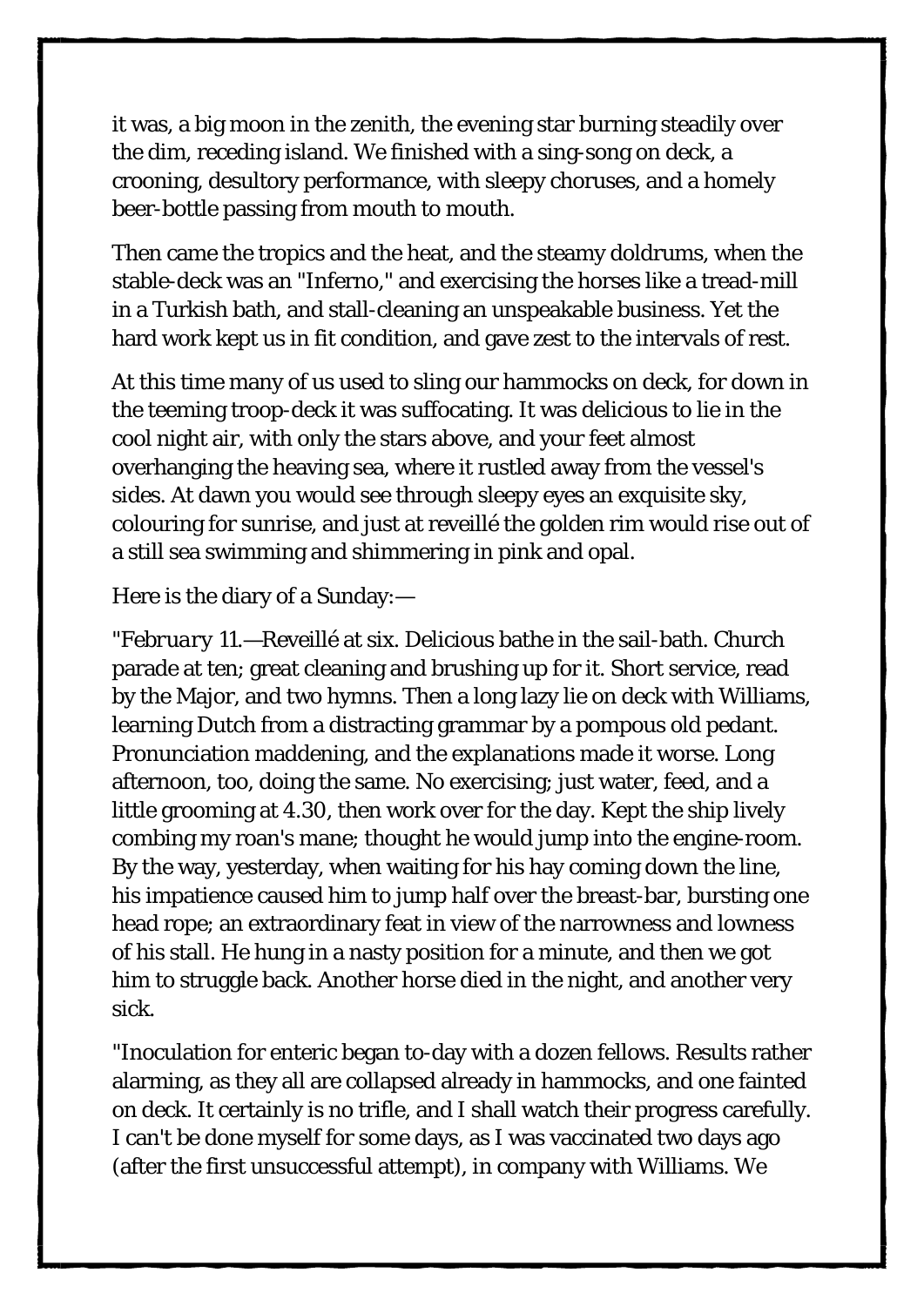it was, a big moon in the zenith, the evening star burning steadily over the dim, receding island. We finished with a sing-song on deck, a crooning, desultory performance, with sleepy choruses, and a homely beer-bottle passing from mouth to mouth.

Then came the tropics and the heat, and the steamy doldrums, when the stable-deck was an "Inferno," and exercising the horses like a tread-mill in a Turkish bath, and stall-cleaning an unspeakable business. Yet the hard work kept us in fit condition, and gave zest to the intervals of rest.

At this time many of us used to sling our hammocks on deck, for down in the teeming troop-deck it was suffocating. It was delicious to lie in the cool night air, with only the stars above, and your feet almost overhanging the heaving sea, where it rustled away from the vessel's sides. At dawn you would see through sleepy eyes an exquisite sky, colouring for sunrise, and just at reveillé the golden rim would rise out of a still sea swimming and shimmering in pink and opal.

Here is the diary of a Sunday:—

"*February 11.*—Reveillé at six. Delicious bathe in the sail-bath. Church parade at ten; great cleaning and brushing up for it. Short service, read by the Major, and two hymns. Then a long lazy lie on deck with Williams, learning Dutch from a distracting grammar by a pompous old pedant. Pronunciation maddening, and the explanations made it worse. Long afternoon, too, doing the same. No exercising; just water, feed, and a little grooming at 4.30, then work over for the day. Kept the ship lively combing my roan's mane; thought he would jump into the engine-room. By the way, yesterday, when waiting for his hay coming down the line, his impatience caused him to jump half over the breast-bar, bursting one head rope; an extraordinary feat in view of the narrowness and lowness of his stall. He hung in a nasty position for a minute, and then we got him to struggle back. Another horse died in the night, and another very sick.

"Inoculation for enteric began to-day with a dozen fellows. Results rather alarming, as they all are collapsed already in hammocks, and one fainted on deck. It certainly is no trifle, and I shall watch their progress carefully. I can't be done myself for some days, as I was vaccinated two days ago (after the first unsuccessful attempt), in company with Williams. We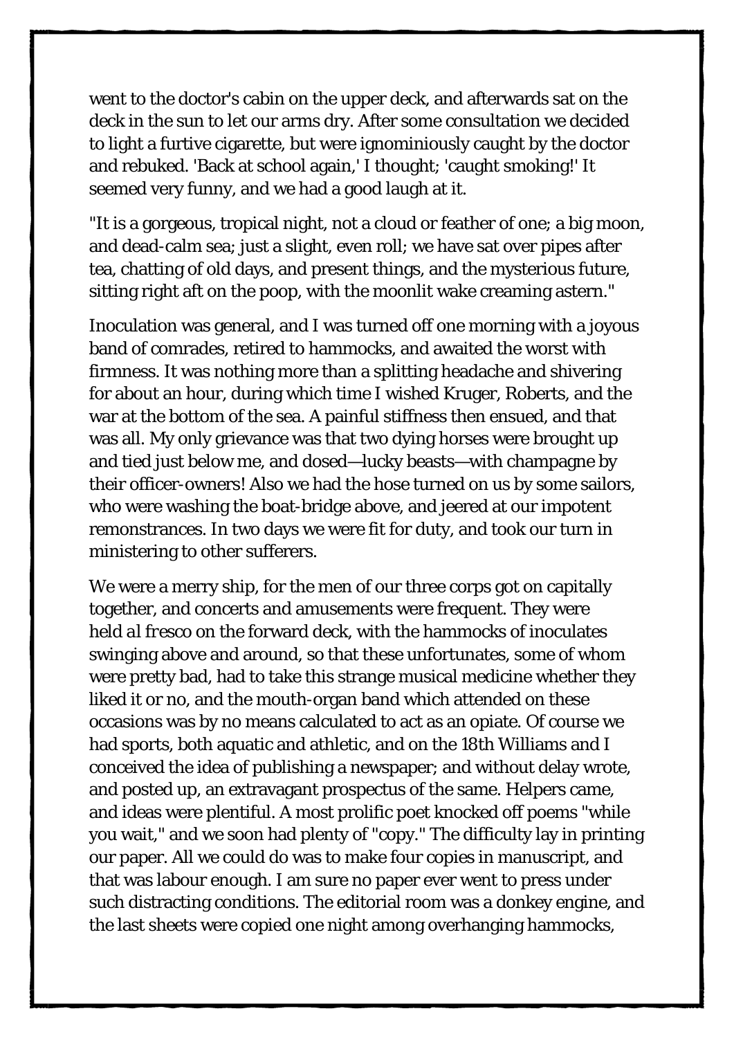went to the doctor's cabin on the upper deck, and afterwards sat on the deck in the sun to let our arms dry. After some consultation we decided to light a furtive cigarette, but were ignominiously caught by the doctor and rebuked. 'Back at school again,' I thought; 'caught smoking!' It seemed very funny, and we had a good laugh at it.

"It is a gorgeous, tropical night, not a cloud or feather of one; a big moon, and dead-calm sea; just a slight, even roll; we have sat over pipes after tea, chatting of old days, and present things, and the mysterious future, sitting right aft on the poop, with the moonlit wake creaming astern."

Inoculation was general, and I was turned off one morning with a joyous band of comrades, retired to hammocks, and awaited the worst with firmness. It was nothing more than a splitting headache and shivering for about an hour, during which time I wished Kruger, Roberts, and the war at the bottom of the sea. A painful stiffness then ensued, and that was all. My only grievance was that two dying horses were brought up and tied just below me, and dosed—lucky beasts—with champagne by their officer-owners! Also we had the hose turned on us by some sailors, who were washing the boat-bridge above, and jeered at our impotent remonstrances. In two days we were fit for duty, and took our turn in ministering to other sufferers.

We were a merry ship, for the men of our three corps got on capitally together, and concerts and amusements were frequent. They were held *al fresco* on the forward deck, with the hammocks of inoculates swinging above and around, so that these unfortunates, some of whom were pretty bad, had to take this strange musical medicine whether they liked it or no, and the mouth-organ band which attended on these occasions was by no means calculated to act as an opiate. Of course we had sports, both aquatic and athletic, and on the 18th Williams and I conceived the idea of publishing a newspaper; and without delay wrote, and posted up, an extravagant prospectus of the same. Helpers came, and ideas were plentiful. A most prolific poet knocked off poems "while you wait," and we soon had plenty of "copy." The difficulty lay in printing our paper. All we could do was to make four copies in manuscript, and that was labour enough. I am sure no paper ever went to press under such distracting conditions. The editorial room was a donkey engine, and the last sheets were copied one night among overhanging hammocks,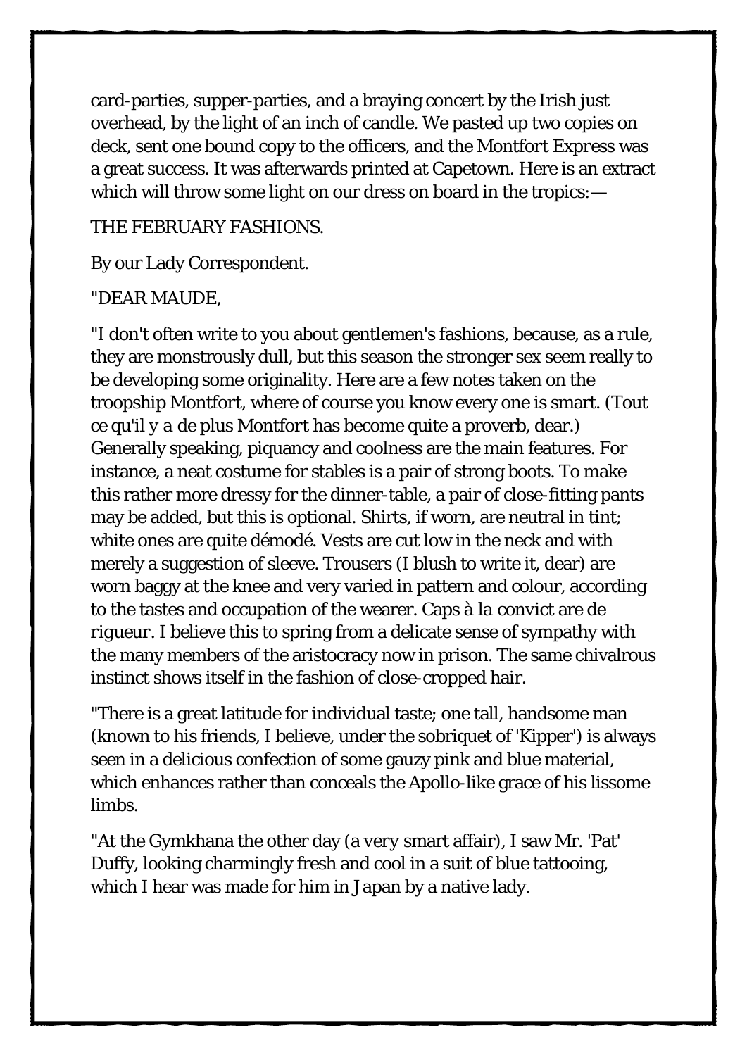card-parties, supper-parties, and a braying concert by the Irish just overhead, by the light of an inch of candle. We pasted up two copies on deck, sent one bound copy to the officers, and the *Montfort Express* was a great success. It was afterwards printed at Capetown. Here is an extract which will throw some light on our dress on board in the tropics:—

THE FEBRUARY FASHIONS.

By our Lady Correspondent.

"DEAR MAUDE,

"I don't often write to you about gentlemen's fashions, because, as a rule, they are monstrously dull, but this season the stronger sex seem really to be developing some originality. Here are a few notes taken on the troopship *Montfort*, where of course you know every one is smart. (*Tout ce qu'il y a de plus Montfort* has become quite a proverb, dear.) Generally speaking, piquancy and coolness are the main features. For instance, a neat costume for stables is a pair of strong boots. To make this rather more dressy for the dinner-table, a pair of close-fitting pants may be added, but this is optional. Shirts, if worn, are neutral in tint; white ones are quite démodé. Vests are cut low in the neck and with merely a suggestion of sleeve. Trousers (I blush to write it, dear) are worn baggy at the knee and very varied in pattern and colour, according to the tastes and occupation of the wearer. Caps *à la convict* are *de rigueur*. I believe this to spring from a delicate sense of sympathy with the many members of the aristocracy now in prison. The same chivalrous instinct shows itself in the fashion of close-cropped hair.

"There is a great latitude for individual taste; one tall, handsome man (known to his friends, I believe, under the sobriquet of 'Kipper') is always seen in a delicious confection of some gauzy pink and blue material, which enhances rather than conceals the Apollo-like grace of his lissome limbs.

"At the Gymkhana the other day (a very smart affair), I saw Mr. 'Pat' Duffy, looking charmingly fresh and cool in a suit of blue tattooing, which I hear was made for him in Japan by a native lady.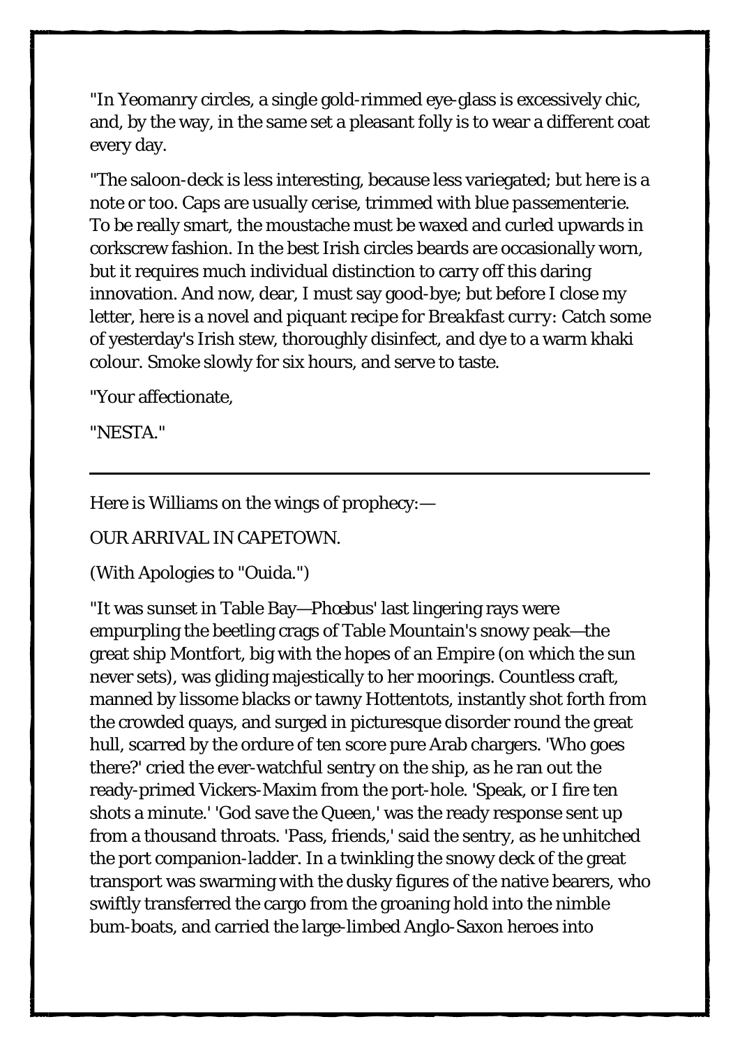"In Yeomanry circles, a single gold-rimmed eye-glass is excessively chic, and, by the way, in the same set a pleasant folly is to wear a different coat every day.

"The saloon-deck is less interesting, because less variegated; but here is a note or too. Caps are usually cerise, trimmed with blue *passementerie*. To be really smart, the moustache must be waxed and curled upwards in corkscrew fashion. In the best Irish circles beards are occasionally worn, but it requires much individual distinction to carry off this daring innovation. And now, dear, I must say good-bye; but before I close my letter, here is a novel and piquant recipe for *Breakfast curry*: Catch some of yesterday's Irish stew, thoroughly disinfect, and dye to a warm khaki colour. Smoke slowly for six hours, and serve to taste.

"Your affectionate,

"NESTA."

---

Here is Williams on the wings of prophecy:—

OUR ARRIVAL IN CAPETOWN.

(With Apologies to "Ouida.")

"It was sunset in Table Bay—Phœbus' last lingering rays were empurpling the beetling crags of Table Mountain's snowy peak—the great ship Montfort, big with the hopes of an Empire (on which the sun never sets), was gliding majestically to her moorings. Countless craft, manned by lissome blacks or tawny Hottentots, instantly shot forth from the crowded quays, and surged in picturesque disorder round the great hull, scarred by the ordure of ten score pure Arab chargers. 'Who goes there?' cried the ever-watchful sentry on the ship, as he ran out the ready-primed Vickers-Maxim from the port-hole. 'Speak, or I fire ten shots a minute.' 'God save the Queen,' was the ready response sent up from a thousand throats. 'Pass, friends,' said the sentry, as he unhitched the port companion-ladder. In a twinkling the snowy deck of the great transport was swarming with the dusky figures of the native bearers, who swiftly transferred the cargo from the groaning hold into the nimble bum-boats, and carried the large-limbed Anglo-Saxon heroes into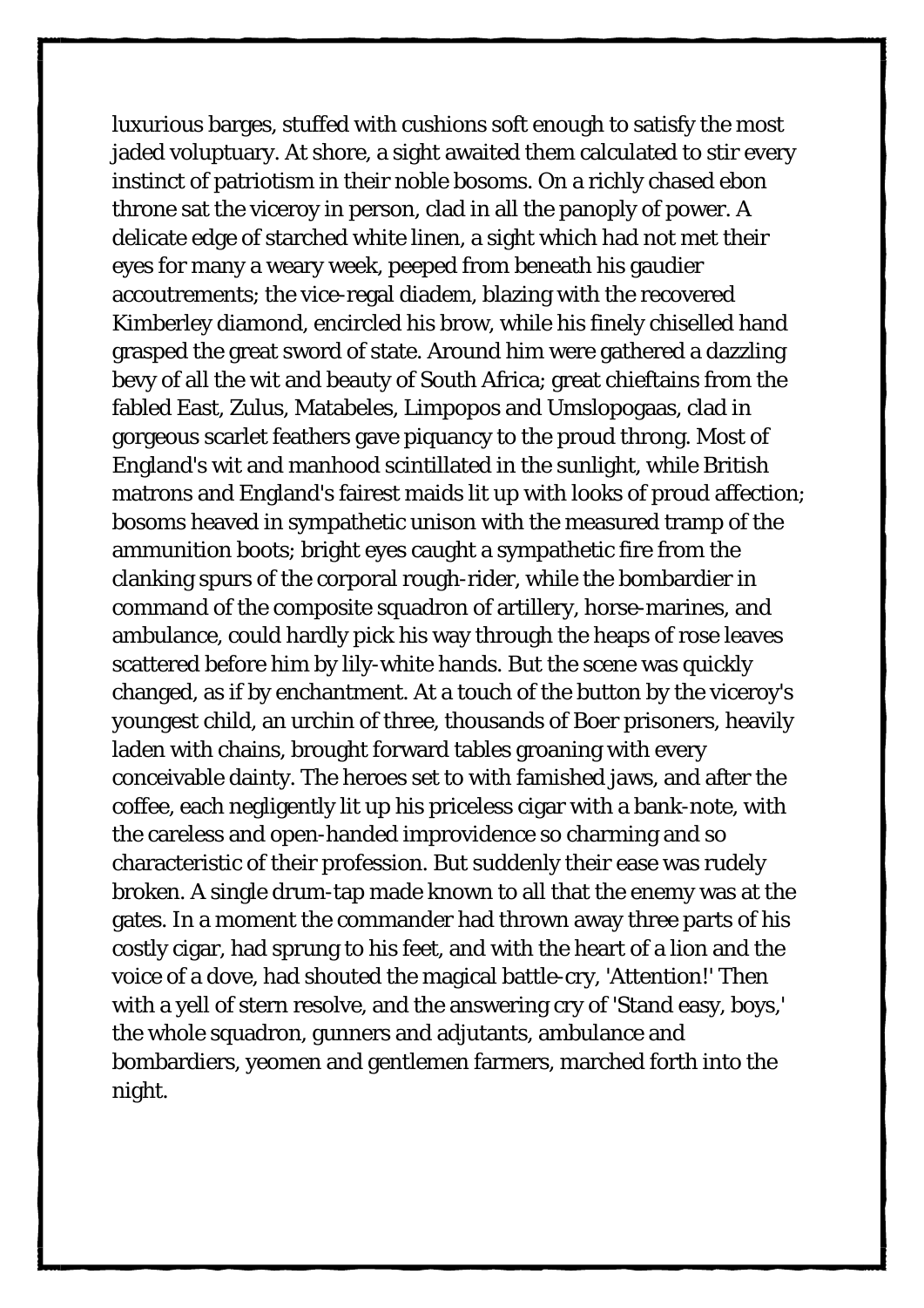luxurious barges, stuffed with cushions soft enough to satisfy the most jaded voluptuary. At shore, a sight awaited them calculated to stir every instinct of patriotism in their noble bosoms. On a richly chased ebon throne sat the viceroy in person, clad in all the panoply of power. A delicate edge of starched white linen, a sight which had not met their eyes for many a weary week, peeped from beneath his gaudier accoutrements; the vice-regal diadem, blazing with the recovered Kimberley diamond, encircled his brow, while his finely chiselled hand grasped the great sword of state. Around him were gathered a dazzling bevy of all the wit and beauty of South Africa; great chieftains from the fabled East, Zulus, Matabeles, Limpopos and Umslopogaas, clad in gorgeous scarlet feathers gave piquancy to the proud throng. Most of England's wit and manhood scintillated in the sunlight, while British matrons and England's fairest maids lit up with looks of proud affection; bosoms heaved in sympathetic unison with the measured tramp of the ammunition boots; bright eyes caught a sympathetic fire from the clanking spurs of the corporal rough-rider, while the bombardier in command of the composite squadron of artillery, horse-marines, and ambulance, could hardly pick his way through the heaps of rose leaves scattered before him by lily-white hands. But the scene was quickly changed, as if by enchantment. At a touch of the button by the viceroy's youngest child, an urchin of three, thousands of Boer prisoners, heavily laden with chains, brought forward tables groaning with every conceivable dainty. The heroes set to with famished jaws, and after the coffee, each negligently lit up his priceless cigar with a bank-note, with the careless and open-handed improvidence so charming and so characteristic of their profession. But suddenly their ease was rudely broken. A single drum-tap made known to all that the enemy was at the gates. In a moment the commander had thrown away three parts of his costly cigar, had sprung to his feet, and with the heart of a lion and the voice of a dove, had shouted the magical battle-cry, 'Attention!' Then with a yell of stern resolve, and the answering cry of 'Stand easy, boys,' the whole squadron, gunners and adjutants, ambulance and bombardiers, yeomen and gentlemen farmers, marched forth into the night.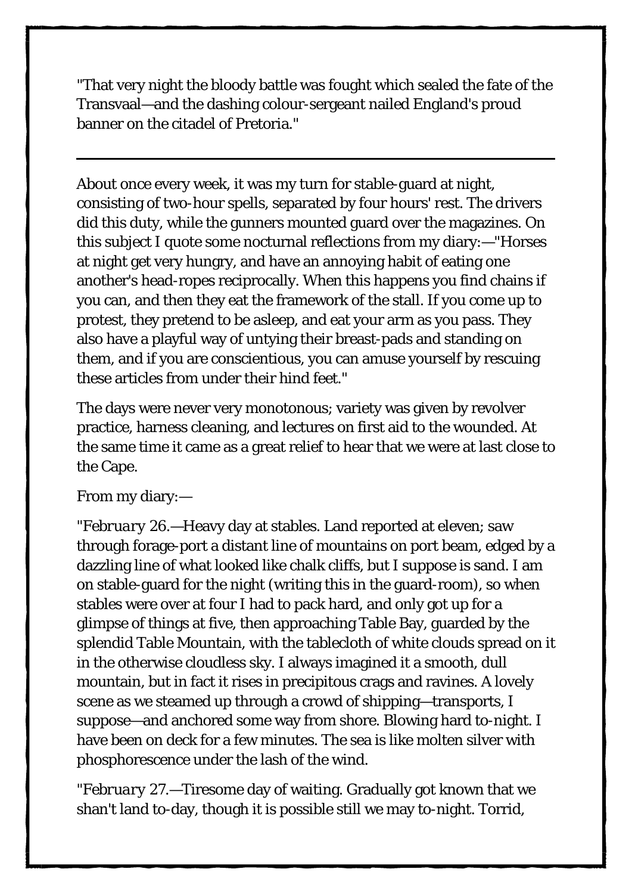"That very night the bloody battle was fought which sealed the fate of the Transvaal—and the dashing colour-sergeant nailed England's proud banner on the citadel of Pretoria."

---

About once every week, it was my turn for stable-guard at night, consisting of two-hour spells, separated by four hours' rest. The drivers did this duty, while the gunners mounted guard over the magazines. On this subject I quote some nocturnal reflections from my diary:—"Horses at night get very hungry, and have an annoying habit of eating one another's head-ropes reciprocally. When this happens you find chains if you can, and then they eat the framework of the stall. If you come up to protest, they pretend to be asleep, and eat your arm as you pass. They also have a playful way of untying their breast-pads and standing on them, and if you are conscientious, you can amuse yourself by rescuing these articles from under their hind feet."

The days were never very monotonous; variety was given by revolver practice, harness cleaning, and lectures on first aid to the wounded. At the same time it came as a great relief to hear that we were at last close to the Cape.

From my diary:—

"*February 26.*—Heavy day at stables. Land reported at eleven; saw through forage-port a distant line of mountains on port beam, edged by a dazzling line of what looked like chalk cliffs, but I suppose is sand. I am on stable-guard for the night (writing this in the guard-room), so when stables were over at four I had to pack hard, and only got up for a glimpse of things at five, then approaching Table Bay, guarded by the splendid Table Mountain, with the tablecloth of white clouds spread on it in the otherwise cloudless sky. I always imagined it a smooth, dull mountain, but in fact it rises in precipitous crags and ravines. A lovely scene as we steamed up through a crowd of shipping—transports, I suppose—and anchored some way from shore. Blowing hard to-night. I have been on deck for a few minutes. The sea is like molten silver with phosphorescence under the lash of the wind.

"*February 27.*—Tiresome day of waiting. Gradually got known that we shan't land to-day, though it is possible still we may to-night. Torrid,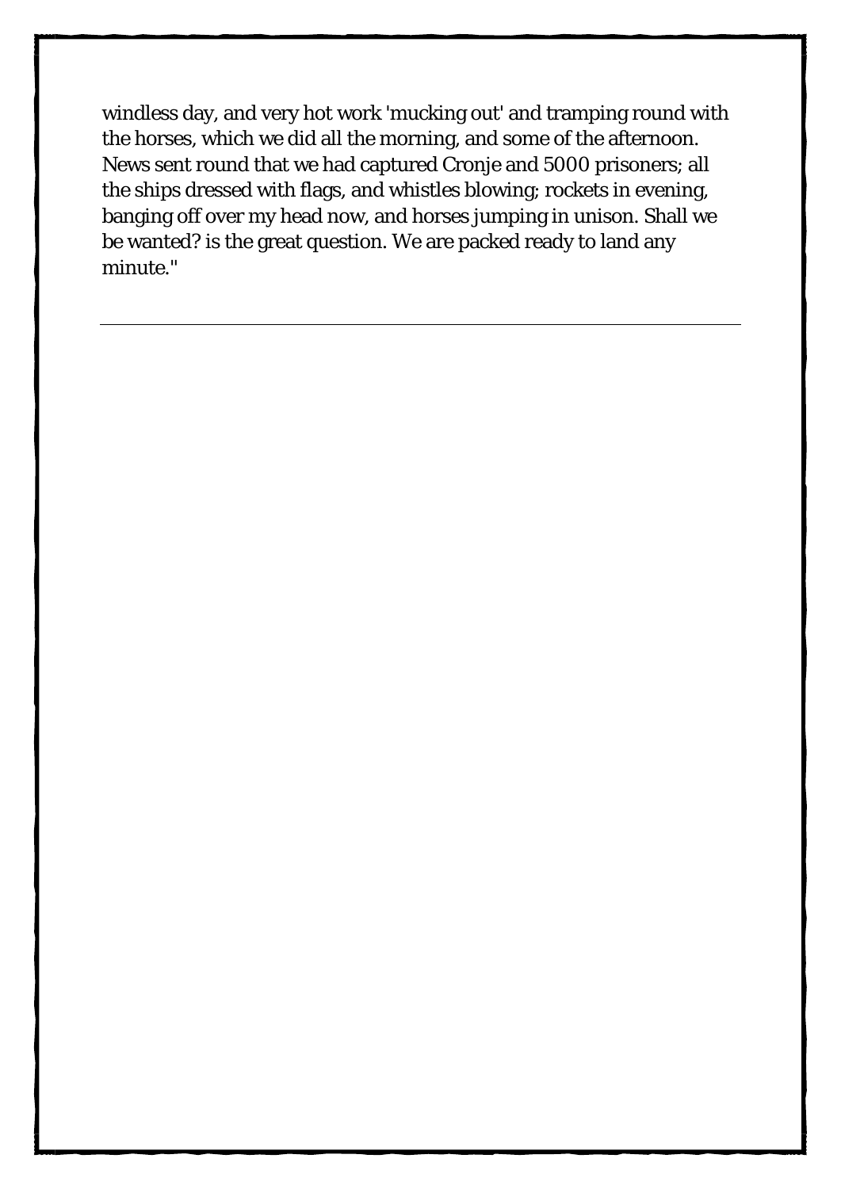windless day, and very hot work 'mucking out' and tramping round with the horses, which we did all the morning, and some of the afternoon. News sent round that we had captured Cronje and 5000 prisoners; all the ships dressed with flags, and whistles blowing; rockets in evening, banging off over my head now, and horses jumping in unison. Shall we be wanted? is the great question. We are packed ready to land any minute."

---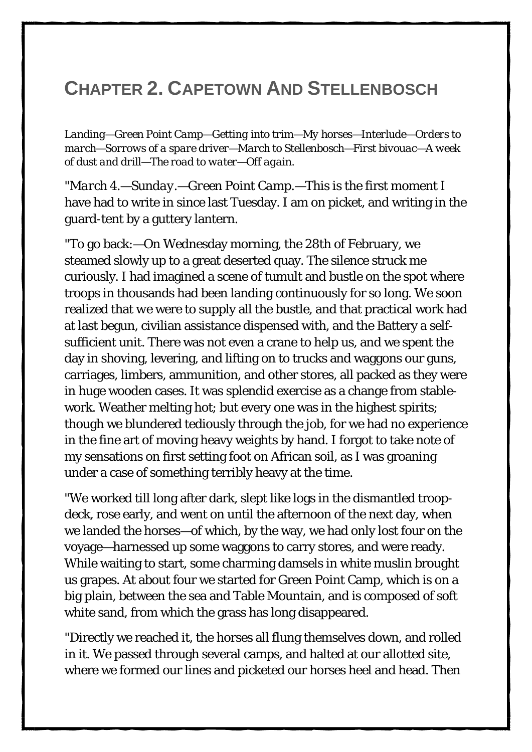## Chapter 2. Capetown And Stellenbosch

*Landing—Green Point Camp—Getting into trim—My horses—Interlude—Orders to march—Sorrows of a spare driver—March to Stellenbosch—First bivouac—A week of dust and drill—The road to water—Off again.*

"*March 4.—Sunday.—Green Point Camp.*—This is the first moment I have had to write in since last Tuesday. I am on picket, and writing in the guard-tent by a guttery lantern.

"To go back:—On Wednesday morning, the 28th of February, we steamed slowly up to a great deserted quay. The silence struck me curiously. I had imagined a scene of tumult and bustle on the spot where troops in thousands had been landing continuously for so long. We soon realized that we were to supply all the bustle, and that practical work had at last begun, civilian assistance dispensed with, and the Battery a self-sufficient unit. There was not even a crane to help us, and we spent the day in shoving, levering, and lifting on to trucks and waggons our guns, carriages, limbers, ammunition, and other stores, all packed as they were in huge wooden cases. It was splendid exercise as a change from stable-work. Weather melting hot; but every one was in the highest spirits; though we blundered tediously through the job, for we had no experience in the fine art of moving heavy weights by hand. I forgot to take note of my sensations on first setting foot on African soil, as I was groaning under a case of something terribly heavy at the time.

"We worked till long after dark, slept like logs in the dismantled troop-deck, rose early, and went on until the afternoon of the next day, when we landed the horses—of which, by the way, we had only lost four on the voyage—harnessed up some waggons to carry stores, and were ready. While waiting to start, some charming damsels in white muslin brought us grapes. At about four we started for Green Point Camp, which is on a big plain, between the sea and Table Mountain, and is composed of soft white sand, from which the grass has long disappeared.

"Directly we reached it, the horses all flung themselves down, and rolled in it. We passed through several camps, and halted at our allotted site, where we formed our lines and picketed our horses heel and head. Then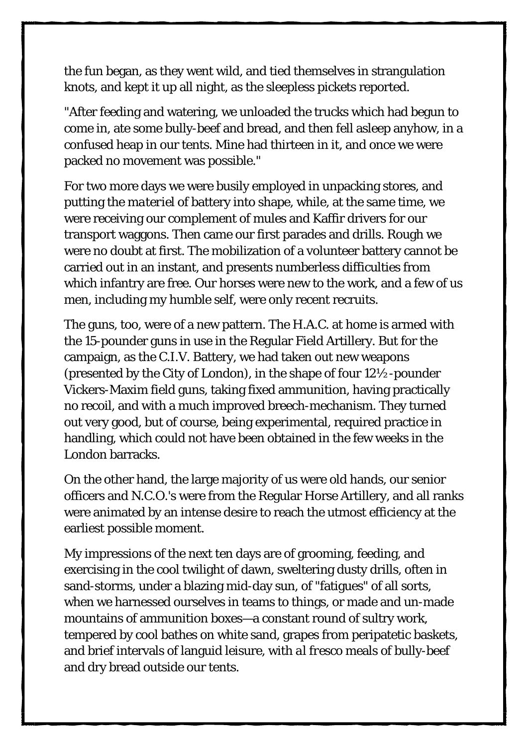the fun began, as they went wild, and tied themselves in strangulation knots, and kept it up all night, as the sleepless pickets reported.

"After feeding and watering, we unloaded the trucks which had begun to come in, ate some bully-beef and bread, and then fell asleep anyhow, in a confused heap in our tents. Mine had thirteen in it, and once we were packed no movement was possible."

For two more days we were busily employed in unpacking stores, and putting the *materiel* of battery into shape, while, at the same time, we were receiving our complement of mules and Kaffir drivers for our transport waggons. Then came our first parades and drills. Rough we were no doubt at first. The mobilization of a volunteer battery cannot be carried out in an instant, and presents numberless difficulties from which infantry are free. Our horses were new to the work, and a few of us men, including my humble self, were only recent recruits.

The guns, too, were of a new pattern. The H.A.C. at home is armed with the 15-pounder guns in use in the Regular Field Artillery. But for the campaign, as the C.I.V. Battery, we had taken out new weapons (presented by the City of London), in the shape of four 12½-pounder Vickers-Maxim field guns, taking fixed ammunition, having practically no recoil, and with a much improved breech-mechanism. They turned out very good, but of course, being experimental, required practice in handling, which could not have been obtained in the few weeks in the London barracks.

On the other hand, the large majority of us were old hands, our senior officers and N.C.O.'s were from the Regular Horse Artillery, and all ranks were animated by an intense desire to reach the utmost efficiency at the earliest possible moment.

My impressions of the next ten days are of grooming, feeding, and exercising in the cool twilight of dawn, sweltering dusty drills, often in sand-storms, under a blazing mid-day sun, of "fatigues" of all sorts, when we harnessed ourselves in teams to things, or made and un-made mountains of ammunition boxes—a constant round of sultry work, tempered by cool bathes on white sand, grapes from peripatetic baskets, and brief intervals of languid leisure, with *al fresco* meals of bully-beef and dry bread outside our tents.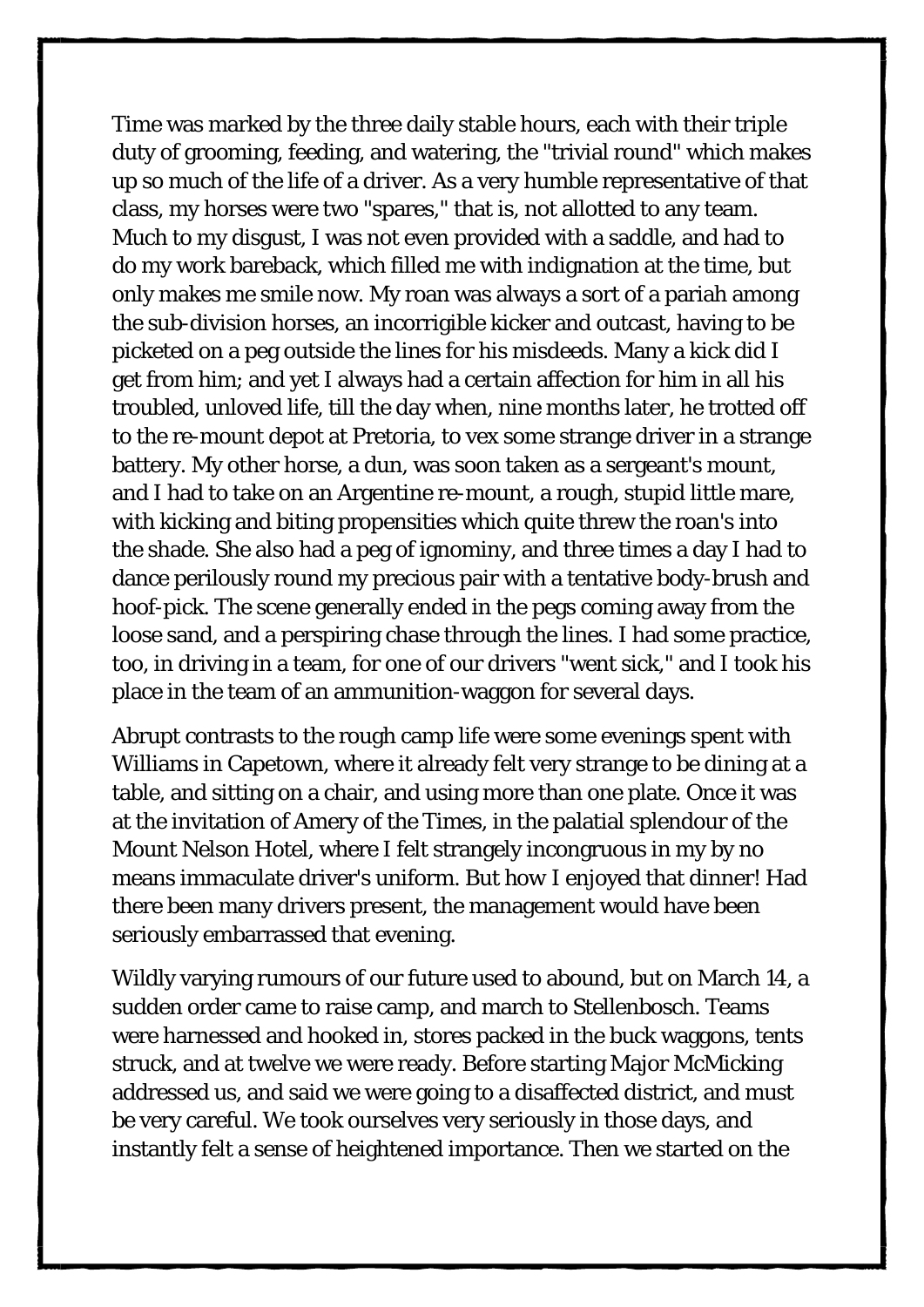Time was marked by the three daily stable hours, each with their triple duty of grooming, feeding, and watering, the "trivial round" which makes up so much of the life of a driver. As a very humble representative of that class, my horses were two "spares," that is, not allotted to any team. Much to my disgust, I was not even provided with a saddle, and had to do my work bareback, which filled me with indignation at the time, but only makes me smile now. My roan was always a sort of a pariah among the sub-division horses, an incorrigible kicker and outcast, having to be picketed on a peg outside the lines for his misdeeds. Many a kick did I get from him; and yet I always had a certain affection for him in all his troubled, unloved life, till the day when, nine months later, he trotted off to the re-mount depot at Pretoria, to vex some strange driver in a strange battery. My other horse, a dun, was soon taken as a sergeant's mount, and I had to take on an Argentine re-mount, a rough, stupid little mare, with kicking and biting propensities which quite threw the roan's into the shade. She also had a peg of ignominy, and three times a day I had to dance perilously round my precious pair with a tentative body-brush and hoof-pick. The scene generally ended in the pegs coming away from the loose sand, and a perspiring chase through the lines. I had some practice, too, in driving in a team, for one of our drivers "went sick," and I took his place in the team of an ammunition-waggon for several days.

Abrupt contrasts to the rough camp life were some evenings spent with Williams in Capetown, where it already felt very strange to be dining at a table, and sitting on a chair, and using more than one plate. Once it was at the invitation of Amery of the Times, in the palatial splendour of the Mount Nelson Hotel, where I felt strangely incongruous in my by no means immaculate driver's uniform. But how I enjoyed that dinner! Had there been many drivers present, the management would have been seriously embarrassed that evening.

Wildly varying rumours of our future used to abound, but on March 14, a sudden order came to raise camp, and march to Stellenbosch. Teams were harnessed and hooked in, stores packed in the buck waggons, tents struck, and at twelve we were ready. Before starting Major McMicking addressed us, and said we were going to a disaffected district, and must be very careful. We took ourselves very seriously in those days, and instantly felt a sense of heightened importance. Then we started on the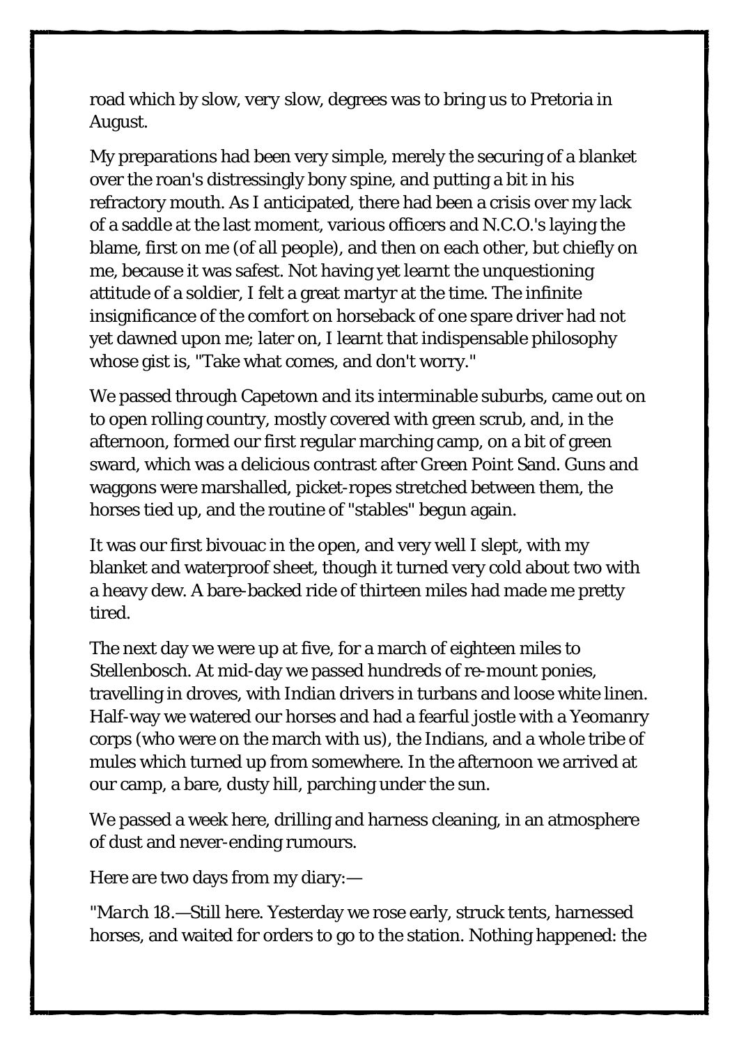road which by slow, very slow, degrees was to bring us to Pretoria in August.

My preparations had been very simple, merely the securing of a blanket over the roan's distressingly bony spine, and putting a bit in his refractory mouth. As I anticipated, there had been a crisis over my lack of a saddle at the last moment, various officers and N.C.O.'s laying the blame, first on me (of all people), and then on each other, but chiefly on me, because it was safest. Not having yet learnt the unquestioning attitude of a soldier, I felt a great martyr at the time. The infinite insignificance of the comfort on horseback of one spare driver had not yet dawned upon me; later on, I learnt that indispensable philosophy whose gist is, "Take what comes, and don't worry."

We passed through Capetown and its interminable suburbs, came out on to open rolling country, mostly covered with green scrub, and, in the afternoon, formed our first regular marching camp, on a bit of green sward, which was a delicious contrast after Green Point Sand. Guns and waggons were marshalled, picket-ropes stretched between them, the horses tied up, and the routine of "stables" begun again.

It was our first bivouac in the open, and very well I slept, with my blanket and waterproof sheet, though it turned very cold about two with a heavy dew. A bare-backed ride of thirteen miles had made me pretty tired.

The next day we were up at five, for a march of eighteen miles to Stellenbosch. At mid-day we passed hundreds of re-mount ponies, travelling in droves, with Indian drivers in turbans and loose white linen. Half-way we watered our horses and had a fearful jostle with a Yeomanry corps (who were on the march with us), the Indians, and a whole tribe of mules which turned up from somewhere. In the afternoon we arrived at our camp, a bare, dusty hill, parching under the sun.

We passed a week here, drilling and harness cleaning, in an atmosphere of dust and never-ending rumours.

Here are two days from my diary:—

"*March 18*.—Still here. Yesterday we rose early, struck tents, harnessed horses, and waited for orders to go to the station. Nothing happened: the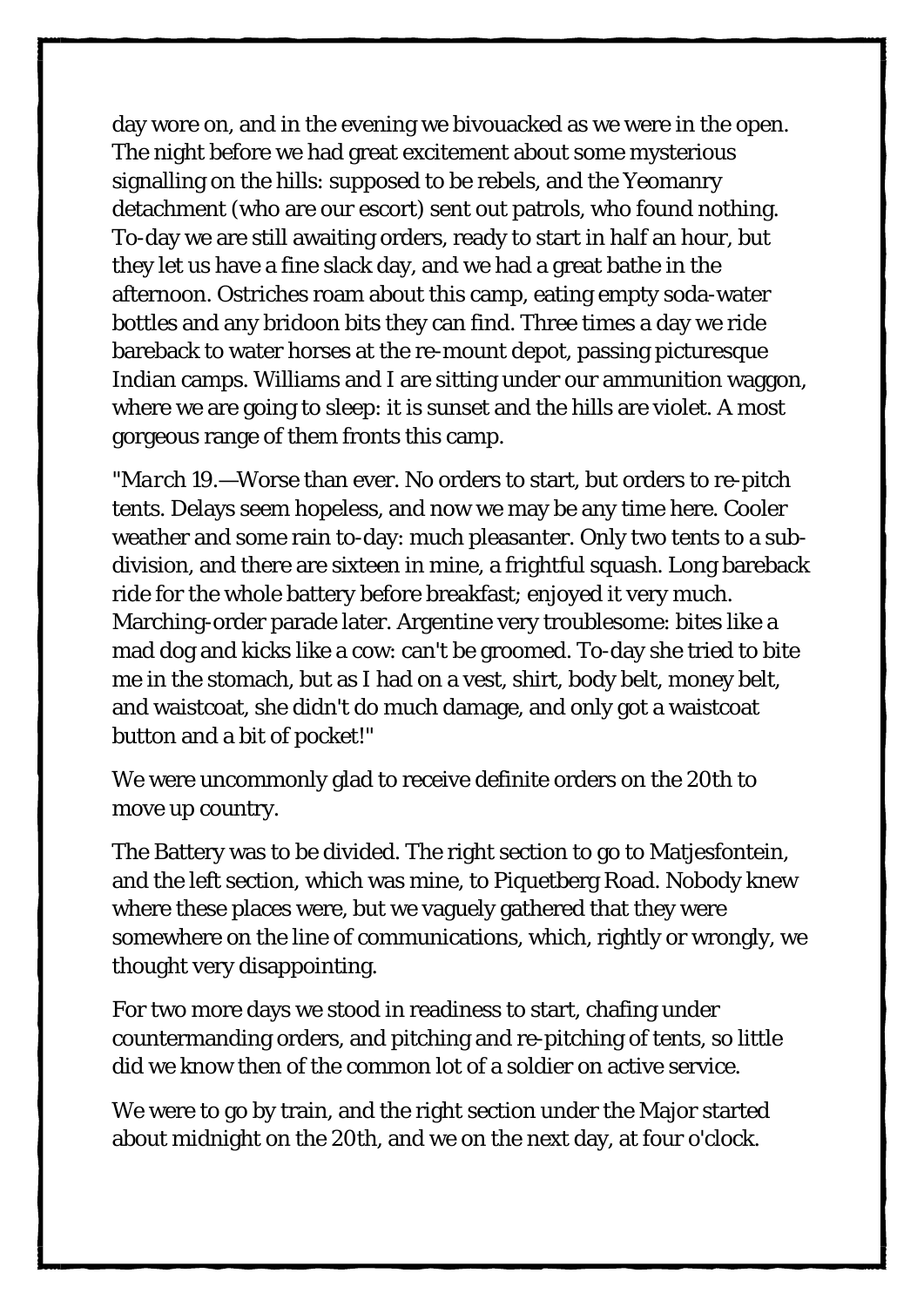day wore on, and in the evening we bivouacked as we were in the open. The night before we had great excitement about some mysterious signalling on the hills: supposed to be rebels, and the Yeomanry detachment (who are our escort) sent out patrols, who found nothing. To-day we are still awaiting orders, ready to start in half an hour, but they let us have a fine slack day, and we had a great bathe in the afternoon. Ostriches roam about this camp, eating empty soda-water bottles and any bridoon bits they can find. Three times a day we ride bareback to water horses at the re-mount depot, passing picturesque Indian camps. Williams and I are sitting under our ammunition waggon, where we are going to sleep: it is sunset and the hills are violet. A most gorgeous range of them fronts this camp.

"*March* 19.—Worse than ever. No orders to start, but orders to re-pitch tents. Delays seem hopeless, and now we may be any time here. Cooler weather and some rain to-day: much pleasanter. Only two tents to a sub-division, and there are sixteen in mine, a frightful squash. Long bareback ride for the whole battery before breakfast; enjoyed it very much. Marching-order parade later. Argentine very troublesome: bites like a mad dog and kicks like a cow: can't be groomed. To-day she tried to bite me in the stomach, but as I had on a vest, shirt, body belt, money belt, and waistcoat, she didn't do much damage, and only got a waistcoat button and a bit of pocket!"

We were uncommonly glad to receive definite orders on the 20th to move up country.

The Battery was to be divided. The right section to go to Matjesfontein, and the left section, which was mine, to Piquetberg Road. Nobody knew where these places were, but we vaguely gathered that they were somewhere on the line of communications, which, rightly or wrongly, we thought very disappointing.

For two more days we stood in readiness to start, chafing under countermanding orders, and pitching and re-pitching of tents, so little did we know then of the common lot of a soldier on active service.

We were to go by train, and the right section under the Major started about midnight on the 20th, and we on the next day, at four o'clock.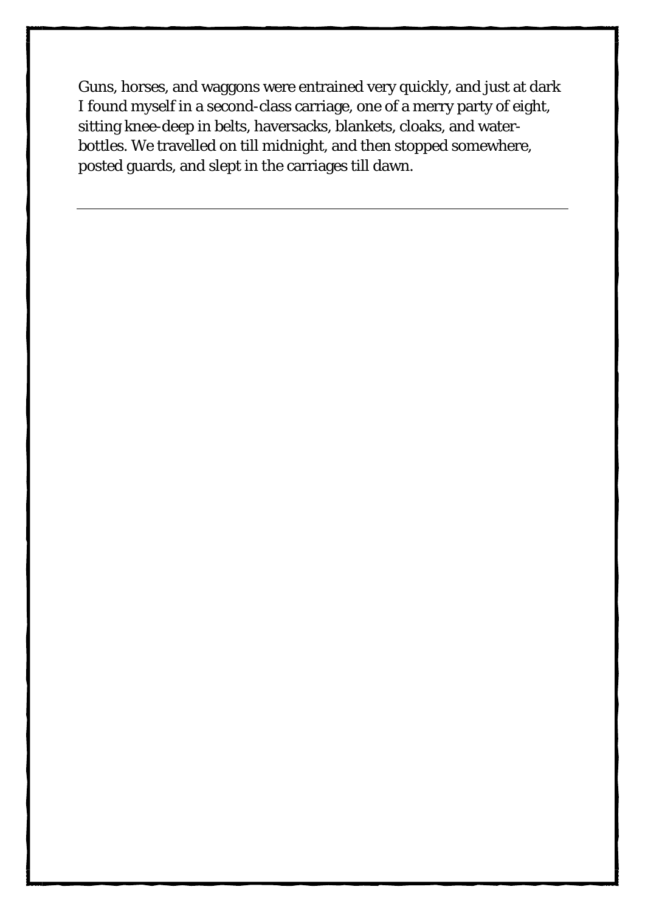Guns, horses, and waggons were entrained very quickly, and just at dark I found myself in a second-class carriage, one of a merry party of eight, sitting knee-deep in belts, haversacks, blankets, cloaks, and water-bottles. We travelled on till midnight, and then stopped somewhere, posted guards, and slept in the carriages till dawn.

---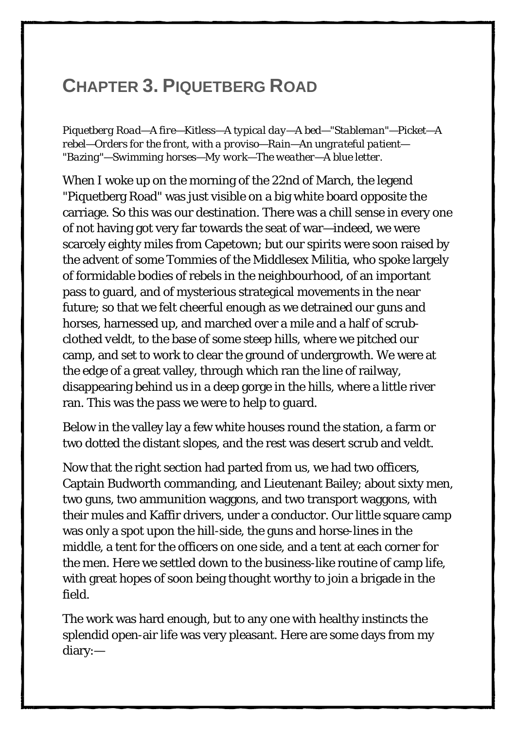# CHAPTER 3. PIQUETBERG ROAD

*Piquetberg Road—A fire—Kitless—A typical day—A bed—"Stableman"—Picket—A rebel—Orders for the front, with a proviso—Rain—An ungrateful patient—"Bazing"—Swimming horses—My work—The weather—A blue letter.*

When I woke up on the morning of the 22nd of March, the legend "Piquetberg Road" was just visible on a big white board opposite the carriage. So this was our destination. There was a chill sense in every one of not having got very far towards the seat of war—indeed, we were scarcely eighty miles from Capetown; but our spirits were soon raised by the advent of some Tommies of the Middlesex Militia, who spoke largely of formidable bodies of rebels in the neighbourhood, of an important pass to guard, and of mysterious strategical movements in the near future; so that we felt cheerful enough as we detrained our guns and horses, harnessed up, and marched over a mile and a half of scrub-clothed veldt, to the base of some steep hills, where we pitched our camp, and set to work to clear the ground of undergrowth. We were at the edge of a great valley, through which ran the line of railway, disappearing behind us in a deep gorge in the hills, where a little river ran. This was the pass we were to help to guard.

Below in the valley lay a few white houses round the station, a farm or two dotted the distant slopes, and the rest was desert scrub and veldt.

Now that the right section had parted from us, we had two officers, Captain Budworth commanding, and Lieutenant Bailey; about sixty men, two guns, two ammunition waggons, and two transport waggons, with their mules and Kaffir drivers, under a conductor. Our little square camp was only a spot upon the hill-side, the guns and horse-lines in the middle, a tent for the officers on one side, and a tent at each corner for the men. Here we settled down to the business-like routine of camp life, with great hopes of soon being thought worthy to join a brigade in the field.

The work was hard enough, but to any one with healthy instincts the splendid open-air life was very pleasant. Here are some days from my diary:—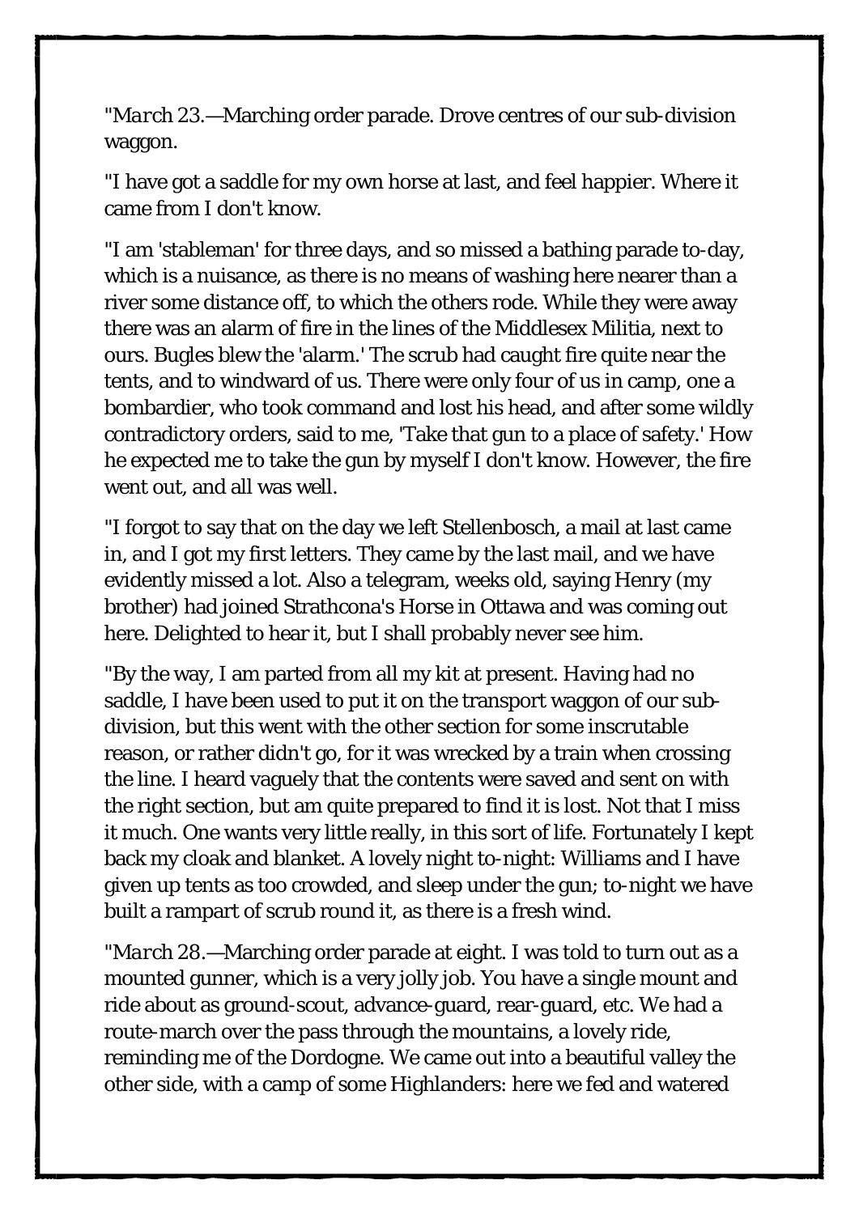"*March 23.*—Marching order parade. Drove centres of our sub-division waggon.

"I have got a saddle for my own horse at last, and feel happier. Where it came from I don't know.

"I am 'stableman' for three days, and so missed a bathing parade to-day, which is a nuisance, as there is no means of washing here nearer than a river some distance off, to which the others rode. While they were away there was an alarm of fire in the lines of the Middlesex Militia, next to ours. Bugles blew the 'alarm.' The scrub had caught fire quite near the tents, and to windward of us. There were only four of us in camp, one a bombardier, who took command and lost his head, and after some wildly contradictory orders, said to me, 'Take that gun to a place of safety.' How he expected me to take the gun by myself I don't know. However, the fire went out, and all was well.

"I forgot to say that on the day we left Stellenbosch, a mail at last came in, and I got my first letters. They came by the last mail, and we have evidently missed a lot. Also a telegram, weeks old, saying Henry (my brother) had joined Strathcona's Horse in Ottawa and was coming out here. Delighted to hear it, but I shall probably never see him.

"By the way, I am parted from all my kit at present. Having had no saddle, I have been used to put it on the transport waggon of our sub-division, but this went with the other section for some inscrutable reason, or rather didn't go, for it was wrecked by a train when crossing the line. I heard vaguely that the contents were saved and sent on with the right section, but am quite prepared to find it is lost. Not that I miss it much. One wants very little really, in this sort of life. Fortunately I kept back my cloak and blanket. A lovely night to-night: Williams and I have given up tents as too crowded, and sleep under the gun; to-night we have built a rampart of scrub round it, as there is a fresh wind.

"*March 28.*—Marching order parade at eight. I was told to turn out as a mounted gunner, which is a very jolly job. You have a single mount and ride about as ground-scout, advance-guard, rear-guard, etc. We had a route-march over the pass through the mountains, a lovely ride, reminding me of the Dordogne. We came out into a beautiful valley the other side, with a camp of some Highlanders: here we fed and watered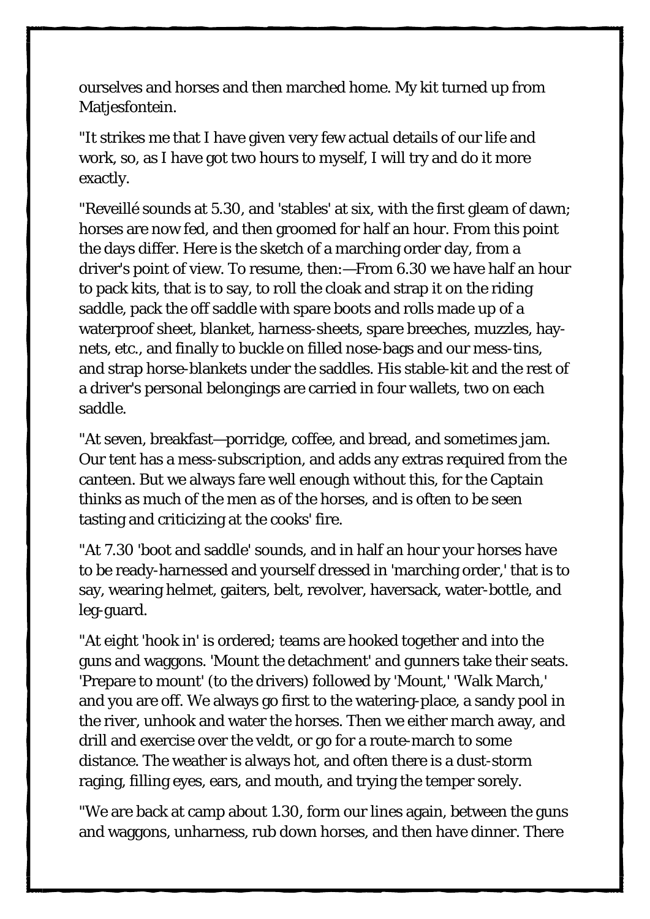ourselves and horses and then marched home. My kit turned up from Matjesfontein.

"It strikes me that I have given very few actual details of our life and work, so, as I have got two hours to myself, I will try and do it more exactly.

"Reveillé sounds at 5.30, and 'stables' at six, with the first gleam of dawn; horses are now fed, and then groomed for half an hour. From this point the days differ. Here is the sketch of a marching order day, from a driver's point of view. To resume, then:—From 6.30 we have half an hour to pack kits, that is to say, to roll the cloak and strap it on the riding saddle, pack the off saddle with spare boots and rolls made up of a waterproof sheet, blanket, harness-sheets, spare breeches, muzzles, hay-nets, etc., and finally to buckle on filled nose-bags and our mess-tins, and strap horse-blankets under the saddles. His stable-kit and the rest of a driver's personal belongings are carried in four wallets, two on each saddle.

"At seven, breakfast—porridge, coffee, and bread, and sometimes jam. Our tent has a mess-subscription, and adds any extras required from the canteen. But we always fare well enough without this, for the Captain thinks as much of the men as of the horses, and is often to be seen tasting and criticizing at the cooks' fire.

"At 7.30 'boot and saddle' sounds, and in half an hour your horses have to be ready-harnessed and yourself dressed in 'marching order,' that is to say, wearing helmet, gaiters, belt, revolver, haversack, water-bottle, and leg-guard.

"At eight 'hook in' is ordered; teams are hooked together and into the guns and waggons. 'Mount the detachment' and gunners take their seats. 'Prepare to mount' (to the drivers) followed by 'Mount,' 'Walk March,' and you are off. We always go first to the watering-place, a sandy pool in the river, unhook and water the horses. Then we either march away, and drill and exercise over the veldt, or go for a route-march to some distance. The weather is always hot, and often there is a dust-storm raging, filling eyes, ears, and mouth, and trying the temper sorely.

"We are back at camp about 1.30, form our lines again, between the guns and waggons, unharness, rub down horses, and then have dinner. There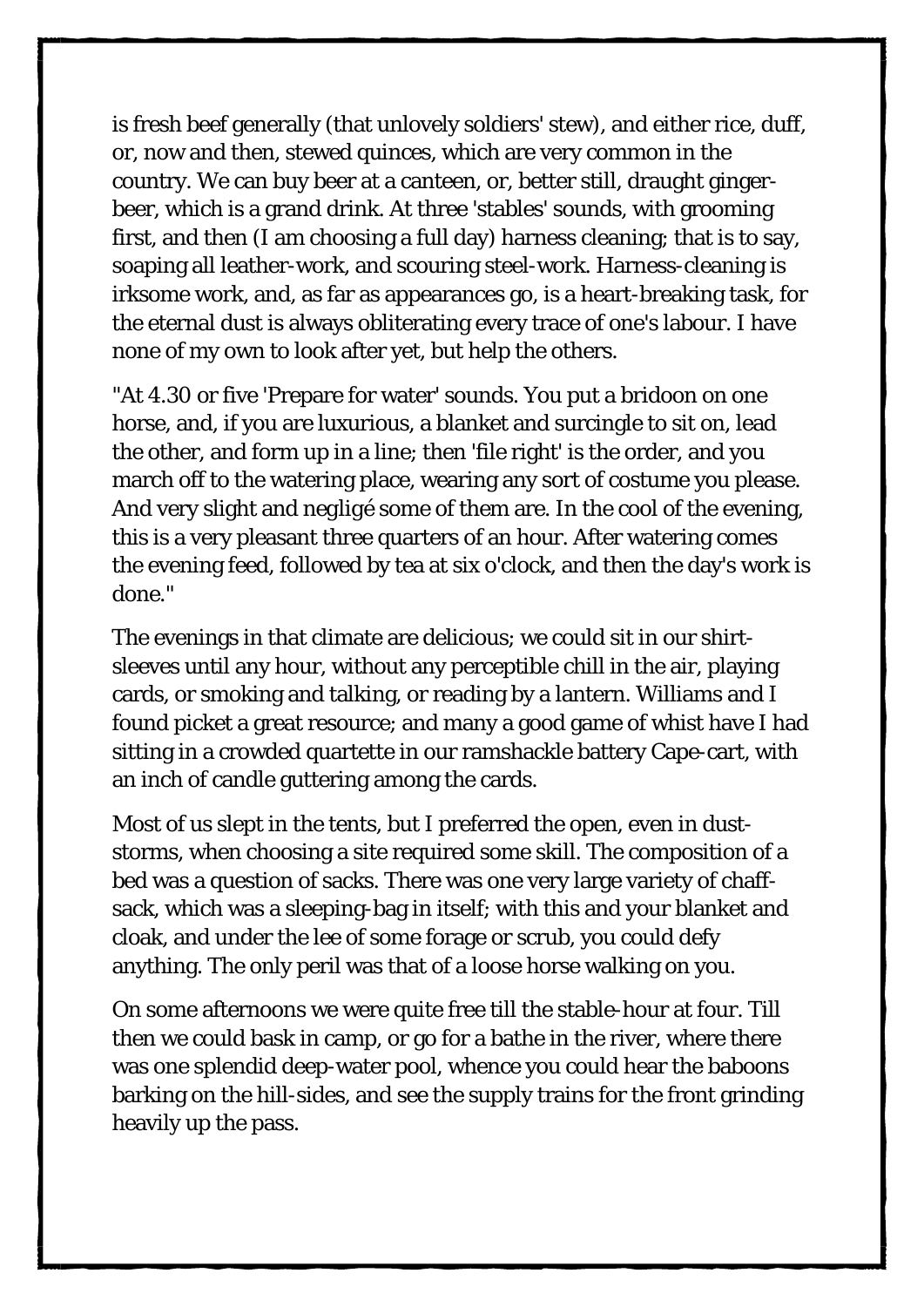is fresh beef generally (that unlovely soldiers' stew), and either rice, duff, or, now and then, stewed quinces, which are very common in the country. We can buy beer at a canteen, or, better still, draught ginger-beer, which is a grand drink. At three 'stables' sounds, with grooming first, and then (I am choosing a full day) harness cleaning; that is to say, soaping all leather-work, and scouring steel-work. Harness-cleaning is irksome work, and, as far as appearances go, is a heart-breaking task, for the eternal dust is always obliterating every trace of one's labour. I have none of my own to look after yet, but help the others.

"At 4.30 or five 'Prepare for water' sounds. You put a bridoon on one horse, and, if you are luxurious, a blanket and surcingle to sit on, lead the other, and form up in a line; then 'file right' is the order, and you march off to the watering place, wearing any sort of costume you please. And very slight and negligé some of them are. In the cool of the evening, this is a very pleasant three quarters of an hour. After watering comes the evening feed, followed by tea at six o'clock, and then the day's work is done."

The evenings in that climate are delicious; we could sit in our shirt-sleeves until any hour, without any perceptible chill in the air, playing cards, or smoking and talking, or reading by a lantern. Williams and I found picket a great resource; and many a good game of whist have I had sitting in a crowded quartette in our ramshackle battery Cape-cart, with an inch of candle guttering among the cards.

Most of us slept in the tents, but I preferred the open, even in dust-storms, when choosing a site required some skill. The composition of a bed was a question of sacks. There was one very large variety of chaff-sack, which was a sleeping-bag in itself; with this and your blanket and cloak, and under the lee of some forage or scrub, you could defy anything. The only peril was that of a loose horse walking on you.

On some afternoons we were quite free till the stable-hour at four. Till then we could bask in camp, or go for a bathe in the river, where there was one splendid deep-water pool, whence you could hear the baboons barking on the hill-sides, and see the supply trains for the front grinding heavily up the pass.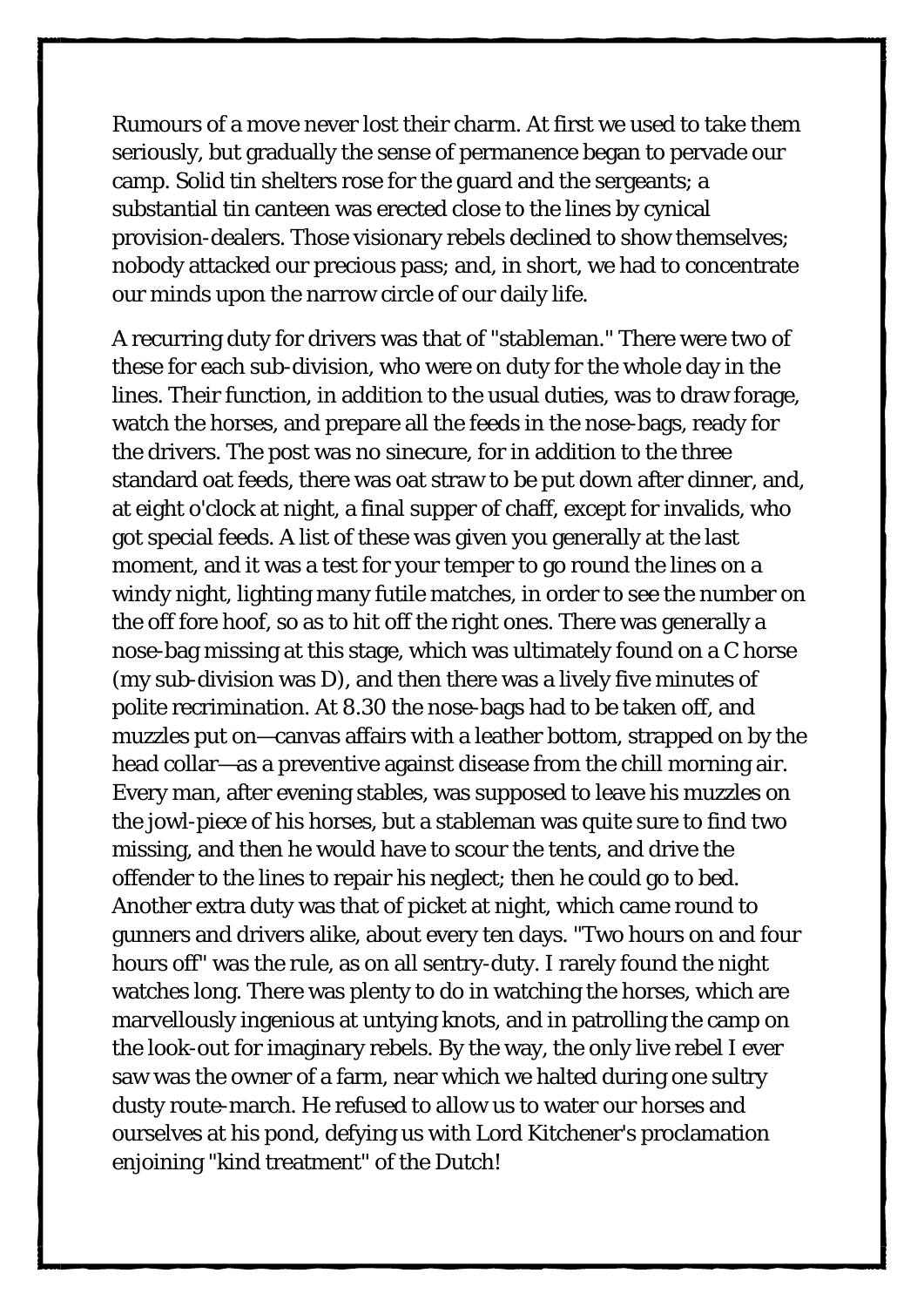Rumours of a move never lost their charm. At first we used to take them seriously, but gradually the sense of permanence began to pervade our camp. Solid tin shelters rose for the guard and the sergeants; a substantial tin canteen was erected close to the lines by cynical provision-dealers. Those visionary rebels declined to show themselves; nobody attacked our precious pass; and, in short, we had to concentrate our minds upon the narrow circle of our daily life.

A recurring duty for drivers was that of "stableman." There were two of these for each sub-division, who were on duty for the whole day in the lines. Their function, in addition to the usual duties, was to draw forage, watch the horses, and prepare all the feeds in the nose-bags, ready for the drivers. The post was no sinecure, for in addition to the three standard oat feeds, there was oat straw to be put down after dinner, and, at eight o'clock at night, a final supper of chaff, except for invalids, who got special feeds. A list of these was given you generally at the last moment, and it was a test for your temper to go round the lines on a windy night, lighting many futile matches, in order to see the number on the off fore hoof, so as to hit off the right ones. There was generally a nose-bag missing at this stage, which was ultimately found on a C horse (my sub-division was D), and then there was a lively five minutes of polite recrimination. At 8.30 the nose-bags had to be taken off, and muzzles put on—canvas affairs with a leather bottom, strapped on by the head collar—as a preventive against disease from the chill morning air. Every man, after evening stables, was supposed to leave his muzzles on the jowl-piece of his horses, but a stableman was quite sure to find two missing, and then he would have to scour the tents, and drive the offender to the lines to repair his neglect; then he could go to bed. Another extra duty was that of picket at night, which came round to gunners and drivers alike, about every ten days. "Two hours on and four hours off" was the rule, as on all sentry-duty. I rarely found the night watches long. There was plenty to do in watching the horses, which are marvellously ingenious at untying knots, and in patrolling the camp on the look-out for imaginary rebels. By the way, the only live rebel I ever saw was the owner of a farm, near which we halted during one sultry dusty route-march. He refused to allow us to water our horses and ourselves at his pond, defying us with Lord Kitchener's proclamation enjoining "kind treatment" of the Dutch!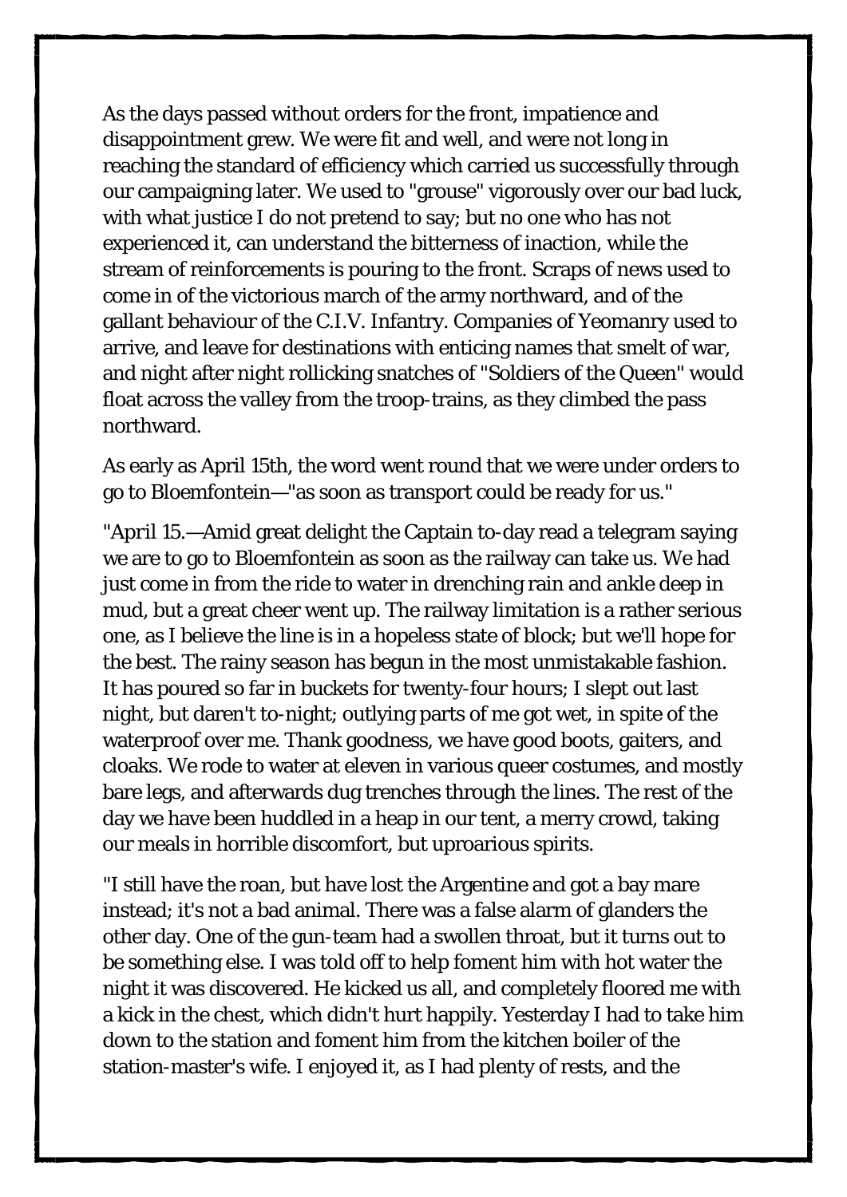As the days passed without orders for the front, impatience and disappointment grew. We were fit and well, and were not long in reaching the standard of efficiency which carried us successfully through our campaigning later. We used to "grouse" vigorously over our bad luck, with what justice I do not pretend to say; but no one who has not experienced it, can understand the bitterness of inaction, while the stream of reinforcements is pouring to the front. Scraps of news used to come in of the victorious march of the army northward, and of the gallant behaviour of the C.I.V. Infantry. Companies of Yeomanry used to arrive, and leave for destinations with enticing names that smelt of war, and night after night rollicking snatches of "Soldiers of the Queen" would float across the valley from the troop-trains, as they climbed the pass northward.

As early as April 15th, the word went round that we were under orders to go to Bloemfontein—"as soon as transport could be ready for us."

"April 15.—Amid great delight the Captain to-day read a telegram saying we are to go to Bloemfontein as soon as the railway can take us. We had just come in from the ride to water in drenching rain and ankle deep in mud, but a great cheer went up. The railway limitation is a rather serious one, as I believe the line is in a hopeless state of block; but we'll hope for the best. The rainy season has begun in the most unmistakable fashion. It has poured so far in buckets for twenty-four hours; I slept out last night, but daren't to-night; outlying parts of me got wet, in spite of the waterproof over me. Thank goodness, we have good boots, gaiters, and cloaks. We rode to water at eleven in various queer costumes, and mostly bare legs, and afterwards dug trenches through the lines. The rest of the day we have been huddled in a heap in our tent, a merry crowd, taking our meals in horrible discomfort, but uproarious spirits.

"I still have the roan, but have lost the Argentine and got a bay mare instead; it's not a bad animal. There was a false alarm of glanders the other day. One of the gun-team had a swollen throat, but it turns out to be something else. I was told off to help foment him with hot water the night it was discovered. He kicked us all, and completely floored me with a kick in the chest, which didn't hurt happily. Yesterday I had to take him down to the station and foment him from the kitchen boiler of the station-master's wife. I enjoyed it, as I had plenty of rests, and the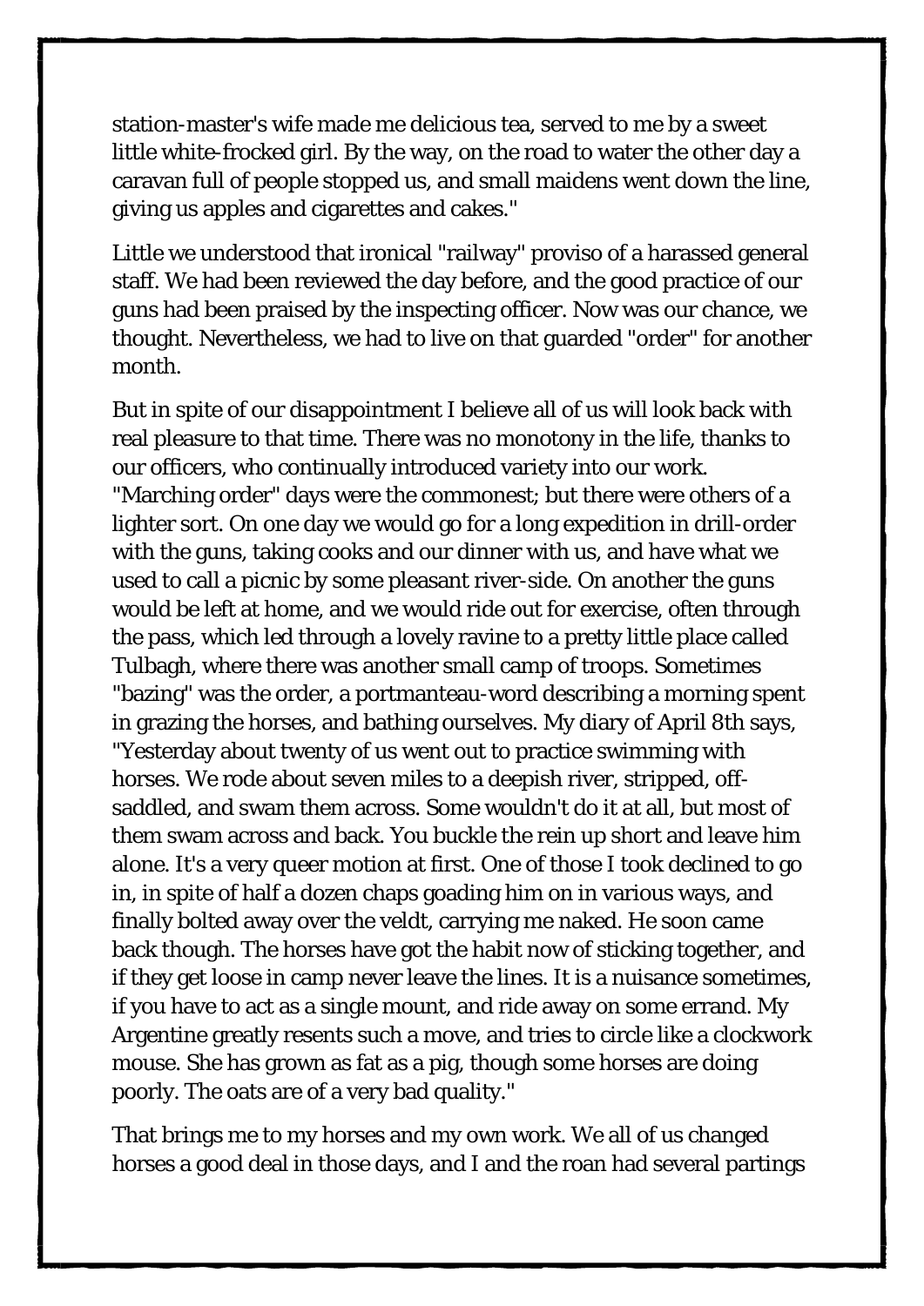station-master's wife made me delicious tea, served to me by a sweet little white-frocked girl. By the way, on the road to water the other day a caravan full of people stopped us, and small maidens went down the line, giving us apples and cigarettes and cakes."

Little we understood that ironical "railway" proviso of a harassed general staff. We had been reviewed the day before, and the good practice of our guns had been praised by the inspecting officer. Now was our chance, we thought. Nevertheless, we had to live on that guarded "order" for another month.

But in spite of our disappointment I believe all of us will look back with real pleasure to that time. There was no monotony in the life, thanks to our officers, who continually introduced variety into our work. "Marching order" days were the commonest; but there were others of a lighter sort. On one day we would go for a long expedition in drill-order with the guns, taking cooks and our dinner with us, and have what we used to call a picnic by some pleasant river-side. On another the guns would be left at home, and we would ride out for exercise, often through the pass, which led through a lovely ravine to a pretty little place called Tulbagh, where there was another small camp of troops. Sometimes "bazing" was the order, a portmanteau-word describing a morning spent in grazing the horses, and bathing ourselves. My diary of April 8th says, "Yesterday about twenty of us went out to practice swimming with horses. We rode about seven miles to a deepish river, stripped, off-saddled, and swam them across. Some wouldn't do it at all, but most of them swam across and back. You buckle the rein up short and leave him alone. It's a very queer motion at first. One of those I took declined to go in, in spite of half a dozen chaps goading him on in various ways, and finally bolted away over the veldt, carrying me naked. He soon came back though. The horses have got the habit now of sticking together, and if they get loose in camp never leave the lines. It is a nuisance sometimes, if you have to act as a single mount, and ride away on some errand. My Argentine greatly resents such a move, and tries to circle like a clockwork mouse. She has grown as fat as a pig, though some horses are doing poorly. The oats are of a very bad quality."

That brings me to my horses and my own work. We all of us changed horses a good deal in those days, and I and the roan had several partings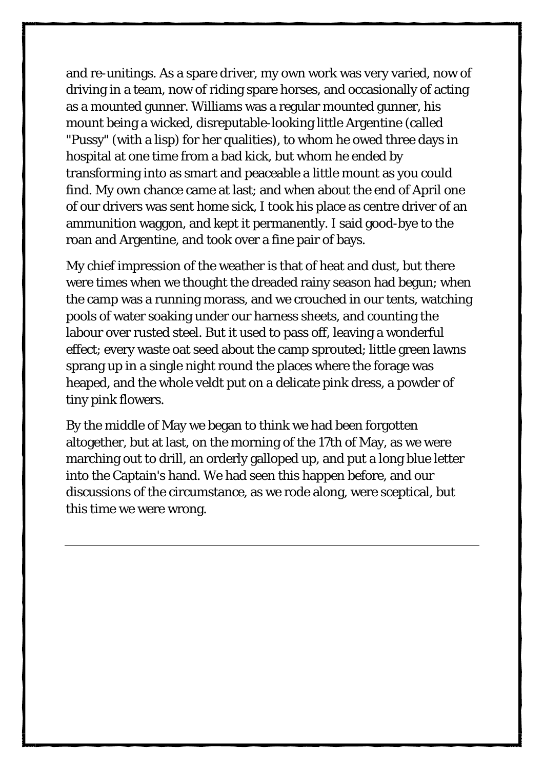and re-unitings. As a spare driver, my own work was very varied, now of driving in a team, now of riding spare horses, and occasionally of acting as a mounted gunner. Williams was a regular mounted gunner, his mount being a wicked, disreputable-looking little Argentine (called "Pussy" (with a lisp) for her qualities), to whom he owed three days in hospital at one time from a bad kick, but whom he ended by transforming into as smart and peaceable a little mount as you could find. My own chance came at last; and when about the end of April one of our drivers was sent home sick, I took his place as centre driver of an ammunition waggon, and kept it permanently. I said good-bye to the roan and Argentine, and took over a fine pair of bays.

My chief impression of the weather is that of heat and dust, but there were times when we thought the dreaded rainy season had begun; when the camp was a running morass, and we crouched in our tents, watching pools of water soaking under our harness sheets, and counting the labour over rusted steel. But it used to pass off, leaving a wonderful effect; every waste oat seed about the camp sprouted; little green lawns sprang up in a single night round the places where the forage was heaped, and the whole veldt put on a delicate pink dress, a powder of tiny pink flowers.

By the middle of May we began to think we had been forgotten altogether, but at last, on the morning of the 17th of May, as we were marching out to drill, an orderly galloped up, and put a long blue letter into the Captain's hand. We had seen this happen before, and our discussions of the circumstance, as we rode along, were sceptical, but this time we were wrong.

---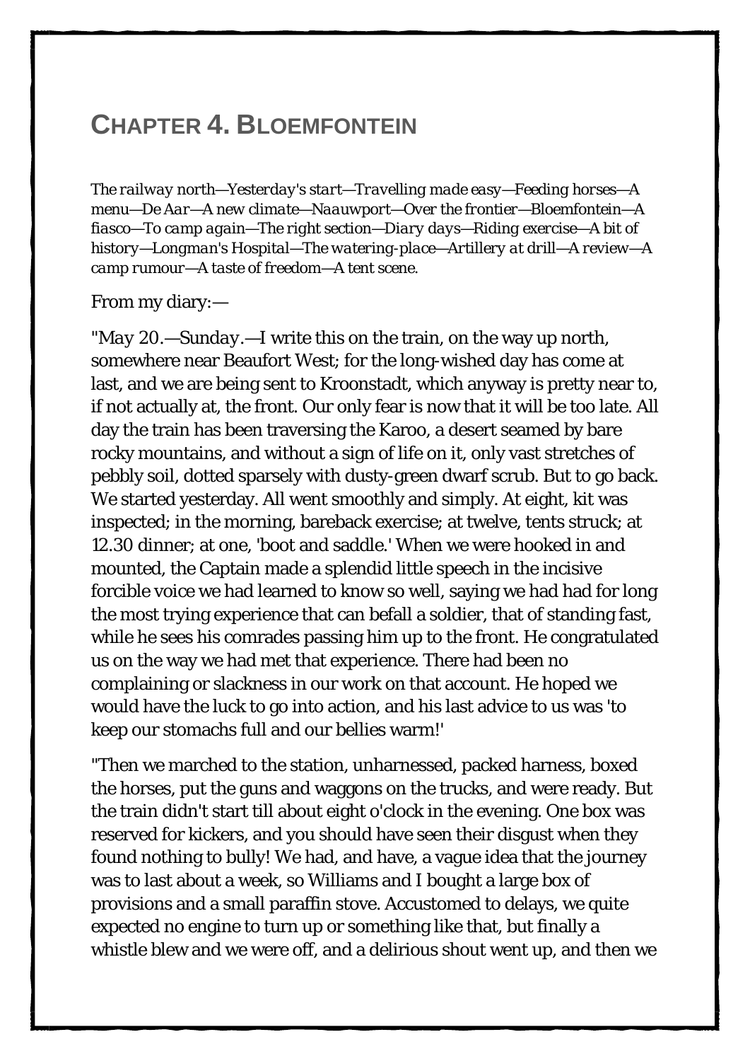# CHAPTER 4. BLOEMFONTEIN

*The railway north—Yesterday's start—Travelling made easy—Feeding horses—A menu—De Aar—A new climate—Naauwport—Over the frontier—Bloemfontein—A fiasco—To camp again—The right section—Diary days—Riding exercise—A bit of history—Longman's Hospital—The watering-place—Artillery at drill—A review—A camp rumour—A taste of freedom—A tent scene.*

From my diary:—

"*May 20.—Sunday.*—I write this on the train, on the way up north, somewhere near Beaufort West; for the long-wished day has come at last, and we are being sent to Kroonstadt, which anyway is pretty near to, if not actually at, the front. Our only fear is now that it will be too late. All day the train has been traversing the Karoo, a desert seamed by bare rocky mountains, and without a sign of life on it, only vast stretches of pebbly soil, dotted sparsely with dusty-green dwarf scrub. But to go back. We started yesterday. All went smoothly and simply. At eight, kit was inspected; in the morning, bareback exercise; at twelve, tents struck; at 12.30 dinner; at one, 'boot and saddle.' When we were hooked in and mounted, the Captain made a splendid little speech in the incisive forcible voice we had learned to know so well, saying we had had for long the most trying experience that can befall a soldier, that of standing fast, while he sees his comrades passing him up to the front. He congratulated us on the way we had met that experience. There had been no complaining or slackness in our work on that account. He hoped we would have the luck to go into action, and his last advice to us was 'to keep our stomachs full and our bellies warm!'

"Then we marched to the station, unharnessed, packed harness, boxed the horses, put the guns and waggons on the trucks, and were ready. But the train didn't start till about eight o'clock in the evening. One box was reserved for kickers, and you should have seen their disgust when they found nothing to bully! We had, and have, a vague idea that the journey was to last about a week, so Williams and I bought a large box of provisions and a small paraffin stove. Accustomed to delays, we quite expected no engine to turn up or something like that, but finally a whistle blew and we were off, and a delirious shout went up, and then we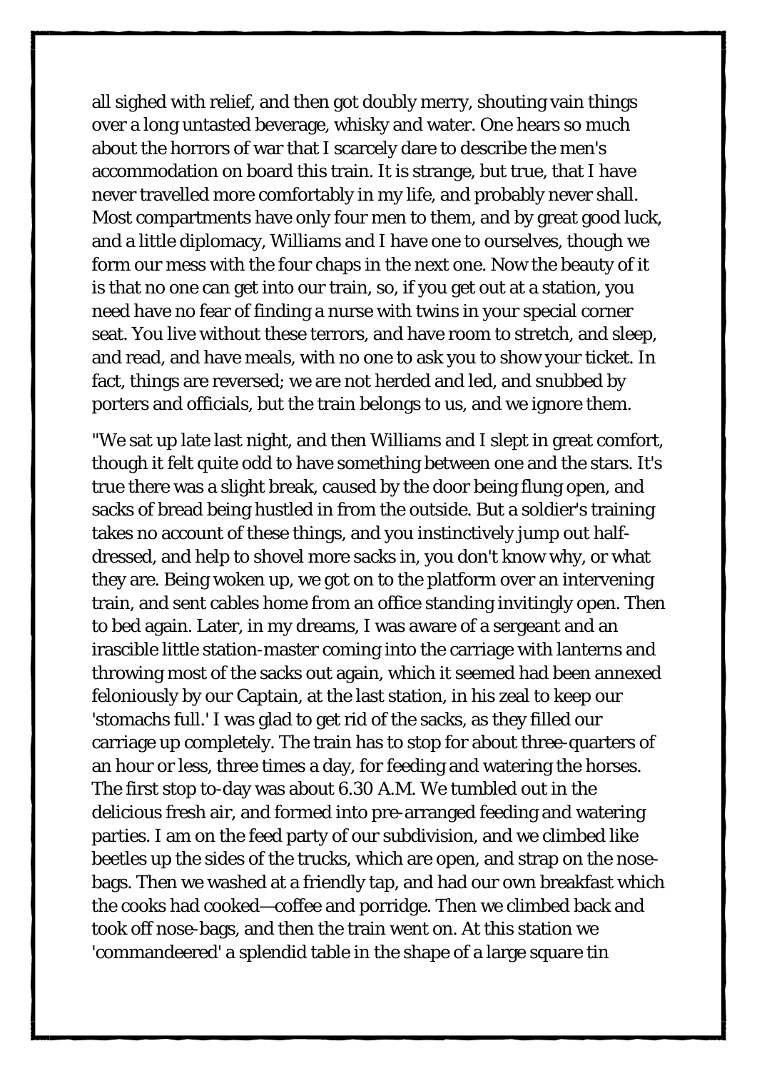all sighed with relief, and then got doubly merry, shouting vain things over a long untasted beverage, whisky and water. One hears so much about the horrors of war that I scarcely dare to describe the men's accommodation on board this train. It is strange, but true, that I have never travelled more comfortably in my life, and probably never shall. Most compartments have only four men to them, and by great good luck, and a little diplomacy, Williams and I have one to ourselves, though we form our mess with the four chaps in the next one. Now the beauty of it is that no one can get into our train, so, if you get out at a station, you need have no fear of finding a nurse with twins in your special corner seat. You live without these terrors, and have room to stretch, and sleep, and read, and have meals, with no one to ask you to show your ticket. In fact, things are reversed; we are not herded and led, and snubbed by porters and officials, but the train belongs to us, and we ignore them.

"We sat up late last night, and then Williams and I slept in great comfort, though it felt quite odd to have something between one and the stars. It's true there was a slight break, caused by the door being flung open, and sacks of bread being hustled in from the outside. But a soldier's training takes no account of these things, and you instinctively jump out half-dressed, and help to shovel more sacks in, you don't know why, or what they are. Being woken up, we got on to the platform over an intervening train, and sent cables home from an office standing invitingly open. Then to bed again. Later, in my dreams, I was aware of a sergeant and an irascible little station-master coming into the carriage with lanterns and throwing most of the sacks out again, which it seemed had been annexed feloniously by our Captain, at the last station, in his zeal to keep our 'stomachs full.' I was glad to get rid of the sacks, as they filled our carriage up completely. The train has to stop for about three-quarters of an hour or less, three times a day, for feeding and watering the horses. The first stop to-day was about 6.30 A.M. We tumbled out in the delicious fresh air, and formed into pre-arranged feeding and watering parties. I am on the feed party of our subdivision, and we climbed like beetles up the sides of the trucks, which are open, and strap on the nose-bags. Then we washed at a friendly tap, and had our own breakfast which the cooks had cooked—coffee and porridge. Then we climbed back and took off nose-bags, and then the train went on. At this station we 'commandeered' a splendid table in the shape of a large square tin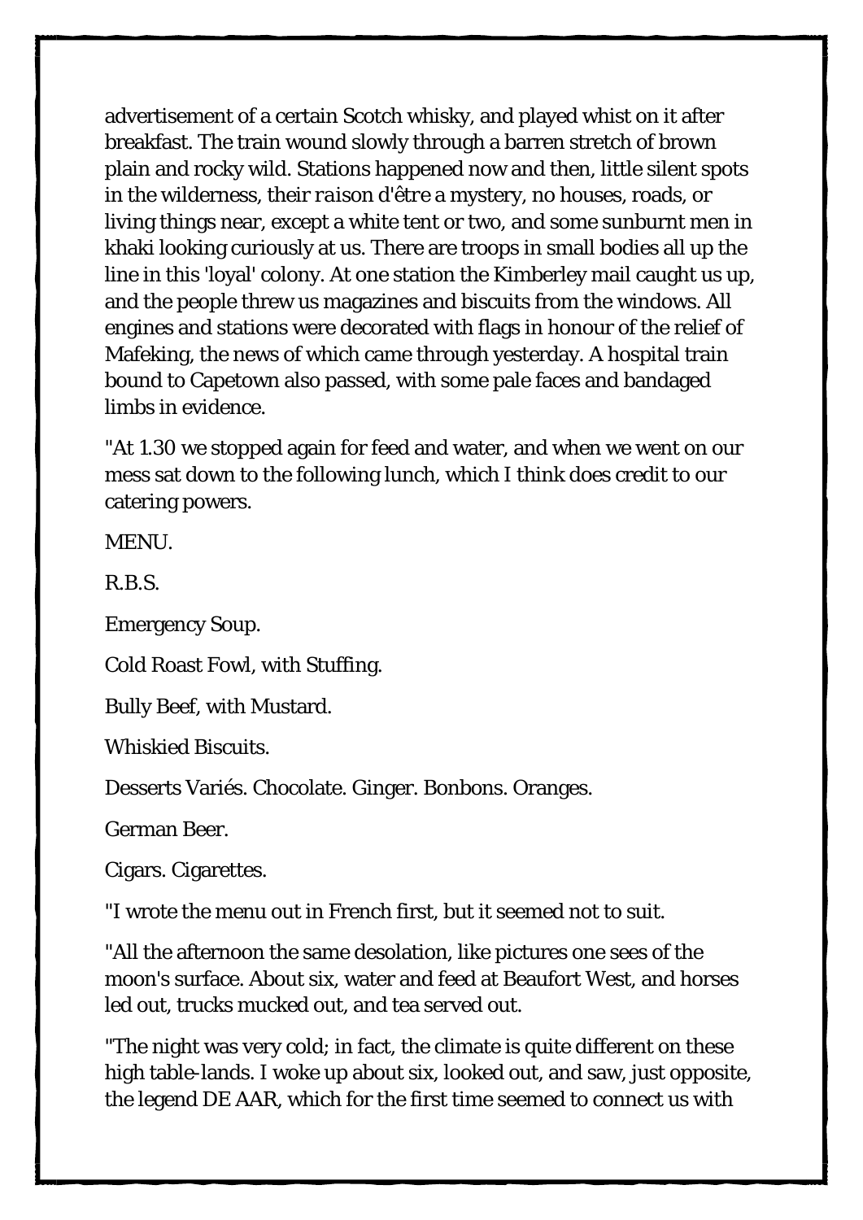advertisement of a certain Scotch whisky, and played whist on it after breakfast. The train wound slowly through a barren stretch of brown plain and rocky wild. Stations happened now and then, little silent spots in the wilderness, their *raison d'être* a mystery, no houses, roads, or living things near, except a white tent or two, and some sunburnt men in khaki looking curiously at us. There are troops in small bodies all up the line in this 'loyal' colony. At one station the Kimberley mail caught us up, and the people threw us magazines and biscuits from the windows. All engines and stations were decorated with flags in honour of the relief of Mafeking, the news of which came through yesterday. A hospital train bound to Capetown also passed, with some pale faces and bandaged limbs in evidence.

"At 1.30 we stopped again for feed and water, and when we went on our mess sat down to the following lunch, which I think does credit to our catering powers.

MENU.

R.B.S.

Emergency Soup.

Cold Roast Fowl, with Stuffing.

Bully Beef, with Mustard.

Whiskied Biscuits.

Desserts Variés. Chocolate. Ginger. Bonbons. Oranges.

German Beer.

Cigars. Cigarettes.

"I wrote the menu out in French first, but it seemed not to suit.

"All the afternoon the same desolation, like pictures one sees of the moon's surface. About six, water and feed at Beaufort West, and horses led out, trucks mucked out, and tea served out.

"The night was very cold; in fact, the climate is quite different on these high table-lands. I woke up about six, looked out, and saw, just opposite, the legend DE AAR, which for the first time seemed to connect us with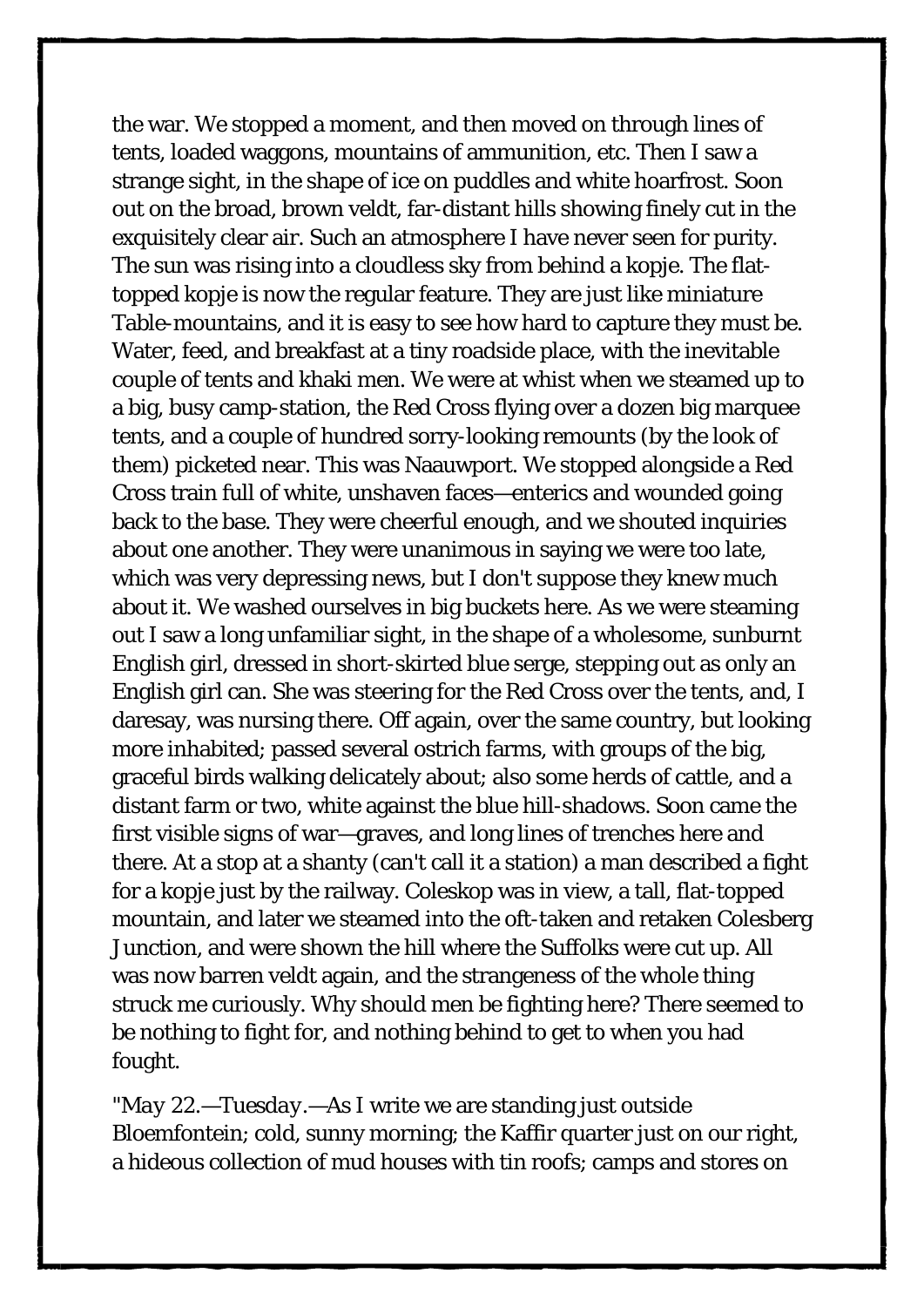the war. We stopped a moment, and then moved on through lines of tents, loaded waggons, mountains of ammunition, etc. Then I saw a strange sight, in the shape of ice on puddles and white hoarfrost. Soon out on the broad, brown veldt, far-distant hills showing finely cut in the exquisitely clear air. Such an atmosphere I have never seen for purity. The sun was rising into a cloudless sky from behind a kopje. The flat-topped kopje is now the regular feature. They are just like miniature Table-mountains, and it is easy to see how hard to capture they must be. Water, feed, and breakfast at a tiny roadside place, with the inevitable couple of tents and khaki men. We were at whist when we steamed up to a big, busy camp-station, the Red Cross flying over a dozen big marquee tents, and a couple of hundred sorry-looking remounts (by the look of them) picketed near. This was Naauwport. We stopped alongside a Red Cross train full of white, unshaven faces—enterics and wounded going back to the base. They were cheerful enough, and we shouted inquiries about one another. They were unanimous in saying we were too late, which was very depressing news, but I don't suppose they knew much about it. We washed ourselves in big buckets here. As we were steaming out I saw a long unfamiliar sight, in the shape of a wholesome, sunburnt English girl, dressed in short-skirted blue serge, stepping out as only an English girl can. She was steering for the Red Cross over the tents, and, I daresay, was nursing there. Off again, over the same country, but looking more inhabited; passed several ostrich farms, with groups of the big, graceful birds walking delicately about; also some herds of cattle, and a distant farm or two, white against the blue hill-shadows. Soon came the first visible signs of war—graves, and long lines of trenches here and there. At a stop at a shanty (can't call it a station) a man described a fight for a kopje just by the railway. Coleskop was in view, a tall, flat-topped mountain, and later we steamed into the oft-taken and retaken Colesberg Junction, and were shown the hill where the Suffolks were cut up. All was now barren veldt again, and the strangeness of the whole thing struck me curiously. Why should men be fighting here? There seemed to be nothing to fight for, and nothing behind to get to when you had fought.

"*May 22.—Tuesday.*—As I write we are standing just outside Bloemfontein; cold, sunny morning; the Kaffir quarter just on our right, a hideous collection of mud houses with tin roofs; camps and stores on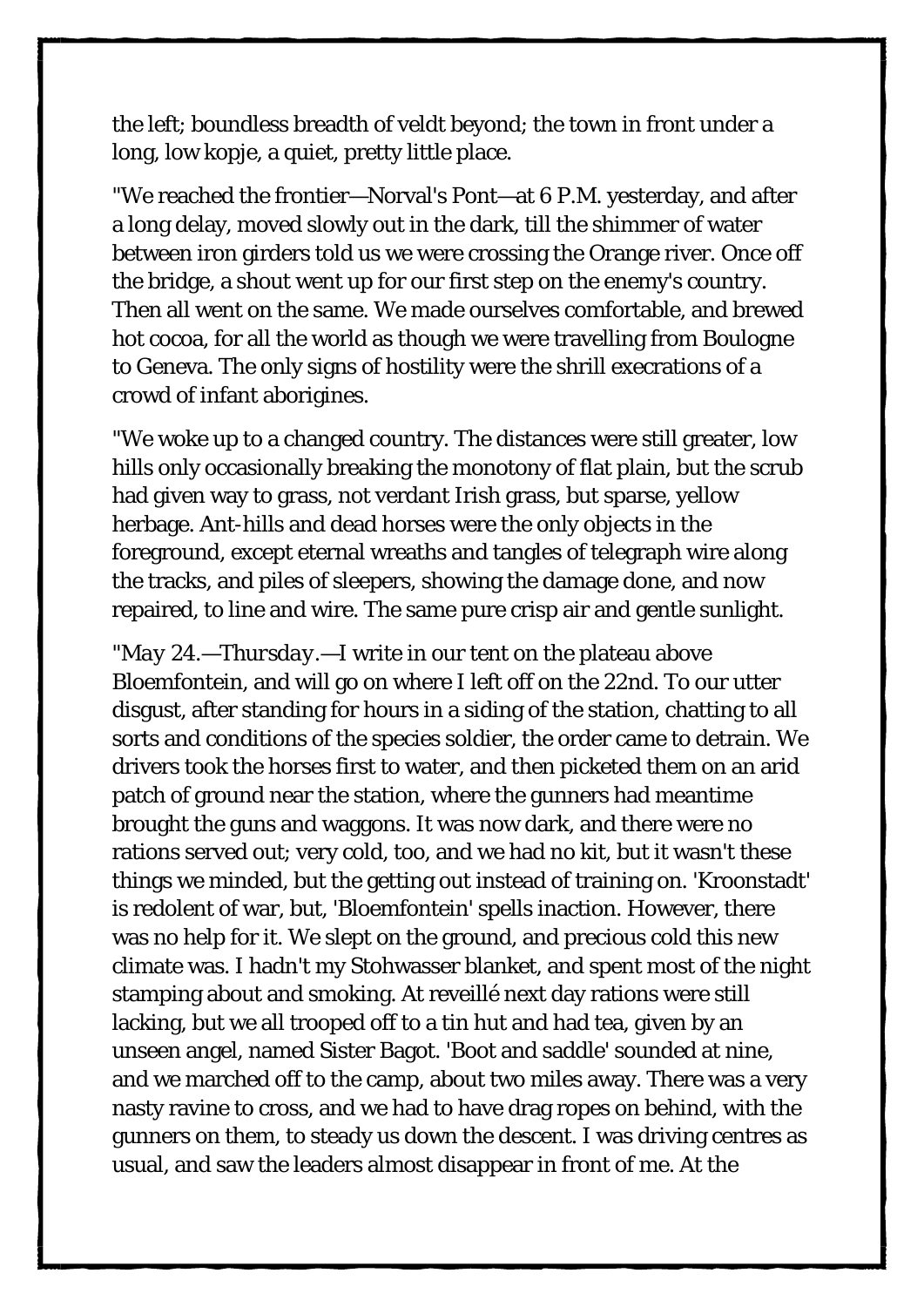the left; boundless breadth of veldt beyond; the town in front under a long, low kopje, a quiet, pretty little place.

"We reached the frontier—Norval's Pont—at 6 P.M. yesterday, and after a long delay, moved slowly out in the dark, till the shimmer of water between iron girders told us we were crossing the Orange river. Once off the bridge, a shout went up for our first step on the enemy's country. Then all went on the same. We made ourselves comfortable, and brewed hot cocoa, for all the world as though we were travelling from Boulogne to Geneva. The only signs of hostility were the shrill execrations of a crowd of infant aborigines.

"We woke up to a changed country. The distances were still greater, low hills only occasionally breaking the monotony of flat plain, but the scrub had given way to grass, not verdant Irish grass, but sparse, yellow herbage. Ant-hills and dead horses were the only objects in the foreground, except eternal wreaths and tangles of telegraph wire along the tracks, and piles of sleepers, showing the damage done, and now repaired, to line and wire. The same pure crisp air and gentle sunlight.

"*May 24.—Thursday.*—I write in our tent on the plateau above Bloemfontein, and will go on where I left off on the 22nd. To our utter disgust, after standing for hours in a siding of the station, chatting to all sorts and conditions of the species soldier, the order came to detrain. We drivers took the horses first to water, and then picketed them on an arid patch of ground near the station, where the gunners had meantime brought the guns and waggons. It was now dark, and there were no rations served out; very cold, too, and we had no kit, but it wasn't these things we minded, but the getting out instead of training on. 'Kroonstadt' is redolent of war, but, 'Bloemfontein' spells inaction. However, there was no help for it. We slept on the ground, and precious cold this new climate was. I hadn't my Stohwasser blanket, and spent most of the night stamping about and smoking. At reveillé next day rations were still lacking, but we all trooped off to a tin hut and had tea, given by an unseen angel, named Sister Bagot. 'Boot and saddle' sounded at nine, and we marched off to the camp, about two miles away. There was a very nasty ravine to cross, and we had to have drag ropes on behind, with the gunners on them, to steady us down the descent. I was driving centres as usual, and saw the leaders almost disappear in front of me. At the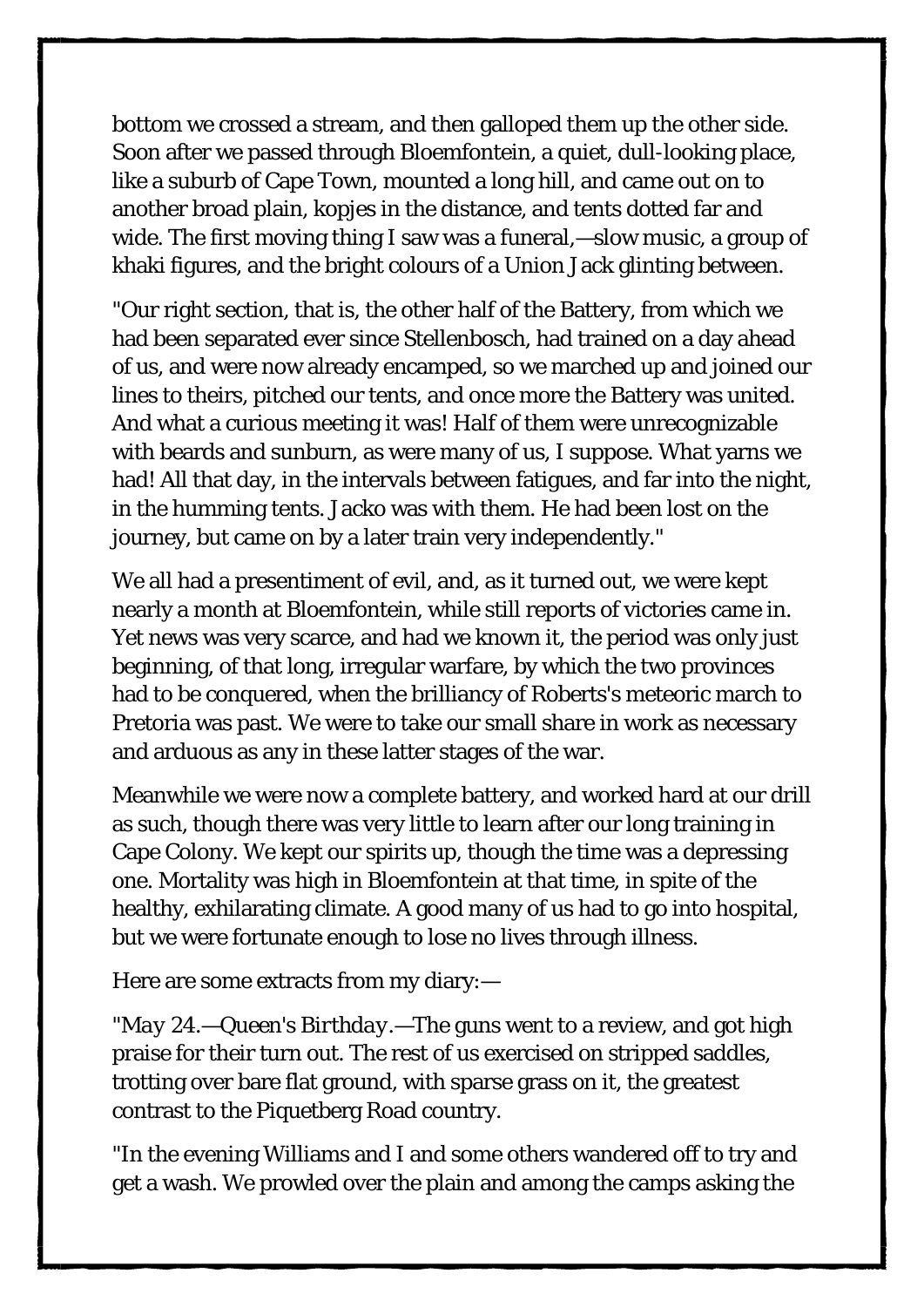bottom we crossed a stream, and then galloped them up the other side. Soon after we passed through Bloemfontein, a quiet, dull-looking place, like a suburb of Cape Town, mounted a long hill, and came out on to another broad plain, kopjes in the distance, and tents dotted far and wide. The first moving thing I saw was a funeral,—slow music, a group of khaki figures, and the bright colours of a Union Jack glinting between.

"Our right section, that is, the other half of the Battery, from which we had been separated ever since Stellenbosch, had trained on a day ahead of us, and were now already encamped, so we marched up and joined our lines to theirs, pitched our tents, and once more the Battery was united. And what a curious meeting it was! Half of them were unrecognizable with beards and sunburn, as were many of us, I suppose. What yarns we had! All that day, in the intervals between fatigues, and far into the night, in the humming tents. Jacko was with them. He had been lost on the journey, but came on by a later train very independently."

We all had a presentiment of evil, and, as it turned out, we were kept nearly a month at Bloemfontein, while still reports of victories came in. Yet news was very scarce, and had we known it, the period was only just beginning, of that long, irregular warfare, by which the two provinces had to be conquered, when the brilliancy of Roberts's meteoric march to Pretoria was past. We were to take our small share in work as necessary and arduous as any in these latter stages of the war.

Meanwhile we were now a complete battery, and worked hard at our drill as such, though there was very little to learn after our long training in Cape Colony. We kept our spirits up, though the time was a depressing one. Mortality was high in Bloemfontein at that time, in spite of the healthy, exhilarating climate. A good many of us had to go into hospital, but we were fortunate enough to lose no lives through illness.

Here are some extracts from my diary:—

"*May 24.—Queen's Birthday.*—The guns went to a review, and got high praise for their turn out. The rest of us exercised on stripped saddles, trotting over bare flat ground, with sparse grass on it, the greatest contrast to the Piquetberg Road country.

"In the evening Williams and I and some others wandered off to try and get a wash. We prowled over the plain and among the camps asking the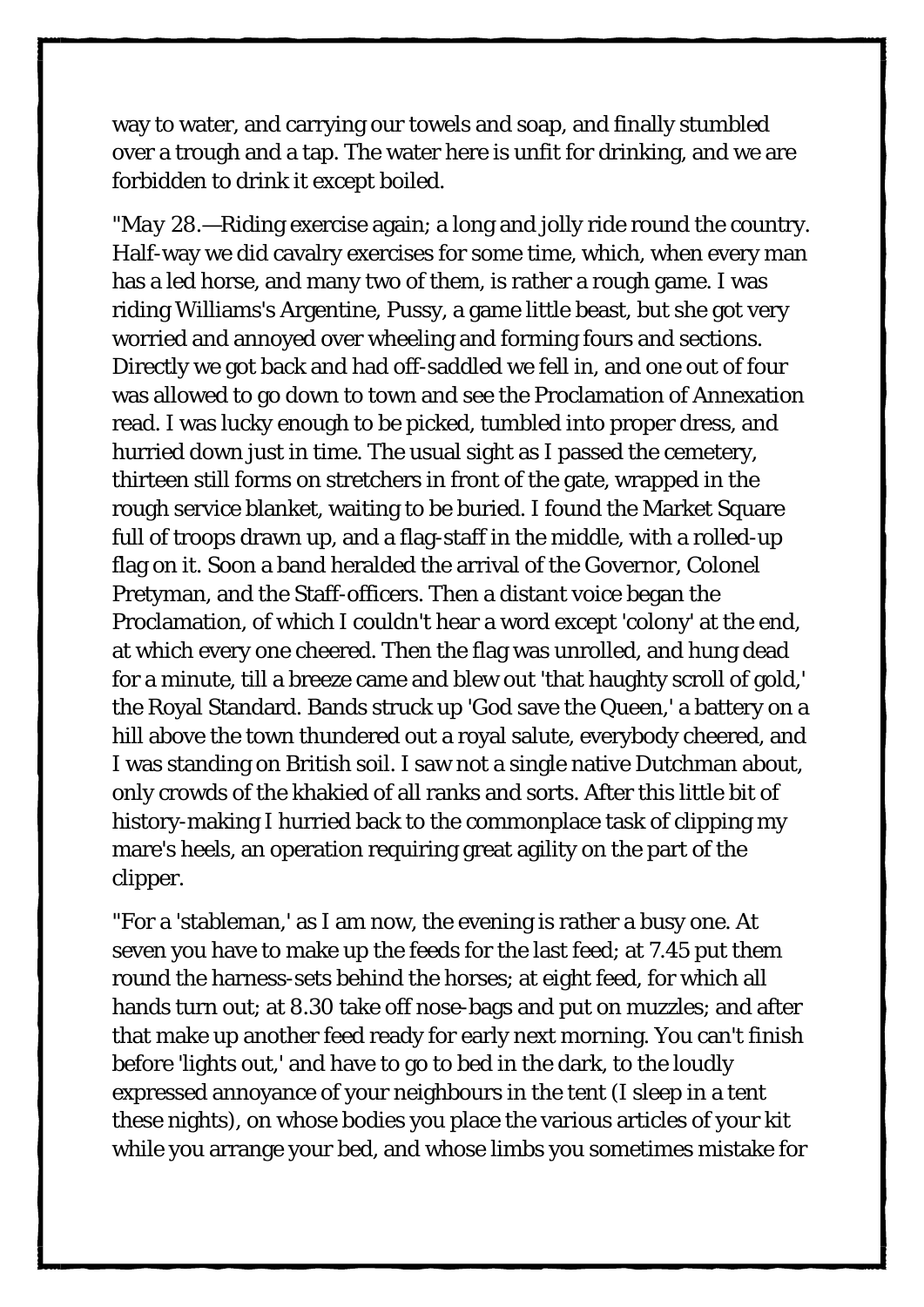way to water, and carrying our towels and soap, and finally stumbled over a trough and a tap. The water here is unfit for drinking, and we are forbidden to drink it except boiled.

"*May* 28.—Riding exercise again; a long and jolly ride round the country. Half-way we did cavalry exercises for some time, which, when every man has a led horse, and many two of them, is rather a rough game. I was riding Williams's Argentine, Pussy, a game little beast, but she got very worried and annoyed over wheeling and forming fours and sections. Directly we got back and had off-saddled we fell in, and one out of four was allowed to go down to town and see the Proclamation of Annexation read. I was lucky enough to be picked, tumbled into proper dress, and hurried down just in time. The usual sight as I passed the cemetery, thirteen still forms on stretchers in front of the gate, wrapped in the rough service blanket, waiting to be buried. I found the Market Square full of troops drawn up, and a flag-staff in the middle, with a rolled-up flag on it. Soon a band heralded the arrival of the Governor, Colonel Pretyman, and the Staff-officers. Then a distant voice began the Proclamation, of which I couldn't hear a word except 'colony' at the end, at which every one cheered. Then the flag was unrolled, and hung dead for a minute, till a breeze came and blew out 'that haughty scroll of gold,' the Royal Standard. Bands struck up 'God save the Queen,' a battery on a hill above the town thundered out a royal salute, everybody cheered, and I was standing on British soil. I saw not a single native Dutchman about, only crowds of the khakied of all ranks and sorts. After this little bit of history-making I hurried back to the commonplace task of clipping my mare's heels, an operation requiring great agility on the part of the clipper.

"For a 'stableman,' as I am now, the evening is rather a busy one. At seven you have to make up the feeds for the last feed; at 7.45 put them round the harness-sets behind the horses; at eight feed, for which all hands turn out; at 8.30 take off nose-bags and put on muzzles; and after that make up another feed ready for early next morning. You can't finish before 'lights out,' and have to go to bed in the dark, to the loudly expressed annoyance of your neighbours in the tent (I sleep in a tent these nights), on whose bodies you place the various articles of your kit while you arrange your bed, and whose limbs you sometimes mistake for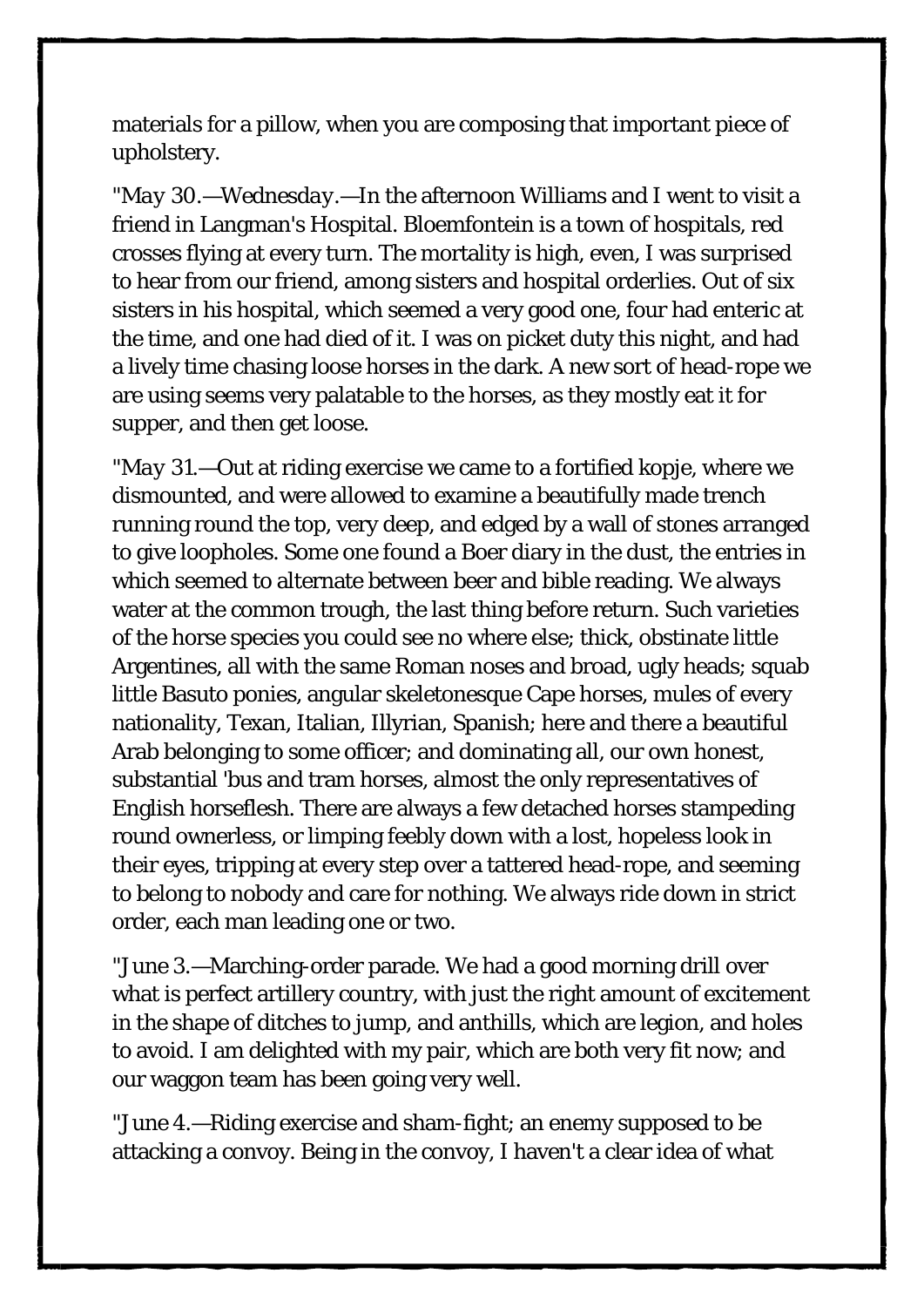materials for a pillow, when you are composing that important piece of upholstery.

"*May 30.—Wednesday.*—In the afternoon Williams and I went to visit a friend in Langman's Hospital. Bloemfontein is a town of hospitals, red crosses flying at every turn. The mortality is high, even, I was surprised to hear from our friend, among sisters and hospital orderlies. Out of six sisters in his hospital, which seemed a very good one, four had enteric at the time, and one had died of it. I was on picket duty this night, and had a lively time chasing loose horses in the dark. A new sort of head-rope we are using seems very palatable to the horses, as they mostly eat it for supper, and then get loose.

"*May 31.*—Out at riding exercise we came to a fortified kopje, where we dismounted, and were allowed to examine a beautifully made trench running round the top, very deep, and edged by a wall of stones arranged to give loopholes. Some one found a Boer diary in the dust, the entries in which seemed to alternate between beer and bible reading. We always water at the common trough, the last thing before return. Such varieties of the horse species you could see no where else; thick, obstinate little Argentines, all with the same Roman noses and broad, ugly heads; squab little Basuto ponies, angular skeletonesque Cape horses, mules of every nationality, Texan, Italian, Illyrian, Spanish; here and there a beautiful Arab belonging to some officer; and dominating all, our own honest, substantial 'bus and tram horses, almost the only representatives of English horseflesh. There are always a few detached horses stampeding round ownerless, or limping feebly down with a lost, hopeless look in their eyes, tripping at every step over a tattered head-rope, and seeming to belong to nobody and care for nothing. We always ride down in strict order, each man leading one or two.

"*June 3.*—Marching-order parade. We had a good morning drill over what is perfect artillery country, with just the right amount of excitement in the shape of ditches to jump, and anthills, which are legion, and holes to avoid. I am delighted with my pair, which are both very fit now; and our waggon team has been going very well.

"*June 4.*—Riding exercise and sham-fight; an enemy supposed to be attacking a convoy. Being in the convoy, I haven't a clear idea of what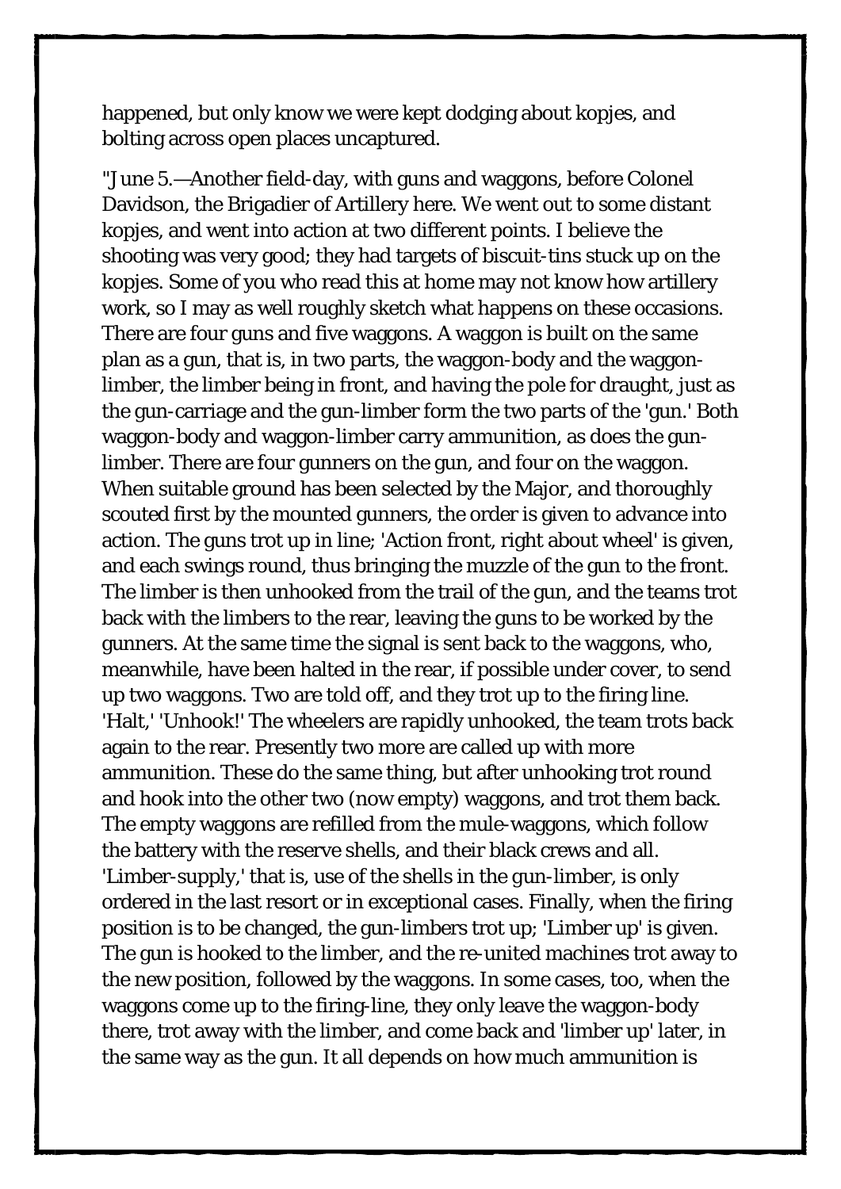happened, but only know we were kept dodging about kopjes, and bolting across open places uncaptured.

"June 5.—Another field-day, with guns and waggons, before Colonel Davidson, the Brigadier of Artillery here. We went out to some distant kopjes, and went into action at two different points. I believe the shooting was very good; they had targets of biscuit-tins stuck up on the kopjes. Some of you who read this at home may not know how artillery work, so I may as well roughly sketch what happens on these occasions. There are four guns and five waggons. A waggon is built on the same plan as a gun, that is, in two parts, the waggon-body and the waggon-limber, the limber being in front, and having the pole for draught, just as the gun-carriage and the gun-limber form the two parts of the 'gun.' Both waggon-body and waggon-limber carry ammunition, as does the gun-limber. There are four gunners on the gun, and four on the waggon. When suitable ground has been selected by the Major, and thoroughly scouted first by the mounted gunners, the order is given to advance into action. The guns trot up in line; 'Action front, right about wheel' is given, and each swings round, thus bringing the muzzle of the gun to the front. The limber is then unhooked from the trail of the gun, and the teams trot back with the limbers to the rear, leaving the guns to be worked by the gunners. At the same time the signal is sent back to the waggons, who, meanwhile, have been halted in the rear, if possible under cover, to send up two waggons. Two are told off, and they trot up to the firing line. 'Halt,' 'Unhook!' The wheelers are rapidly unhooked, the team trots back again to the rear. Presently two more are called up with more ammunition. These do the same thing, but after unhooking trot round and hook into the other two (now empty) waggons, and trot them back. The empty waggons are refilled from the mule-waggons, which follow the battery with the reserve shells, and their black crews and all. 'Limber-supply,' that is, use of the shells in the gun-limber, is only ordered in the last resort or in exceptional cases. Finally, when the firing position is to be changed, the gun-limbers trot up; 'Limber up' is given. The gun is hooked to the limber, and the re-united machines trot away to the new position, followed by the waggons. In some cases, too, when the waggons come up to the firing-line, they only leave the waggon-body there, trot away with the limber, and come back and 'limber up' later, in the same way as the gun. It all depends on how much ammunition is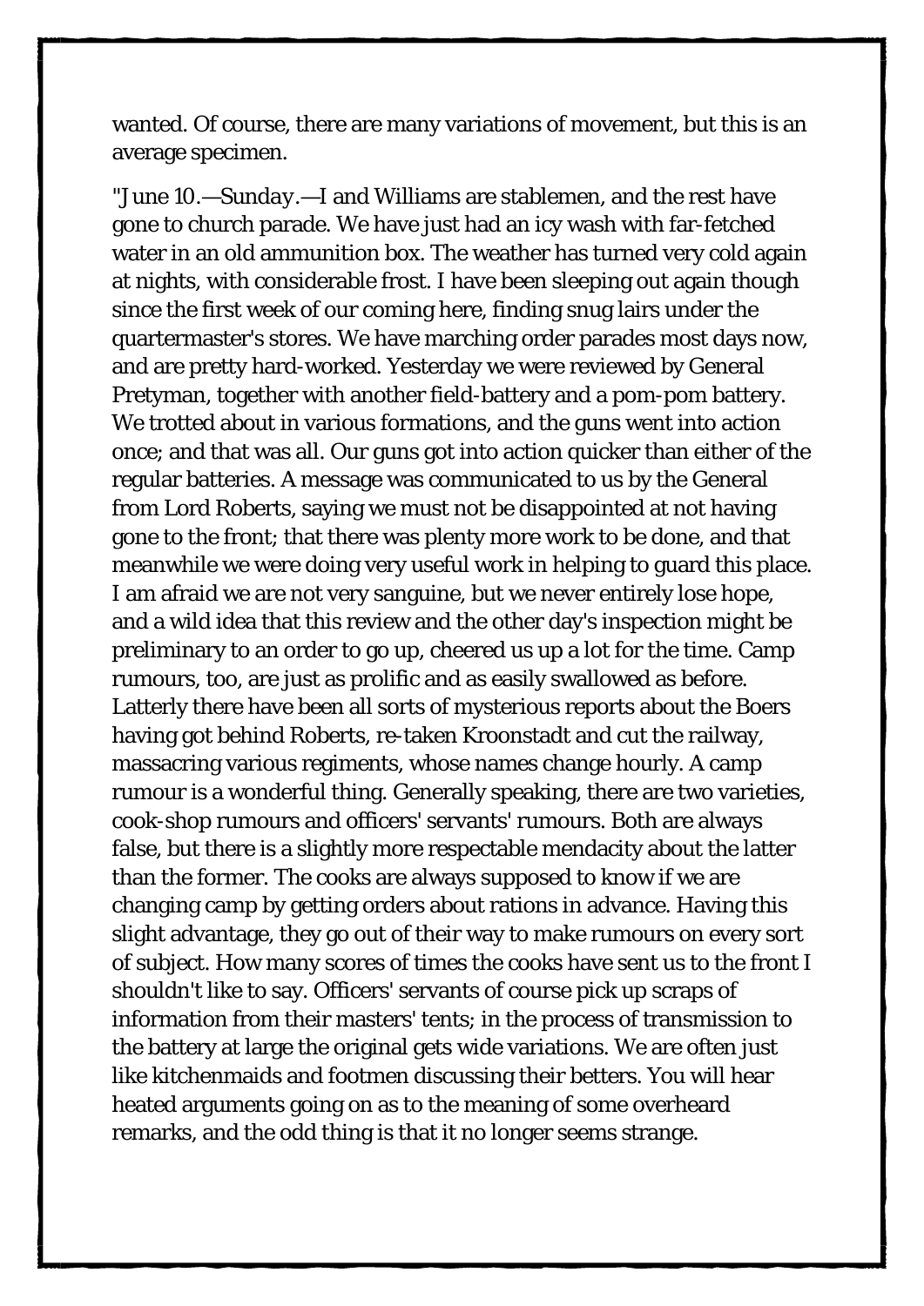wanted. Of course, there are many variations of movement, but this is an average specimen.

"June 10.—*Sunday*.—I and Williams are stablemen, and the rest have gone to church parade. We have just had an icy wash with far-fetched water in an old ammunition box. The weather has turned very cold again at nights, with considerable frost. I have been sleeping out again though since the first week of our coming here, finding snug lairs under the quartermaster's stores. We have marching order parades most days now, and are pretty hard-worked. Yesterday we were reviewed by General Pretyman, together with another field-battery and a pom-pom battery. We trotted about in various formations, and the guns went into action once; and that was all. Our guns got into action quicker than either of the regular batteries. A message was communicated to us by the General from Lord Roberts, saying we must not be disappointed at not having gone to the front; that there was plenty more work to be done, and that meanwhile we were doing very useful work in helping to guard this place. I am afraid we are not very sanguine, but we never entirely lose hope, and a wild idea that this review and the other day's inspection might be preliminary to an order to go up, cheered us up a lot for the time. Camp rumours, too, are just as prolific and as easily swallowed as before. Latterly there have been all sorts of mysterious reports about the Boers having got behind Roberts, re-taken Kroonstadt and cut the railway, massacring various regiments, whose names change hourly. A camp rumour is a wonderful thing. Generally speaking, there are two varieties, cook-shop rumours and officers' servants' rumours. Both are always false, but there is a slightly more respectable mendacity about the latter than the former. The cooks are always supposed to know if we are changing camp by getting orders about rations in advance. Having this slight advantage, they go out of their way to make rumours on every sort of subject. How many scores of times the cooks have sent us to the front I shouldn't like to say. Officers' servants of course pick up scraps of information from their masters' tents; in the process of transmission to the battery at large the original gets wide variations. We are often just like kitchenmaids and footmen discussing their betters. You will hear heated arguments going on as to the meaning of some overheard remarks, and the odd thing is that it no longer seems strange.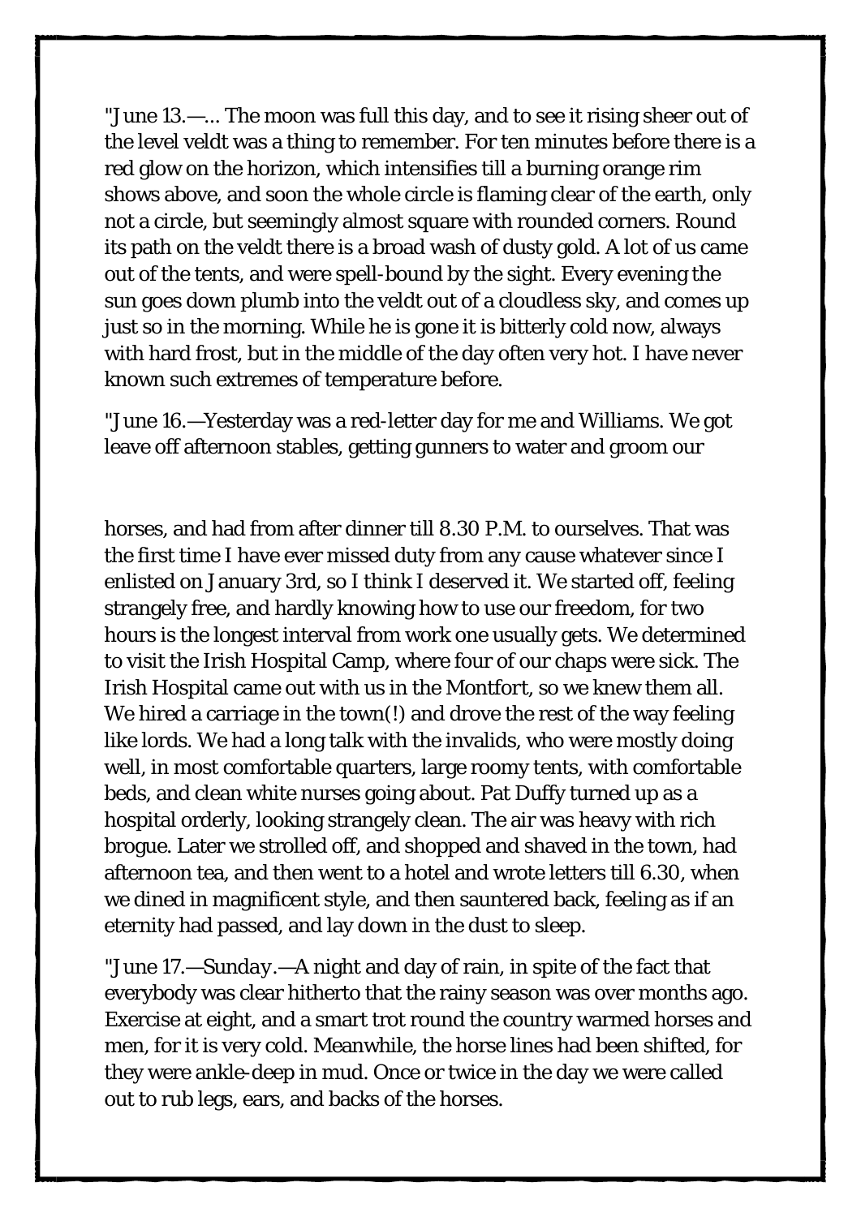"June 13.—... The moon was full this day, and to see it rising sheer out of the level veldt was a thing to remember. For ten minutes before there is a red glow on the horizon, which intensifies till a burning orange rim shows above, and soon the whole circle is flaming clear of the earth, only not a circle, but seemingly almost square with rounded corners. Round its path on the veldt there is a broad wash of dusty gold. A lot of us came out of the tents, and were spell-bound by the sight. Every evening the sun goes down plumb into the veldt out of a cloudless sky, and comes up just so in the morning. While he is gone it is bitterly cold now, always with hard frost, but in the middle of the day often very hot. I have never known such extremes of temperature before.

"June 16.—Yesterday was a red-letter day for me and Williams. We got leave off afternoon stables, getting gunners to water and groom our horses, and had from after dinner till 8.30 P.M. to ourselves. That was the first time I have ever missed duty from any cause whatever since I enlisted on January 3rd, so I think I deserved it. We started off, feeling strangely free, and hardly knowing how to use our freedom, for two hours is the longest interval from work one usually gets. We determined to visit the Irish Hospital Camp, where four of our chaps were sick. The Irish Hospital came out with us in the *Montfort*, so we knew them all. We hired a carriage in the town(!) and drove the rest of the way feeling like lords. We had a long talk with the invalids, who were mostly doing well, in most comfortable quarters, large roomy tents, with comfortable beds, and clean white nurses going about. Pat Duffy turned up as a hospital orderly, looking strangely clean. The air was heavy with rich brogue. Later we strolled off, and shopped and shaved in the town, had afternoon tea, and then went to a hotel and wrote letters till 6.30, when we dined in magnificent style, and then sauntered back, feeling as if an eternity had passed, and lay down in the dust to sleep.

"June 17.—*Sunday*.—A night and day of rain, in spite of the fact that everybody was clear hitherto that the rainy season was over months ago. Exercise at eight, and a smart trot round the country warmed horses and men, for it is very cold. Meanwhile, the horse lines had been shifted, for they were ankle-deep in mud. Once or twice in the day we were called out to rub legs, ears, and backs of the horses.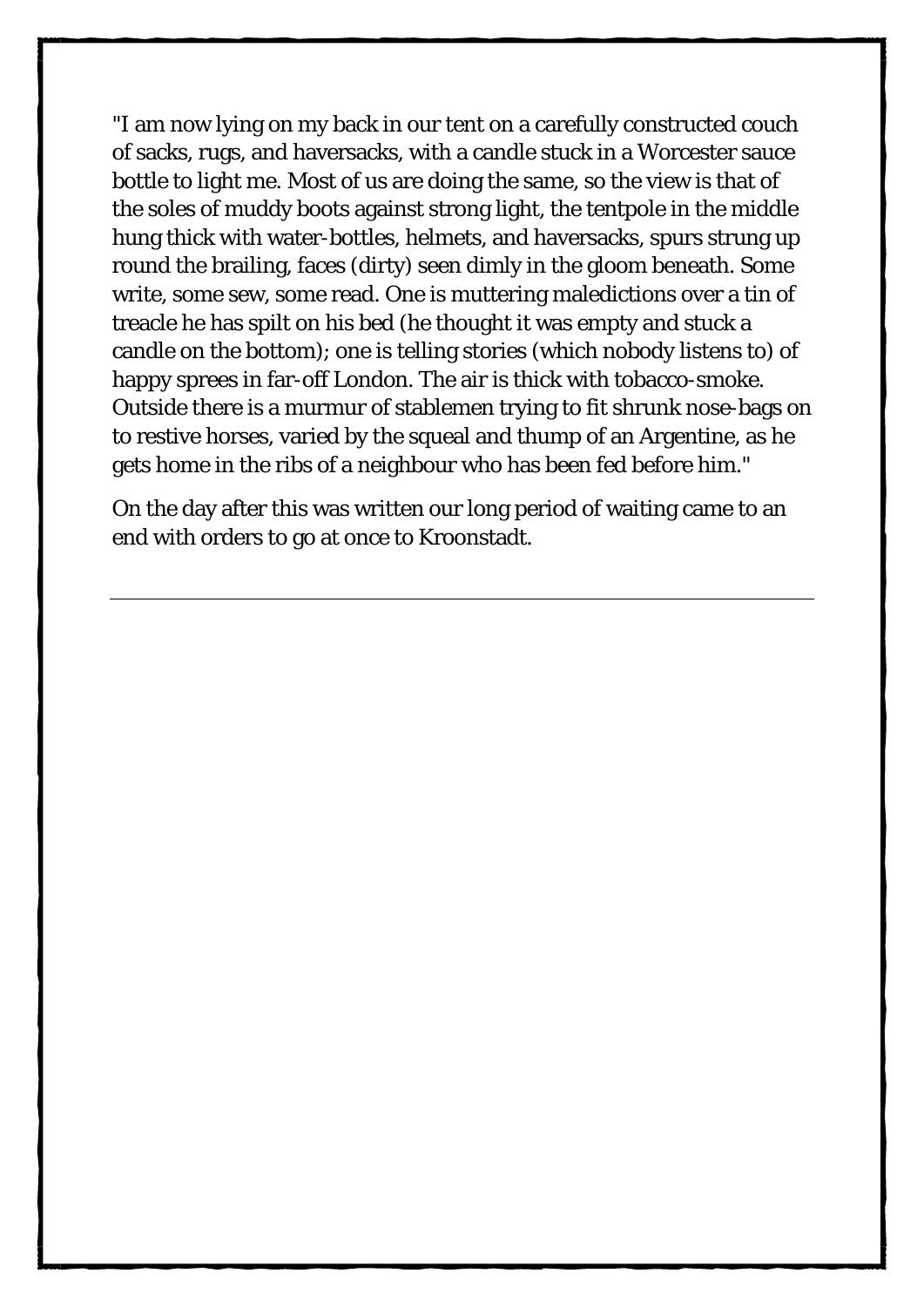"I am now lying on my back in our tent on a carefully constructed couch of sacks, rugs, and haversacks, with a candle stuck in a Worcester sauce bottle to light me. Most of us are doing the same, so the view is that of the soles of muddy boots against strong light, the tentpole in the middle hung thick with water-bottles, helmets, and haversacks, spurs strung up round the brailing, faces (dirty) seen dimly in the gloom beneath. Some write, some sew, some read. One is muttering maledictions over a tin of treacle he has spilt on his bed (he thought it was empty and stuck a candle on the bottom); one is telling stories (which nobody listens to) of happy sprees in far-off London. The air is thick with tobacco-smoke. Outside there is a murmur of stablemen trying to fit shrunk nose-bags on to restive horses, varied by the squeal and thump of an Argentine, as he gets home in the ribs of a neighbour who has been fed before him."

On the day after this was written our long period of waiting came to an end with orders to go at once to Kroonstadt.

---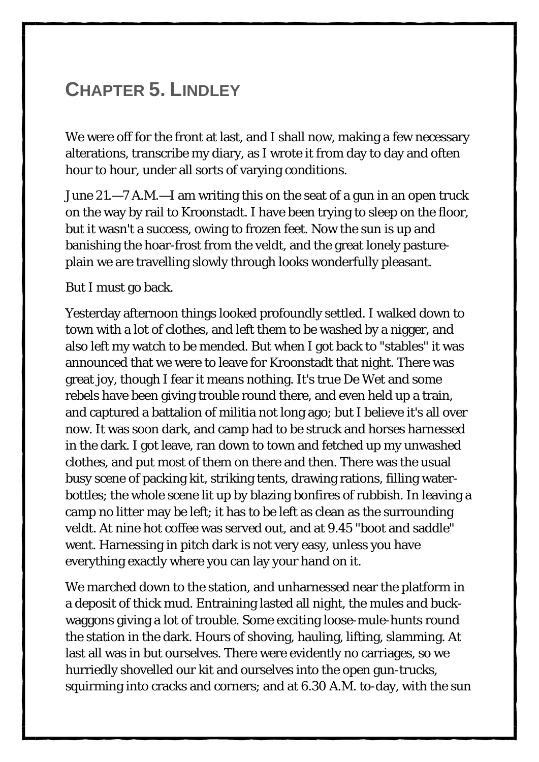## CHAPTER 5. LINDLEY

We were off for the front at last, and I shall now, making a few necessary alterations, transcribe my diary, as I wrote it from day to day and often hour to hour, under all sorts of varying conditions.

June 21.—7 A.M.—I am writing this on the seat of a gun in an open truck on the way by rail to Kroonstadt. I have been trying to sleep on the floor, but it wasn't a success, owing to frozen feet. Now the sun is up and banishing the hoar-frost from the veldt, and the great lonely pasture-plain we are travelling slowly through looks wonderfully pleasant.

But I must go back.

Yesterday afternoon things looked profoundly settled. I walked down to town with a lot of clothes, and left them to be washed by a nigger, and also left my watch to be mended. But when I got back to "stables" it was announced that we were to leave for Kroonstadt that night. There was great joy, though I fear it means nothing. It's true De Wet and some rebels have been giving trouble round there, and even held up a train, and captured a battalion of militia not long ago; but I believe it's all over now. It was soon dark, and camp had to be struck and horses harnessed in the dark. I got leave, ran down to town and fetched up my unwashed clothes, and put most of them on there and then. There was the usual busy scene of packing kit, striking tents, drawing rations, filling water-bottles; the whole scene lit up by blazing bonfires of rubbish. In leaving a camp no litter may be left; it has to be left as clean as the surrounding veldt. At nine hot coffee was served out, and at 9.45 "boot and saddle" went. Harnessing in pitch dark is not very easy, unless you have everything exactly where you can lay your hand on it.

We marched down to the station, and unharnessed near the platform in a deposit of thick mud. Entraining lasted all night, the mules and buck-waggons giving a lot of trouble. Some exciting loose-mule-hunts round the station in the dark. Hours of shoving, hauling, lifting, slamming. At last all was in but ourselves. There were evidently no carriages, so we hurriedly shovelled our kit and ourselves into the open gun-trucks, squirming into cracks and corners; and at 6.30 A.M. to-day, with the sun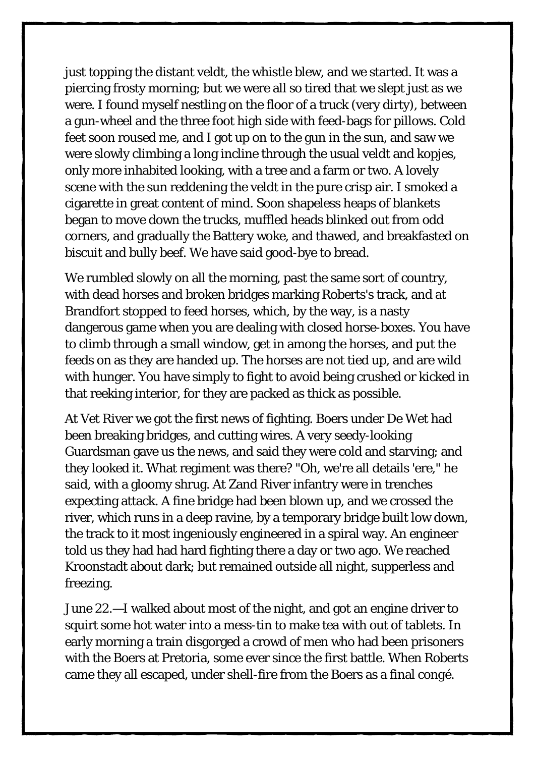just topping the distant veldt, the whistle blew, and we started. It was a piercing frosty morning; but we were all so tired that we slept just as we were. I found myself nestling on the floor of a truck (very dirty), between a gun-wheel and the three foot high side with feed-bags for pillows. Cold feet soon roused me, and I got up on to the gun in the sun, and saw we were slowly climbing a long incline through the usual veldt and kopjes, only more inhabited looking, with a tree and a farm or two. A lovely scene with the sun reddening the veldt in the pure crisp air. I smoked a cigarette in great content of mind. Soon shapeless heaps of blankets began to move down the trucks, muffled heads blinked out from odd corners, and gradually the Battery woke, and thawed, and breakfasted on biscuit and bully beef. We have said good-bye to bread.

We rumbled slowly on all the morning, past the same sort of country, with dead horses and broken bridges marking Roberts's track, and at Brandfort stopped to feed horses, which, by the way, is a nasty dangerous game when you are dealing with closed horse-boxes. You have to climb through a small window, get in among the horses, and put the feeds on as they are handed up. The horses are not tied up, and are wild with hunger. You have simply to fight to avoid being crushed or kicked in that reeking interior, for they are packed as thick as possible.

At Vet River we got the first news of fighting. Boers under De Wet had been breaking bridges, and cutting wires. A very seedy-looking Guardsman gave us the news, and said they were cold and starving; and they looked it. What regiment was there? "Oh, we're all details 'ere," he said, with a gloomy shrug. At Zand River infantry were in trenches expecting attack. A fine bridge had been blown up, and we crossed the river, which runs in a deep ravine, by a temporary bridge built low down, the track to it most ingeniously engineered in a spiral way. An engineer told us they had had hard fighting there a day or two ago. We reached Kroonstadt about dark; but remained outside all night, supperless and freezing.

June 22.—I walked about most of the night, and got an engine driver to squirt some hot water into a mess-tin to make tea with out of tablets. In early morning a train disgorged a crowd of men who had been prisoners with the Boers at Pretoria, some ever since the first battle. When Roberts came they all escaped, under shell-fire from the Boers as a final congé.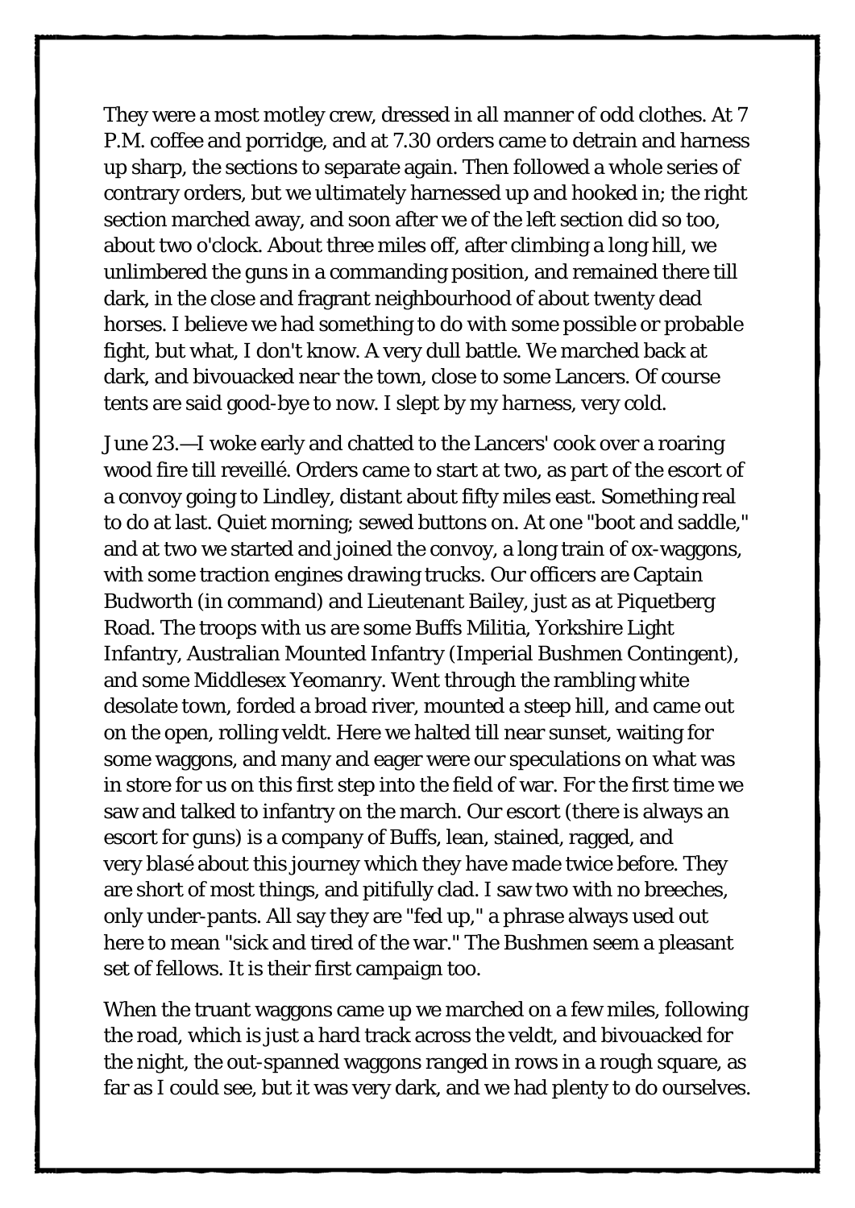They were a most motley crew, dressed in all manner of odd clothes. At 7 P.M. coffee and porridge, and at 7.30 orders came to detrain and harness up sharp, the sections to separate again. Then followed a whole series of contrary orders, but we ultimately harnessed up and hooked in; the right section marched away, and soon after we of the left section did so too, about two o'clock. About three miles off, after climbing a long hill, we unlimbered the guns in a commanding position, and remained there till dark, in the close and fragrant neighbourhood of about twenty dead horses. I believe we had something to do with some possible or probable fight, but what, I don't know. A very dull battle. We marched back at dark, and bivouacked near the town, close to some Lancers. Of course tents are said good-bye to now. I slept by my harness, very cold.

June 23.—I woke early and chatted to the Lancers' cook over a roaring wood fire till reveillé. Orders came to start at two, as part of the escort of a convoy going to Lindley, distant about fifty miles east. Something real to do at last. Quiet morning; sewed buttons on. At one "boot and saddle," and at two we started and joined the convoy, a long train of ox-waggons, with some traction engines drawing trucks. Our officers are Captain Budworth (in command) and Lieutenant Bailey, just as at Piquetberg Road. The troops with us are some Buffs Militia, Yorkshire Light Infantry, Australian Mounted Infantry (Imperial Bushmen Contingent), and some Middlesex Yeomanry. Went through the rambling white desolate town, forded a broad river, mounted a steep hill, and came out on the open, rolling veldt. Here we halted till near sunset, waiting for some waggons, and many and eager were our speculations on what was in store for us on this first step into the field of war. For the first time we saw and talked to infantry on the march. Our escort (there is always an escort for guns) is a company of Buffs, lean, stained, ragged, and very *blasé* about this journey which they have made twice before. They are short of most things, and pitifully clad. I saw two with no breeches, only under-pants. All say they are "fed up," a phrase always used out here to mean "sick and tired of the war." The Bushmen seem a pleasant set of fellows. It is their first campaign too.

When the truant waggons came up we marched on a few miles, following the road, which is just a hard track across the veldt, and bivouacked for the night, the out-spanned waggons ranged in rows in a rough square, as far as I could see, but it was very dark, and we had plenty to do ourselves.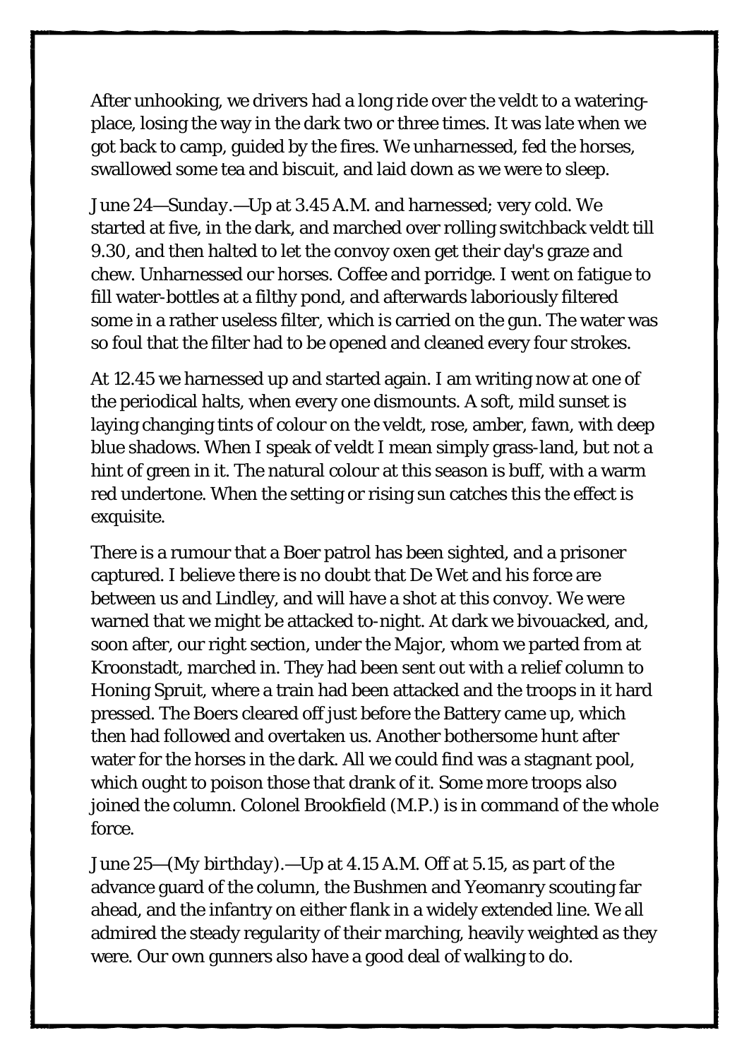After unhooking, we drivers had a long ride over the veldt to a watering-place, losing the way in the dark two or three times. It was late when we got back to camp, guided by the fires. We unharnessed, fed the horses, swallowed some tea and biscuit, and laid down as we were to sleep.

June 24—*Sunday*.—Up at 3.45 A.M. and harnessed; very cold. We started at five, in the dark, and marched over rolling switchback veldt till 9.30, and then halted to let the convoy oxen get their day's graze and chew. Unharnessed our horses. Coffee and porridge. I went on fatigue to fill water-bottles at a filthy pond, and afterwards laboriously filtered some in a rather useless filter, which is carried on the gun. The water was so foul that the filter had to be opened and cleaned every four strokes.

At 12.45 we harnessed up and started again. I am writing now at one of the periodical halts, when every one dismounts. A soft, mild sunset is laying changing tints of colour on the veldt, rose, amber, fawn, with deep blue shadows. When I speak of veldt I mean simply grass-land, but not a hint of green in it. The natural colour at this season is buff, with a warm red undertone. When the setting or rising sun catches this the effect is exquisite.

There is a rumour that a Boer patrol has been sighted, and a prisoner captured. I believe there is no doubt that De Wet and his force are between us and Lindley, and will have a shot at this convoy. We were warned that we might be attacked to-night. At dark we bivouacked, and, soon after, our right section, under the Major, whom we parted from at Kroonstadt, marched in. They had been sent out with a relief column to Honing Spruit, where a train had been attacked and the troops in it hard pressed. The Boers cleared off just before the Battery came up, which then had followed and overtaken us. Another bothersome hunt after water for the horses in the dark. All we could find was a stagnant pool, which ought to poison those that drank of it. Some more troops also joined the column. Colonel Brookfield (M.P.) is in command of the whole force.

June 25—(*My birthday*).—Up at 4.15 A.M. Off at 5.15, as part of the advance guard of the column, the Bushmen and Yeomanry scouting far ahead, and the infantry on either flank in a widely extended line. We all admired the steady regularity of their marching, heavily weighted as they were. Our own gunners also have a good deal of walking to do.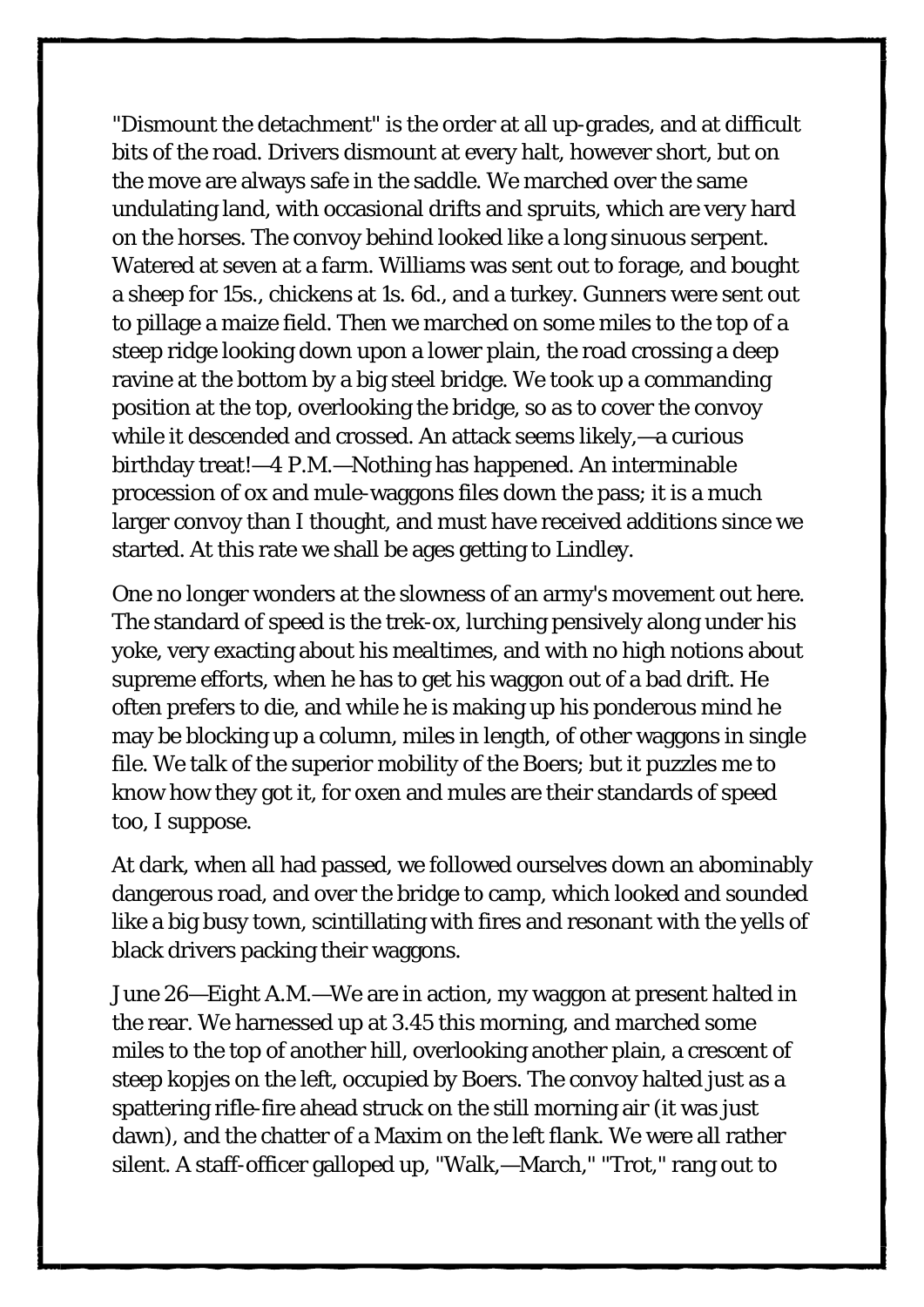"Dismount the detachment" is the order at all up-grades, and at difficult bits of the road. Drivers dismount at every halt, however short, but on the move are always safe in the saddle. We marched over the same undulating land, with occasional drifts and spruits, which are very hard on the horses. The convoy behind looked like a long sinuous serpent. Watered at seven at a farm. Williams was sent out to forage, and bought a sheep for 15s., chickens at 1s. 6d., and a turkey. Gunners were sent out to pillage a maize field. Then we marched on some miles to the top of a steep ridge looking down upon a lower plain, the road crossing a deep ravine at the bottom by a big steel bridge. We took up a commanding position at the top, overlooking the bridge, so as to cover the convoy while it descended and crossed. An attack seems likely,—a curious birthday treat!—4 P.M.—Nothing has happened. An interminable procession of ox and mule-waggons files down the pass; it is a much larger convoy than I thought, and must have received additions since we started. At this rate we shall be ages getting to Lindley.

One no longer wonders at the slowness of an army's movement out here. The standard of speed is the trek-ox, lurching pensively along under his yoke, very exacting about his mealtimes, and with no high notions about supreme efforts, when he has to get his waggon out of a bad drift. He often prefers to die, and while he is making up his ponderous mind he may be blocking up a column, miles in length, of other waggons in single file. We talk of the superior mobility of the Boers; but it puzzles me to know how they got it, for oxen and mules are their standards of speed too, I suppose.

At dark, when all had passed, we followed ourselves down an abominably dangerous road, and over the bridge to camp, which looked and sounded like a big busy town, scintillating with fires and resonant with the yells of black drivers packing their waggons.

June 26—Eight A.M.—We are in action, my waggon at present halted in the rear. We harnessed up at 3.45 this morning, and marched some miles to the top of another hill, overlooking another plain, a crescent of steep kopjes on the left, occupied by Boers. The convoy halted just as a spattering rifle-fire ahead struck on the still morning air (it was just dawn), and the chatter of a Maxim on the left flank. We were all rather silent. A staff-officer galloped up, "Walk,—March," "Trot," rang out to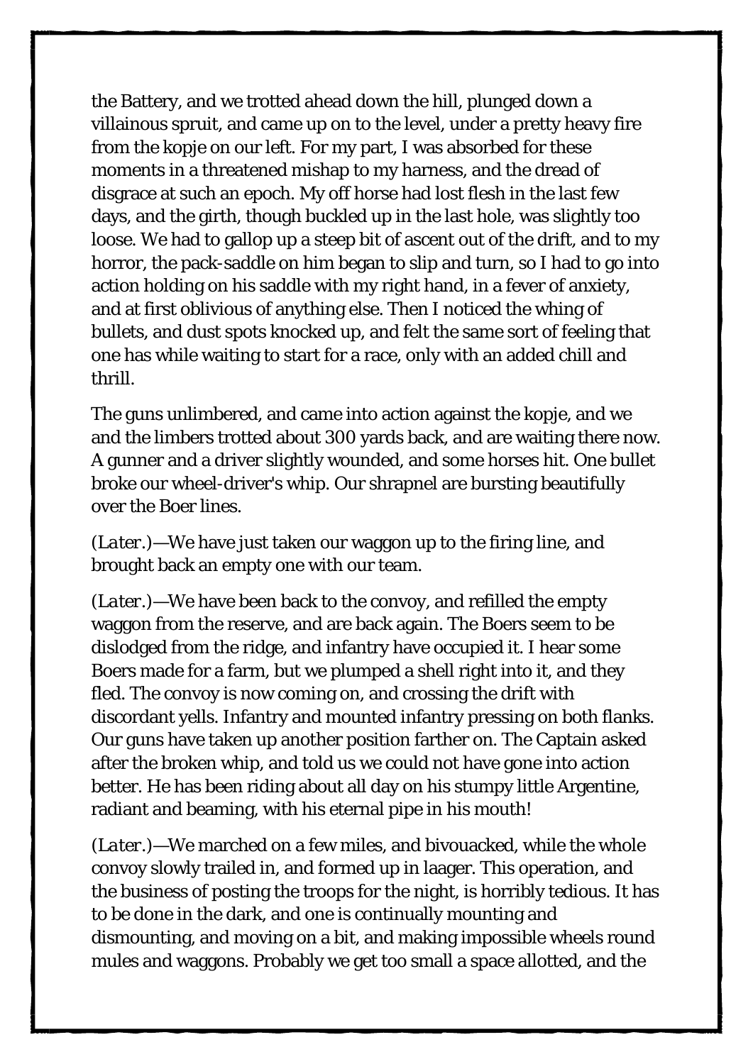the Battery, and we trotted ahead down the hill, plunged down a villainous spruit, and came up on to the level, under a pretty heavy fire from the kopje on our left. For my part, I was absorbed for these moments in a threatened mishap to my harness, and the dread of disgrace at such an epoch. My off horse had lost flesh in the last few days, and the girth, though buckled up in the last hole, was slightly too loose. We had to gallop up a steep bit of ascent out of the drift, and to my horror, the pack-saddle on him began to slip and turn, so I had to go into action holding on his saddle with my right hand, in a fever of anxiety, and at first oblivious of anything else. Then I noticed the whing of bullets, and dust spots knocked up, and felt the same sort of feeling that one has while waiting to start for a race, only with an added chill and thrill.

The guns unlimbered, and came into action against the kopje, and we and the limbers trotted about 300 yards back, and are waiting there now. A gunner and a driver slightly wounded, and some horses hit. One bullet broke our wheel-driver's whip. Our shrapnel are bursting beautifully over the Boer lines.

(*Later.*)—We have just taken our waggon up to the firing line, and brought back an empty one with our team.

(*Later.*)—We have been back to the convoy, and refilled the empty waggon from the reserve, and are back again. The Boers seem to be dislodged from the ridge, and infantry have occupied it. I hear some Boers made for a farm, but we plumped a shell right into it, and they fled. The convoy is now coming on, and crossing the drift with discordant yells. Infantry and mounted infantry pressing on both flanks. Our guns have taken up another position farther on. The Captain asked after the broken whip, and told us we could not have gone into action better. He has been riding about all day on his stumpy little Argentine, radiant and beaming, with his eternal pipe in his mouth!

(*Later.*)—We marched on a few miles, and bivouacked, while the whole convoy slowly trailed in, and formed up in laager. This operation, and the business of posting the troops for the night, is horribly tedious. It has to be done in the dark, and one is continually mounting and dismounting, and moving on a bit, and making impossible wheels round mules and waggons. Probably we get too small a space allotted, and the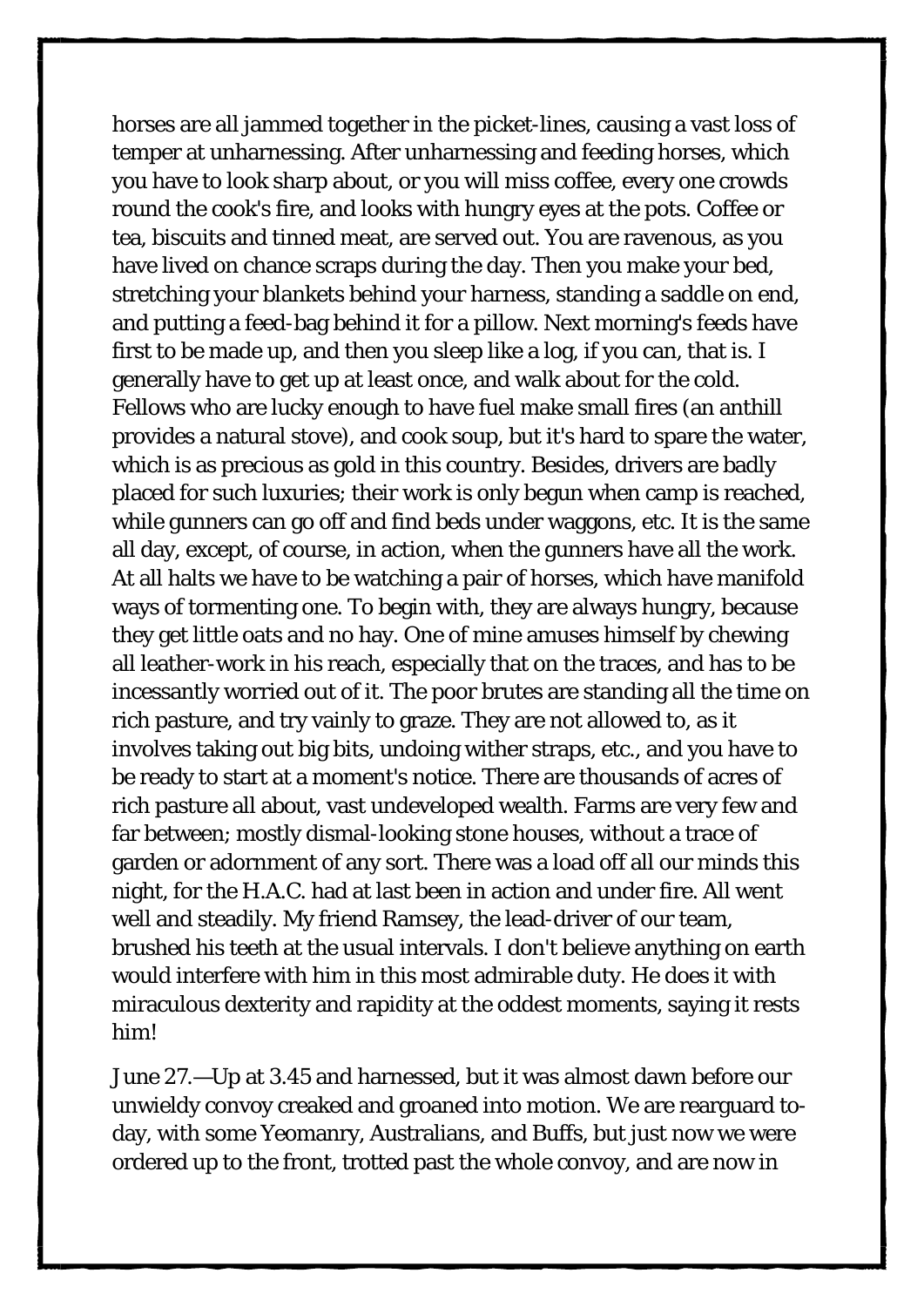horses are all jammed together in the picket-lines, causing a vast loss of temper at unharnessing. After unharnessing and feeding horses, which you have to look sharp about, or you will miss coffee, every one crowds round the cook's fire, and looks with hungry eyes at the pots. Coffee or tea, biscuits and tinned meat, are served out. You are ravenous, as you have lived on chance scraps during the day. Then you make your bed, stretching your blankets behind your harness, standing a saddle on end, and putting a feed-bag behind it for a pillow. Next morning's feeds have first to be made up, and then you sleep like a log, if you can, that is. I generally have to get up at least once, and walk about for the cold. Fellows who are lucky enough to have fuel make small fires (an anthill provides a natural stove), and cook soup, but it's hard to spare the water, which is as precious as gold in this country. Besides, drivers are badly placed for such luxuries; their work is only begun when camp is reached, while gunners can go off and find beds under waggons, etc. It is the same all day, except, of course, in action, when the gunners have all the work. At all halts we have to be watching a pair of horses, which have manifold ways of tormenting one. To begin with, they are always hungry, because they get little oats and no hay. One of mine amuses himself by chewing all leather-work in his reach, especially that on the traces, and has to be incessantly worried out of it. The poor brutes are standing all the time on rich pasture, and try vainly to graze. They are not allowed to, as it involves taking out big bits, undoing wither straps, etc., and you have to be ready to start at a moment's notice. There are thousands of acres of rich pasture all about, vast undeveloped wealth. Farms are very few and far between; mostly dismal-looking stone houses, without a trace of garden or adornment of any sort. There was a load off all our minds this night, for the H.A.C. had at last been in action and under fire. All went well and steadily. My friend Ramsey, the lead-driver of our team, brushed his teeth at the usual intervals. I don't believe anything on earth would interfere with him in this most admirable duty. He does it with miraculous dexterity and rapidity at the oddest moments, saying it rests him!

June 27.—Up at 3.45 and harnessed, but it was almost dawn before our unwieldy convoy creaked and groaned into motion. We are rearguard to-day, with some Yeomanry, Australians, and Buffs, but just now we were ordered up to the front, trotted past the whole convoy, and are now in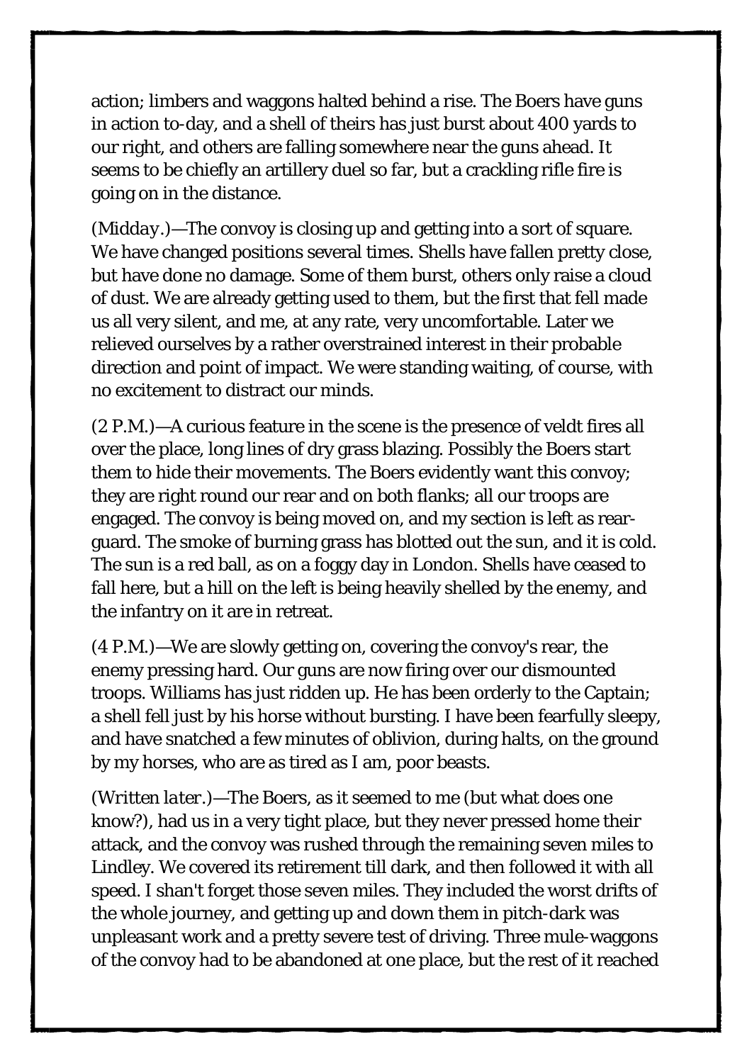action; limbers and waggons halted behind a rise. The Boers have guns in action to-day, and a shell of theirs has just burst about 400 yards to our right, and others are falling somewhere near the guns ahead. It seems to be chiefly an artillery duel so far, but a crackling rifle fire is going on in the distance.

(*Midday.*)—The convoy is closing up and getting into a sort of square. We have changed positions several times. Shells have fallen pretty close, but have done no damage. Some of them burst, others only raise a cloud of dust. We are already getting used to them, but the first that fell made us all very silent, and me, at any rate, very uncomfortable. Later we relieved ourselves by a rather overstrained interest in their probable direction and point of impact. We were standing waiting, of course, with no excitement to distract our minds.

(2 P.M.)—A curious feature in the scene is the presence of veldt fires all over the place, long lines of dry grass blazing. Possibly the Boers start them to hide their movements. The Boers evidently want this convoy; they are right round our rear and on both flanks; all our troops are engaged. The convoy is being moved on, and my section is left as rear-guard. The smoke of burning grass has blotted out the sun, and it is cold. The sun is a red ball, as on a foggy day in London. Shells have ceased to fall here, but a hill on the left is being heavily shelled by the enemy, and the infantry on it are in retreat.

(4 P.M.)—We are slowly getting on, covering the convoy's rear, the enemy pressing hard. Our guns are now firing over our dismounted troops. Williams has just ridden up. He has been orderly to the Captain; a shell fell just by his horse without bursting. I have been fearfully sleepy, and have snatched a few minutes of oblivion, during halts, on the ground by my horses, who are as tired as I am, poor beasts.

(*Written later.*)—The Boers, as it seemed to me (but what does one know?), had us in a very tight place, but they never pressed home their attack, and the convoy was rushed through the remaining seven miles to Lindley. We covered its retirement till dark, and then followed it with all speed. I shan't forget those seven miles. They included the worst drifts of the whole journey, and getting up and down them in pitch-dark was unpleasant work and a pretty severe test of driving. Three mule-waggons of the convoy had to be abandoned at one place, but the rest of it reached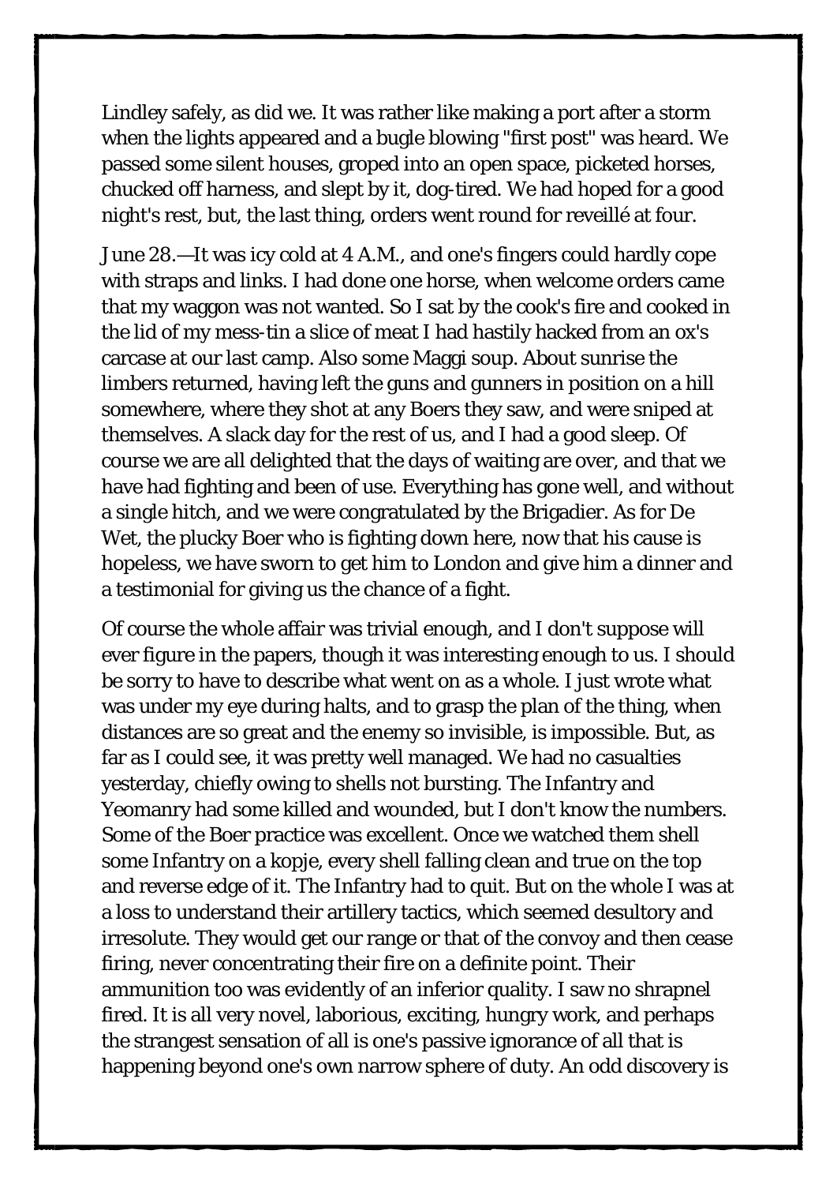Lindley safely, as did we. It was rather like making a port after a storm when the lights appeared and a bugle blowing "first post" was heard. We passed some silent houses, groped into an open space, picketed horses, chucked off harness, and slept by it, dog-tired. We had hoped for a good night's rest, but, the last thing, orders went round for reveillé at four.

June 28.—It was icy cold at 4 A.M., and one's fingers could hardly cope with straps and links. I had done one horse, when welcome orders came that my waggon was not wanted. So I sat by the cook's fire and cooked in the lid of my mess-tin a slice of meat I had hastily hacked from an ox's carcase at our last camp. Also some Maggi soup. About sunrise the limbers returned, having left the guns and gunners in position on a hill somewhere, where they shot at any Boers they saw, and were sniped at themselves. A slack day for the rest of us, and I had a good sleep. Of course we are all delighted that the days of waiting are over, and that we have had fighting and been of use. Everything has gone well, and without a single hitch, and we were congratulated by the Brigadier. As for De Wet, the plucky Boer who is fighting down here, now that his cause is hopeless, we have sworn to get him to London and give him a dinner and a testimonial for giving us the chance of a fight.

Of course the whole affair was trivial enough, and I don't suppose will ever figure in the papers, though it was interesting enough to us. I should be sorry to have to describe what went on as a whole. I just wrote what was under my eye during halts, and to grasp the plan of the thing, when distances are so great and the enemy so invisible, is impossible. But, as far as I could see, it was pretty well managed. We had no casualties yesterday, chiefly owing to shells not bursting. The Infantry and Yeomanry had some killed and wounded, but I don't know the numbers. Some of the Boer practice was excellent. Once we watched them shell some Infantry on a kopje, every shell falling clean and true on the top and reverse edge of it. The Infantry had to quit. But on the whole I was at a loss to understand their artillery tactics, which seemed desultory and irresolute. They would get our range or that of the convoy and then cease firing, never concentrating their fire on a definite point. Their ammunition too was evidently of an inferior quality. I saw no shrapnel fired. It is all very novel, laborious, exciting, hungry work, and perhaps the strangest sensation of all is one's passive ignorance of all that is happening beyond one's own narrow sphere of duty. An odd discovery is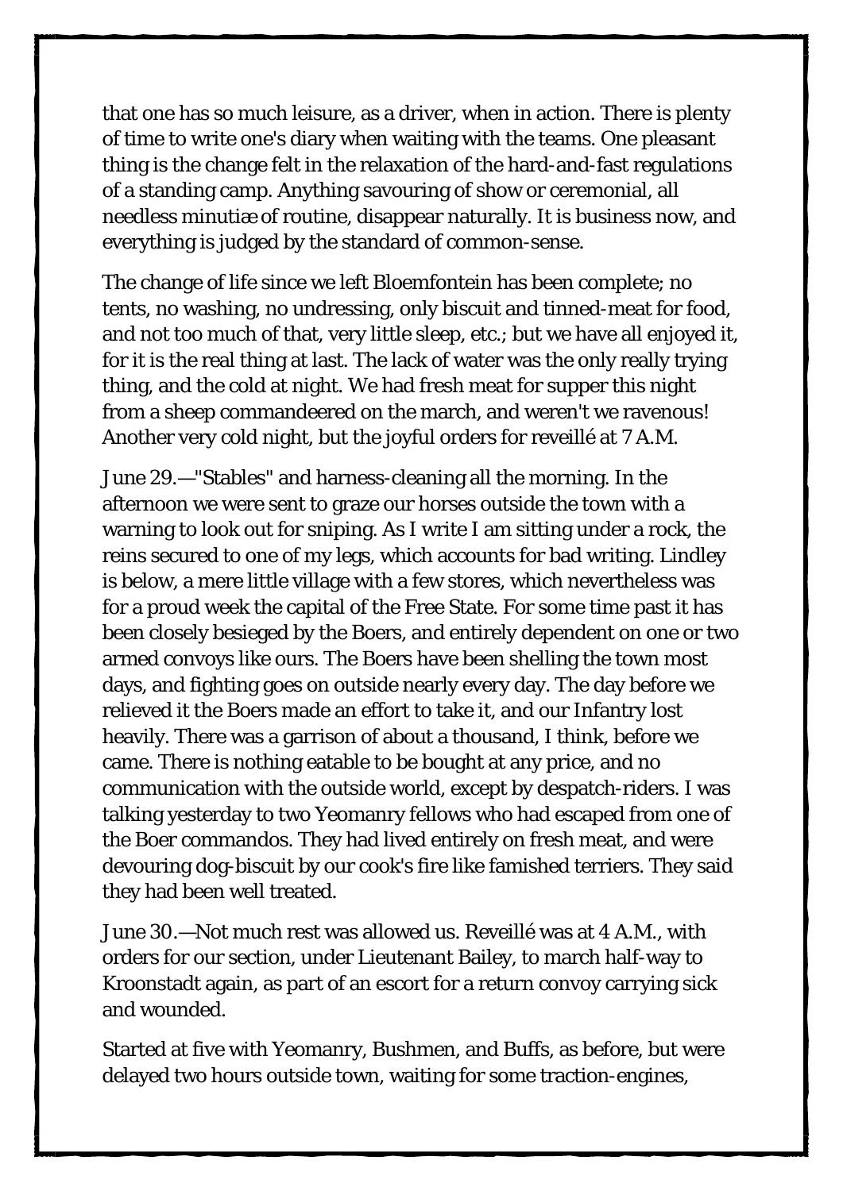that one has so much leisure, as a driver, when in action. There is plenty of time to write one's diary when waiting with the teams. One pleasant thing is the change felt in the relaxation of the hard-and-fast regulations of a standing camp. Anything savouring of show or ceremonial, all needless minutiæ of routine, disappear naturally. It is business now, and everything is judged by the standard of common-sense.

The change of life since we left Bloemfontein has been complete; no tents, no washing, no undressing, only biscuit and tinned-meat for food, and not too much of that, very little sleep, etc.; but we have all enjoyed it, for it is the real thing at last. The lack of water was the only really trying thing, and the cold at night. We had fresh meat for supper this night from a sheep commandeered on the march, and weren't we ravenous! Another very cold night, but the joyful orders for reveillé at 7 A.M.

June 29.—"Stables" and harness-cleaning all the morning. In the afternoon we were sent to graze our horses outside the town with a warning to look out for sniping. As I write I am sitting under a rock, the reins secured to one of my legs, which accounts for bad writing. Lindley is below, a mere little village with a few stores, which nevertheless was for a proud week the capital of the Free State. For some time past it has been closely besieged by the Boers, and entirely dependent on one or two armed convoys like ours. The Boers have been shelling the town most days, and fighting goes on outside nearly every day. The day before we relieved it the Boers made an effort to take it, and our Infantry lost heavily. There was a garrison of about a thousand, I think, before we came. There is nothing eatable to be bought at any price, and no communication with the outside world, except by despatch-riders. I was talking yesterday to two Yeomanry fellows who had escaped from one of the Boer commandos. They had lived entirely on fresh meat, and were devouring dog-biscuit by our cook's fire like famished terriers. They said they had been well treated.

June 30.—Not much rest was allowed us. Reveillé was at 4 A.M., with orders for our section, under Lieutenant Bailey, to march half-way to Kroonstadt again, as part of an escort for a return convoy carrying sick and wounded.

Started at five with Yeomanry, Bushmen, and Buffs, as before, but were delayed two hours outside town, waiting for some traction-engines,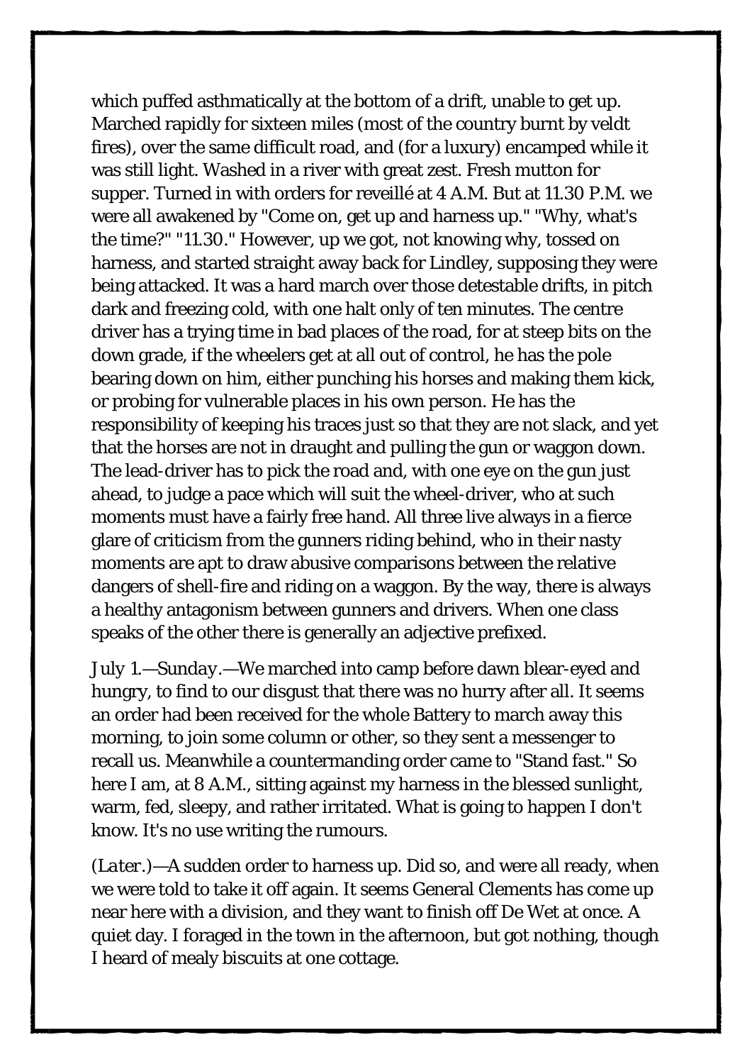which puffed asthmatically at the bottom of a drift, unable to get up. Marched rapidly for sixteen miles (most of the country burnt by veldt fires), over the same difficult road, and (for a luxury) encamped while it was still light. Washed in a river with great zest. Fresh mutton for supper. Turned in with orders for reveillé at 4 A.M. But at 11.30 P.M. we were all awakened by "Come on, get up and harness up." "Why, what's the time?" "11.30." However, up we got, not knowing why, tossed on harness, and started straight away back for Lindley, supposing they were being attacked. It was a hard march over those detestable drifts, in pitch dark and freezing cold, with one halt only of ten minutes. The centre driver has a trying time in bad places of the road, for at steep bits on the down grade, if the wheelers get at all out of control, he has the pole bearing down on him, either punching his horses and making them kick, or probing for vulnerable places in his own person. He has the responsibility of keeping his traces just so that they are not slack, and yet that the horses are not in draught and pulling the gun or waggon down. The lead-driver has to pick the road and, with one eye on the gun just ahead, to judge a pace which will suit the wheel-driver, who at such moments must have a fairly free hand. All three live always in a fierce glare of criticism from the gunners riding behind, who in their nasty moments are apt to draw abusive comparisons between the relative dangers of shell-fire and riding on a waggon. By the way, there is always a healthy antagonism between gunners and drivers. When one class speaks of the other there is generally an adjective prefixed.

*July 1.—Sunday.*—We marched into camp before dawn blear-eyed and hungry, to find to our disgust that there was no hurry after all. It seems an order had been received for the whole Battery to march away this morning, to join some column or other, so they sent a messenger to recall us. Meanwhile a countermanding order came to "Stand fast." So here I am, at 8 A.M., sitting against my harness in the blessed sunlight, warm, fed, sleepy, and rather irritated. What is going to happen I don't know. It's no use writing the rumours.

*(Later.)*—A sudden order to harness up. Did so, and were all ready, when we were told to take it off again. It seems General Clements has come up near here with a division, and they want to finish off De Wet at once. A quiet day. I foraged in the town in the afternoon, but got nothing, though I heard of mealy biscuits at one cottage.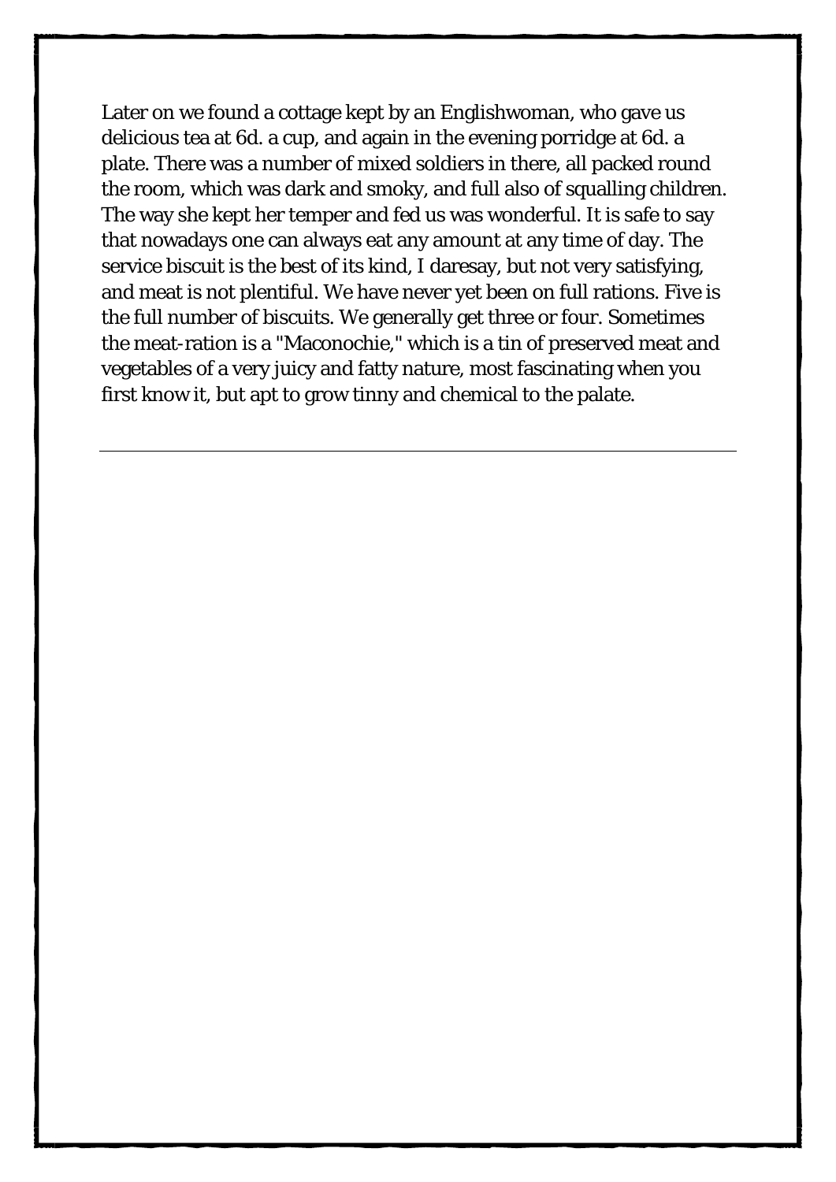Later on we found a cottage kept by an Englishwoman, who gave us delicious tea at 6d. a cup, and again in the evening porridge at 6d. a plate. There was a number of mixed soldiers in there, all packed round the room, which was dark and smoky, and full also of squalling children. The way she kept her temper and fed us was wonderful. It is safe to say that nowadays one can always eat any amount at any time of day. The service biscuit is the best of its kind, I daresay, but not very satisfying, and meat is not plentiful. We have never yet been on full rations. Five is the full number of biscuits. We generally get three or four. Sometimes the meat-ration is a "Maconochie," which is a tin of preserved meat and vegetables of a very juicy and fatty nature, most fascinating when you first know it, but apt to grow tinny and chemical to the palate.

---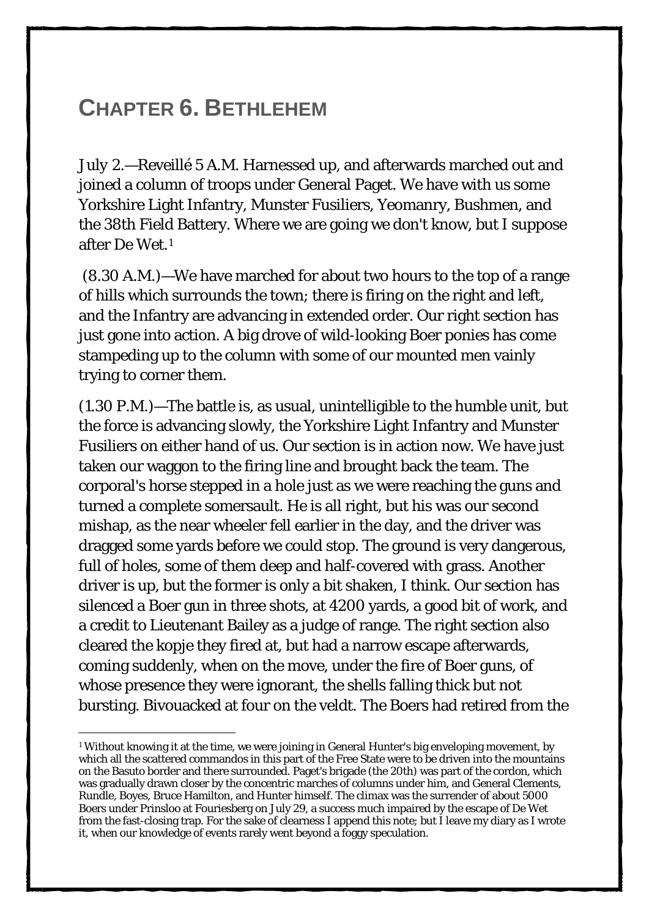# CHAPTER 6. BETHLEHEM

July 2.—Reveillé 5 A.M. Harnessed up, and afterwards marched out and joined a column of troops under General Paget. We have with us some Yorkshire Light Infantry, Munster Fusiliers, Yeomanry, Bushmen, and the 38th Field Battery. Where we are going we don't know, but I suppose after De Wet.[1]

(8.30 A.M.)—We have marched for about two hours to the top of a range of hills which surrounds the town; there is firing on the right and left, and the Infantry are advancing in extended order. Our right section has just gone into action. A big drove of wild-looking Boer ponies has come stampeding up to the column with some of our mounted men vainly trying to corner them.

(1.30 P.M.)—The battle is, as usual, unintelligible to the humble unit, but the force is advancing slowly, the Yorkshire Light Infantry and Munster Fusiliers on either hand of us. Our section is in action now. We have just taken our waggon to the firing line and brought back the team. The corporal's horse stepped in a hole just as we were reaching the guns and turned a complete somersault. He is all right, but his was our second mishap, as the near wheeler fell earlier in the day, and the driver was dragged some yards before we could stop. The ground is very dangerous, full of holes, some of them deep and half-covered with grass. Another driver is up, but the former is only a bit shaken, I think. Our section has silenced a Boer gun in three shots, at 4200 yards, a good bit of work, and a credit to Lieutenant Bailey as a judge of range. The right section also cleared the kopje they fired at, but had a narrow escape afterwards, coming suddenly, when on the move, under the fire of Boer guns, of whose presence they were ignorant, the shells falling thick but not bursting. Bivouacked at four on the veldt. The Boers had retired from the

[1] Without knowing it at the time, we were joining in General Hunter's big enveloping movement, by which all the scattered commandos in this part of the Free State were to be driven into the mountains on the Basuto border and there surrounded. Paget's brigade (the 20th) was part of the cordon, which was gradually drawn closer by the concentric marches of columns under him, and General Clements, Rundle, Boyes, Bruce Hamilton, and Hunter himself. The climax was the surrender of about 5000 Boers under Prinsloo at Fouriesberg on July 29, a success much impaired by the escape of De Wet from the fast-closing trap. For the sake of clearness I append this note; but I leave my diary as I wrote it, when our knowledge of events rarely went beyond a foggy speculation.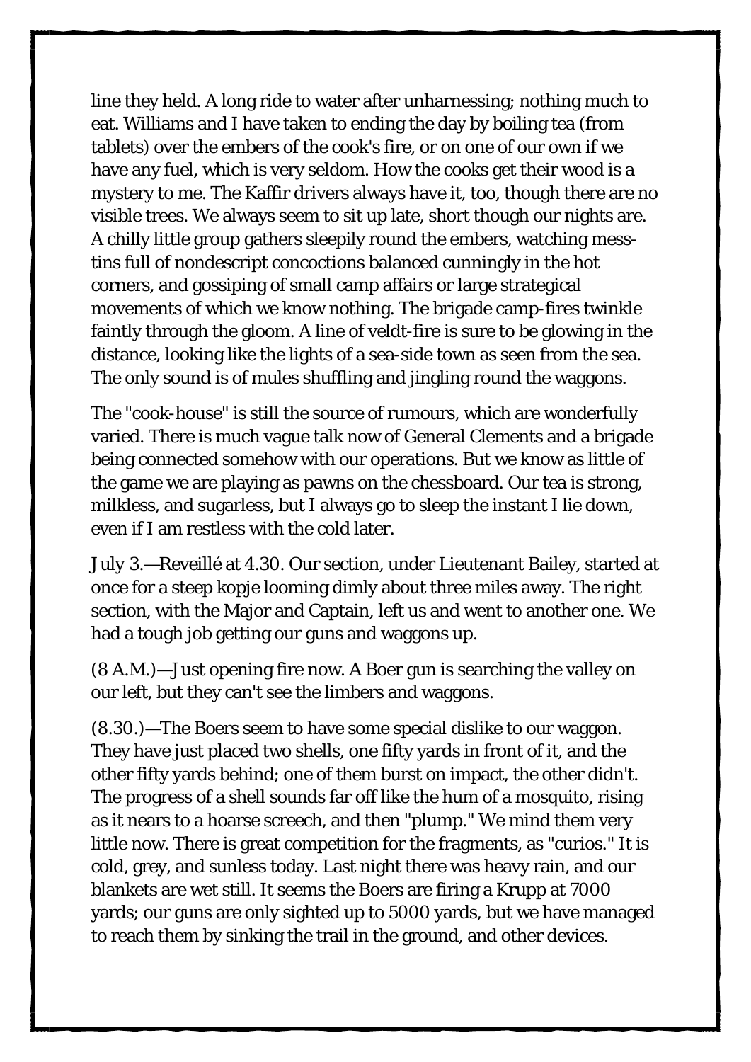line they held. A long ride to water after unharnessing; nothing much to eat. Williams and I have taken to ending the day by boiling tea (from tablets) over the embers of the cook's fire, or on one of our own if we have any fuel, which is very seldom. How the cooks get their wood is a mystery to me. The Kaffir drivers always have it, too, though there are no visible trees. We always seem to sit up late, short though our nights are. A chilly little group gathers sleepily round the embers, watching mess-tins full of nondescript concoctions balanced cunningly in the hot corners, and gossiping of small camp affairs or large strategical movements of which we know nothing. The brigade camp-fires twinkle faintly through the gloom. A line of veldt-fire is sure to be glowing in the distance, looking like the lights of a sea-side town as seen from the sea. The only sound is of mules shuffling and jingling round the waggons.

The "cook-house" is still the source of rumours, which are wonderfully varied. There is much vague talk now of General Clements and a brigade being connected somehow with our operations. But we know as little of the game we are playing as pawns on the chessboard. Our tea is strong, milkless, and sugarless, but I always go to sleep the instant I lie down, even if I am restless with the cold later.

July 3.—Reveillé at 4.30. Our section, under Lieutenant Bailey, started at once for a steep kopje looming dimly about three miles away. The right section, with the Major and Captain, left us and went to another one. We had a tough job getting our guns and waggons up.

(8 A.M.)—Just opening fire now. A Boer gun is searching the valley on our left, but they can't see the limbers and waggons.

(8.30.)—The Boers seem to have some special dislike to our waggon. They have just placed two shells, one fifty yards in front of it, and the other fifty yards behind; one of them burst on impact, the other didn't. The progress of a shell sounds far off like the hum of a mosquito, rising as it nears to a hoarse screech, and then "plump." We mind them very little now. There is great competition for the fragments, as "curios." It is cold, grey, and sunless today. Last night there was heavy rain, and our blankets are wet still. It seems the Boers are firing a Krupp at 7000 yards; our guns are only sighted up to 5000 yards, but we have managed to reach them by sinking the trail in the ground, and other devices.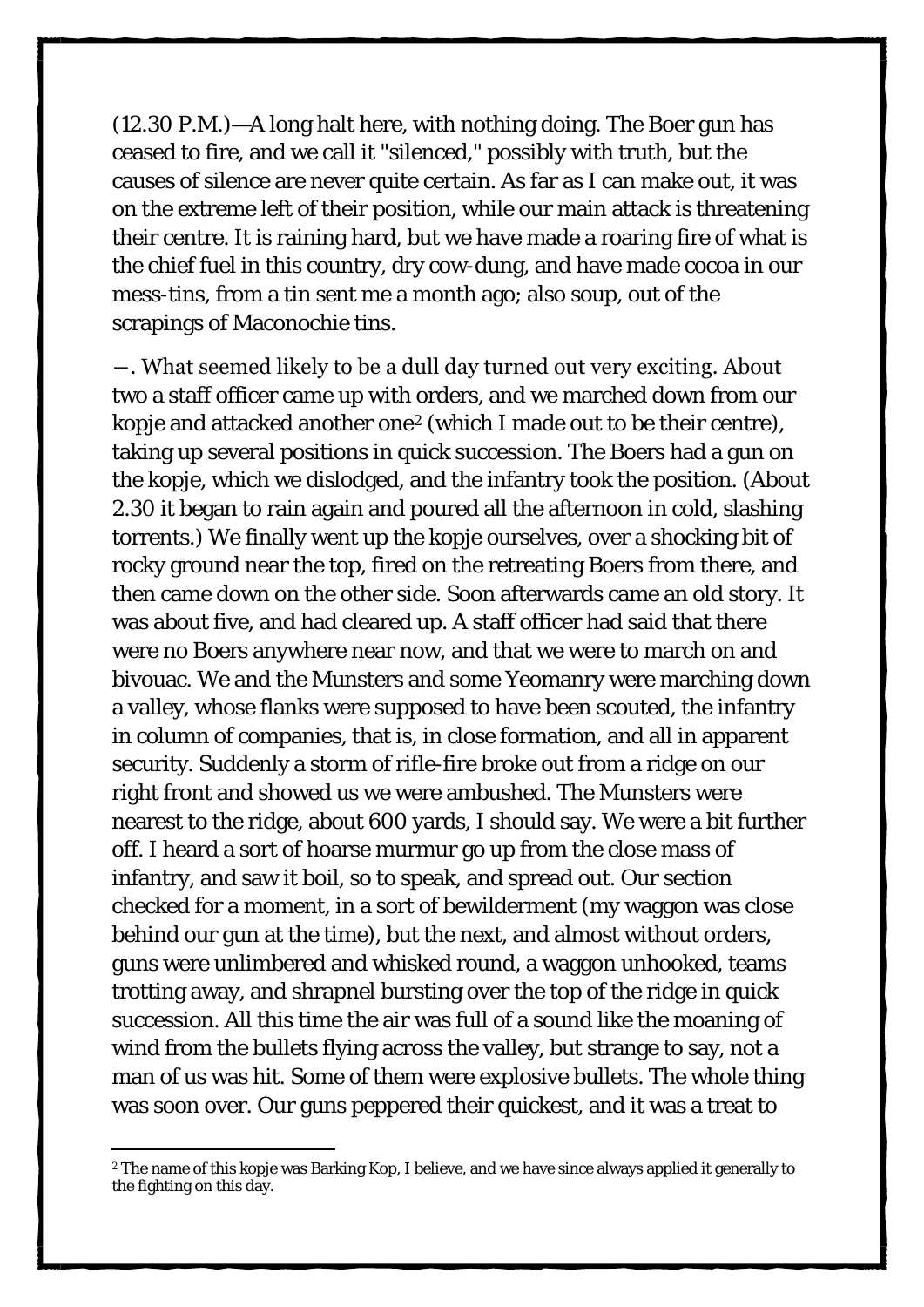(12.30 P.M.)—A long halt here, with nothing doing. The Boer gun has ceased to fire, and we call it "silenced," possibly with truth, but the causes of silence are never quite certain. As far as I can make out, it was on the extreme left of their position, while our main attack is threatening their centre. It is raining hard, but we have made a roaring fire of what is the chief fuel in this country, dry cow-dung, and have made cocoa in our mess-tins, from a tin sent me a month ago; also soup, out of the scrapings of Maconochie tins.

—. What seemed likely to be a dull day turned out very exciting. About two a staff officer came up with orders, and we marched down from our kopje and attacked another one[2] (which I made out to be their centre), taking up several positions in quick succession. The Boers had a gun on the kopje, which we dislodged, and the infantry took the position. (About 2.30 it began to rain again and poured all the afternoon in cold, slashing torrents.) We finally went up the kopje ourselves, over a shocking bit of rocky ground near the top, fired on the retreating Boers from there, and then came down on the other side. Soon afterwards came an old story. It was about five, and had cleared up. A staff officer had said that there were no Boers anywhere near now, and that we were to march on and bivouac. We and the Munsters and some Yeomanry were marching down a valley, whose flanks were supposed to have been scouted, the infantry in column of companies, that is, in close formation, and all in apparent security. Suddenly a storm of rifle-fire broke out from a ridge on our right front and showed us we were ambushed. The Munsters were nearest to the ridge, about 600 yards, I should say. We were a bit further off. I heard a sort of hoarse murmur go up from the close mass of infantry, and saw it boil, so to speak, and spread out. Our section checked for a moment, in a sort of bewilderment (my waggon was close behind our gun at the time), but the next, and almost without orders, guns were unlimbered and whisked round, a waggon unhooked, teams trotting away, and shrapnel bursting over the top of the ridge in quick succession. All this time the air was full of a sound like the moaning of wind from the bullets flying across the valley, but strange to say, not a man of us was hit. Some of them were explosive bullets. The whole thing was soon over. Our guns peppered their quickest, and it was a treat to

[2] The name of this kopje was Barking Kop, I believe, and we have since always applied it generally to the fighting on this day.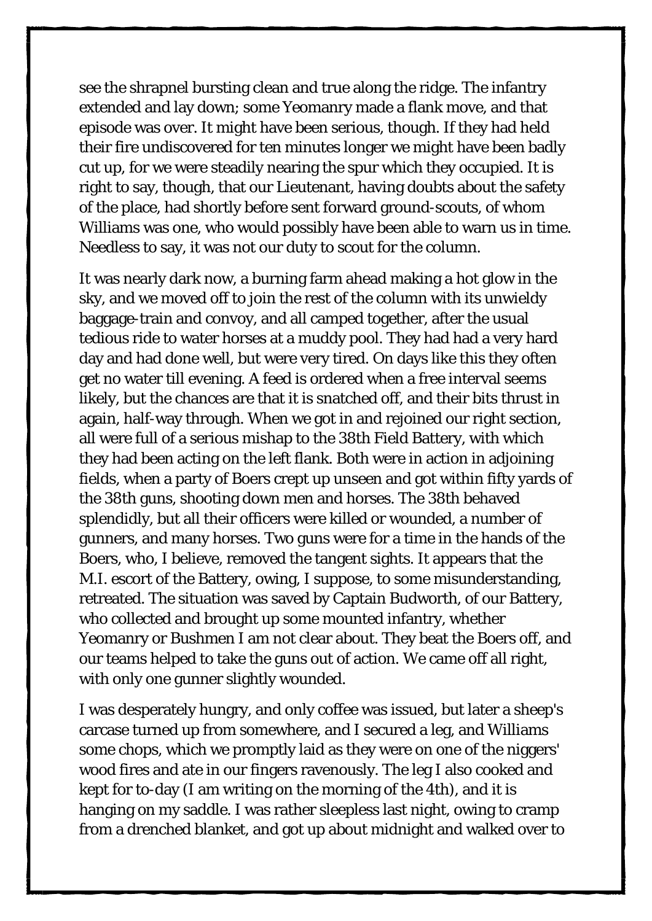see the shrapnel bursting clean and true along the ridge. The infantry extended and lay down; some Yeomanry made a flank move, and that episode was over. It might have been serious, though. If they had held their fire undiscovered for ten minutes longer we might have been badly cut up, for we were steadily nearing the spur which they occupied. It is right to say, though, that our Lieutenant, having doubts about the safety of the place, had shortly before sent forward ground-scouts, of whom Williams was one, who would possibly have been able to warn us in time. Needless to say, it was not our duty to scout for the column.

It was nearly dark now, a burning farm ahead making a hot glow in the sky, and we moved off to join the rest of the column with its unwieldy baggage-train and convoy, and all camped together, after the usual tedious ride to water horses at a muddy pool. They had had a very hard day and had done well, but were very tired. On days like this they often get no water till evening. A feed is ordered when a free interval seems likely, but the chances are that it is snatched off, and their bits thrust in again, half-way through. When we got in and rejoined our right section, all were full of a serious mishap to the 38th Field Battery, with which they had been acting on the left flank. Both were in action in adjoining fields, when a party of Boers crept up unseen and got within fifty yards of the 38th guns, shooting down men and horses. The 38th behaved splendidly, but all their officers were killed or wounded, a number of gunners, and many horses. Two guns were for a time in the hands of the Boers, who, I believe, removed the tangent sights. It appears that the M.I. escort of the Battery, owing, I suppose, to some misunderstanding, retreated. The situation was saved by Captain Budworth, of our Battery, who collected and brought up some mounted infantry, whether Yeomanry or Bushmen I am not clear about. They beat the Boers off, and our teams helped to take the guns out of action. We came off all right, with only one gunner slightly wounded.

I was desperately hungry, and only coffee was issued, but later a sheep's carcase turned up from somewhere, and I secured a leg, and Williams some chops, which we promptly laid as they were on one of the niggers' wood fires and ate in our fingers ravenously. The leg I also cooked and kept for to-day (I am writing on the morning of the 4th), and it is hanging on my saddle. I was rather sleepless last night, owing to cramp from a drenched blanket, and got up about midnight and walked over to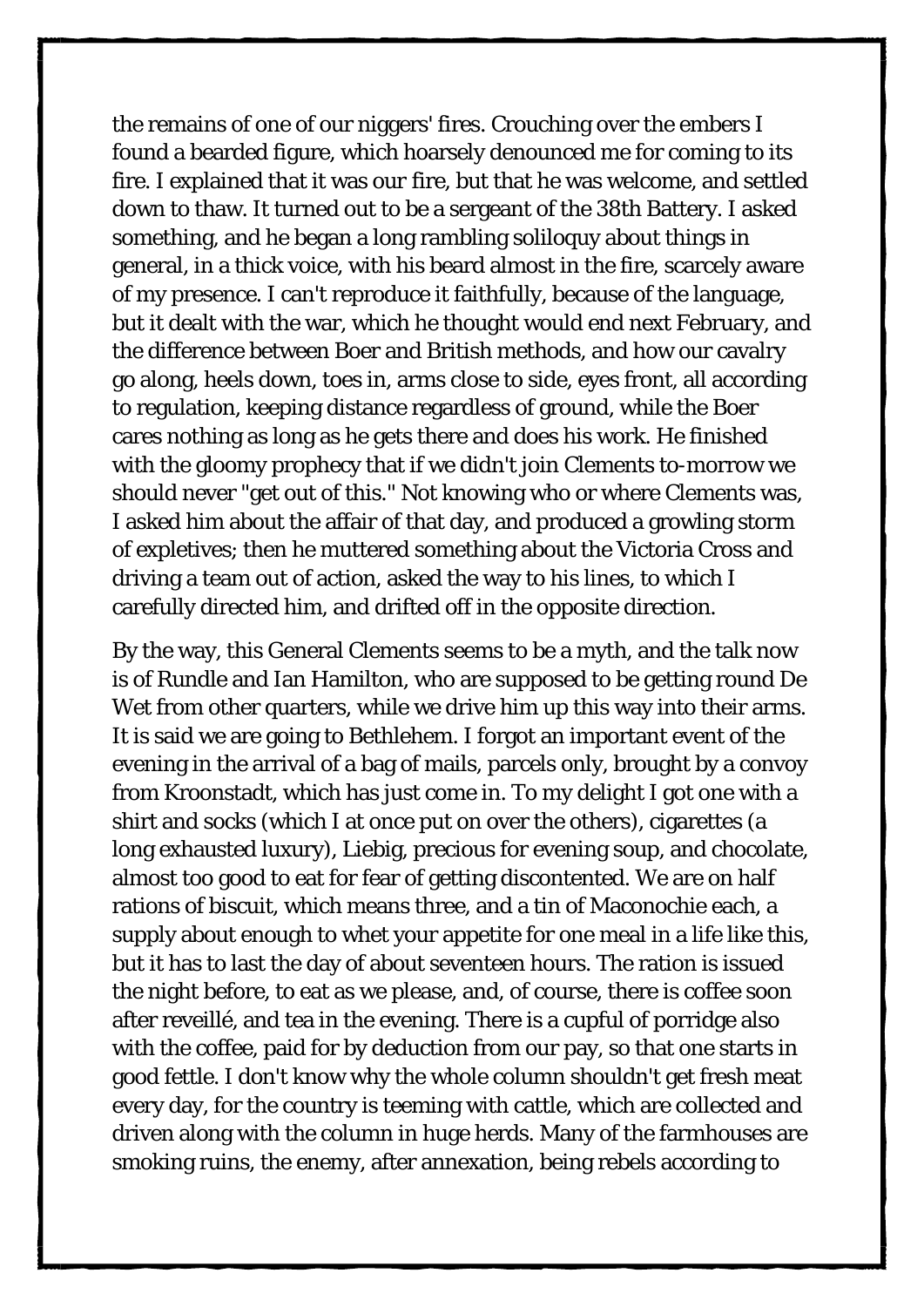the remains of one of our niggers' fires. Crouching over the embers I found a bearded figure, which hoarsely denounced me for coming to its fire. I explained that it was our fire, but that he was welcome, and settled down to thaw. It turned out to be a sergeant of the 38th Battery. I asked something, and he began a long rambling soliloquy about things in general, in a thick voice, with his beard almost in the fire, scarcely aware of my presence. I can't reproduce it faithfully, because of the language, but it dealt with the war, which he thought would end next February, and the difference between Boer and British methods, and how our cavalry go along, heels down, toes in, arms close to side, eyes front, all according to regulation, keeping distance regardless of ground, while the Boer cares nothing as long as he gets there and does his work. He finished with the gloomy prophecy that if we didn't join Clements to-morrow we should never "get out of this." Not knowing who or where Clements was, I asked him about the affair of that day, and produced a growling storm of expletives; then he muttered something about the Victoria Cross and driving a team out of action, asked the way to his lines, to which I carefully directed him, and drifted off in the opposite direction.

By the way, this General Clements seems to be a myth, and the talk now is of Rundle and Ian Hamilton, who are supposed to be getting round De Wet from other quarters, while we drive him up this way into their arms. It is said we are going to Bethlehem. I forgot an important event of the evening in the arrival of a bag of mails, parcels only, brought by a convoy from Kroonstadt, which has just come in. To my delight I got one with a shirt and socks (which I at once put on over the others), cigarettes (a long exhausted luxury), Liebig, precious for evening soup, and chocolate, almost too good to eat for fear of getting discontented. We are on half rations of biscuit, which means three, and a tin of Maconochie each, a supply about enough to whet your appetite for one meal in a life like this, but it has to last the day of about seventeen hours. The ration is issued the night before, to eat as we please, and, of course, there is coffee soon after reveillé, and tea in the evening. There is a cupful of porridge also with the coffee, paid for by deduction from our pay, so that one starts in good fettle. I don't know why the whole column shouldn't get fresh meat every day, for the country is teeming with cattle, which are collected and driven along with the column in huge herds. Many of the farmhouses are smoking ruins, the enemy, after annexation, being rebels according to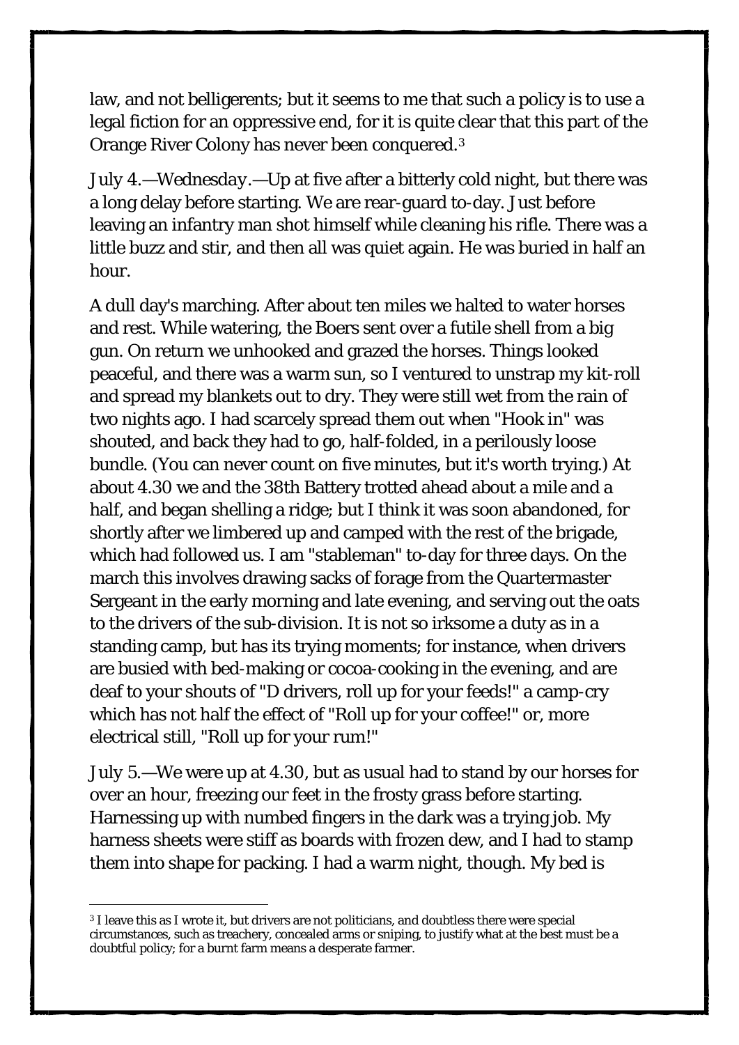law, and not belligerents; but it seems to me that such a policy is to use a legal fiction for an oppressive end, for it is quite clear that this part of the Orange River Colony has never been conquered.[3]

July 4.—*Wednesday*.—Up at five after a bitterly cold night, but there was a long delay before starting. We are rear-guard to-day. Just before leaving an infantry man shot himself while cleaning his rifle. There was a little buzz and stir, and then all was quiet again. He was buried in half an hour.

A dull day's marching. After about ten miles we halted to water horses and rest. While watering, the Boers sent over a futile shell from a big gun. On return we unhooked and grazed the horses. Things looked peaceful, and there was a warm sun, so I ventured to unstrap my kit-roll and spread my blankets out to dry. They were still wet from the rain of two nights ago. I had scarcely spread them out when "Hook in" was shouted, and back they had to go, half-folded, in a perilously loose bundle. (You can never count on five minutes, but it's worth trying.) At about 4.30 we and the 38th Battery trotted ahead about a mile and a half, and began shelling a ridge; but I think it was soon abandoned, for shortly after we limbered up and camped with the rest of the brigade, which had followed us. I am "stableman" to-day for three days. On the march this involves drawing sacks of forage from the Quartermaster Sergeant in the early morning and late evening, and serving out the oats to the drivers of the sub-division. It is not so irksome a duty as in a standing camp, but has its trying moments; for instance, when drivers are busied with bed-making or cocoa-cooking in the evening, and are deaf to your shouts of "D drivers, roll up for your feeds!" a camp-cry which has not half the effect of "Roll up for your coffee!" or, more electrical still, "Roll up for your rum!"

July 5.—We were up at 4.30, but as usual had to stand by our horses for over an hour, freezing our feet in the frosty grass before starting. Harnessing up with numbed fingers in the dark was a trying job. My harness sheets were stiff as boards with frozen dew, and I had to stamp them into shape for packing. I had a warm night, though. My bed is

---

[3] I leave this as I wrote it, but drivers are not politicians, and doubtless there were special circumstances, such as treachery, concealed arms or sniping, to justify what at the best must be a doubtful policy; for a burnt farm means a desperate farmer.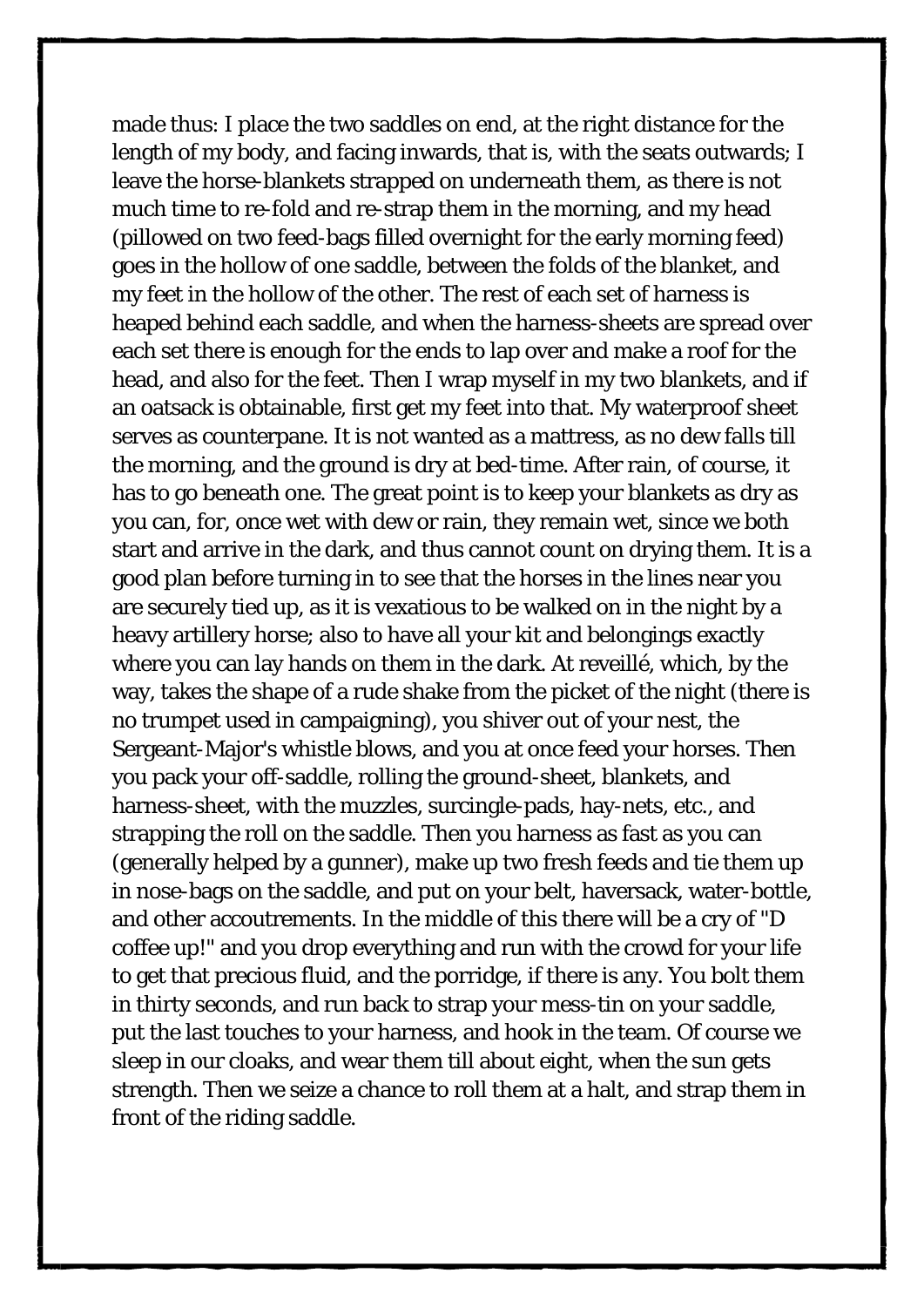made thus: I place the two saddles on end, at the right distance for the length of my body, and facing inwards, that is, with the seats outwards; I leave the horse-blankets strapped on underneath them, as there is not much time to re-fold and re-strap them in the morning, and my head (pillowed on two feed-bags filled overnight for the early morning feed) goes in the hollow of one saddle, between the folds of the blanket, and my feet in the hollow of the other. The rest of each set of harness is heaped behind each saddle, and when the harness-sheets are spread over each set there is enough for the ends to lap over and make a roof for the head, and also for the feet. Then I wrap myself in my two blankets, and if an oatsack is obtainable, first get my feet into that. My waterproof sheet serves as counterpane. It is not wanted as a mattress, as no dew falls till the morning, and the ground is dry at bed-time. After rain, of course, it has to go beneath one. The great point is to keep your blankets as dry as you can, for, once wet with dew or rain, they remain wet, since we both start and arrive in the dark, and thus cannot count on drying them. It is a good plan before turning in to see that the horses in the lines near you are securely tied up, as it is vexatious to be walked on in the night by a heavy artillery horse; also to have all your kit and belongings exactly where you can lay hands on them in the dark. At reveillé, which, by the way, takes the shape of a rude shake from the picket of the night (there is no trumpet used in campaigning), you shiver out of your nest, the Sergeant-Major's whistle blows, and you at once feed your horses. Then you pack your off-saddle, rolling the ground-sheet, blankets, and harness-sheet, with the muzzles, surcingle-pads, hay-nets, etc., and strapping the roll on the saddle. Then you harness as fast as you can (generally helped by a gunner), make up two fresh feeds and tie them up in nose-bags on the saddle, and put on your belt, haversack, water-bottle, and other accoutrements. In the middle of this there will be a cry of "D coffee up!" and you drop everything and run with the crowd for your life to get that precious fluid, and the porridge, if there is any. You bolt them in thirty seconds, and run back to strap your mess-tin on your saddle, put the last touches to your harness, and hook in the team. Of course we sleep in our cloaks, and wear them till about eight, when the sun gets strength. Then we seize a chance to roll them at a halt, and strap them in front of the riding saddle.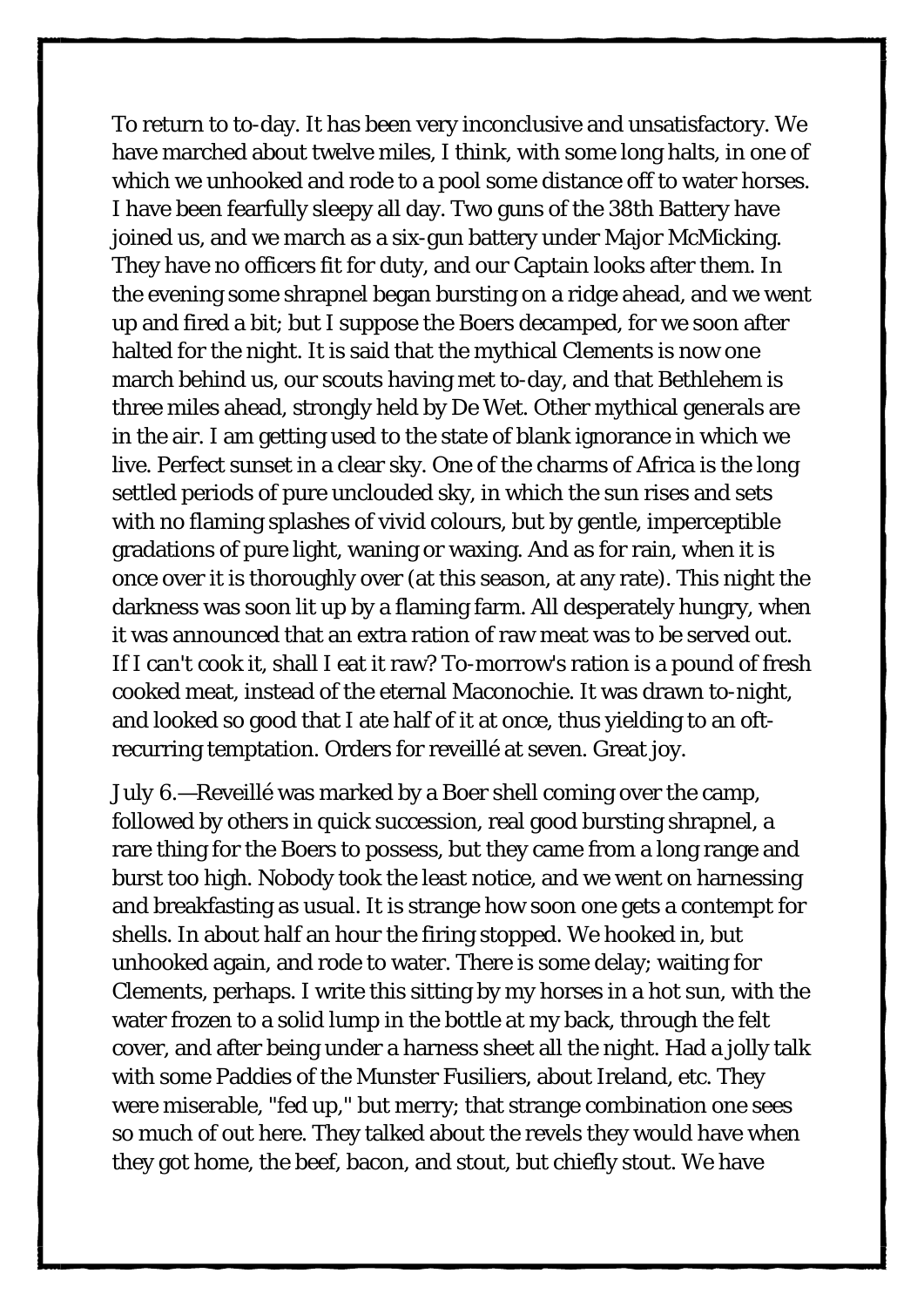To return to to-day. It has been very inconclusive and unsatisfactory. We have marched about twelve miles, I think, with some long halts, in one of which we unhooked and rode to a pool some distance off to water horses. I have been fearfully sleepy all day. Two guns of the 38th Battery have joined us, and we march as a six-gun battery under Major McMicking. They have no officers fit for duty, and our Captain looks after them. In the evening some shrapnel began bursting on a ridge ahead, and we went up and fired a bit; but I suppose the Boers decamped, for we soon after halted for the night. It is said that the mythical Clements is now one march behind us, our scouts having met to-day, and that Bethlehem is three miles ahead, strongly held by De Wet. Other mythical generals are in the air. I am getting used to the state of blank ignorance in which we live. Perfect sunset in a clear sky. One of the charms of Africa is the long settled periods of pure unclouded sky, in which the sun rises and sets with no flaming splashes of vivid colours, but by gentle, imperceptible gradations of pure light, waning or waxing. And as for rain, when it is once over it is thoroughly over (at this season, at any rate). This night the darkness was soon lit up by a flaming farm. All desperately hungry, when it was announced that an extra ration of raw meat was to be served out. If I can't cook it, shall I eat it raw? To-morrow's ration is a pound of fresh cooked meat, instead of the eternal Maconochie. It was drawn to-night, and looked so good that I ate half of it at once, thus yielding to an oft-recurring temptation. Orders for reveillé at seven. Great joy.

July 6.—Reveillé was marked by a Boer shell coming over the camp, followed by others in quick succession, real good bursting shrapnel, a rare thing for the Boers to possess, but they came from a long range and burst too high. Nobody took the least notice, and we went on harnessing and breakfasting as usual. It is strange how soon one gets a contempt for shells. In about half an hour the firing stopped. We hooked in, but unhooked again, and rode to water. There is some delay; waiting for Clements, perhaps. I write this sitting by my horses in a hot sun, with the water frozen to a solid lump in the bottle at my back, through the felt cover, and after being under a harness sheet all the night. Had a jolly talk with some Paddies of the Munster Fusiliers, about Ireland, etc. They were miserable, "fed up," but merry; that strange combination one sees so much of out here. They talked about the revels they would have when they got home, the beef, bacon, and stout, but chiefly stout. We have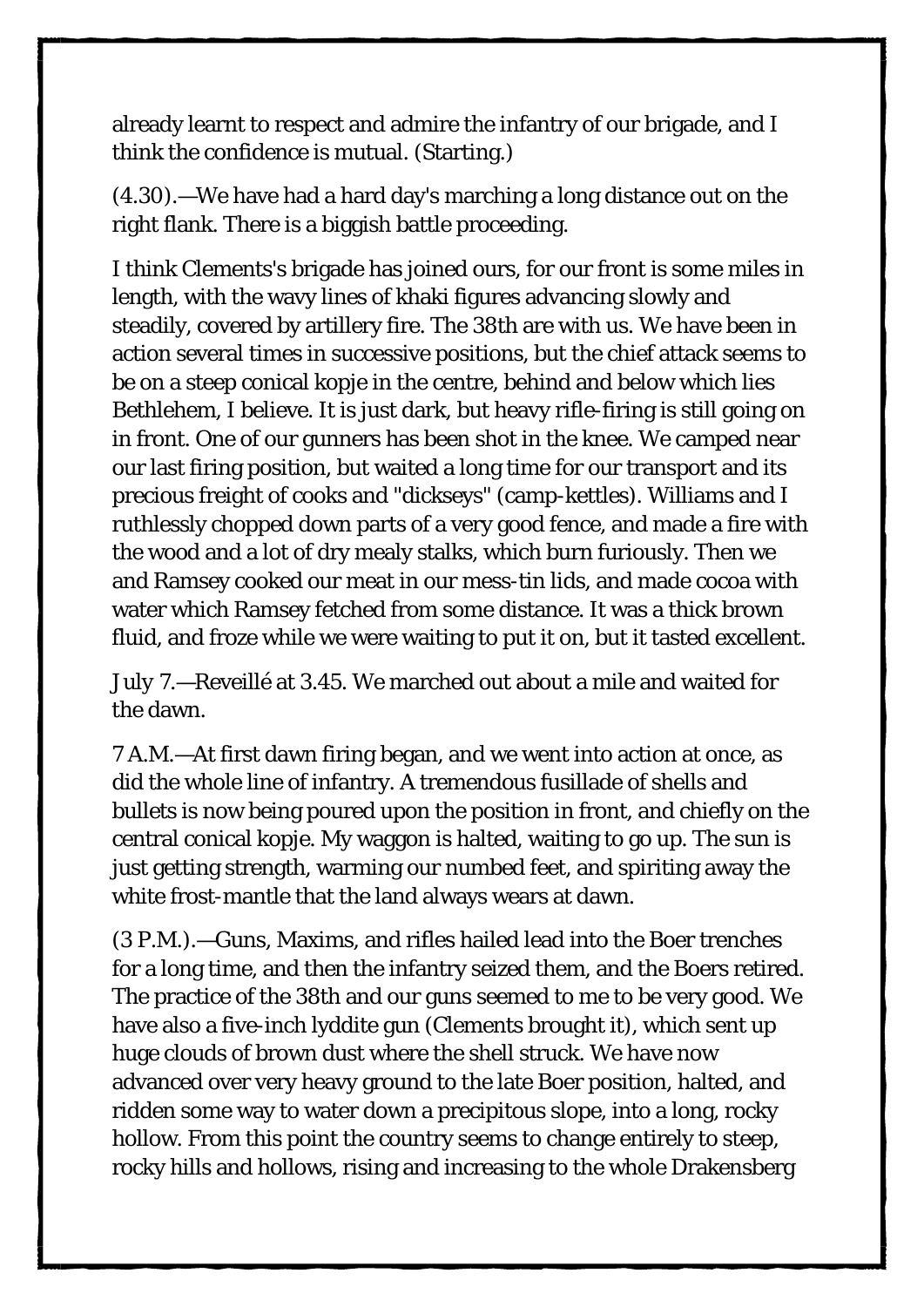already learnt to respect and admire the infantry of our brigade, and I think the confidence is mutual. (Starting.)

(4.30).—We have had a hard day's marching a long distance out on the right flank. There is a biggish battle proceeding.

I think Clements's brigade has joined ours, for our front is some miles in length, with the wavy lines of khaki figures advancing slowly and steadily, covered by artillery fire. The 38th are with us. We have been in action several times in successive positions, but the chief attack seems to be on a steep conical kopje in the centre, behind and below which lies Bethlehem, I believe. It is just dark, but heavy rifle-firing is still going on in front. One of our gunners has been shot in the knee. We camped near our last firing position, but waited a long time for our transport and its precious freight of cooks and "dickseys" (camp-kettles). Williams and I ruthlessly chopped down parts of a very good fence, and made a fire with the wood and a lot of dry mealy stalks, which burn furiously. Then we and Ramsey cooked our meat in our mess-tin lids, and made cocoa with water which Ramsey fetched from some distance. It was a thick brown fluid, and froze while we were waiting to put it on, but it tasted excellent.

July 7.—Reveillé at 3.45. We marched out about a mile and waited for the dawn.

7 A.M.—At first dawn firing began, and we went into action at once, as did the whole line of infantry. A tremendous fusillade of shells and bullets is now being poured upon the position in front, and chiefly on the central conical kopje. My waggon is halted, waiting to go up. The sun is just getting strength, warming our numbed feet, and spiriting away the white frost-mantle that the land always wears at dawn.

(3 P.M.).—Guns, Maxims, and rifles hailed lead into the Boer trenches for a long time, and then the infantry seized them, and the Boers retired. The practice of the 38th and our guns seemed to me to be very good. We have also a five-inch lyddite gun (Clements brought it), which sent up huge clouds of brown dust where the shell struck. We have now advanced over very heavy ground to the late Boer position, halted, and ridden some way to water down a precipitous slope, into a long, rocky hollow. From this point the country seems to change entirely to steep, rocky hills and hollows, rising and increasing to the whole Drakensberg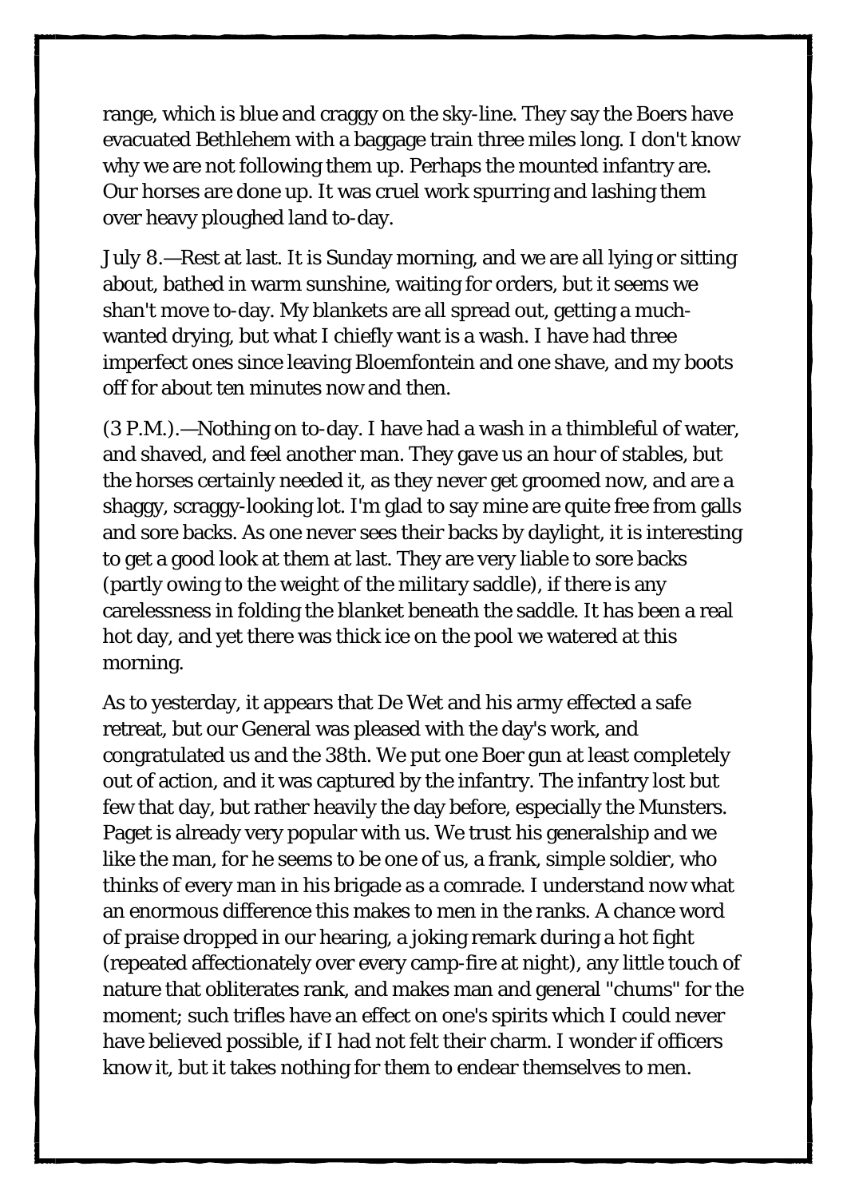range, which is blue and craggy on the sky-line. They say the Boers have evacuated Bethlehem with a baggage train three miles long. I don't know why we are not following them up. Perhaps the mounted infantry are. Our horses are done up. It was cruel work spurring and lashing them over heavy ploughed land to-day.

July 8.—Rest at last. It is Sunday morning, and we are all lying or sitting about, bathed in warm sunshine, waiting for orders, but it seems we shan't move to-day. My blankets are all spread out, getting a much-wanted drying, but what I chiefly want is a wash. I have had three imperfect ones since leaving Bloemfontein and one shave, and my boots off for about ten minutes now and then.

(3 P.M.).—Nothing on to-day. I have had a wash in a thimbleful of water, and shaved, and feel another man. They gave us an hour of stables, but the horses certainly needed it, as they never get groomed now, and are a shaggy, scraggy-looking lot. I'm glad to say mine are quite free from galls and sore backs. As one never sees their backs by daylight, it is interesting to get a good look at them at last. They are very liable to sore backs (partly owing to the weight of the military saddle), if there is any carelessness in folding the blanket beneath the saddle. It has been a real hot day, and yet there was thick ice on the pool we watered at this morning.

As to yesterday, it appears that De Wet and his army effected a safe retreat, but our General was pleased with the day's work, and congratulated us and the 38th. We put one Boer gun at least completely out of action, and it was captured by the infantry. The infantry lost but few that day, but rather heavily the day before, especially the Munsters. Paget is already very popular with us. We trust his generalship and we like the man, for he seems to be one of us, a frank, simple soldier, who thinks of every man in his brigade as a comrade. I understand now what an enormous difference this makes to men in the ranks. A chance word of praise dropped in our hearing, a joking remark during a hot fight (repeated affectionately over every camp-fire at night), any little touch of nature that obliterates rank, and makes man and general "chums" for the moment; such trifles have an effect on one's spirits which I could never have believed possible, if I had not felt their charm. I wonder if officers know it, but it takes nothing for them to endear themselves to men.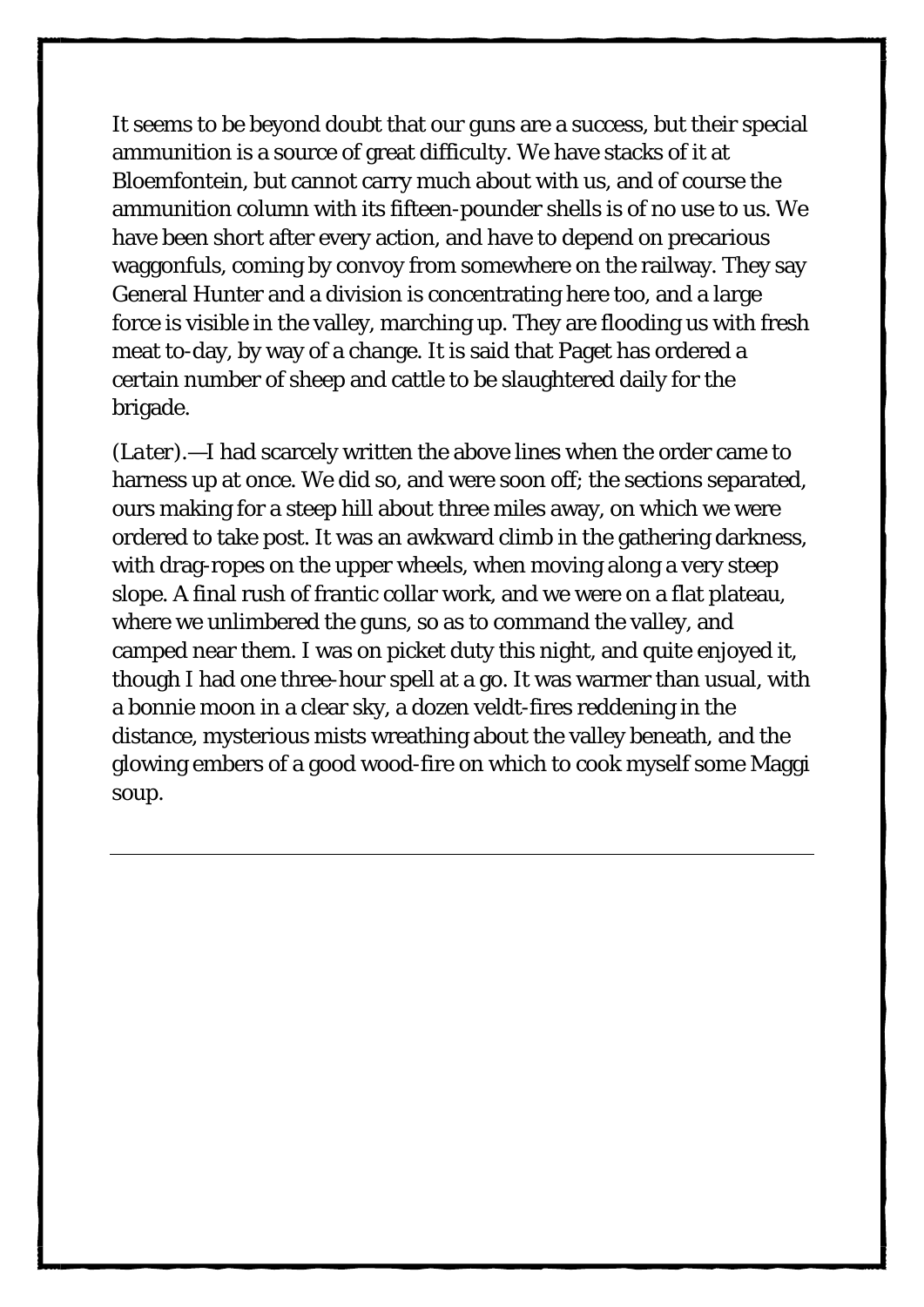It seems to be beyond doubt that our guns are a success, but their special ammunition is a source of great difficulty. We have stacks of it at Bloemfontein, but cannot carry much about with us, and of course the ammunition column with its fifteen-pounder shells is of no use to us. We have been short after every action, and have to depend on precarious waggonfuls, coming by convoy from somewhere on the railway. They say General Hunter and a division is concentrating here too, and a large force is visible in the valley, marching up. They are flooding us with fresh meat to-day, by way of a change. It is said that Paget has ordered a certain number of sheep and cattle to be slaughtered daily for the brigade.

(*Later*).—I had scarcely written the above lines when the order came to harness up at once. We did so, and were soon off; the sections separated, ours making for a steep hill about three miles away, on which we were ordered to take post. It was an awkward climb in the gathering darkness, with drag-ropes on the upper wheels, when moving along a very steep slope. A final rush of frantic collar work, and we were on a flat plateau, where we unlimbered the guns, so as to command the valley, and camped near them. I was on picket duty this night, and quite enjoyed it, though I had one three-hour spell at a go. It was warmer than usual, with a bonnie moon in a clear sky, a dozen veldt-fires reddening in the distance, mysterious mists wreathing about the valley beneath, and the glowing embers of a good wood-fire on which to cook myself some Maggi soup.

---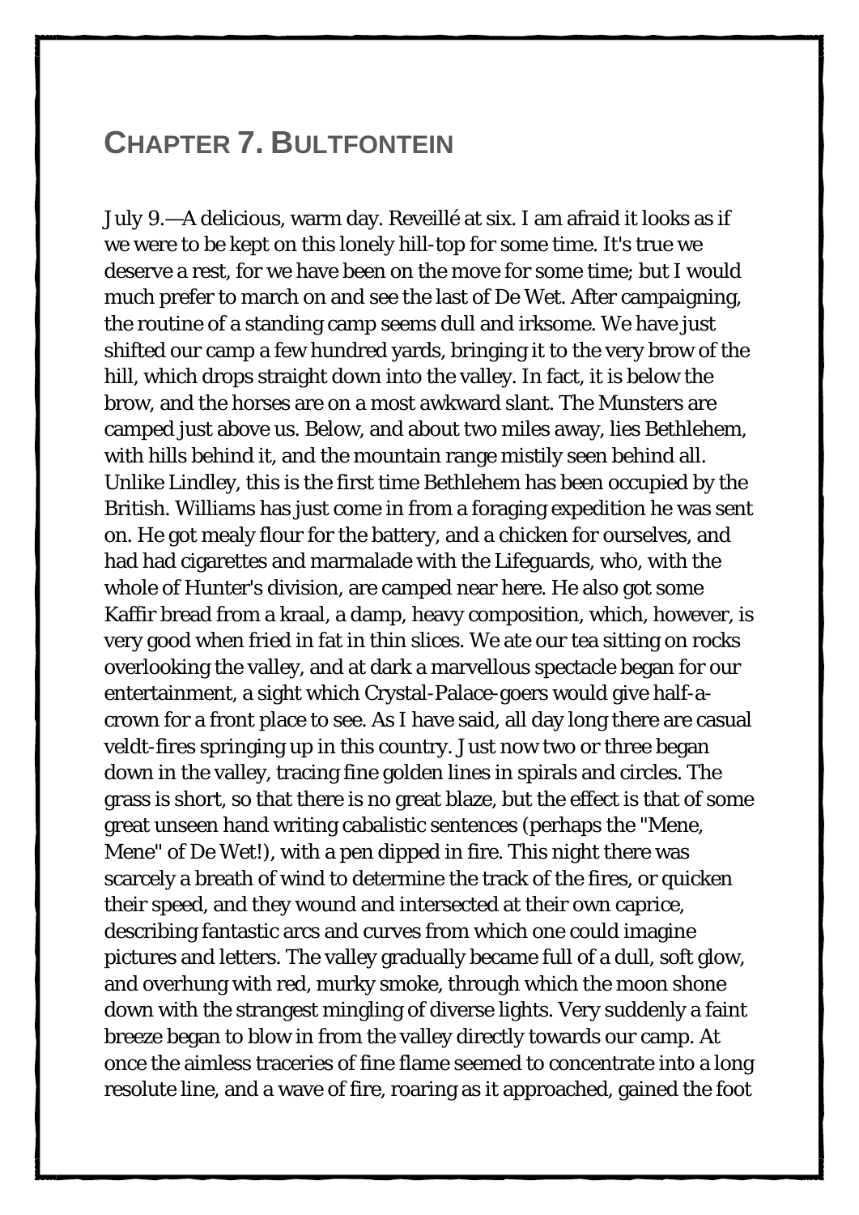## Chapter 7. Bultfontein

July 9.—A delicious, warm day. Reveillé at six. I am afraid it looks as if we were to be kept on this lonely hill-top for some time. It's true we deserve a rest, for we have been on the move for some time; but I would much prefer to march on and see the last of De Wet. After campaigning, the routine of a standing camp seems dull and irksome. We have just shifted our camp a few hundred yards, bringing it to the very brow of the hill, which drops straight down into the valley. In fact, it is below the brow, and the horses are on a most awkward slant. The Munsters are camped just above us. Below, and about two miles away, lies Bethlehem, with hills behind it, and the mountain range mistily seen behind all. Unlike Lindley, this is the first time Bethlehem has been occupied by the British. Williams has just come in from a foraging expedition he was sent on. He got mealy flour for the battery, and a chicken for ourselves, and had had cigarettes and marmalade with the Lifeguards, who, with the whole of Hunter's division, are camped near here. He also got some Kaffir bread from a kraal, a damp, heavy composition, which, however, is very good when fried in fat in thin slices. We ate our tea sitting on rocks overlooking the valley, and at dark a marvellous spectacle began for our entertainment, a sight which Crystal-Palace-goers would give half-a-crown for a front place to see. As I have said, all day long there are casual veldt-fires springing up in this country. Just now two or three began down in the valley, tracing fine golden lines in spirals and circles. The grass is short, so that there is no great blaze, but the effect is that of some great unseen hand writing cabalistic sentences (perhaps the "Mene, Mene" of De Wet!), with a pen dipped in fire. This night there was scarcely a breath of wind to determine the track of the fires, or quicken their speed, and they wound and intersected at their own caprice, describing fantastic arcs and curves from which one could imagine pictures and letters. The valley gradually became full of a dull, soft glow, and overhung with red, murky smoke, through which the moon shone down with the strangest mingling of diverse lights. Very suddenly a faint breeze began to blow in from the valley directly towards our camp. At once the aimless traceries of fine flame seemed to concentrate into a long resolute line, and a wave of fire, roaring as it approached, gained the foot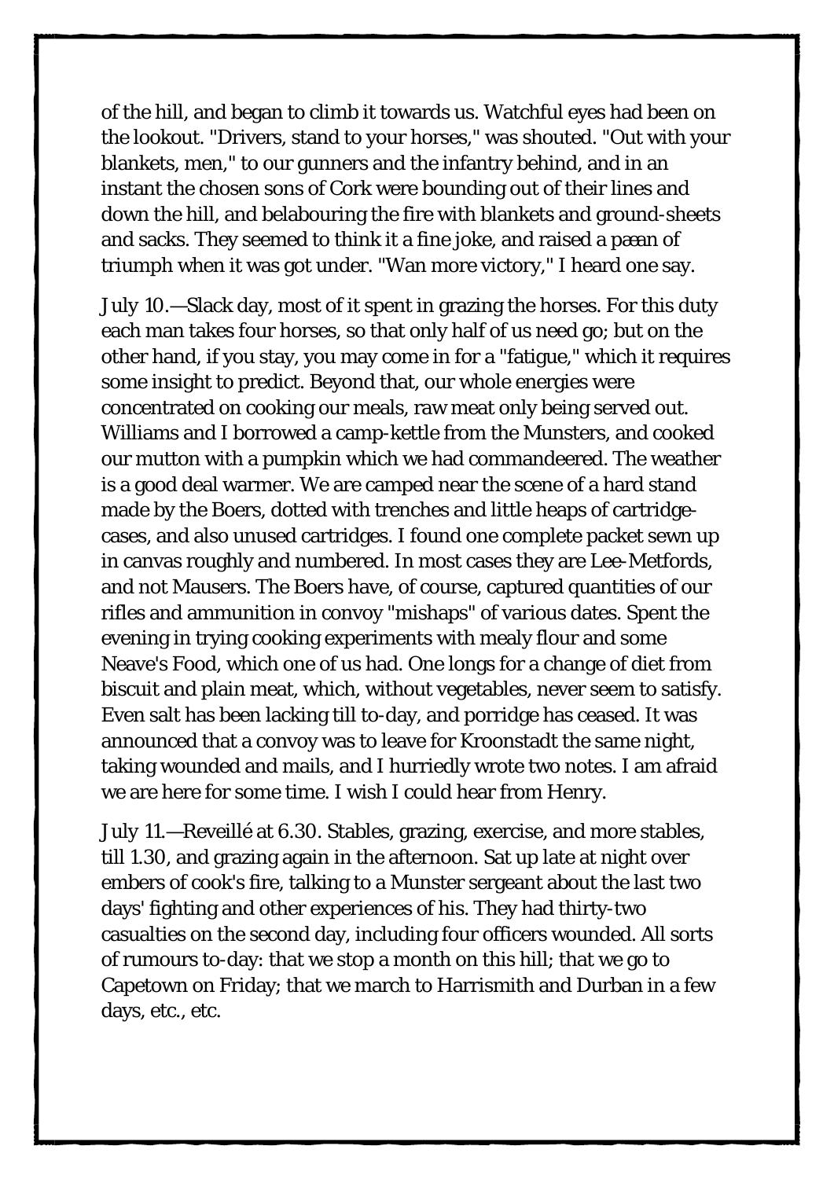of the hill, and began to climb it towards us. Watchful eyes had been on the lookout. "Drivers, stand to your horses," was shouted. "Out with your blankets, men," to our gunners and the infantry behind, and in an instant the chosen sons of Cork were bounding out of their lines and down the hill, and belabouring the fire with blankets and ground-sheets and sacks. They seemed to think it a fine joke, and raised a pæan of triumph when it was got under. "Wan more victory," I heard one say.

July 10.—Slack day, most of it spent in grazing the horses. For this duty each man takes four horses, so that only half of us need go; but on the other hand, if you stay, you may come in for a "fatigue," which it requires some insight to predict. Beyond that, our whole energies were concentrated on cooking our meals, raw meat only being served out. Williams and I borrowed a camp-kettle from the Munsters, and cooked our mutton with a pumpkin which we had commandeered. The weather is a good deal warmer. We are camped near the scene of a hard stand made by the Boers, dotted with trenches and little heaps of cartridge-cases, and also unused cartridges. I found one complete packet sewn up in canvas roughly and numbered. In most cases they are Lee-Metfords, and not Mausers. The Boers have, of course, captured quantities of our rifles and ammunition in convoy "mishaps" of various dates. Spent the evening in trying cooking experiments with mealy flour and some Neave's Food, which one of us had. One longs for a change of diet from biscuit and plain meat, which, without vegetables, never seem to satisfy. Even salt has been lacking till to-day, and porridge has ceased. It was announced that a convoy was to leave for Kroonstadt the same night, taking wounded and mails, and I hurriedly wrote two notes. I am afraid we are here for some time. I wish I could hear from Henry.

July 11.—Reveillé at 6.30. Stables, grazing, exercise, and more stables, till 1.30, and grazing again in the afternoon. Sat up late at night over embers of cook's fire, talking to a Munster sergeant about the last two days' fighting and other experiences of his. They had thirty-two casualties on the second day, including four officers wounded. All sorts of rumours to-day: that we stop a month on this hill; that we go to Capetown on Friday; that we march to Harrismith and Durban in a few days, etc., etc.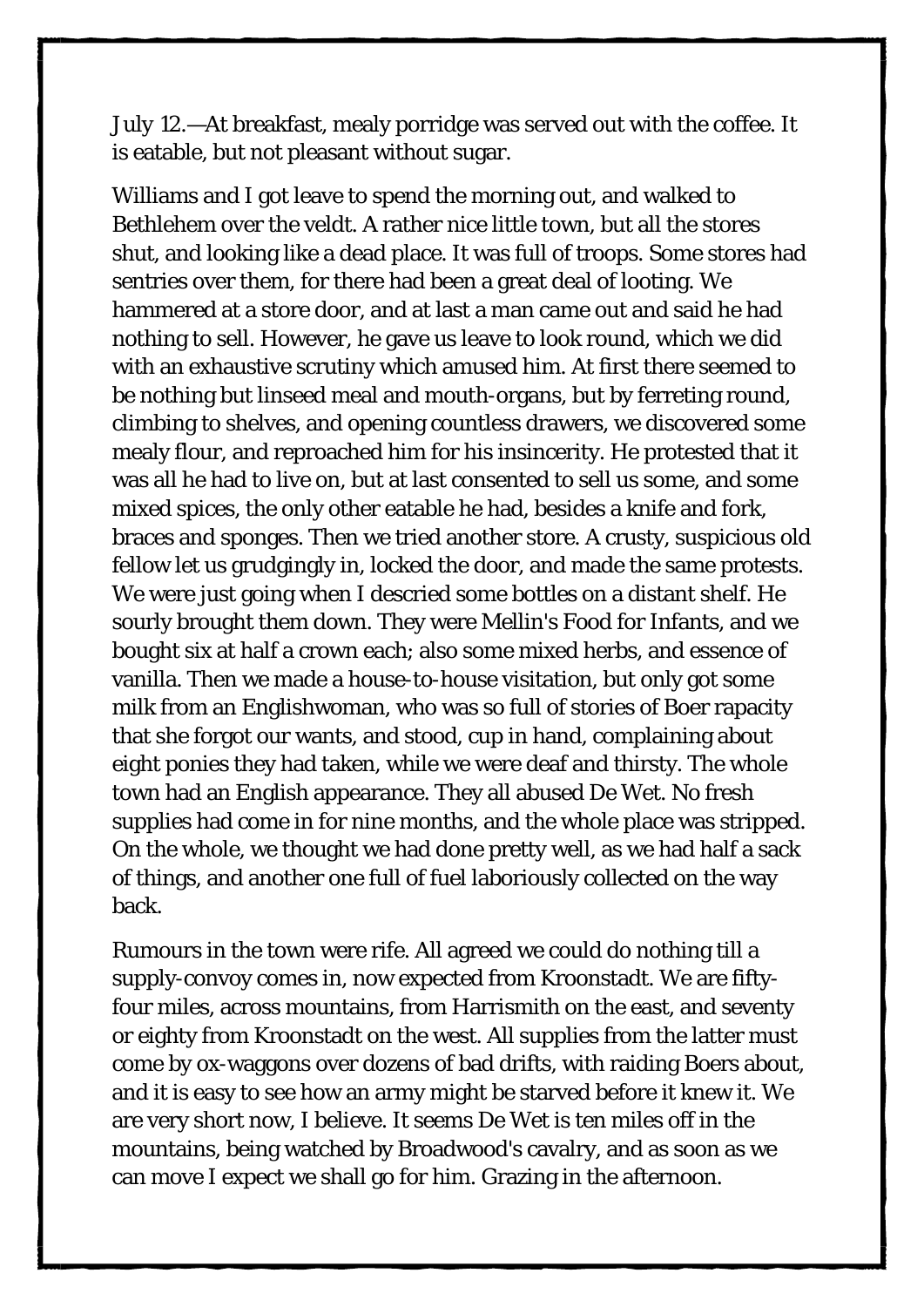July 12.—At breakfast, mealy porridge was served out with the coffee. It is eatable, but not pleasant without sugar.

Williams and I got leave to spend the morning out, and walked to Bethlehem over the veldt. A rather nice little town, but all the stores shut, and looking like a dead place. It was full of troops. Some stores had sentries over them, for there had been a great deal of looting. We hammered at a store door, and at last a man came out and said he had nothing to sell. However, he gave us leave to look round, which we did with an exhaustive scrutiny which amused him. At first there seemed to be nothing but linseed meal and mouth-organs, but by ferreting round, climbing to shelves, and opening countless drawers, we discovered some mealy flour, and reproached him for his insincerity. He protested that it was all he had to live on, but at last consented to sell us some, and some mixed spices, the only other eatable he had, besides a knife and fork, braces and sponges. Then we tried another store. A crusty, suspicious old fellow let us grudgingly in, locked the door, and made the same protests. We were just going when I descried some bottles on a distant shelf. He sourly brought them down. They were Mellin's Food for Infants, and we bought six at half a crown each; also some mixed herbs, and essence of vanilla. Then we made a house-to-house visitation, but only got some milk from an Englishwoman, who was so full of stories of Boer rapacity that she forgot our wants, and stood, cup in hand, complaining about eight ponies they had taken, while we were deaf and thirsty. The whole town had an English appearance. They all abused De Wet. No fresh supplies had come in for nine months, and the whole place was stripped. On the whole, we thought we had done pretty well, as we had half a sack of things, and another one full of fuel laboriously collected on the way back.

Rumours in the town were rife. All agreed we could do nothing till a supply-convoy comes in, now expected from Kroonstadt. We are fifty-four miles, across mountains, from Harrismith on the east, and seventy or eighty from Kroonstadt on the west. All supplies from the latter must come by ox-waggons over dozens of bad drifts, with raiding Boers about, and it is easy to see how an army might be starved before it knew it. We are very short now, I believe. It seems De Wet is ten miles off in the mountains, being watched by Broadwood's cavalry, and as soon as we can move I expect we shall go for him. Grazing in the afternoon.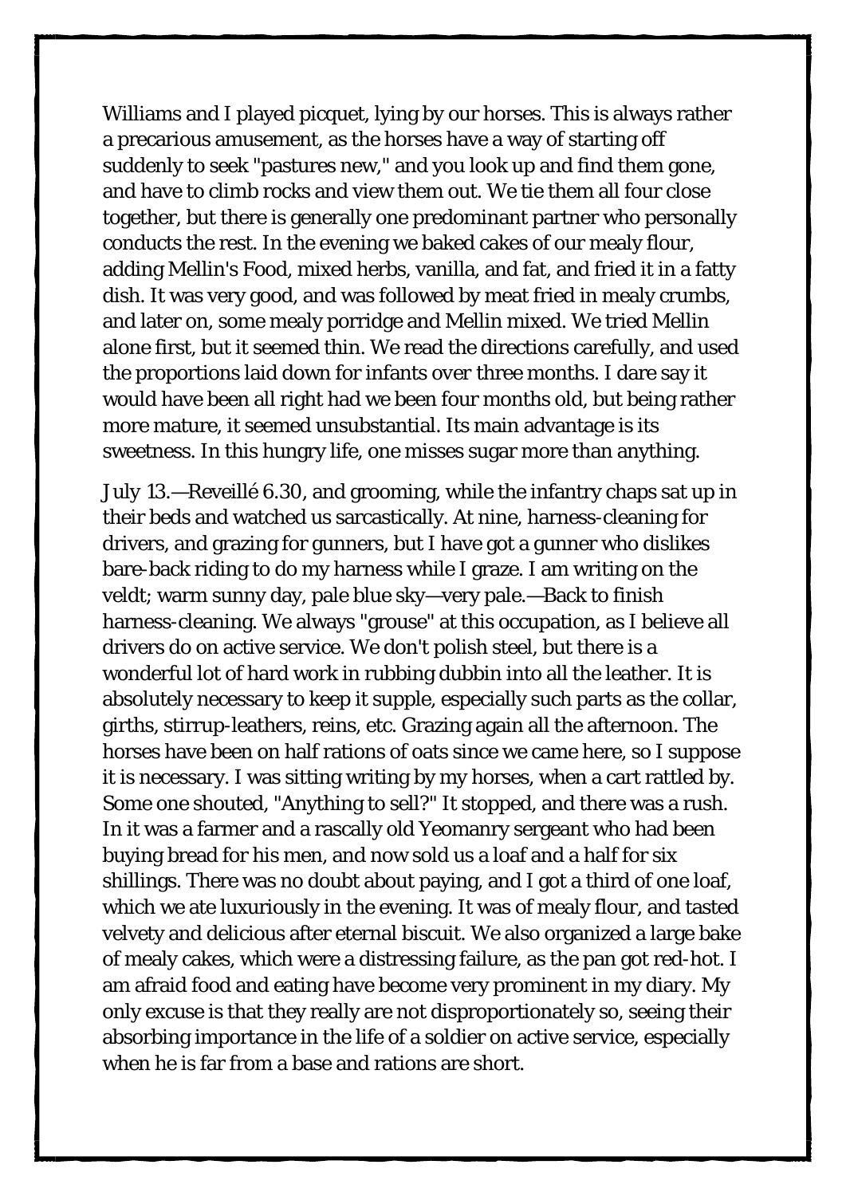Williams and I played picquet, lying by our horses. This is always rather a precarious amusement, as the horses have a way of starting off suddenly to seek "pastures new," and you look up and find them gone, and have to climb rocks and view them out. We tie them all four close together, but there is generally one predominant partner who personally conducts the rest. In the evening we baked cakes of our mealy flour, adding Mellin's Food, mixed herbs, vanilla, and fat, and fried it in a fatty dish. It was very good, and was followed by meat fried in mealy crumbs, and later on, some mealy porridge and Mellin mixed. We tried Mellin alone first, but it seemed thin. We read the directions carefully, and used the proportions laid down for infants over three months. I dare say it would have been all right had we been four months old, but being rather more mature, it seemed unsubstantial. Its main advantage is its sweetness. In this hungry life, one misses sugar more than anything.

July 13.—Reveillé 6.30, and grooming, while the infantry chaps sat up in their beds and watched us sarcastically. At nine, harness-cleaning for drivers, and grazing for gunners, but I have got a gunner who dislikes bare-back riding to do my harness while I graze. I am writing on the veldt; warm sunny day, pale blue sky—very pale.—Back to finish harness-cleaning. We always "grouse" at this occupation, as I believe all drivers do on active service. We don't polish steel, but there is a wonderful lot of hard work in rubbing dubbin into all the leather. It is absolutely necessary to keep it supple, especially such parts as the collar, girths, stirrup-leathers, reins, etc. Grazing again all the afternoon. The horses have been on half rations of oats since we came here, so I suppose it is necessary. I was sitting writing by my horses, when a cart rattled by. Some one shouted, "Anything to sell?" It stopped, and there was a rush. In it was a farmer and a rascally old Yeomanry sergeant who had been buying bread for his men, and now sold us a loaf and a half for six shillings. There was no doubt about paying, and I got a third of one loaf, which we ate luxuriously in the evening. It was of mealy flour, and tasted velvety and delicious after eternal biscuit. We also organized a large bake of mealy cakes, which were a distressing failure, as the pan got red-hot. I am afraid food and eating have become very prominent in my diary. My only excuse is that they really are not disproportionately so, seeing their absorbing importance in the life of a soldier on active service, especially when he is far from a base and rations are short.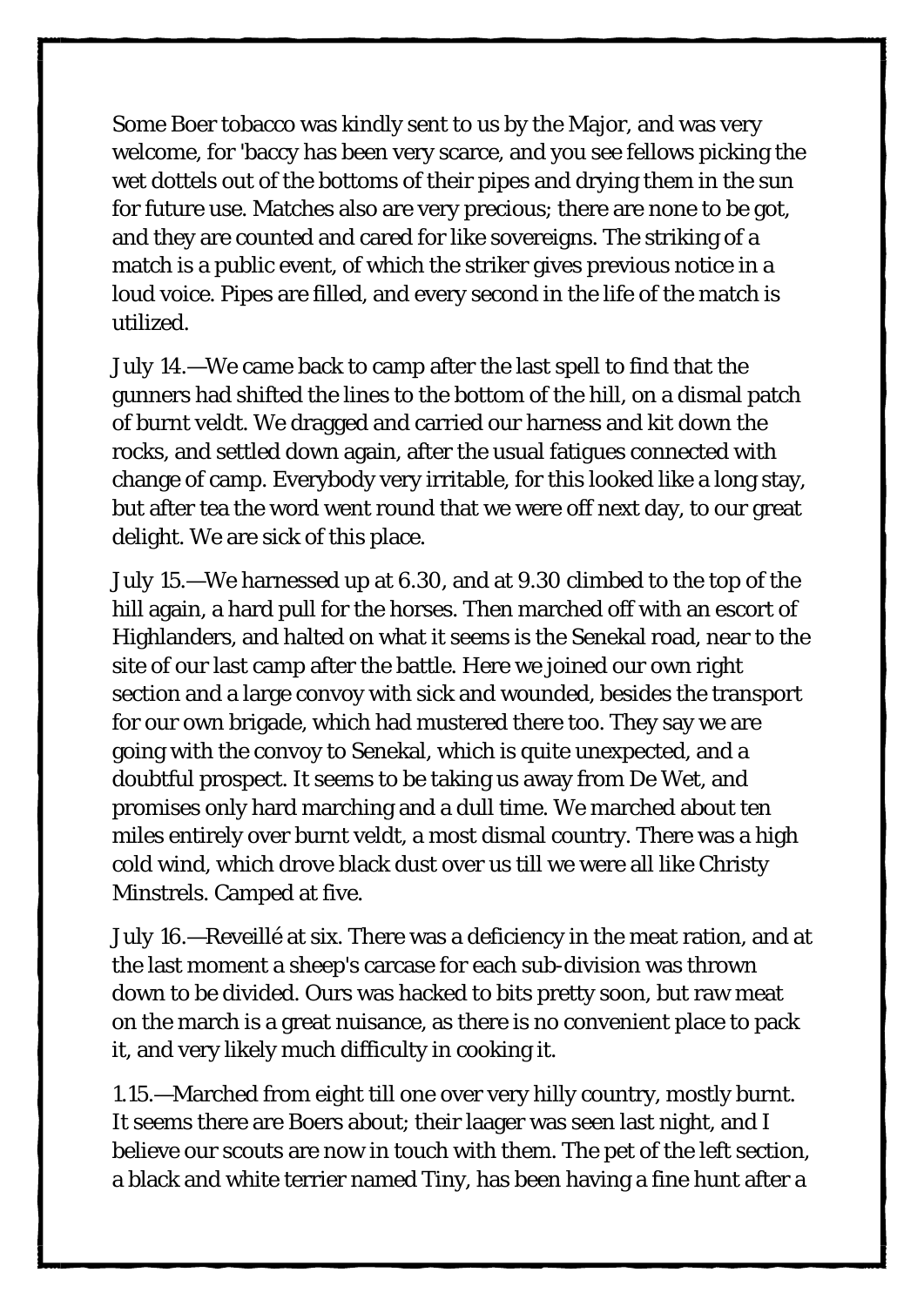Some Boer tobacco was kindly sent to us by the Major, and was very welcome, for 'baccy has been very scarce, and you see fellows picking the wet dottels out of the bottoms of their pipes and drying them in the sun for future use. Matches also are very precious; there are none to be got, and they are counted and cared for like sovereigns. The striking of a match is a public event, of which the striker gives previous notice in a loud voice. Pipes are filled, and every second in the life of the match is utilized.

July 14.—We came back to camp after the last spell to find that the gunners had shifted the lines to the bottom of the hill, on a dismal patch of burnt veldt. We dragged and carried our harness and kit down the rocks, and settled down again, after the usual fatigues connected with change of camp. Everybody very irritable, for this looked like a long stay, but after tea the word went round that we were off next day, to our great delight. We are sick of this place.

July 15.—We harnessed up at 6.30, and at 9.30 climbed to the top of the hill again, a hard pull for the horses. Then marched off with an escort of Highlanders, and halted on what it seems is the Senekal road, near to the site of our last camp after the battle. Here we joined our own right section and a large convoy with sick and wounded, besides the transport for our own brigade, which had mustered there too. They say we are going with the convoy to Senekal, which is quite unexpected, and a doubtful prospect. It seems to be taking us away from De Wet, and promises only hard marching and a dull time. We marched about ten miles entirely over burnt veldt, a most dismal country. There was a high cold wind, which drove black dust over us till we were all like Christy Minstrels. Camped at five.

July 16.—Reveillé at six. There was a deficiency in the meat ration, and at the last moment a sheep's carcase for each sub-division was thrown down to be divided. Ours was hacked to bits pretty soon, but raw meat on the march is a great nuisance, as there is no convenient place to pack it, and very likely much difficulty in cooking it.

1.15.—Marched from eight till one over very hilly country, mostly burnt. It seems there are Boers about; their laager was seen last night, and I believe our scouts are now in touch with them. The pet of the left section, a black and white terrier named Tiny, has been having a fine hunt after a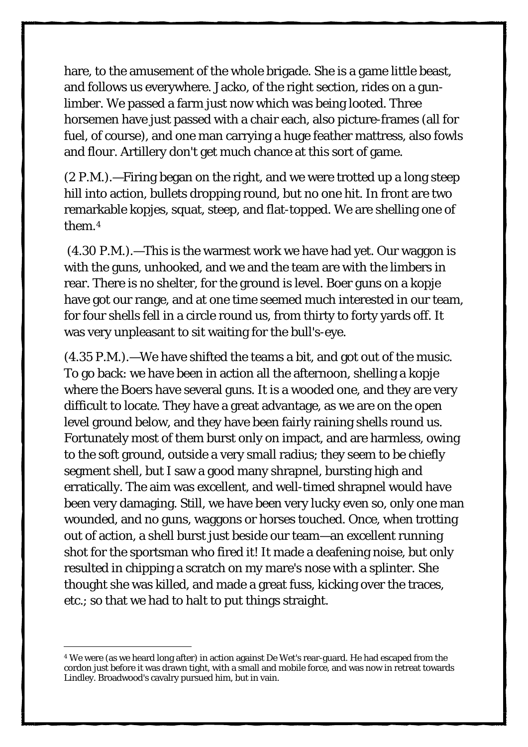hare, to the amusement of the whole brigade. She is a game little beast, and follows us everywhere. Jacko, of the right section, rides on a gun-limber. We passed a farm just now which was being looted. Three horsemen have just passed with a chair each, also picture-frames (all for fuel, of course), and one man carrying a huge feather mattress, also fowls and flour. Artillery don't get much chance at this sort of game.

(2 P.M.).—Firing began on the right, and we were trotted up a long steep hill into action, bullets dropping round, but no one hit. In front are two remarkable kopjes, squat, steep, and flat-topped. We are shelling one of them.[4]

(4.30 P.M.).—This is the warmest work we have had yet. Our waggon is with the guns, unhooked, and we and the team are with the limbers in rear. There is no shelter, for the ground is level. Boer guns on a kopje have got our range, and at one time seemed much interested in our team, for four shells fell in a circle round us, from thirty to forty yards off. It was very unpleasant to sit waiting for the bull's-eye.

(4.35 P.M.).—We have shifted the teams a bit, and got out of the music. To go back: we have been in action all the afternoon, shelling a kopje where the Boers have several guns. It is a wooded one, and they are very difficult to locate. They have a great advantage, as we are on the open level ground below, and they have been fairly raining shells round us. Fortunately most of them burst only on impact, and are harmless, owing to the soft ground, outside a very small radius; they seem to be chiefly segment shell, but I saw a good many shrapnel, bursting high and erratically. The aim was excellent, and well-timed shrapnel would have been very damaging. Still, we have been very lucky even so, only one man wounded, and no guns, waggons or horses touched. Once, when trotting out of action, a shell burst just beside our team—an excellent running shot for the sportsman who fired it! It made a deafening noise, but only resulted in chipping a scratch on my mare's nose with a splinter. She thought she was killed, and made a great fuss, kicking over the traces, etc.; so that we had to halt to put things straight.

---

[4] We were (as we heard long after) in action against De Wet's rear-guard. He had escaped from the cordon just before it was drawn tight, with a small and mobile force, and was now in retreat towards Lindley. Broadwood's cavalry pursued him, but in vain.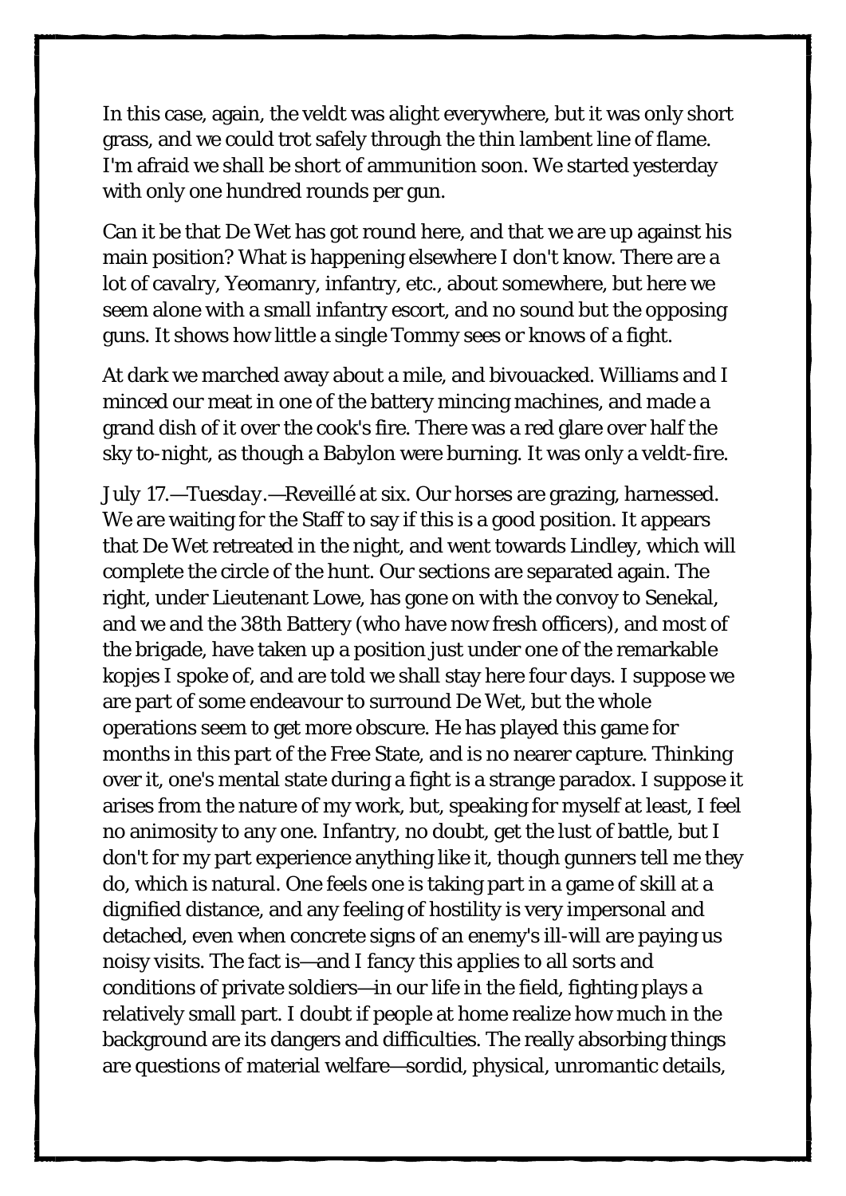In this case, again, the veldt was alight everywhere, but it was only short grass, and we could trot safely through the thin lambent line of flame. I'm afraid we shall be short of ammunition soon. We started yesterday with only one hundred rounds per gun.

Can it be that De Wet has got round here, and that we are up against his main position? What is happening elsewhere I don't know. There are a lot of cavalry, Yeomanry, infantry, etc., about somewhere, but here we seem alone with a small infantry escort, and no sound but the opposing guns. It shows how little a single Tommy sees or knows of a fight.

At dark we marched away about a mile, and bivouacked. Williams and I minced our meat in one of the battery mincing machines, and made a grand dish of it over the cook's fire. There was a red glare over half the sky to-night, as though a Babylon were burning. It was only a veldt-fire.

July 17.—*Tuesday*.—Reveillé at six. Our horses are grazing, harnessed. We are waiting for the Staff to say if this is a good position. It appears that De Wet retreated in the night, and went towards Lindley, which will complete the circle of the hunt. Our sections are separated again. The right, under Lieutenant Lowe, has gone on with the convoy to Senekal, and we and the 38th Battery (who have now fresh officers), and most of the brigade, have taken up a position just under one of the remarkable kopjes I spoke of, and are told we shall stay here four days. I suppose we are part of some endeavour to surround De Wet, but the whole operations seem to get more obscure. He has played this game for months in this part of the Free State, and is no nearer capture. Thinking over it, one's mental state during a fight is a strange paradox. I suppose it arises from the nature of my work, but, speaking for myself at least, I feel no animosity to any one. Infantry, no doubt, get the lust of battle, but I don't for my part experience anything like it, though gunners tell me they do, which is natural. One feels one is taking part in a game of skill at a dignified distance, and any feeling of hostility is very impersonal and detached, even when concrete signs of an enemy's ill-will are paying us noisy visits. The fact is—and I fancy this applies to all sorts and conditions of private soldiers—in our life in the field, fighting plays a relatively small part. I doubt if people at home realize how much in the background are its dangers and difficulties. The really absorbing things are questions of material welfare—sordid, physical, unromantic details,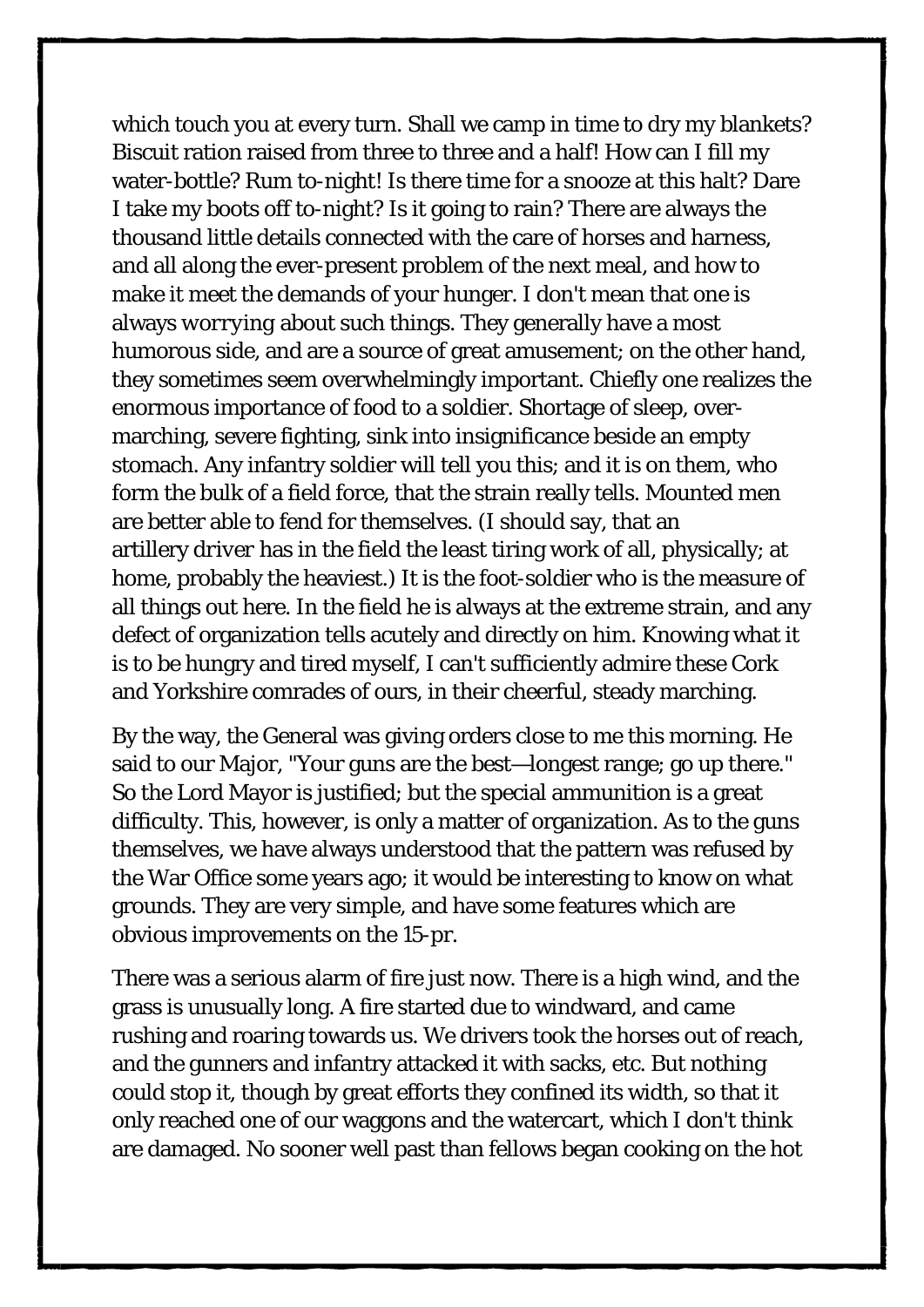which touch you at every turn. Shall we camp in time to dry my blankets? Biscuit ration raised from three to three and a half! How can I fill my water-bottle? Rum to-night! Is there time for a snooze at this halt? Dare I take my boots off to-night? Is it going to rain? There are always the thousand little details connected with the care of horses and harness, and all along the ever-present problem of the next meal, and how to make it meet the demands of your hunger. I don't mean that one is always worrying about such things. They generally have a most humorous side, and are a source of great amusement; on the other hand, they sometimes seem overwhelmingly important. Chiefly one realizes the enormous importance of food to a soldier. Shortage of sleep, over-marching, severe fighting, sink into insignificance beside an empty stomach. Any infantry soldier will tell you this; and it is on them, who form the bulk of a field force, that the strain really tells. Mounted men are better able to fend for themselves. (I should say, that an artillery driver has in the field the least tiring work of all, physically; at home, probably the heaviest.) It is the foot-soldier who is the measure of all things out here. In the field he is always at the extreme strain, and any defect of organization tells acutely and directly on him. Knowing what it is to be hungry and tired myself, I can't sufficiently admire these Cork and Yorkshire comrades of ours, in their cheerful, steady marching.

By the way, the General was giving orders close to me this morning. He said to our Major, "Your guns are the best—longest range; go up there." So the Lord Mayor is justified; but the special ammunition is a great difficulty. This, however, is only a matter of organization. As to the guns themselves, we have always understood that the pattern was refused by the War Office some years ago; it would be interesting to know on what grounds. They are very simple, and have some features which are obvious improvements on the 15-pr.

There was a serious alarm of fire just now. There is a high wind, and the grass is unusually long. A fire started due to windward, and came rushing and roaring towards us. We drivers took the horses out of reach, and the gunners and infantry attacked it with sacks, etc. But nothing could stop it, though by great efforts they confined its width, so that it only reached one of our waggons and the watercart, which I don't think are damaged. No sooner well past than fellows began cooking on the hot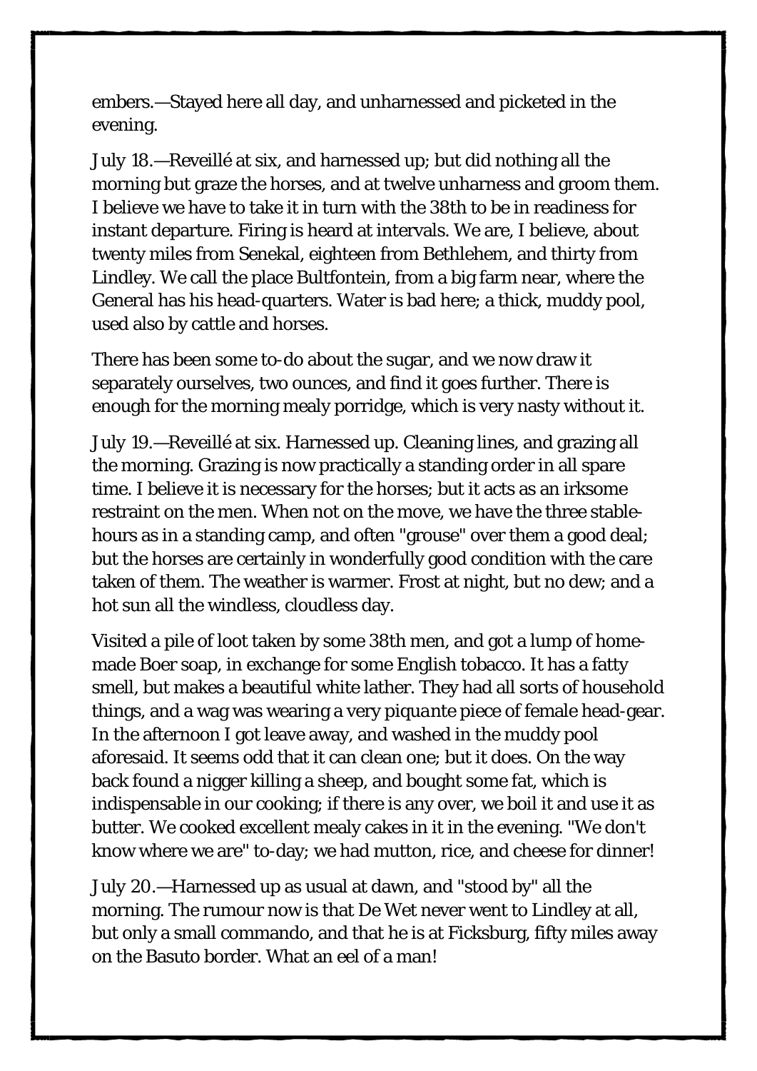embers.—Stayed here all day, and unharnessed and picketed in the evening.

July 18.—Reveillé at six, and harnessed up; but did nothing all the morning but graze the horses, and at twelve unharness and groom them. I believe we have to take it in turn with the 38th to be in readiness for instant departure. Firing is heard at intervals. We are, I believe, about twenty miles from Senekal, eighteen from Bethlehem, and thirty from Lindley. We call the place Bultfontein, from a big farm near, where the General has his head-quarters. Water is bad here; a thick, muddy pool, used also by cattle and horses.

There has been some to-do about the sugar, and we now draw it separately ourselves, two ounces, and find it goes further. There is enough for the morning mealy porridge, which is very nasty without it.

July 19.—Reveillé at six. Harnessed up. Cleaning lines, and grazing all the morning. Grazing is now practically a standing order in all spare time. I believe it is necessary for the horses; but it acts as an irksome restraint on the men. When not on the move, we have the three stable-hours as in a standing camp, and often "grouse" over them a good deal; but the horses are certainly in wonderfully good condition with the care taken of them. The weather is warmer. Frost at night, but no dew; and a hot sun all the windless, cloudless day.

Visited a pile of loot taken by some 38th men, and got a lump of home-made Boer soap, in exchange for some English tobacco. It has a fatty smell, but makes a beautiful white lather. They had all sorts of household things, and a wag was wearing a very *piquante* piece of female head-gear. In the afternoon I got leave away, and washed in the muddy pool aforesaid. It seems odd that it can clean one; but it does. On the way back found a nigger killing a sheep, and bought some fat, which is indispensable in our cooking; if there is any over, we boil it and use it as butter. We cooked excellent mealy cakes in it in the evening. "We don't know where we are" to-day; we had mutton, rice, and cheese for dinner!

July 20.—Harnessed up as usual at dawn, and "stood by" all the morning. The rumour now is that De Wet never went to Lindley at all, but only a small commando, and that he is at Ficksburg, fifty miles away on the Basuto border. What an eel of a man!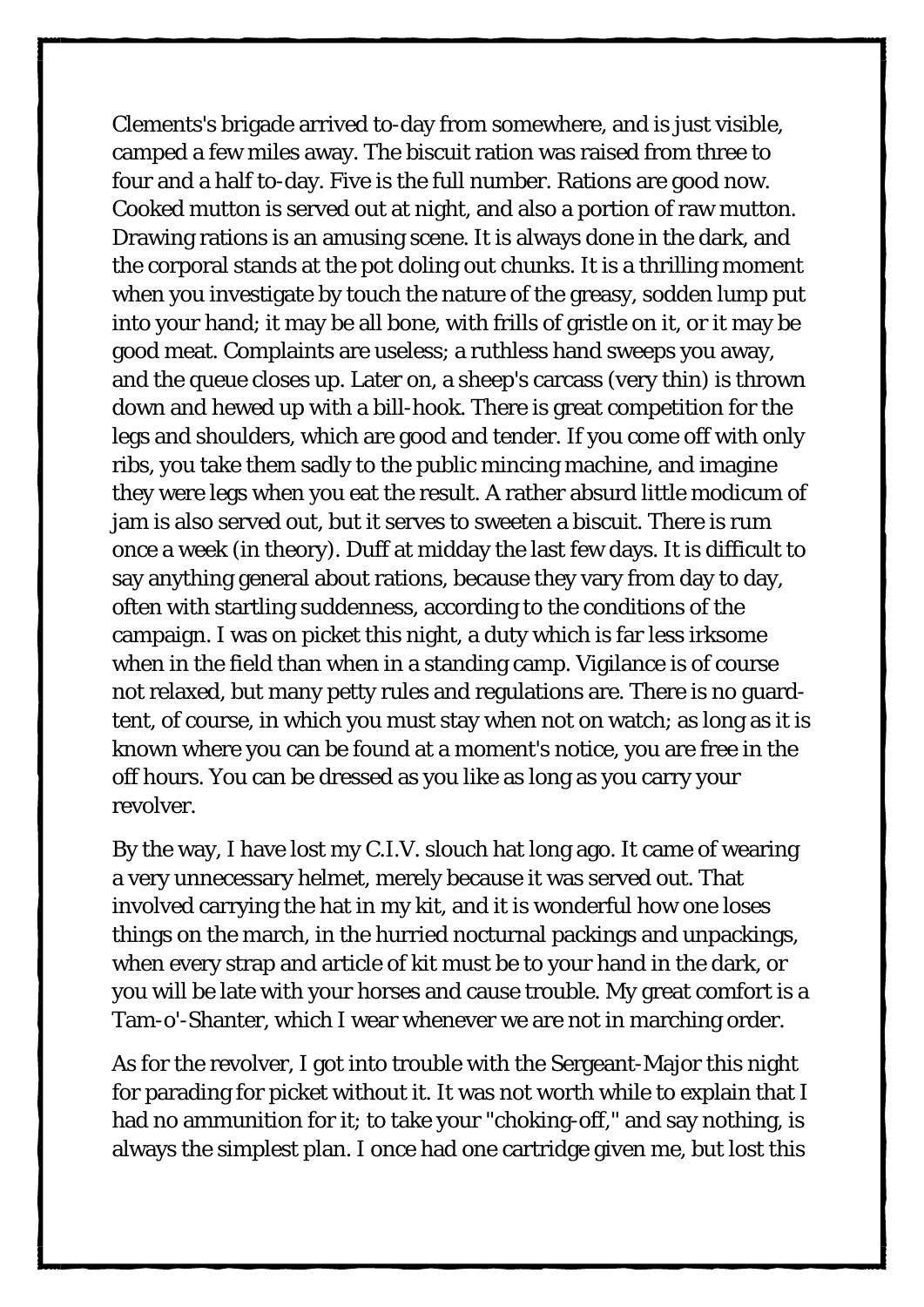Clements's brigade arrived to-day from somewhere, and is just visible, camped a few miles away. The biscuit ration was raised from three to four and a half to-day. Five is the full number. Rations are good now. Cooked mutton is served out at night, and also a portion of raw mutton. Drawing rations is an amusing scene. It is always done in the dark, and the corporal stands at the pot doling out chunks. It is a thrilling moment when you investigate by touch the nature of the greasy, sodden lump put into your hand; it may be all bone, with frills of gristle on it, or it may be good meat. Complaints are useless; a ruthless hand sweeps you away, and the queue closes up. Later on, a sheep's carcass (very thin) is thrown down and hewed up with a bill-hook. There is great competition for the legs and shoulders, which are good and tender. If you come off with only ribs, you take them sadly to the public mincing machine, and imagine they were legs when you eat the result. A rather absurd little modicum of jam is also served out, but it serves to sweeten a biscuit. There is rum once a week (in theory). Duff at midday the last few days. It is difficult to say anything general about rations, because they vary from day to day, often with startling suddenness, according to the conditions of the campaign. I was on picket this night, a duty which is far less irksome when in the field than when in a standing camp. Vigilance is of course not relaxed, but many petty rules and regulations are. There is no guard-tent, of course, in which you must stay when not on watch; as long as it is known where you can be found at a moment's notice, you are free in the off hours. You can be dressed as you like as long as you carry your revolver.

By the way, I have lost my C.I.V. slouch hat long ago. It came of wearing a very unnecessary helmet, merely because it was served out. That involved carrying the hat in my kit, and it is wonderful how one loses things on the march, in the hurried nocturnal packings and unpackings, when every strap and article of kit must be to your hand in the dark, or you will be late with your horses and cause trouble. My great comfort is a Tam-o'-Shanter, which I wear whenever we are not in marching order.

As for the revolver, I got into trouble with the Sergeant-Major this night for parading for picket without it. It was not worth while to explain that I had no ammunition for it; to take your "choking-off," and say nothing, is always the simplest plan. I once had one cartridge given me, but lost this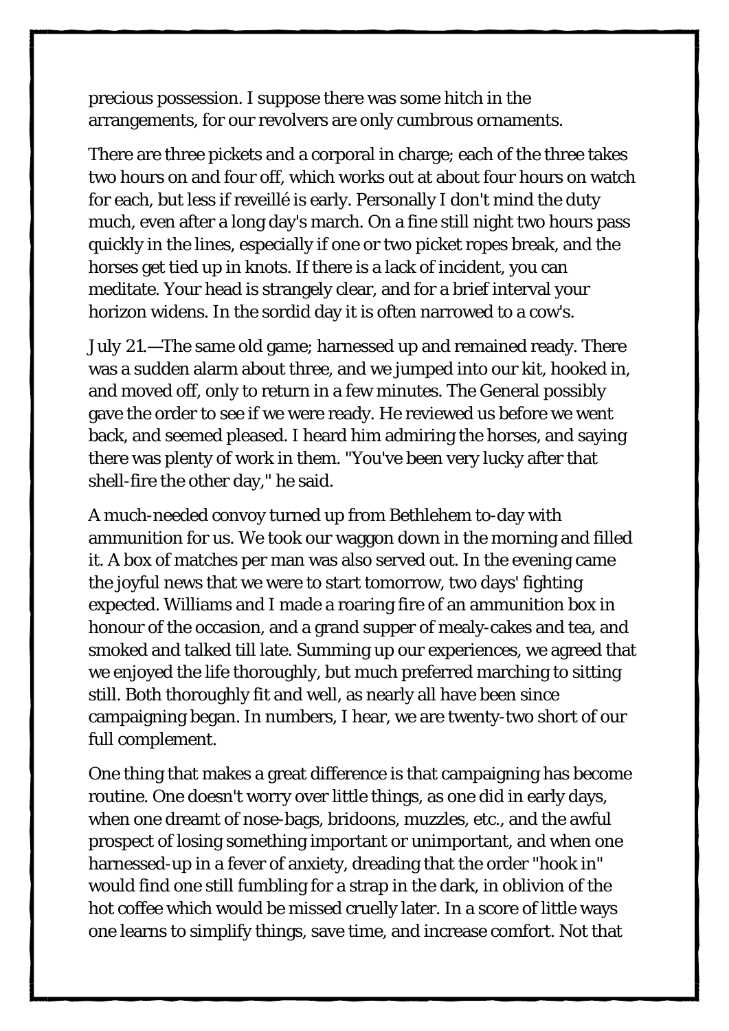precious possession. I suppose there was some hitch in the arrangements, for our revolvers are only cumbrous ornaments.

There are three pickets and a corporal in charge; each of the three takes two hours on and four off, which works out at about four hours on watch for each, but less if reveillé is early. Personally I don't mind the duty much, even after a long day's march. On a fine still night two hours pass quickly in the lines, especially if one or two picket ropes break, and the horses get tied up in knots. If there is a lack of incident, you can meditate. Your head is strangely clear, and for a brief interval your horizon widens. In the sordid day it is often narrowed to a cow's.

July 21.—The same old game; harnessed up and remained ready. There was a sudden alarm about three, and we jumped into our kit, hooked in, and moved off, only to return in a few minutes. The General possibly gave the order to see if we were ready. He reviewed us before we went back, and seemed pleased. I heard him admiring the horses, and saying there was plenty of work in them. "You've been very lucky after that shell-fire the other day," he said.

A much-needed convoy turned up from Bethlehem to-day with ammunition for us. We took our waggon down in the morning and filled it. A box of matches per man was also served out. In the evening came the joyful news that we were to start tomorrow, two days' fighting expected. Williams and I made a roaring fire of an ammunition box in honour of the occasion, and a grand supper of mealy-cakes and tea, and smoked and talked till late. Summing up our experiences, we agreed that we enjoyed the life thoroughly, but much preferred marching to sitting still. Both thoroughly fit and well, as nearly all have been since campaigning began. In numbers, I hear, we are twenty-two short of our full complement.

One thing that makes a great difference is that campaigning has become routine. One doesn't worry over little things, as one did in early days, when one dreamt of nose-bags, bridoons, muzzles, etc., and the awful prospect of losing something important or unimportant, and when one harnessed-up in a fever of anxiety, dreading that the order "hook in" would find one still fumbling for a strap in the dark, in oblivion of the hot coffee which would be missed cruelly later. In a score of little ways one learns to simplify things, save time, and increase comfort. Not that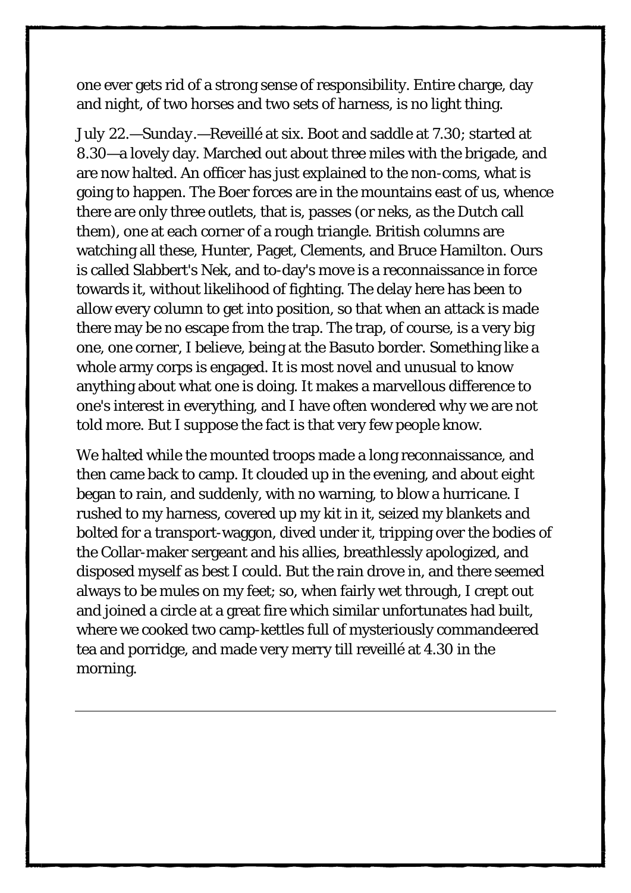one ever gets rid of a strong sense of responsibility. Entire charge, day and night, of two horses and two sets of harness, is no light thing.

July 22.—*Sunday.*—Reveillé at six. Boot and saddle at 7.30; started at 8.30—a lovely day. Marched out about three miles with the brigade, and are now halted. An officer has just explained to the non-coms, what is going to happen. The Boer forces are in the mountains east of us, whence there are only three outlets, that is, passes (or neks, as the Dutch call them), one at each corner of a rough triangle. British columns are watching all these, Hunter, Paget, Clements, and Bruce Hamilton. Ours is called Slabbert's Nek, and to-day's move is a reconnaissance in force towards it, without likelihood of fighting. The delay here has been to allow every column to get into position, so that when an attack is made there may be no escape from the trap. The trap, of course, is a very big one, one corner, I believe, being at the Basuto border. Something like a whole army corps is engaged. It is most novel and unusual to know anything about what one is doing. It makes a marvellous difference to one's interest in everything, and I have often wondered why we are not told more. But I suppose the fact is that very few people know.

We halted while the mounted troops made a long reconnaissance, and then came back to camp. It clouded up in the evening, and about eight began to rain, and suddenly, with no warning, to blow a hurricane. I rushed to my harness, covered up my kit in it, seized my blankets and bolted for a transport-waggon, dived under it, tripping over the bodies of the Collar-maker sergeant and his allies, breathlessly apologized, and disposed myself as best I could. But the rain drove in, and there seemed always to be mules on my feet; so, when fairly wet through, I crept out and joined a circle at a great fire which similar unfortunates had built, where we cooked two camp-kettles full of mysteriously commandeered tea and porridge, and made very merry till reveillé at 4.30 in the morning.

---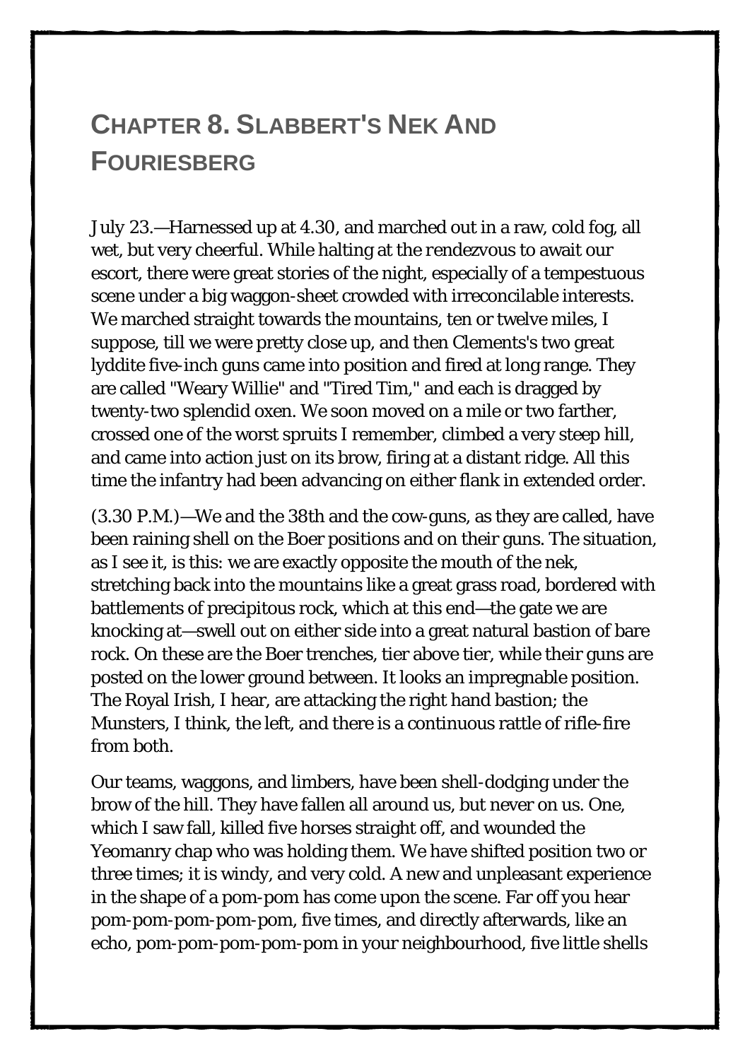## Chapter 8. Slabbert's Nek And Fouriesberg

July 23.—Harnessed up at 4.30, and marched out in a raw, cold fog, all wet, but very cheerful. While halting at the rendezvous to await our escort, there were great stories of the night, especially of a tempestuous scene under a big waggon-sheet crowded with irreconcilable interests. We marched straight towards the mountains, ten or twelve miles, I suppose, till we were pretty close up, and then Clements's two great lyddite five-inch guns came into position and fired at long range. They are called "Weary Willie" and "Tired Tim," and each is dragged by twenty-two splendid oxen. We soon moved on a mile or two farther, crossed one of the worst spruits I remember, climbed a very steep hill, and came into action just on its brow, firing at a distant ridge. All this time the infantry had been advancing on either flank in extended order.

(3.30 P.M.)—We and the 38th and the cow-guns, as they are called, have been raining shell on the Boer positions and on their guns. The situation, as I see it, is this: we are exactly opposite the mouth of the nek, stretching back into the mountains like a great grass road, bordered with battlements of precipitous rock, which at this end—the gate we are knocking at—swell out on either side into a great natural bastion of bare rock. On these are the Boer trenches, tier above tier, while their guns are posted on the lower ground between. It looks an impregnable position. The Royal Irish, I hear, are attacking the right hand bastion; the Munsters, I think, the left, and there is a continuous rattle of rifle-fire from both.

Our teams, waggons, and limbers, have been shell-dodging under the brow of the hill. They have fallen all around us, but never on us. One, which I saw fall, killed five horses straight off, and wounded the Yeomanry chap who was holding them. We have shifted position two or three times; it is windy, and very cold. A new and unpleasant experience in the shape of a pom-pom has come upon the scene. Far off you hear pom-pom-pom-pom-pom, five times, and directly afterwards, like an echo, pom-pom-pom-pom-pom in your neighbourhood, five little shells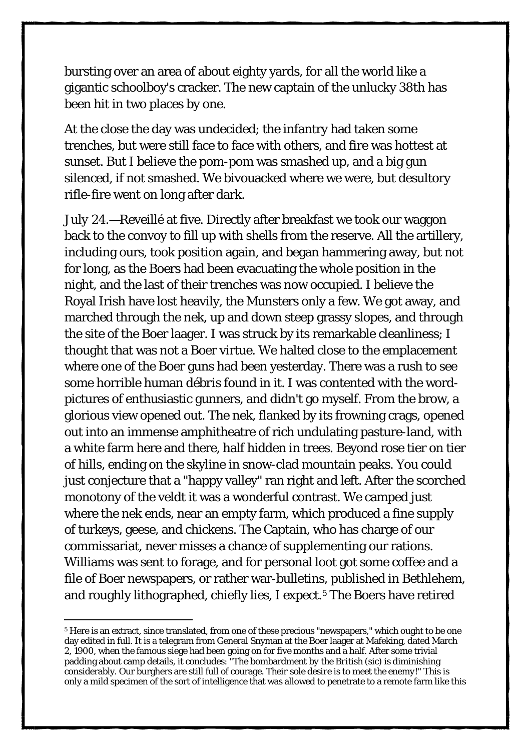bursting over an area of about eighty yards, for all the world like a gigantic schoolboy's cracker. The new captain of the unlucky 38th has been hit in two places by one.

At the close the day was undecided; the infantry had taken some trenches, but were still face to face with others, and fire was hottest at sunset. But I believe the pom-pom was smashed up, and a big gun silenced, if not smashed. We bivouacked where we were, but desultory rifle-fire went on long after dark.

July 24.—Reveillé at five. Directly after breakfast we took our waggon back to the convoy to fill up with shells from the reserve. All the artillery, including ours, took position again, and began hammering away, but not for long, as the Boers had been evacuating the whole position in the night, and the last of their trenches was now occupied. I believe the Royal Irish have lost heavily, the Munsters only a few. We got away, and marched through the nek, up and down steep grassy slopes, and through the site of the Boer laager. I was struck by its remarkable cleanliness; I thought that was not a Boer virtue. We halted close to the emplacement where one of the Boer guns had been yesterday. There was a rush to see some horrible human débris found in it. I was contented with the word-pictures of enthusiastic gunners, and didn't go myself. From the brow, a glorious view opened out. The nek, flanked by its frowning crags, opened out into an immense amphitheatre of rich undulating pasture-land, with a white farm here and there, half hidden in trees. Beyond rose tier on tier of hills, ending on the skyline in snow-clad mountain peaks. You could just conjecture that a "happy valley" ran right and left. After the scorched monotony of the veldt it was a wonderful contrast. We camped just where the nek ends, near an empty farm, which produced a fine supply of turkeys, geese, and chickens. The Captain, who has charge of our commissariat, never misses a chance of supplementing our rations. Williams was sent to forage, and for personal loot got some coffee and a file of Boer newspapers, or rather war-bulletins, published in Bethlehem, and roughly lithographed, chiefly lies, I expect.[5] The Boers have retired

---

[5] Here is an extract, since translated, from one of these precious "newspapers," which ought to be one day edited in full. It is a telegram from General Snyman at the Boer laager at Mafeking, dated March 2, 1900, when the famous siege had been going on for five months and a half. After some trivial padding about camp details, it concludes: "The bombardment by the British (sic) is diminishing considerably. Our burghers are still full of courage. Their sole desire is to meet the enemy!" This is only a mild specimen of the sort of intelligence that was allowed to penetrate to a remote farm like this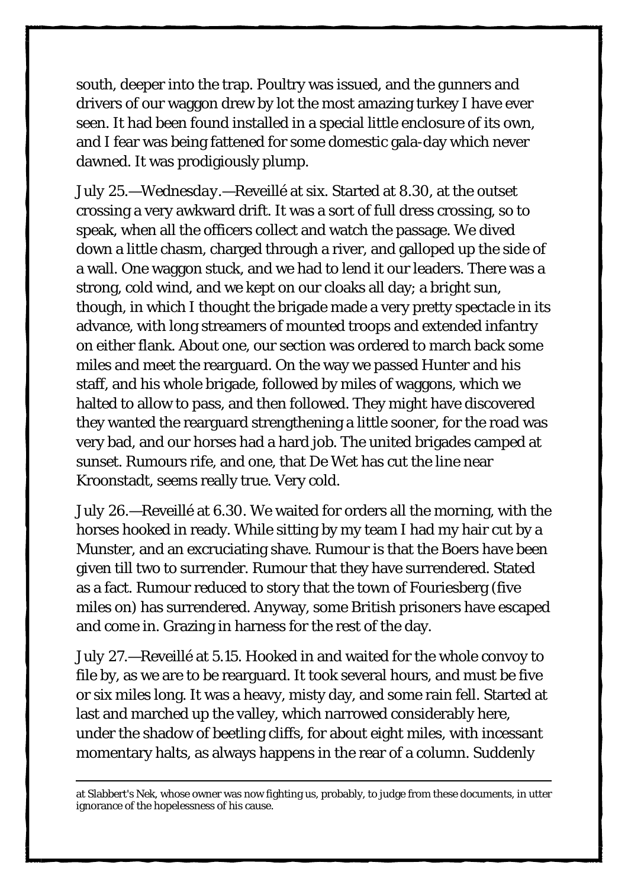south, deeper into the trap. Poultry was issued, and the gunners and drivers of our waggon drew by lot the most amazing turkey I have ever seen. It had been found installed in a special little enclosure of its own, and I fear was being fattened for some domestic gala-day which never dawned. It was prodigiously plump.

July 25.—*Wednesday.*—Reveillé at six. Started at 8.30, at the outset crossing a very awkward drift. It was a sort of full dress crossing, so to speak, when all the officers collect and watch the passage. We dived down a little chasm, charged through a river, and galloped up the side of a wall. One waggon stuck, and we had to lend it our leaders. There was a strong, cold wind, and we kept on our cloaks all day; a bright sun, though, in which I thought the brigade made a very pretty spectacle in its advance, with long streamers of mounted troops and extended infantry on either flank. About one, our section was ordered to march back some miles and meet the rearguard. On the way we passed Hunter and his staff, and his whole brigade, followed by miles of waggons, which we halted to allow to pass, and then followed. They might have discovered they wanted the rearguard strengthening a little sooner, for the road was very bad, and our horses had a hard job. The united brigades camped at sunset. Rumours rife, and one, that De Wet has cut the line near Kroonstadt, seems really true. Very cold.

July 26.—Reveillé at 6.30. We waited for orders all the morning, with the horses hooked in ready. While sitting by my team I had my hair cut by a Munster, and an excruciating shave. Rumour is that the Boers have been given till two to surrender. Rumour that they have surrendered. Stated as a fact. Rumour reduced to story that the town of Fouriesberg (five miles on) has surrendered. Anyway, some British prisoners have escaped and come in. Grazing in harness for the rest of the day.

July 27.—Reveillé at 5.15. Hooked in and waited for the whole convoy to file by, as we are to be rearguard. It took several hours, and must be five or six miles long. It was a heavy, misty day, and some rain fell. Started at last and marched up the valley, which narrowed considerably here, under the shadow of beetling cliffs, for about eight miles, with incessant momentary halts, as always happens in the rear of a column. Suddenly

---

at Slabbert's Nek, whose owner was now fighting us, probably, to judge from these documents, in utter ignorance of the hopelessness of his cause.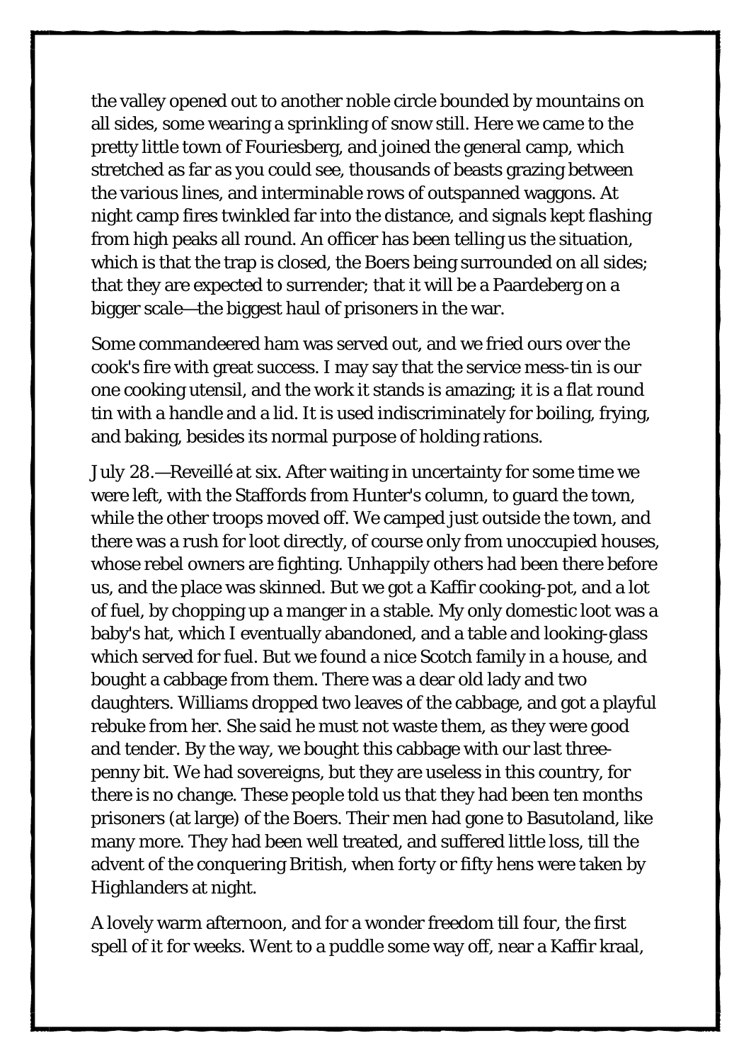the valley opened out to another noble circle bounded by mountains on all sides, some wearing a sprinkling of snow still. Here we came to the pretty little town of Fouriesberg, and joined the general camp, which stretched as far as you could see, thousands of beasts grazing between the various lines, and interminable rows of outspanned waggons. At night camp fires twinkled far into the distance, and signals kept flashing from high peaks all round. An officer has been telling us the situation, which is that the trap is closed, the Boers being surrounded on all sides; that they are expected to surrender; that it will be a Paardeberg on a bigger scale—the biggest haul of prisoners in the war.

Some commandeered ham was served out, and we fried ours over the cook's fire with great success. I may say that the service mess-tin is our one cooking utensil, and the work it stands is amazing; it is a flat round tin with a handle and a lid. It is used indiscriminately for boiling, frying, and baking, besides its normal purpose of holding rations.

July 28.—Reveillé at six. After waiting in uncertainty for some time we were left, with the Staffords from Hunter's column, to guard the town, while the other troops moved off. We camped just outside the town, and there was a rush for loot directly, of course only from unoccupied houses, whose rebel owners are fighting. Unhappily others had been there before us, and the place was skinned. But we got a Kaffir cooking-pot, and a lot of fuel, by chopping up a manger in a stable. My only domestic loot was a baby's hat, which I eventually abandoned, and a table and looking-glass which served for fuel. But we found a nice Scotch family in a house, and bought a cabbage from them. There was a dear old lady and two daughters. Williams dropped two leaves of the cabbage, and got a playful rebuke from her. She said he must not waste them, as they were good and tender. By the way, we bought this cabbage with our last three-penny bit. We had sovereigns, but they are useless in this country, for there is no change. These people told us that they had been ten months prisoners (at large) of the Boers. Their men had gone to Basutoland, like many more. They had been well treated, and suffered little loss, till the advent of the conquering British, when forty or fifty hens were taken by Highlanders at night.

A lovely warm afternoon, and for a wonder freedom till four, the first spell of it for weeks. Went to a puddle some way off, near a Kaffir kraal,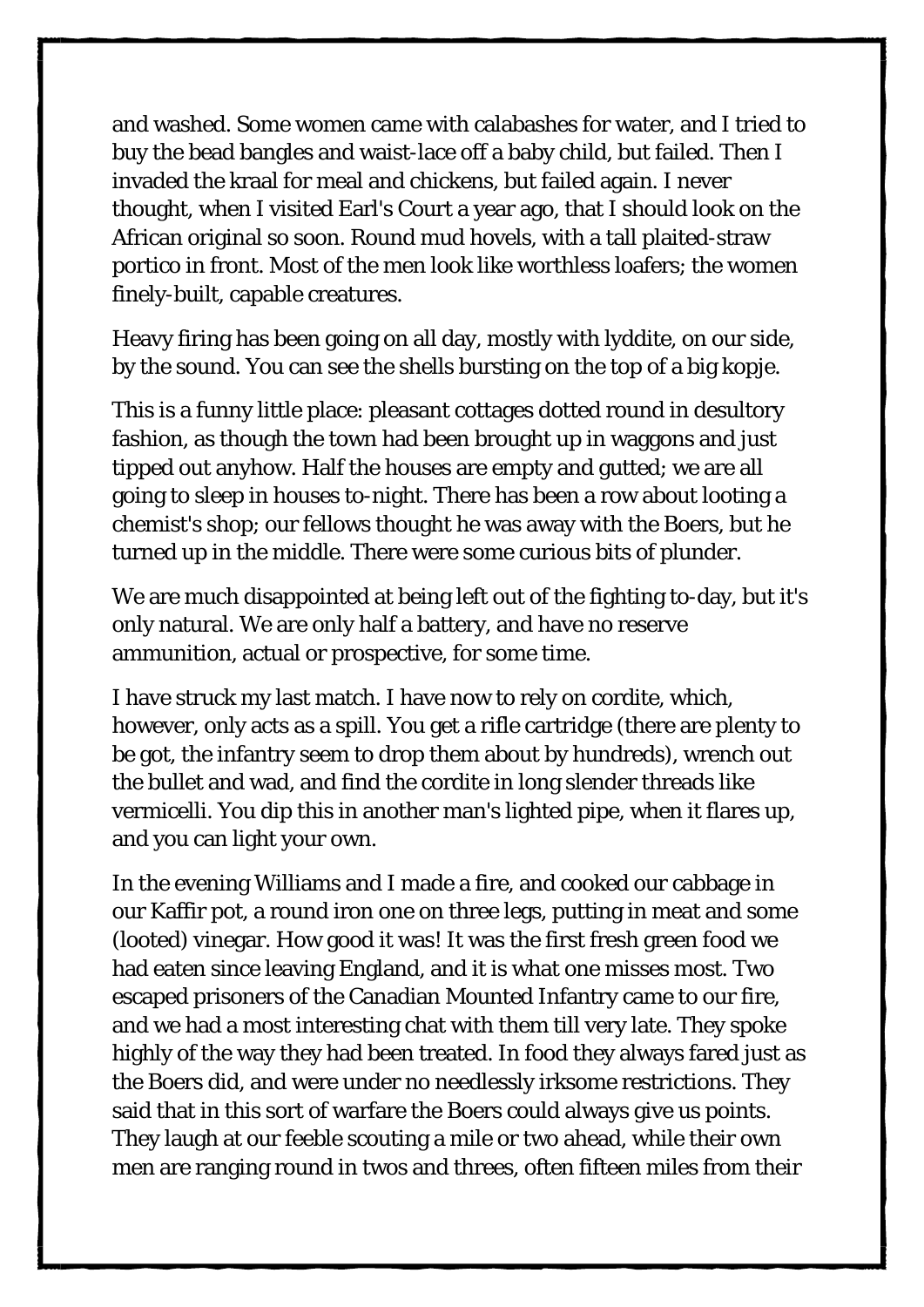and washed. Some women came with calabashes for water, and I tried to buy the bead bangles and waist-lace off a baby child, but failed. Then I invaded the kraal for meal and chickens, but failed again. I never thought, when I visited Earl's Court a year ago, that I should look on the African original so soon. Round mud hovels, with a tall plaited-straw portico in front. Most of the men look like worthless loafers; the women finely-built, capable creatures.

Heavy firing has been going on all day, mostly with lyddite, on our side, by the sound. You can see the shells bursting on the top of a big kopje.

This is a funny little place: pleasant cottages dotted round in desultory fashion, as though the town had been brought up in waggons and just tipped out anyhow. Half the houses are empty and gutted; we are all going to sleep in houses to-night. There has been a row about looting a chemist's shop; our fellows thought he was away with the Boers, but he turned up in the middle. There were some curious bits of plunder.

We are much disappointed at being left out of the fighting to-day, but it's only natural. We are only half a battery, and have no reserve ammunition, actual or prospective, for some time.

I have struck my last match. I have now to rely on cordite, which, however, only acts as a spill. You get a rifle cartridge (there are plenty to be got, the infantry seem to drop them about by hundreds), wrench out the bullet and wad, and find the cordite in long slender threads like vermicelli. You dip this in another man's lighted pipe, when it flares up, and you can light your own.

In the evening Williams and I made a fire, and cooked our cabbage in our Kaffir pot, a round iron one on three legs, putting in meat and some (looted) vinegar. How good it was! It was the first fresh green food we had eaten since leaving England, and it is what one misses most. Two escaped prisoners of the Canadian Mounted Infantry came to our fire, and we had a most interesting chat with them till very late. They spoke highly of the way they had been treated. In food they always fared just as the Boers did, and were under no needlessly irksome restrictions. They said that in this sort of warfare the Boers could always give us points. They laugh at our feeble scouting a mile or two ahead, while their own men are ranging round in twos and threes, often fifteen miles from their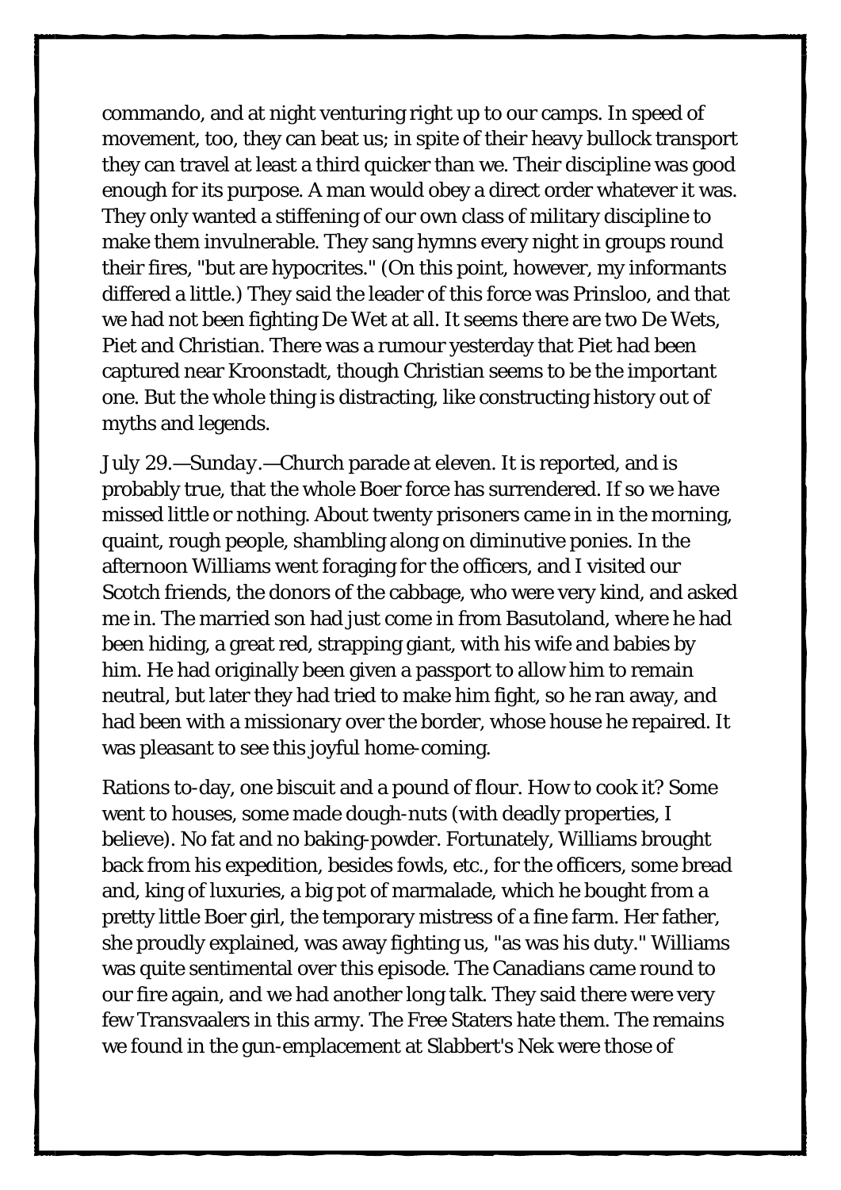commando, and at night venturing right up to our camps. In speed of movement, too, they can beat us; in spite of their heavy bullock transport they can travel at least a third quicker than we. Their discipline was good enough for its purpose. A man would obey a direct order whatever it was. They only wanted a stiffening of our own class of military discipline to make them invulnerable. They sang hymns every night in groups round their fires, "but are hypocrites." (On this point, however, my informants differed a little.) They said the leader of this force was Prinsloo, and that we had not been fighting De Wet at all. It seems there are two De Wets, Piet and Christian. There was a rumour yesterday that Piet had been captured near Kroonstadt, though Christian seems to be the important one. But the whole thing is distracting, like constructing history out of myths and legends.

July 29.—*Sunday*.—Church parade at eleven. It is reported, and is probably true, that the whole Boer force has surrendered. If so we have missed little or nothing. About twenty prisoners came in in the morning, quaint, rough people, shambling along on diminutive ponies. In the afternoon Williams went foraging for the officers, and I visited our Scotch friends, the donors of the cabbage, who were very kind, and asked me in. The married son had just come in from Basutoland, where he had been hiding, a great red, strapping giant, with his wife and babies by him. He had originally been given a passport to allow him to remain neutral, but later they had tried to make him fight, so he ran away, and had been with a missionary over the border, whose house he repaired. It was pleasant to see this joyful home-coming.

Rations to-day, one biscuit and a pound of flour. How to cook it? Some went to houses, some made dough-nuts (with deadly properties, I believe). No fat and no baking-powder. Fortunately, Williams brought back from his expedition, besides fowls, etc., for the officers, some bread and, king of luxuries, a big pot of marmalade, which he bought from a pretty little Boer girl, the temporary mistress of a fine farm. Her father, she proudly explained, was away fighting us, "as was his duty." Williams was quite sentimental over this episode. The Canadians came round to our fire again, and we had another long talk. They said there were very few Transvaalers in this army. The Free Staters hate them. The remains we found in the gun-emplacement at Slabbert's Nek were those of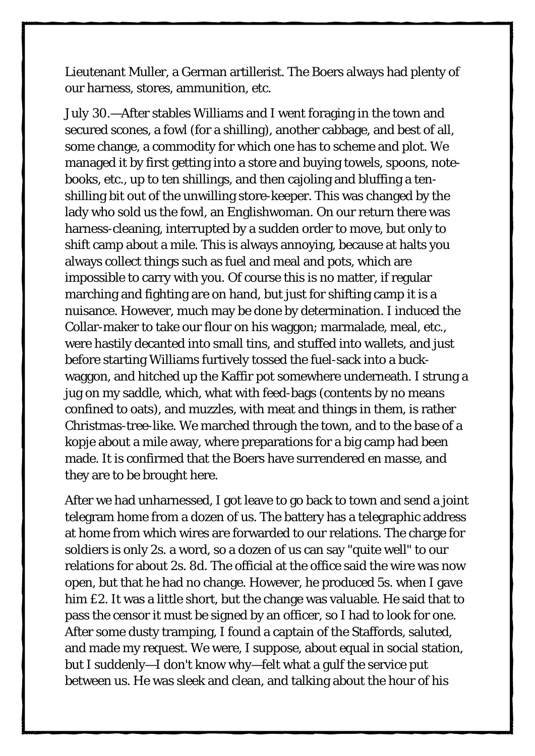Lieutenant Muller, a German artillerist. The Boers always had plenty of our harness, stores, ammunition, etc.

July 30.—After stables Williams and I went foraging in the town and secured scones, a fowl (for a shilling), another cabbage, and best of all, some change, a commodity for which one has to scheme and plot. We managed it by first getting into a store and buying towels, spoons, note-books, etc., up to ten shillings, and then cajoling and bluffing a ten-shilling bit out of the unwilling store-keeper. This was changed by the lady who sold us the fowl, an Englishwoman. On our return there was harness-cleaning, interrupted by a sudden order to move, but only to shift camp about a mile. This is always annoying, because at halts you always collect things such as fuel and meal and pots, which are impossible to carry with you. Of course this is no matter, if regular marching and fighting are on hand, but just for shifting camp it is a nuisance. However, much may be done by determination. I induced the Collar-maker to take our flour on his waggon; marmalade, meal, etc., were hastily decanted into small tins, and stuffed into wallets, and just before starting Williams furtively tossed the fuel-sack into a buck-waggon, and hitched up the Kaffir pot somewhere underneath. I strung a jug on my saddle, which, what with feed-bags (contents by no means confined to oats), and muzzles, with meat and things in them, is rather Christmas-tree-like. We marched through the town, and to the base of a kopje about a mile away, where preparations for a big camp had been made. It is confirmed that the Boers have surrendered *en masse*, and they are to be brought here.

After we had unharnessed, I got leave to go back to town and send a joint telegram home from a dozen of us. The battery has a telegraphic address at home from which wires are forwarded to our relations. The charge for soldiers is only 2s. a word, so a dozen of us can say "quite well" to our relations for about 2s. 8d. The official at the office said the wire was now open, but that he had no change. However, he produced 5s. when I gave him £2. It was a little short, but the change was valuable. He said that to pass the censor it must be signed by an officer, so I had to look for one. After some dusty tramping, I found a captain of the Staffords, saluted, and made my request. We were, I suppose, about equal in social station, but I suddenly—I don't know why—felt what a gulf the service put between us. He was sleek and clean, and talking about the hour of his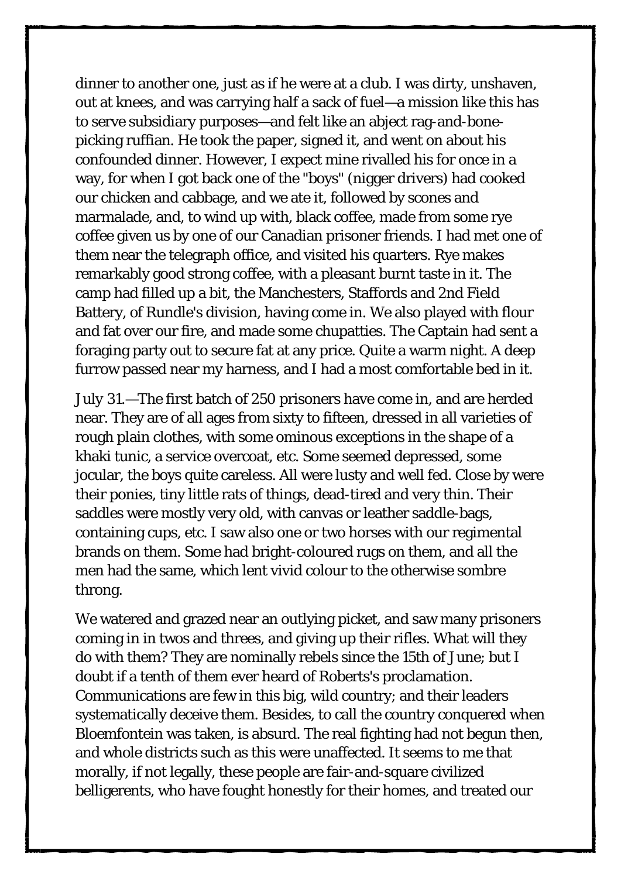dinner to another one, just as if he were at a club. I was dirty, unshaven, out at knees, and was carrying half a sack of fuel—a mission like this has to serve subsidiary purposes—and felt like an abject rag-and-bone-picking ruffian. He took the paper, signed it, and went on about his confounded dinner. However, I expect mine rivalled his for once in a way, for when I got back one of the "boys" (nigger drivers) had cooked our chicken and cabbage, and we ate it, followed by scones and marmalade, and, to wind up with, black coffee, made from some rye coffee given us by one of our Canadian prisoner friends. I had met one of them near the telegraph office, and visited his quarters. Rye makes remarkably good strong coffee, with a pleasant burnt taste in it. The camp had filled up a bit, the Manchesters, Staffords and 2nd Field Battery, of Rundle's division, having come in. We also played with flour and fat over our fire, and made some chupatties. The Captain had sent a foraging party out to secure fat at any price. Quite a warm night. A deep furrow passed near my harness, and I had a most comfortable bed in it.

July 31.—The first batch of 250 prisoners have come in, and are herded near. They are of all ages from sixty to fifteen, dressed in all varieties of rough plain clothes, with some ominous exceptions in the shape of a khaki tunic, a service overcoat, etc. Some seemed depressed, some jocular, the boys quite careless. All were lusty and well fed. Close by were their ponies, tiny little rats of things, dead-tired and very thin. Their saddles were mostly very old, with canvas or leather saddle-bags, containing cups, etc. I saw also one or two horses with our regimental brands on them. Some had bright-coloured rugs on them, and all the men had the same, which lent vivid colour to the otherwise sombre throng.

We watered and grazed near an outlying picket, and saw many prisoners coming in in twos and threes, and giving up their rifles. What will they do with them? They are nominally rebels since the 15th of June; but I doubt if a tenth of them ever heard of Roberts's proclamation. Communications are few in this big, wild country; and their leaders systematically deceive them. Besides, to call the country conquered when Bloemfontein was taken, is absurd. The real fighting had not begun then, and whole districts such as this were unaffected. It seems to me that morally, if not legally, these people are fair-and-square civilized belligerents, who have fought honestly for their homes, and treated our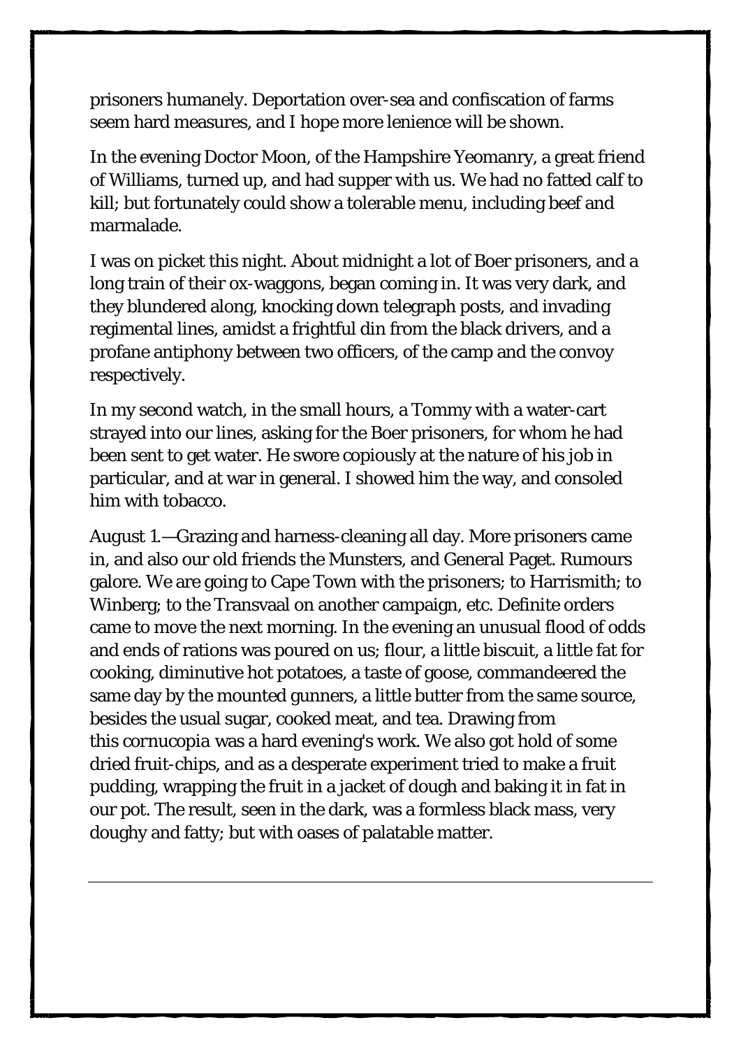prisoners humanely. Deportation over-sea and confiscation of farms seem hard measures, and I hope more lenience will be shown.

In the evening Doctor Moon, of the Hampshire Yeomanry, a great friend of Williams, turned up, and had supper with us. We had no fatted calf to kill; but fortunately could show a tolerable menu, including beef and marmalade.

I was on picket this night. About midnight a lot of Boer prisoners, and a long train of their ox-waggons, began coming in. It was very dark, and they blundered along, knocking down telegraph posts, and invading regimental lines, amidst a frightful din from the black drivers, and a profane antiphony between two officers, of the camp and the convoy respectively.

In my second watch, in the small hours, a Tommy with a water-cart strayed into our lines, asking for the Boer prisoners, for whom he had been sent to get water. He swore copiously at the nature of his job in particular, and at war in general. I showed him the way, and consoled him with tobacco.

August 1.—Grazing and harness-cleaning all day. More prisoners came in, and also our old friends the Munsters, and General Paget. Rumours galore. We are going to Cape Town with the prisoners; to Harrismith; to Winberg; to the Transvaal on another campaign, etc. Definite orders came to move the next morning. In the evening an unusual flood of odds and ends of rations was poured on us; flour, a little biscuit, a little fat for cooking, diminutive hot potatoes, a taste of goose, commandeered the same day by the mounted gunners, a little butter from the same source, besides the usual sugar, cooked meat, and tea. Drawing from this *cornucopia* was a hard evening's work. We also got hold of some dried fruit-chips, and as a desperate experiment tried to make a fruit pudding, wrapping the fruit in a jacket of dough and baking it in fat in our pot. The result, seen in the dark, was a formless black mass, very doughy and fatty; but with oases of palatable matter.

---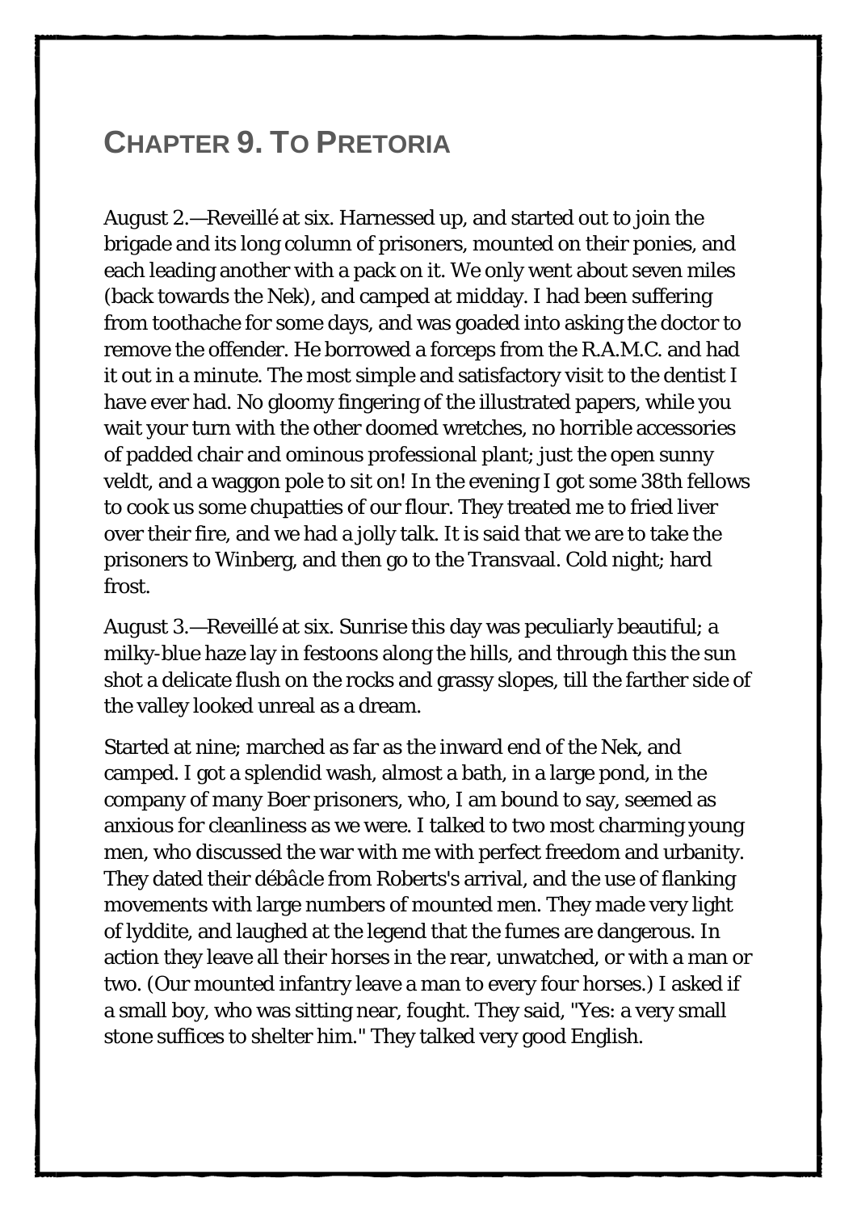## CHAPTER 9. TO PRETORIA

August 2.—Reveillé at six. Harnessed up, and started out to join the brigade and its long column of prisoners, mounted on their ponies, and each leading another with a pack on it. We only went about seven miles (back towards the Nek), and camped at midday. I had been suffering from toothache for some days, and was goaded into asking the doctor to remove the offender. He borrowed a forceps from the R.A.M.C. and had it out in a minute. The most simple and satisfactory visit to the dentist I have ever had. No gloomy fingering of the illustrated papers, while you wait your turn with the other doomed wretches, no horrible accessories of padded chair and ominous professional plant; just the open sunny veldt, and a waggon pole to sit on! In the evening I got some 38th fellows to cook us some chupatties of our flour. They treated me to fried liver over their fire, and we had a jolly talk. It is said that we are to take the prisoners to Winberg, and then go to the Transvaal. Cold night; hard frost.

August 3.—Reveillé at six. Sunrise this day was peculiarly beautiful; a milky-blue haze lay in festoons along the hills, and through this the sun shot a delicate flush on the rocks and grassy slopes, till the farther side of the valley looked unreal as a dream.

Started at nine; marched as far as the inward end of the Nek, and camped. I got a splendid wash, almost a bath, in a large pond, in the company of many Boer prisoners, who, I am bound to say, seemed as anxious for cleanliness as we were. I talked to two most charming young men, who discussed the war with me with perfect freedom and urbanity. They dated their débâcle from Roberts's arrival, and the use of flanking movements with large numbers of mounted men. They made very light of lyddite, and laughed at the legend that the fumes are dangerous. In action they leave all their horses in the rear, unwatched, or with a man or two. (Our mounted infantry leave a man to every four horses.) I asked if a small boy, who was sitting near, fought. They said, "Yes: a very small stone suffices to shelter him." They talked very good English.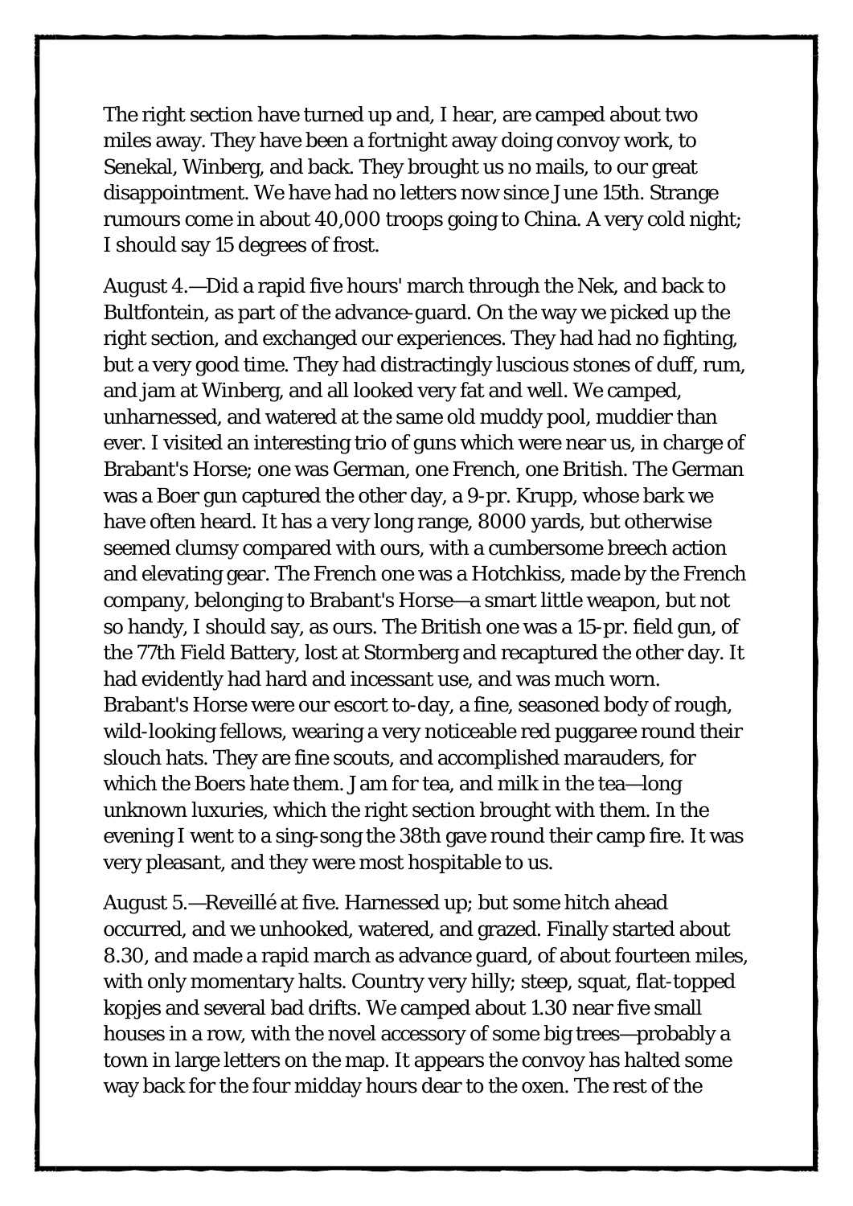The right section have turned up and, I hear, are camped about two miles away. They have been a fortnight away doing convoy work, to Senekal, Winberg, and back. They brought us no mails, to our great disappointment. We have had no letters now since June 15th. Strange rumours come in about 40,000 troops going to China. A very cold night; I should say 15 degrees of frost.

August 4.—Did a rapid five hours' march through the Nek, and back to Bultfontein, as part of the advance-guard. On the way we picked up the right section, and exchanged our experiences. They had had no fighting, but a very good time. They had distractingly luscious stones of duff, rum, and jam at Winberg, and all looked very fat and well. We camped, unharnessed, and watered at the same old muddy pool, muddier than ever. I visited an interesting trio of guns which were near us, in charge of Brabant's Horse; one was German, one French, one British. The German was a Boer gun captured the other day, a 9-pr. Krupp, whose bark we have often heard. It has a very long range, 8000 yards, but otherwise seemed clumsy compared with ours, with a cumbersome breech action and elevating gear. The French one was a Hotchkiss, made by the French company, belonging to Brabant's Horse—a smart little weapon, but not so handy, I should say, as ours. The British one was a 15-pr. field gun, of the 77th Field Battery, lost at Stormberg and recaptured the other day. It had evidently had hard and incessant use, and was much worn. Brabant's Horse were our escort to-day, a fine, seasoned body of rough, wild-looking fellows, wearing a very noticeable red puggaree round their slouch hats. They are fine scouts, and accomplished marauders, for which the Boers hate them. Jam for tea, and milk in the tea—long unknown luxuries, which the right section brought with them. In the evening I went to a sing-song the 38th gave round their camp fire. It was very pleasant, and they were most hospitable to us.

August 5.—Reveillé at five. Harnessed up; but some hitch ahead occurred, and we unhooked, watered, and grazed. Finally started about 8.30, and made a rapid march as advance guard, of about fourteen miles, with only momentary halts. Country very hilly; steep, squat, flat-topped kopjes and several bad drifts. We camped about 1.30 near five small houses in a row, with the novel accessory of some big trees—probably a town in large letters on the map. It appears the convoy has halted some way back for the four midday hours dear to the oxen. The rest of the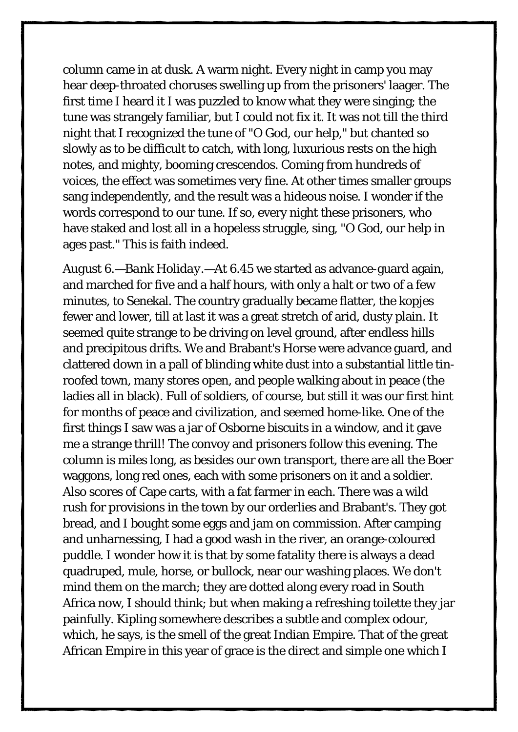column came in at dusk. A warm night. Every night in camp you may hear deep-throated choruses swelling up from the prisoners' laager. The first time I heard it I was puzzled to know what they were singing; the tune was strangely familiar, but I could not fix it. It was not till the third night that I recognized the tune of "O God, our help," but chanted so slowly as to be difficult to catch, with long, luxurious rests on the high notes, and mighty, booming crescendos. Coming from hundreds of voices, the effect was sometimes very fine. At other times smaller groups sang independently, and the result was a hideous noise. I wonder if the words correspond to our tune. If so, every night these prisoners, who have staked and lost all in a hopeless struggle, sing, "O God, our help in ages past." This is faith indeed.

August 6.—*Bank Holiday*.—At 6.45 we started as advance-guard again, and marched for five and a half hours, with only a halt or two of a few minutes, to Senekal. The country gradually became flatter, the kopjes fewer and lower, till at last it was a great stretch of arid, dusty plain. It seemed quite strange to be driving on level ground, after endless hills and precipitous drifts. We and Brabant's Horse were advance guard, and clattered down in a pall of blinding white dust into a substantial little tin-roofed town, many stores open, and people walking about in peace (the ladies all in black). Full of soldiers, of course, but still it was our first hint for months of peace and civilization, and seemed home-like. One of the first things I saw was a jar of Osborne biscuits in a window, and it gave me a strange thrill! The convoy and prisoners follow this evening. The column is miles long, as besides our own transport, there are all the Boer waggons, long red ones, each with some prisoners on it and a soldier. Also scores of Cape carts, with a fat farmer in each. There was a wild rush for provisions in the town by our orderlies and Brabant's. They got bread, and I bought some eggs and jam on commission. After camping and unharnessing, I had a good wash in the river, an orange-coloured puddle. I wonder how it is that by some fatality there is always a dead quadruped, mule, horse, or bullock, near our washing places. We don't mind them on the march; they are dotted along every road in South Africa now, I should think; but when making a refreshing toilette they jar painfully. Kipling somewhere describes a subtle and complex odour, which, he says, is the smell of the great Indian Empire. That of the great African Empire in this year of grace is the direct and simple one which I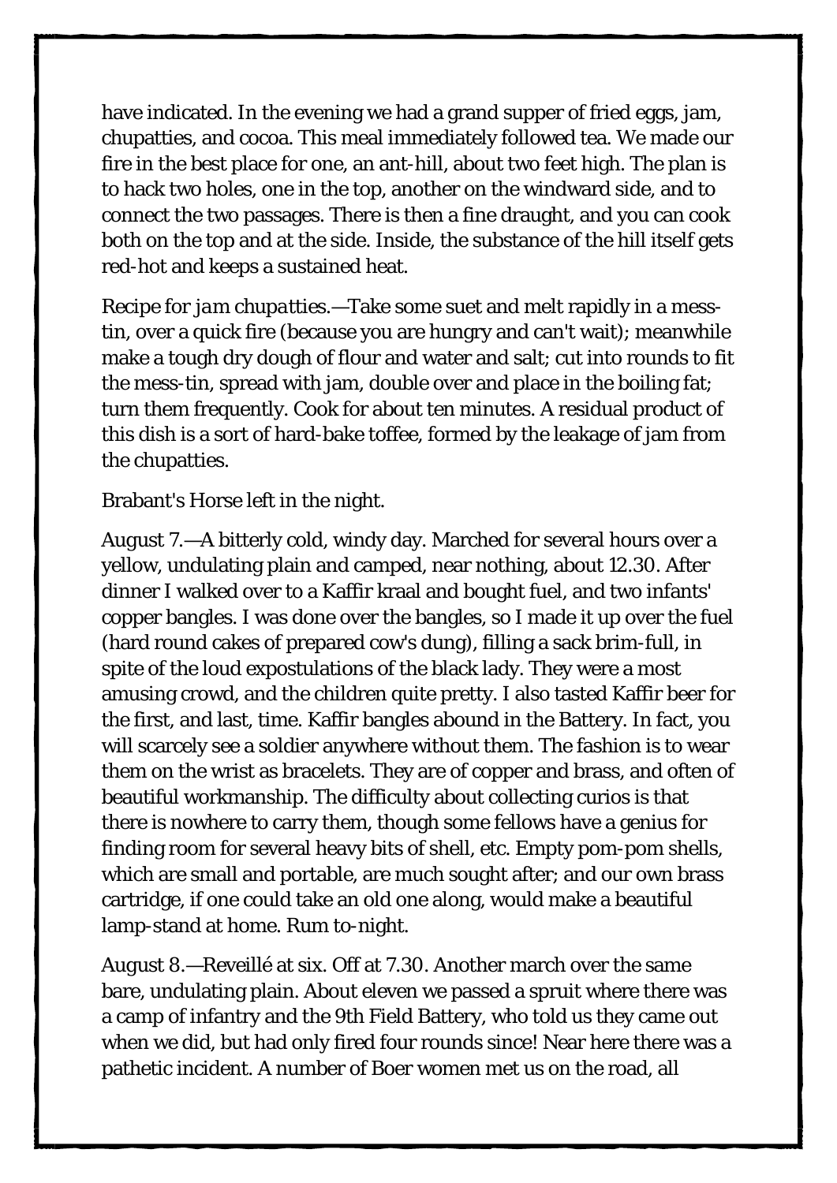have indicated. In the evening we had a grand supper of fried eggs, jam, chupatties, and cocoa. This meal immediately followed tea. We made our fire in the best place for one, an ant-hill, about two feet high. The plan is to hack two holes, one in the top, another on the windward side, and to connect the two passages. There is then a fine draught, and you can cook both on the top and at the side. Inside, the substance of the hill itself gets red-hot and keeps a sustained heat.

Recipe for *jam chupatties*.—Take some suet and melt rapidly in a mess-tin, over a quick fire (because you are hungry and can't wait); meanwhile make a tough dry dough of flour and water and salt; cut into rounds to fit the mess-tin, spread with jam, double over and place in the boiling fat; turn them frequently. Cook for about ten minutes. A residual product of this dish is a sort of hard-bake toffee, formed by the leakage of jam from the chupatties.

Brabant's Horse left in the night.

August 7.—A bitterly cold, windy day. Marched for several hours over a yellow, undulating plain and camped, near nothing, about 12.30. After dinner I walked over to a Kaffir kraal and bought fuel, and two infants' copper bangles. I was done over the bangles, so I made it up over the fuel (hard round cakes of prepared cow's dung), filling a sack brim-full, in spite of the loud expostulations of the black lady. They were a most amusing crowd, and the children quite pretty. I also tasted Kaffir beer for the first, and last, time. Kaffir bangles abound in the Battery. In fact, you will scarcely see a soldier anywhere without them. The fashion is to wear them on the wrist as bracelets. They are of copper and brass, and often of beautiful workmanship. The difficulty about collecting curios is that there is nowhere to carry them, though some fellows have a genius for finding room for several heavy bits of shell, etc. Empty pom-pom shells, which are small and portable, are much sought after; and our own brass cartridge, if one could take an old one along, would make a beautiful lamp-stand at home. Rum to-night.

August 8.—Reveillé at six. Off at 7.30. Another march over the same bare, undulating plain. About eleven we passed a spruit where there was a camp of infantry and the 9th Field Battery, who told us they came out when we did, but had only fired four rounds since! Near here there was a pathetic incident. A number of Boer women met us on the road, all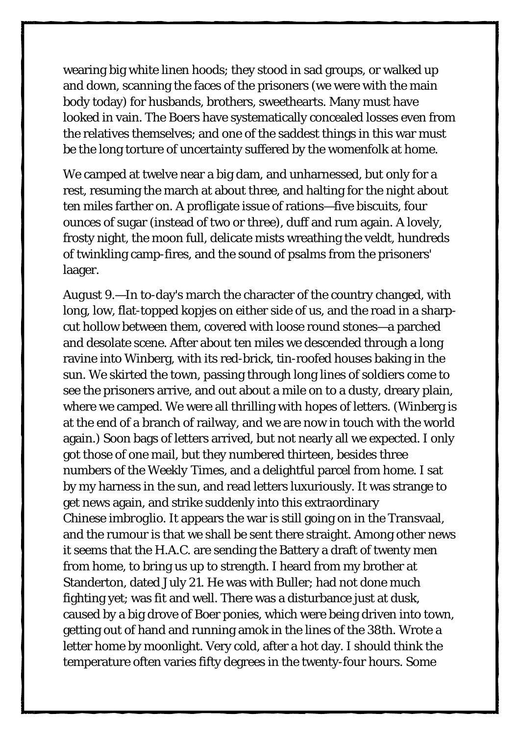wearing big white linen hoods; they stood in sad groups, or walked up and down, scanning the faces of the prisoners (we were with the main body today) for husbands, brothers, sweethearts. Many must have looked in vain. The Boers have systematically concealed losses even from the relatives themselves; and one of the saddest things in this war must be the long torture of uncertainty suffered by the womenfolk at home.

We camped at twelve near a big dam, and unharnessed, but only for a rest, resuming the march at about three, and halting for the night about ten miles farther on. A profligate issue of rations—five biscuits, four ounces of sugar (instead of two or three), duff and rum again. A lovely, frosty night, the moon full, delicate mists wreathing the veldt, hundreds of twinkling camp-fires, and the sound of psalms from the prisoners' laager.

August 9.—In to-day's march the character of the country changed, with long, low, flat-topped kopjes on either side of us, and the road in a sharp-cut hollow between them, covered with loose round stones—a parched and desolate scene. After about ten miles we descended through a long ravine into Winberg, with its red-brick, tin-roofed houses baking in the sun. We skirted the town, passing through long lines of soldiers come to see the prisoners arrive, and out about a mile on to a dusty, dreary plain, where we camped. We were all thrilling with hopes of letters. (Winberg is at the end of a branch of railway, and we are now in touch with the world again.) Soon bags of letters arrived, but not nearly all we expected. I only got those of one mail, but they numbered thirteen, besides three numbers of the Weekly Times, and a delightful parcel from home. I sat by my harness in the sun, and read letters luxuriously. It was strange to get news again, and strike suddenly into this extraordinary Chinese imbroglio. It appears the war is still going on in the Transvaal, and the rumour is that we shall be sent there straight. Among other news it seems that the H.A.C. are sending the Battery a draft of twenty men from home, to bring us up to strength. I heard from my brother at Standerton, dated July 21. He was with Buller; had not done much fighting yet; was fit and well. There was a disturbance just at dusk, caused by a big drove of Boer ponies, which were being driven into town, getting out of hand and running amok in the lines of the 38th. Wrote a letter home by moonlight. Very cold, after a hot day. I should think the temperature often varies fifty degrees in the twenty-four hours. Some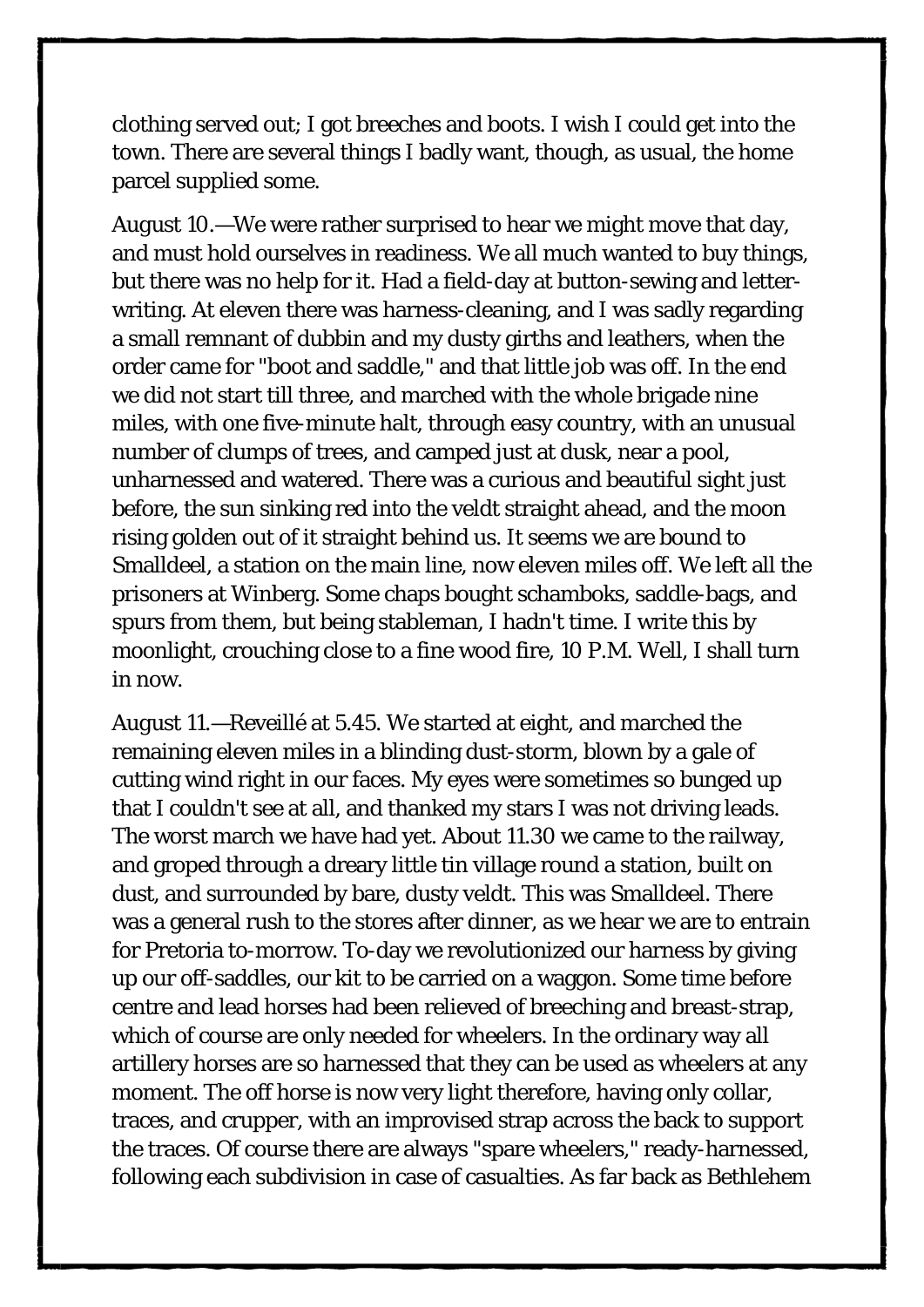clothing served out; I got breeches and boots. I wish I could get into the town. There are several things I badly want, though, as usual, the home parcel supplied some.

August 10.—We were rather surprised to hear we might move that day, and must hold ourselves in readiness. We all much wanted to buy things, but there was no help for it. Had a field-day at button-sewing and letter-writing. At eleven there was harness-cleaning, and I was sadly regarding a small remnant of dubbin and my dusty girths and leathers, when the order came for "boot and saddle," and that little job was off. In the end we did not start till three, and marched with the whole brigade nine miles, with one five-minute halt, through easy country, with an unusual number of clumps of trees, and camped just at dusk, near a pool, unharnessed and watered. There was a curious and beautiful sight just before, the sun sinking red into the veldt straight ahead, and the moon rising golden out of it straight behind us. It seems we are bound to Smalldeel, a station on the main line, now eleven miles off. We left all the prisoners at Winberg. Some chaps bought schamboks, saddle-bags, and spurs from them, but being stableman, I hadn't time. I write this by moonlight, crouching close to a fine wood fire, 10 P.M. Well, I shall turn in now.

August 11.—Reveillé at 5.45. We started at eight, and marched the remaining eleven miles in a blinding dust-storm, blown by a gale of cutting wind right in our faces. My eyes were sometimes so bunged up that I couldn't see at all, and thanked my stars I was not driving leads. The worst march we have had yet. About 11.30 we came to the railway, and groped through a dreary little tin village round a station, built on dust, and surrounded by bare, dusty veldt. This was Smalldeel. There was a general rush to the stores after dinner, as we hear we are to entrain for Pretoria to-morrow. To-day we revolutionized our harness by giving up our off-saddles, our kit to be carried on a waggon. Some time before centre and lead horses had been relieved of breeching and breast-strap, which of course are only needed for wheelers. In the ordinary way all artillery horses are so harnessed that they can be used as wheelers at any moment. The off horse is now very light therefore, having only collar, traces, and crupper, with an improvised strap across the back to support the traces. Of course there are always "spare wheelers," ready-harnessed, following each subdivision in case of casualties. As far back as Bethlehem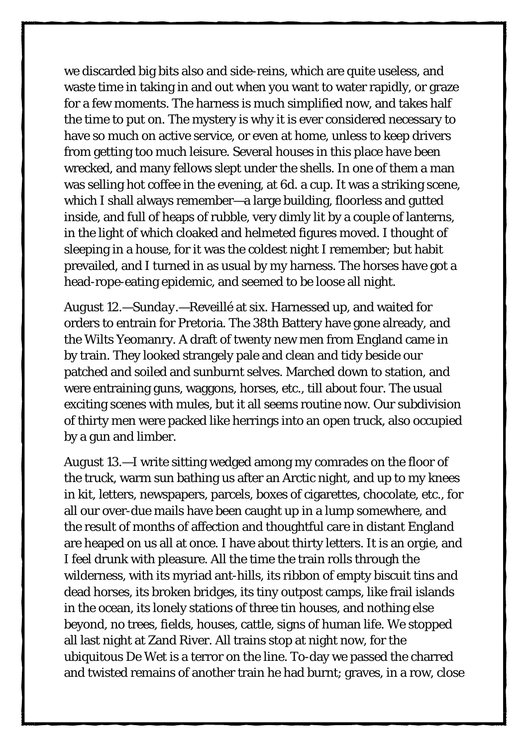we discarded big bits also and side-reins, which are quite useless, and waste time in taking in and out when you want to water rapidly, or graze for a few moments. The harness is much simplified now, and takes half the time to put on. The mystery is why it is ever considered necessary to have so much on active service, or even at home, unless to keep drivers from getting too much leisure. Several houses in this place have been wrecked, and many fellows slept under the shells. In one of them a man was selling hot coffee in the evening, at 6d. a cup. It was a striking scene, which I shall always remember—a large building, floorless and gutted inside, and full of heaps of rubble, very dimly lit by a couple of lanterns, in the light of which cloaked and helmeted figures moved. I thought of sleeping in a house, for it was the coldest night I remember; but habit prevailed, and I turned in as usual by my harness. The horses have got a head-rope-eating epidemic, and seemed to be loose all night.

August 12.—*Sunday.*—Reveillé at six. Harnessed up, and waited for orders to entrain for Pretoria. The 38th Battery have gone already, and the Wilts Yeomanry. A draft of twenty new men from England came in by train. They looked strangely pale and clean and tidy beside our patched and soiled and sunburnt selves. Marched down to station, and were entraining guns, waggons, horses, etc., till about four. The usual exciting scenes with mules, but it all seems routine now. Our subdivision of thirty men were packed like herrings into an open truck, also occupied by a gun and limber.

August 13.—I write sitting wedged among my comrades on the floor of the truck, warm sun bathing us after an Arctic night, and up to my knees in kit, letters, newspapers, parcels, boxes of cigarettes, chocolate, etc., for all our over-due mails have been caught up in a lump somewhere, and the result of months of affection and thoughtful care in distant England are heaped on us all at once. I have about thirty letters. It is an orgie, and I feel drunk with pleasure. All the time the train rolls through the wilderness, with its myriad ant-hills, its ribbon of empty biscuit tins and dead horses, its broken bridges, its tiny outpost camps, like frail islands in the ocean, its lonely stations of three tin houses, and nothing else beyond, no trees, fields, houses, cattle, signs of human life. We stopped all last night at Zand River. All trains stop at night now, for the ubiquitous De Wet is a terror on the line. To-day we passed the charred and twisted remains of another train he had burnt; graves, in a row, close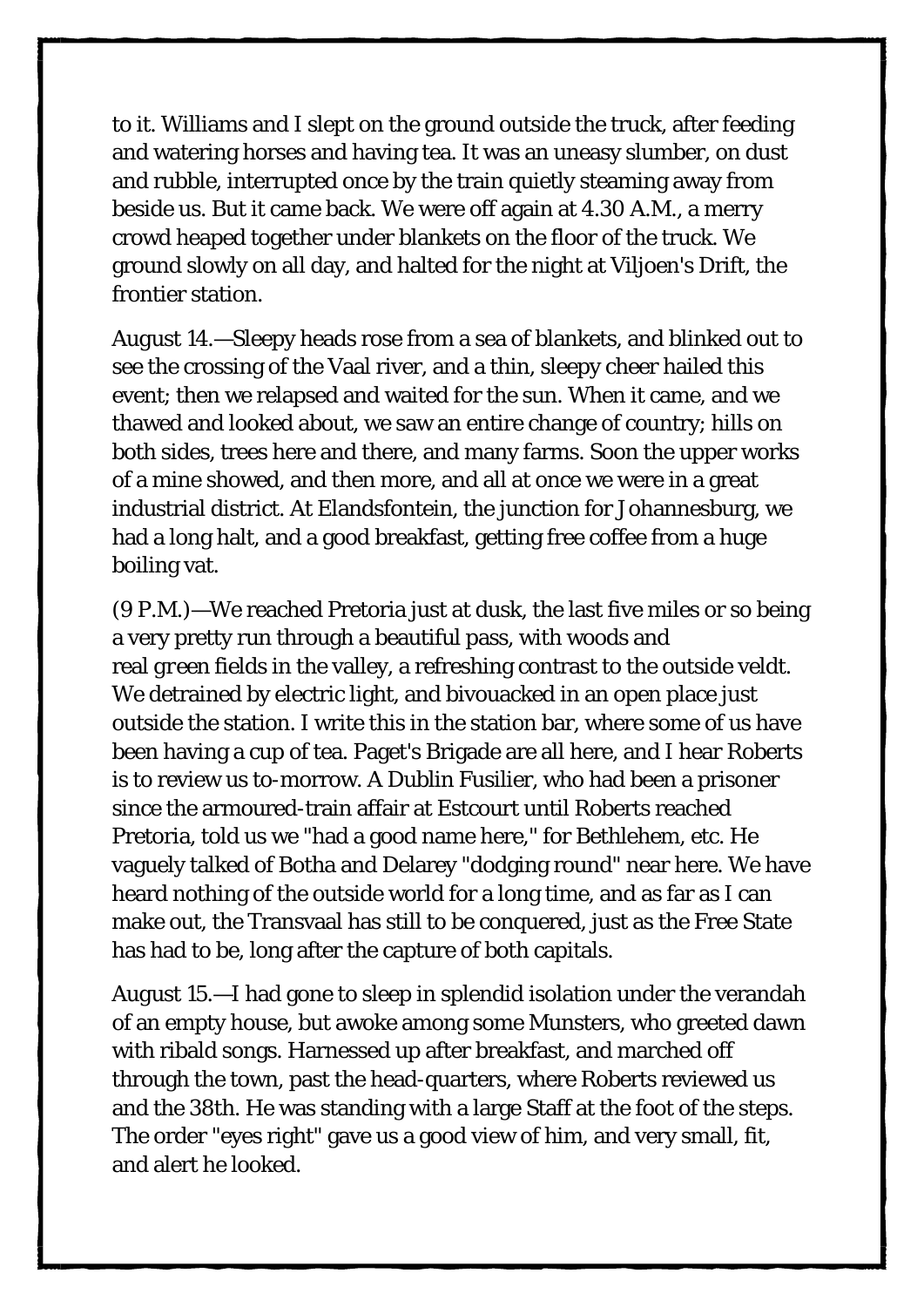to it. Williams and I slept on the ground outside the truck, after feeding and watering horses and having tea. It was an uneasy slumber, on dust and rubble, interrupted once by the train quietly steaming away from beside us. But it came back. We were off again at 4.30 A.M., a merry crowd heaped together under blankets on the floor of the truck. We ground slowly on all day, and halted for the night at Viljoen's Drift, the frontier station.

August 14.—Sleepy heads rose from a sea of blankets, and blinked out to see the crossing of the Vaal river, and a thin, sleepy cheer hailed this event; then we relapsed and waited for the sun. When it came, and we thawed and looked about, we saw an entire change of country; hills on both sides, trees here and there, and many farms. Soon the upper works of a mine showed, and then more, and all at once we were in a great industrial district. At Elandsfontein, the junction for Johannesburg, we had a long halt, and a good breakfast, getting free coffee from a huge boiling vat.

(9 P.M.)—We reached Pretoria just at dusk, the last five miles or so being a very pretty run through a beautiful pass, with woods and real *green* fields in the valley, a refreshing contrast to the outside veldt. We detrained by electric light, and bivouacked in an open place just outside the station. I write this in the station bar, where some of us have been having a cup of tea. Paget's Brigade are all here, and I hear Roberts is to review us to-morrow. A Dublin Fusilier, who had been a prisoner since the armoured-train affair at Estcourt until Roberts reached Pretoria, told us we "had a good name here," for Bethlehem, etc. He vaguely talked of Botha and Delarey "dodging round" near here. We have heard nothing of the outside world for a long time, and as far as I can make out, the Transvaal has still to be conquered, just as the Free State has had to be, long after the capture of both capitals.

August 15.—I had gone to sleep in splendid isolation under the verandah of an empty house, but awoke among some Munsters, who greeted dawn with ribald songs. Harnessed up after breakfast, and marched off through the town, past the head-quarters, where Roberts reviewed us and the 38th. He was standing with a large Staff at the foot of the steps. The order "eyes right" gave us a good view of him, and very small, fit, and alert he looked.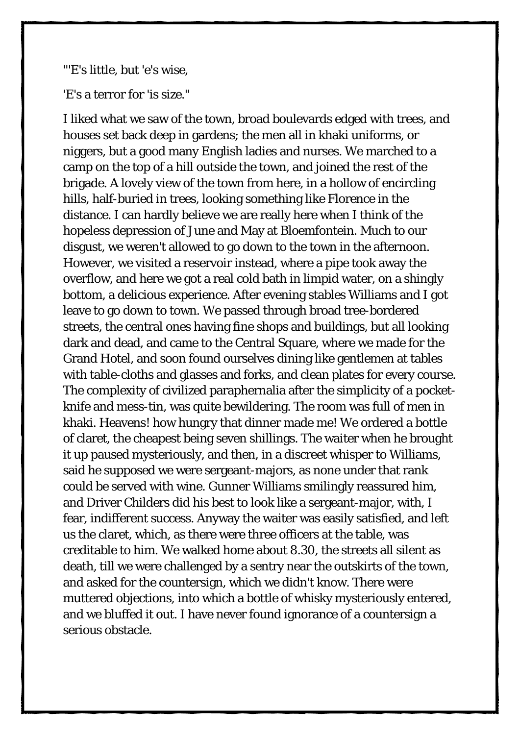"'E's little, but 'e's wise,

'E's a terror for 'is size."

I liked what we saw of the town, broad boulevards edged with trees, and houses set back deep in gardens; the men all in khaki uniforms, or niggers, but a good many English ladies and nurses. We marched to a camp on the top of a hill outside the town, and joined the rest of the brigade. A lovely view of the town from here, in a hollow of encircling hills, half-buried in trees, looking something like Florence in the distance. I can hardly believe we are really here when I think of the hopeless depression of June and May at Bloemfontein. Much to our disgust, we weren't allowed to go down to the town in the afternoon. However, we visited a reservoir instead, where a pipe took away the overflow, and here we got a real cold bath in limpid water, on a shingly bottom, a delicious experience. After evening stables Williams and I got leave to go down to town. We passed through broad tree-bordered streets, the central ones having fine shops and buildings, but all looking dark and dead, and came to the Central Square, where we made for the Grand Hotel, and soon found ourselves dining like gentlemen at tables with table-cloths and glasses and forks, and clean plates for every course. The complexity of civilized paraphernalia after the simplicity of a pocket-knife and mess-tin, was quite bewildering. The room was full of men in khaki. Heavens! how hungry that dinner made me! We ordered a bottle of claret, the cheapest being seven shillings. The waiter when he brought it up paused mysteriously, and then, in a discreet whisper to Williams, said he supposed we were sergeant-majors, as none under that rank could be served with wine. Gunner Williams smilingly reassured him, and Driver Childers did his best to look like a sergeant-major, with, I fear, indifferent success. Anyway the waiter was easily satisfied, and left us the claret, which, as there were three officers at the table, was creditable to him. We walked home about 8.30, the streets all silent as death, till we were challenged by a sentry near the outskirts of the town, and asked for the countersign, which we didn't know. There were muttered objections, into which a bottle of whisky mysteriously entered, and we bluffed it out. I have never found ignorance of a countersign a serious obstacle.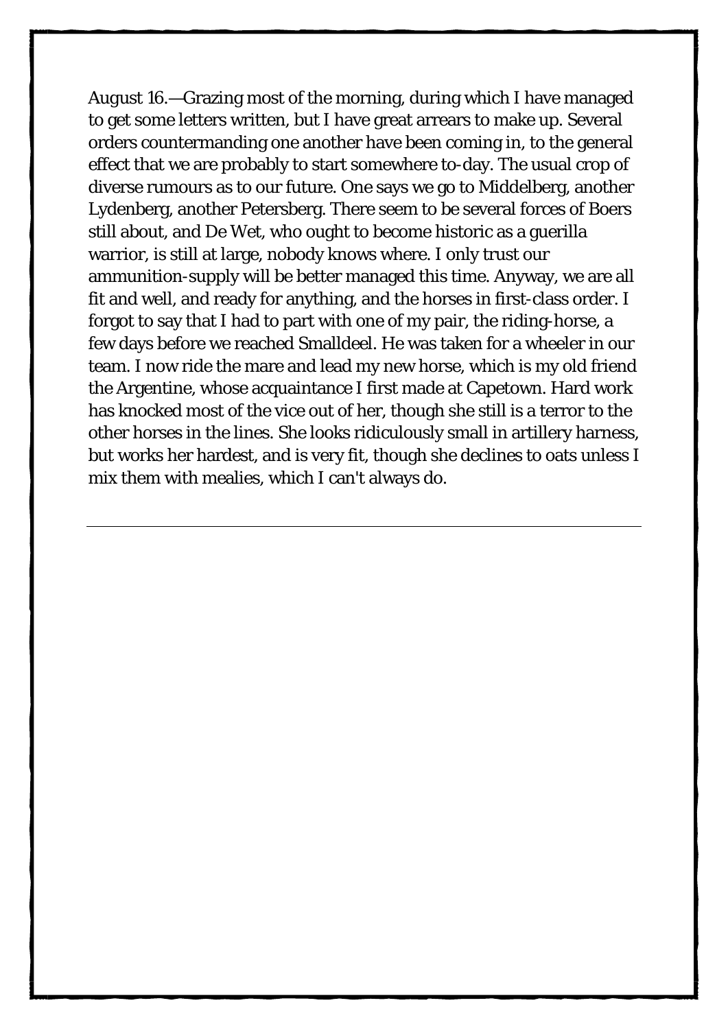August 16.—Grazing most of the morning, during which I have managed to get some letters written, but I have great arrears to make up. Several orders countermanding one another have been coming in, to the general effect that we are probably to start somewhere to-day. The usual crop of diverse rumours as to our future. One says we go to Middelberg, another Lydenberg, another Petersberg. There seem to be several forces of Boers still about, and De Wet, who ought to become historic as a guerilla warrior, is still at large, nobody knows where. I only trust our ammunition-supply will be better managed this time. Anyway, we are all fit and well, and ready for anything, and the horses in first-class order. I forgot to say that I had to part with one of my pair, the riding-horse, a few days before we reached Smalldeel. He was taken for a wheeler in our team. I now ride the mare and lead my new horse, which is my old friend the Argentine, whose acquaintance I first made at Capetown. Hard work has knocked most of the vice out of her, though she still is a terror to the other horses in the lines. She looks ridiculously small in artillery harness, but works her hardest, and is very fit, though she declines to oats unless I mix them with mealies, which I can't always do.

---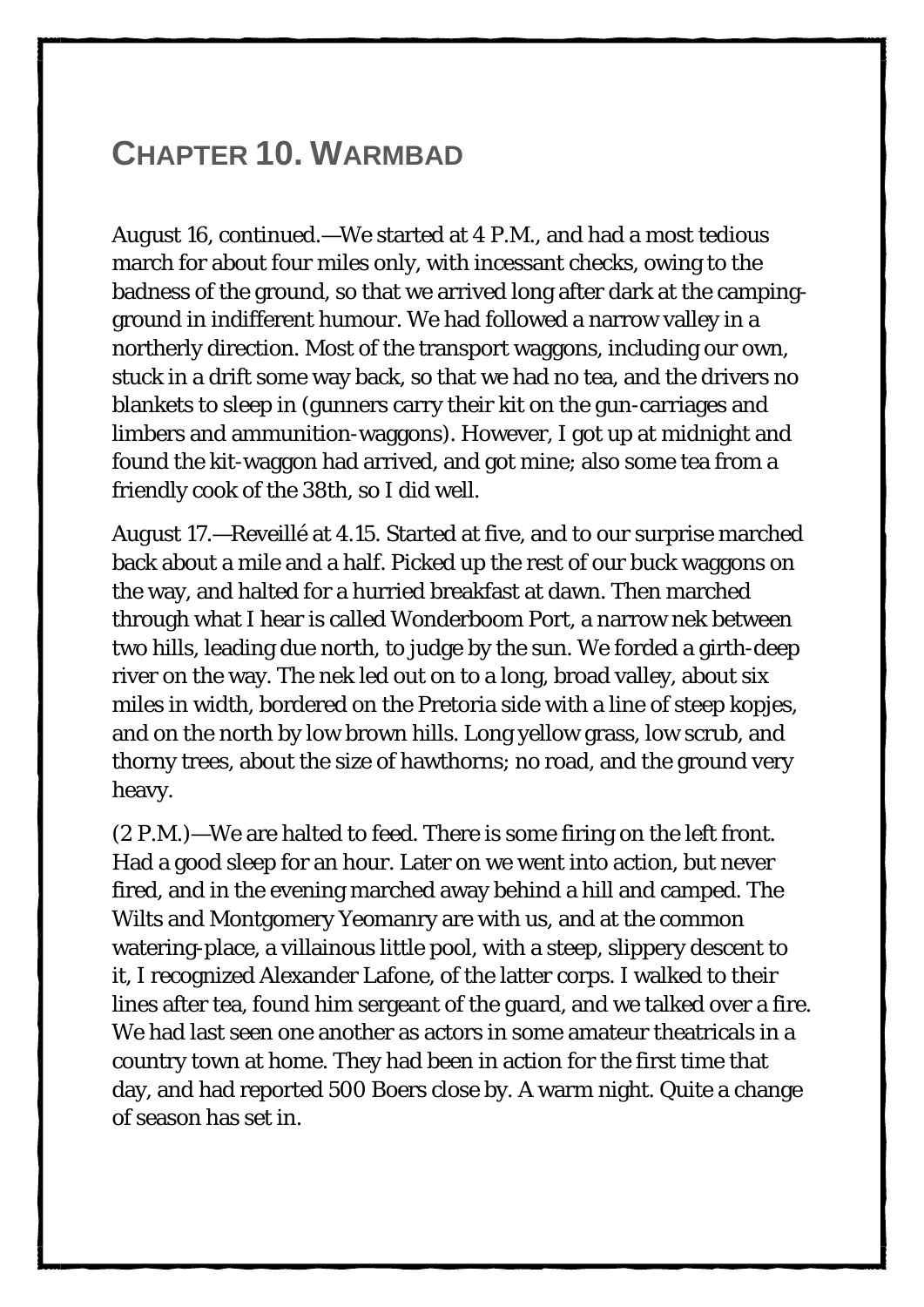# CHAPTER 10. WARMBAD

August 16, continued.—We started at 4 P.M., and had a most tedious march for about four miles only, with incessant checks, owing to the badness of the ground, so that we arrived long after dark at the camping-ground in indifferent humour. We had followed a narrow valley in a northerly direction. Most of the transport waggons, including our own, stuck in a drift some way back, so that we had no tea, and the drivers no blankets to sleep in (gunners carry their kit on the gun-carriages and limbers and ammunition-waggons). However, I got up at midnight and found the kit-waggon had arrived, and got mine; also some tea from a friendly cook of the 38th, so I did well.

August 17.—Reveillé at 4.15. Started at five, and to our surprise marched back about a mile and a half. Picked up the rest of our buck waggons on the way, and halted for a hurried breakfast at dawn. Then marched through what I hear is called Wonderboom Port, a narrow nek between two hills, leading due north, to judge by the sun. We forded a girth-deep river on the way. The nek led out on to a long, broad valley, about six miles in width, bordered on the Pretoria side with a line of steep kopjes, and on the north by low brown hills. Long yellow grass, low scrub, and thorny trees, about the size of hawthorns; no road, and the ground very heavy.

(2 P.M.)—We are halted to feed. There is some firing on the left front. Had a good sleep for an hour. Later on we went into action, but never fired, and in the evening marched away behind a hill and camped. The Wilts and Montgomery Yeomanry are with us, and at the common watering-place, a villainous little pool, with a steep, slippery descent to it, I recognized Alexander Lafone, of the latter corps. I walked to their lines after tea, found him sergeant of the guard, and we talked over a fire. We had last seen one another as actors in some amateur theatricals in a country town at home. They had been in action for the first time that day, and had reported 500 Boers close by. A warm night. Quite a change of season has set in.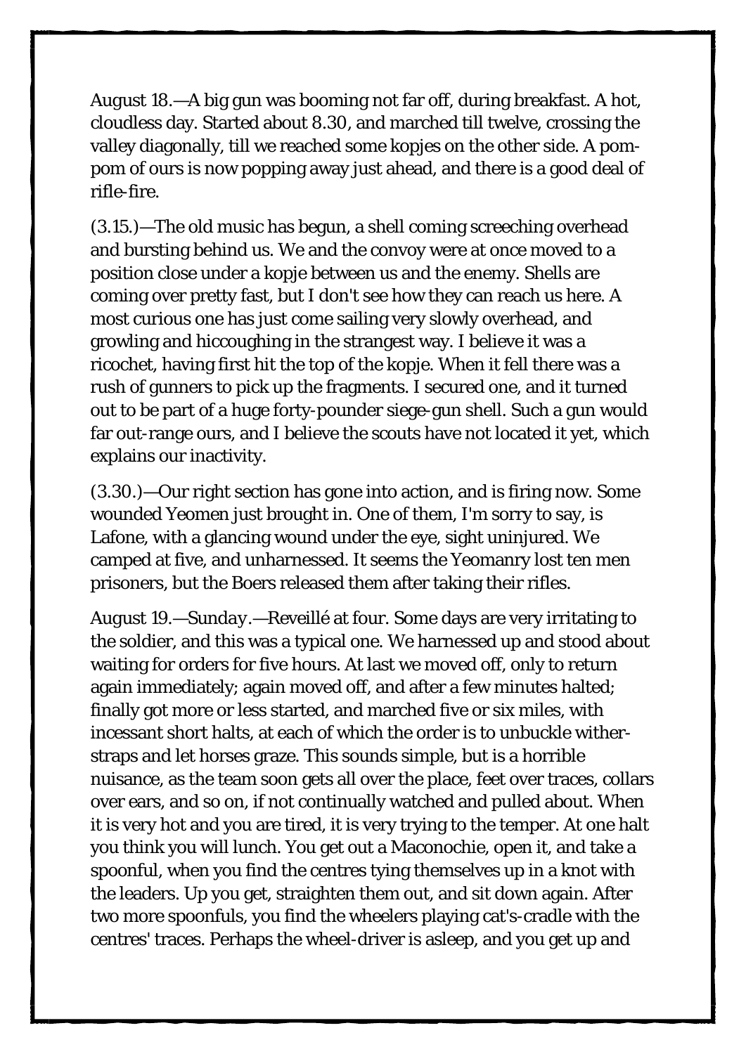August 18.—A big gun was booming not far off, during breakfast. A hot, cloudless day. Started about 8.30, and marched till twelve, crossing the valley diagonally, till we reached some kopjes on the other side. A pom-pom of ours is now popping away just ahead, and there is a good deal of rifle-fire.

(3.15.)—The old music has begun, a shell coming screeching overhead and bursting behind us. We and the convoy were at once moved to a position close under a kopje between us and the enemy. Shells are coming over pretty fast, but I don't see how they can reach us here. A most curious one has just come sailing very slowly overhead, and growling and hiccoughing in the strangest way. I believe it was a ricochet, having first hit the top of the kopje. When it fell there was a rush of gunners to pick up the fragments. I secured one, and it turned out to be part of a huge forty-pounder siege-gun shell. Such a gun would far out-range ours, and I believe the scouts have not located it yet, which explains our inactivity.

(3.30.)—Our right section has gone into action, and is firing now. Some wounded Yeomen just brought in. One of them, I'm sorry to say, is Lafone, with a glancing wound under the eye, sight uninjured. We camped at five, and unharnessed. It seems the Yeomanry lost ten men prisoners, but the Boers released them after taking their rifles.

August 19.—*Sunday*.—Reveillé at four. Some days are very irritating to the soldier, and this was a typical one. We harnessed up and stood about waiting for orders for five hours. At last we moved off, only to return again immediately; again moved off, and after a few minutes halted; finally got more or less started, and marched five or six miles, with incessant short halts, at each of which the order is to unbuckle wither-straps and let horses graze. This sounds simple, but is a horrible nuisance, as the team soon gets all over the place, feet over traces, collars over ears, and so on, if not continually watched and pulled about. When it is very hot and you are tired, it is very trying to the temper. At one halt you think you will lunch. You get out a Maconochie, open it, and take a spoonful, when you find the centres tying themselves up in a knot with the leaders. Up you get, straighten them out, and sit down again. After two more spoonfuls, you find the wheelers playing cat's-cradle with the centres' traces. Perhaps the wheel-driver is asleep, and you get up and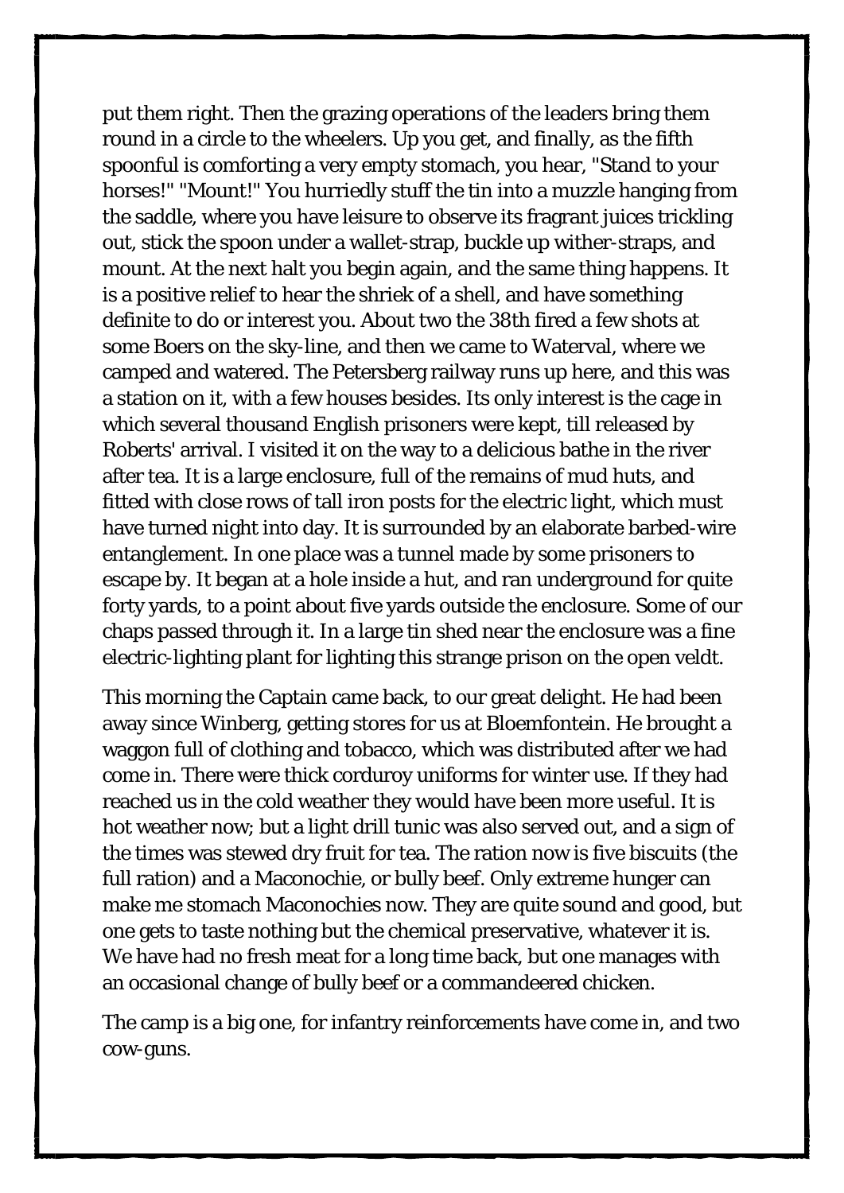put them right. Then the grazing operations of the leaders bring them round in a circle to the wheelers. Up you get, and finally, as the fifth spoonful is comforting a very empty stomach, you hear, "Stand to your horses!" "Mount!" You hurriedly stuff the tin into a muzzle hanging from the saddle, where you have leisure to observe its fragrant juices trickling out, stick the spoon under a wallet-strap, buckle up wither-straps, and mount. At the next halt you begin again, and the same thing happens. It is a positive relief to hear the shriek of a shell, and have something definite to do or interest you. About two the 38th fired a few shots at some Boers on the sky-line, and then we came to Waterval, where we camped and watered. The Petersberg railway runs up here, and this was a station on it, with a few houses besides. Its only interest is the cage in which several thousand English prisoners were kept, till released by Roberts' arrival. I visited it on the way to a delicious bathe in the river after tea. It is a large enclosure, full of the remains of mud huts, and fitted with close rows of tall iron posts for the electric light, which must have turned night into day. It is surrounded by an elaborate barbed-wire entanglement. In one place was a tunnel made by some prisoners to escape by. It began at a hole inside a hut, and ran underground for quite forty yards, to a point about five yards outside the enclosure. Some of our chaps passed through it. In a large tin shed near the enclosure was a fine electric-lighting plant for lighting this strange prison on the open veldt.

This morning the Captain came back, to our great delight. He had been away since Winberg, getting stores for us at Bloemfontein. He brought a waggon full of clothing and tobacco, which was distributed after we had come in. There were thick corduroy uniforms for winter use. If they had reached us in the cold weather they would have been more useful. It is hot weather now; but a light drill tunic was also served out, and a sign of the times was stewed dry fruit for tea. The ration now is five biscuits (the full ration) and a Maconochie, or bully beef. Only extreme hunger can make me stomach Maconochies now. They are quite sound and good, but one gets to taste nothing but the chemical preservative, whatever it is. We have had no fresh meat for a long time back, but one manages with an occasional change of bully beef or a commandeered chicken.

The camp is a big one, for infantry reinforcements have come in, and two cow-guns.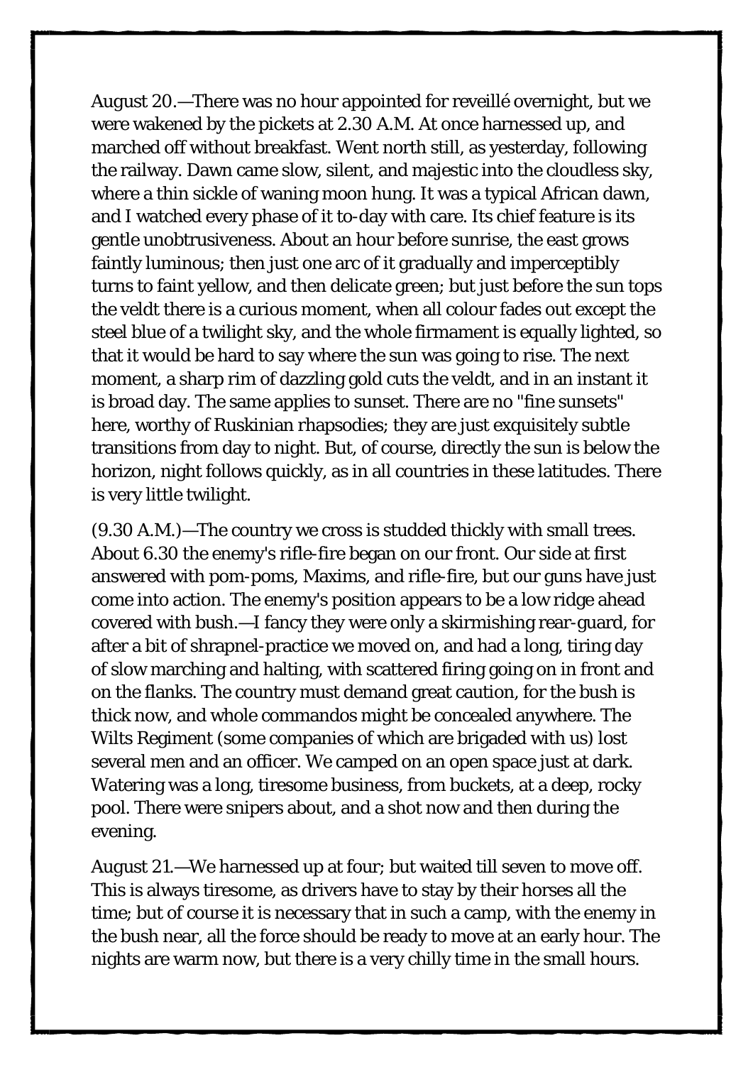August 20.—There was no hour appointed for reveillé overnight, but we were wakened by the pickets at 2.30 A.M. At once harnessed up, and marched off without breakfast. Went north still, as yesterday, following the railway. Dawn came slow, silent, and majestic into the cloudless sky, where a thin sickle of waning moon hung. It was a typical African dawn, and I watched every phase of it to-day with care. Its chief feature is its gentle unobtrusiveness. About an hour before sunrise, the east grows faintly luminous; then just one arc of it gradually and imperceptibly turns to faint yellow, and then delicate green; but just before the sun tops the veldt there is a curious moment, when all colour fades out except the steel blue of a twilight sky, and the whole firmament is equally lighted, so that it would be hard to say where the sun was going to rise. The next moment, a sharp rim of dazzling gold cuts the veldt, and in an instant it is broad day. The same applies to sunset. There are no "fine sunsets" here, worthy of Ruskinian rhapsodies; they are just exquisitely subtle transitions from day to night. But, of course, directly the sun is below the horizon, night follows quickly, as in all countries in these latitudes. There is very little twilight.

(9.30 A.M.)—The country we cross is studded thickly with small trees. About 6.30 the enemy's rifle-fire began on our front. Our side at first answered with pom-poms, Maxims, and rifle-fire, but our guns have just come into action. The enemy's position appears to be a low ridge ahead covered with bush.—I fancy they were only a skirmishing rear-guard, for after a bit of shrapnel-practice we moved on, and had a long, tiring day of slow marching and halting, with scattered firing going on in front and on the flanks. The country must demand great caution, for the bush is thick now, and whole commandos might be concealed anywhere. The Wilts Regiment (some companies of which are brigaded with us) lost several men and an officer. We camped on an open space just at dark. Watering was a long, tiresome business, from buckets, at a deep, rocky pool. There were snipers about, and a shot now and then during the evening.

August 21.—We harnessed up at four; but waited till seven to move off. This is always tiresome, as drivers have to stay by their horses all the time; but of course it is necessary that in such a camp, with the enemy in the bush near, all the force should be ready to move at an early hour. The nights are warm now, but there is a very chilly time in the small hours.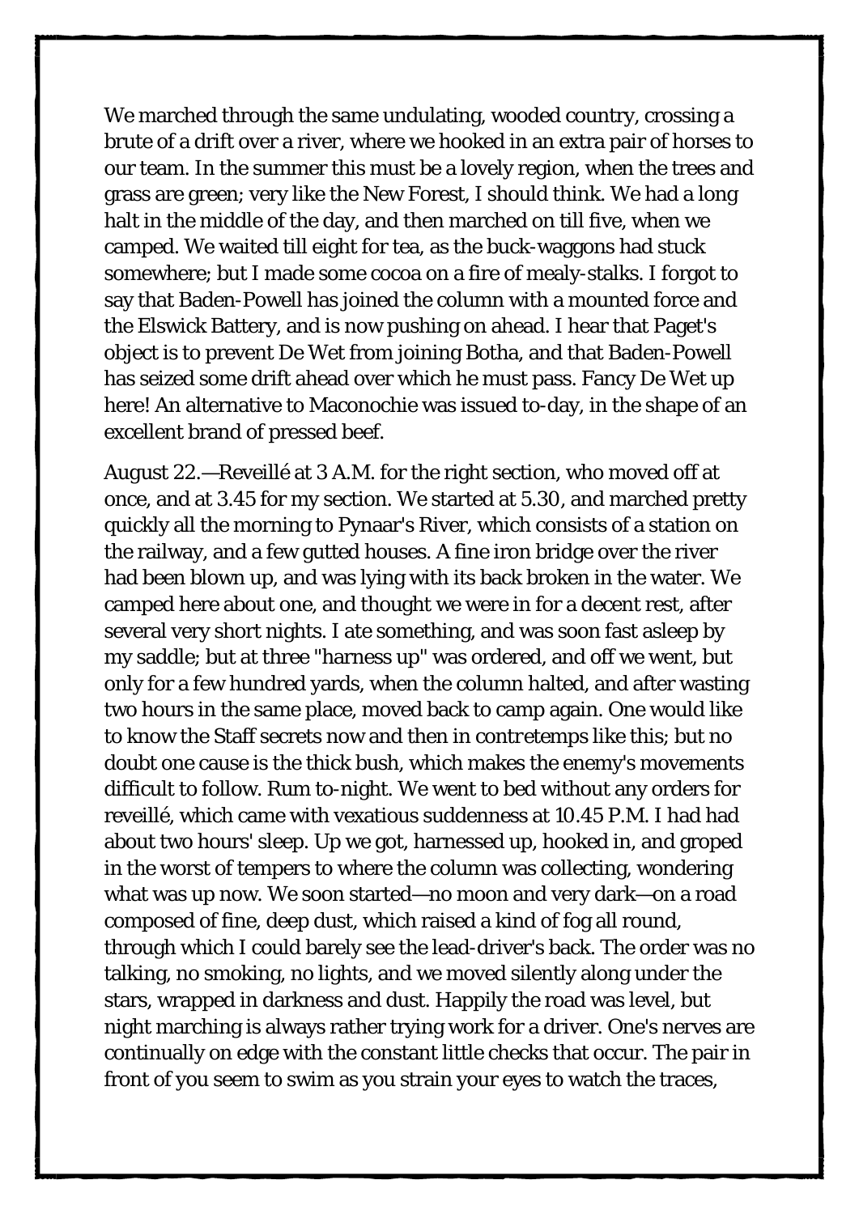We marched through the same undulating, wooded country, crossing a brute of a drift over a river, where we hooked in an extra pair of horses to our team. In the summer this must be a lovely region, when the trees and grass are green; very like the New Forest, I should think. We had a long halt in the middle of the day, and then marched on till five, when we camped. We waited till eight for tea, as the buck-waggons had stuck somewhere; but I made some cocoa on a fire of mealy-stalks. I forgot to say that Baden-Powell has joined the column with a mounted force and the Elswick Battery, and is now pushing on ahead. I hear that Paget's object is to prevent De Wet from joining Botha, and that Baden-Powell has seized some drift ahead over which he must pass. Fancy De Wet up here! An alternative to Maconochie was issued to-day, in the shape of an excellent brand of pressed beef.

August 22.—Reveillé at 3 A.M. for the right section, who moved off at once, and at 3.45 for my section. We started at 5.30, and marched pretty quickly all the morning to Pynaar's River, which consists of a station on the railway, and a few gutted houses. A fine iron bridge over the river had been blown up, and was lying with its back broken in the water. We camped here about one, and thought we were in for a decent rest, after several very short nights. I ate something, and was soon fast asleep by my saddle; but at three "harness up" was ordered, and off we went, but only for a few hundred yards, when the column halted, and after wasting two hours in the same place, moved back to camp again. One would like to know the Staff secrets now and then in contretemps like this; but no doubt one cause is the thick bush, which makes the enemy's movements difficult to follow. Rum to-night. We went to bed without any orders for reveillé, which came with vexatious suddenness at 10.45 P.M. I had had about two hours' sleep. Up we got, harnessed up, hooked in, and groped in the worst of tempers to where the column was collecting, wondering what was up now. We soon started—no moon and very dark—on a road composed of fine, deep dust, which raised a kind of fog all round, through which I could barely see the lead-driver's back. The order was no talking, no smoking, no lights, and we moved silently along under the stars, wrapped in darkness and dust. Happily the road was level, but night marching is always rather trying work for a driver. One's nerves are continually on edge with the constant little checks that occur. The pair in front of you seem to swim as you strain your eyes to watch the traces,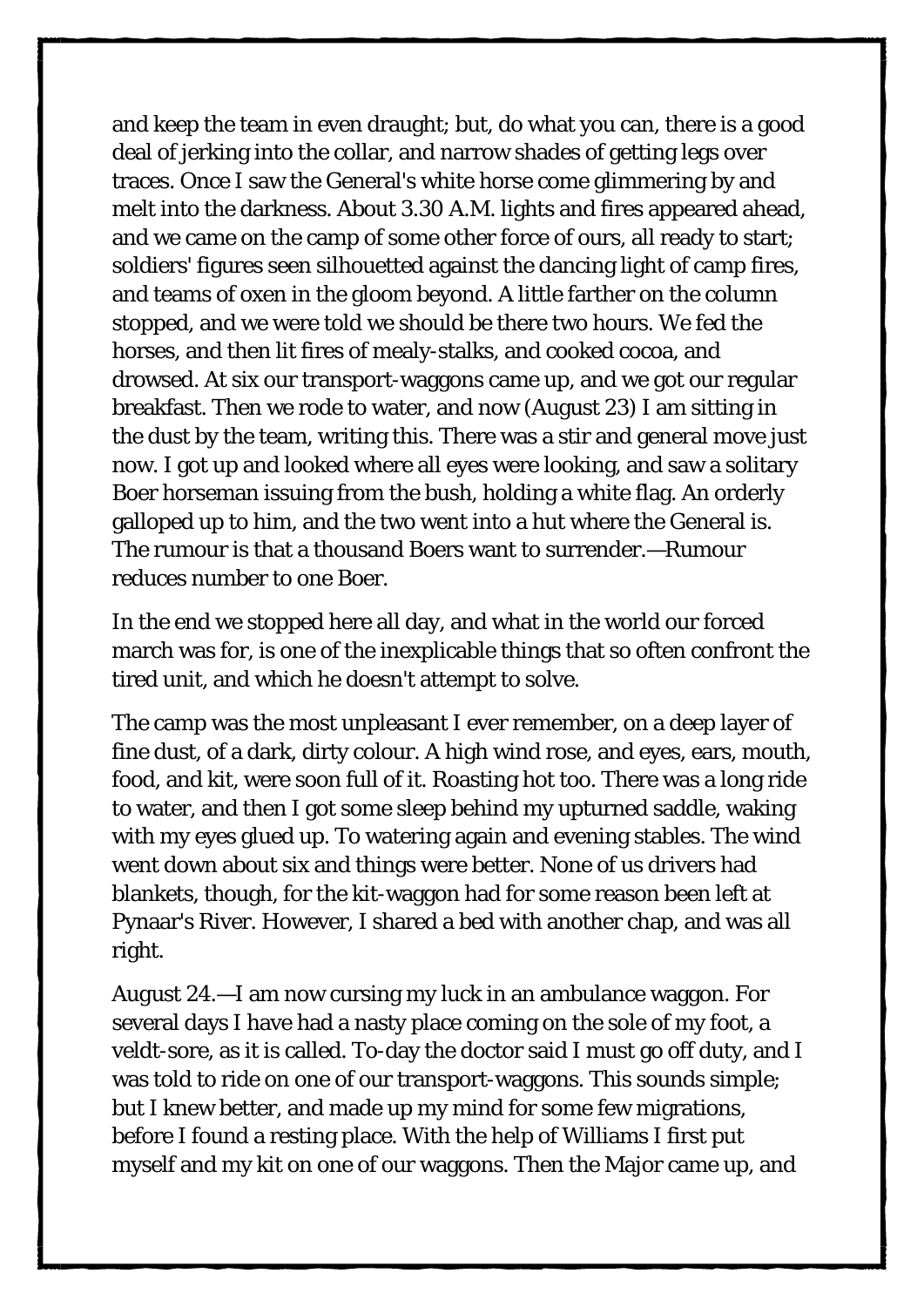and keep the team in even draught; but, do what you can, there is a good deal of jerking into the collar, and narrow shades of getting legs over traces. Once I saw the General's white horse come glimmering by and melt into the darkness. About 3.30 A.M. lights and fires appeared ahead, and we came on the camp of some other force of ours, all ready to start; soldiers' figures seen silhouetted against the dancing light of camp fires, and teams of oxen in the gloom beyond. A little farther on the column stopped, and we were told we should be there two hours. We fed the horses, and then lit fires of mealy-stalks, and cooked cocoa, and drowsed. At six our transport-waggons came up, and we got our regular breakfast. Then we rode to water, and now (August 23) I am sitting in the dust by the team, writing this. There was a stir and general move just now. I got up and looked where all eyes were looking, and saw a solitary Boer horseman issuing from the bush, holding a white flag. An orderly galloped up to him, and the two went into a hut where the General is. The rumour is that a thousand Boers want to surrender.—Rumour reduces number to one Boer.

In the end we stopped here all day, and what in the world our forced march was for, is one of the inexplicable things that so often confront the tired unit, and which he doesn't attempt to solve.

The camp was the most unpleasant I ever remember, on a deep layer of fine dust, of a dark, dirty colour. A high wind rose, and eyes, ears, mouth, food, and kit, were soon full of it. Roasting hot too. There was a long ride to water, and then I got some sleep behind my upturned saddle, waking with my eyes glued up. To watering again and evening stables. The wind went down about six and things were better. None of us drivers had blankets, though, for the kit-waggon had for some reason been left at Pynaar's River. However, I shared a bed with another chap, and was all right.

August 24.—I am now cursing my luck in an ambulance waggon. For several days I have had a nasty place coming on the sole of my foot, a veldt-sore, as it is called. To-day the doctor said I must go off duty, and I was told to ride on one of our transport-waggons. This sounds simple; but I knew better, and made up my mind for some few migrations, before I found a resting place. With the help of Williams I first put myself and my kit on one of our waggons. Then the Major came up, and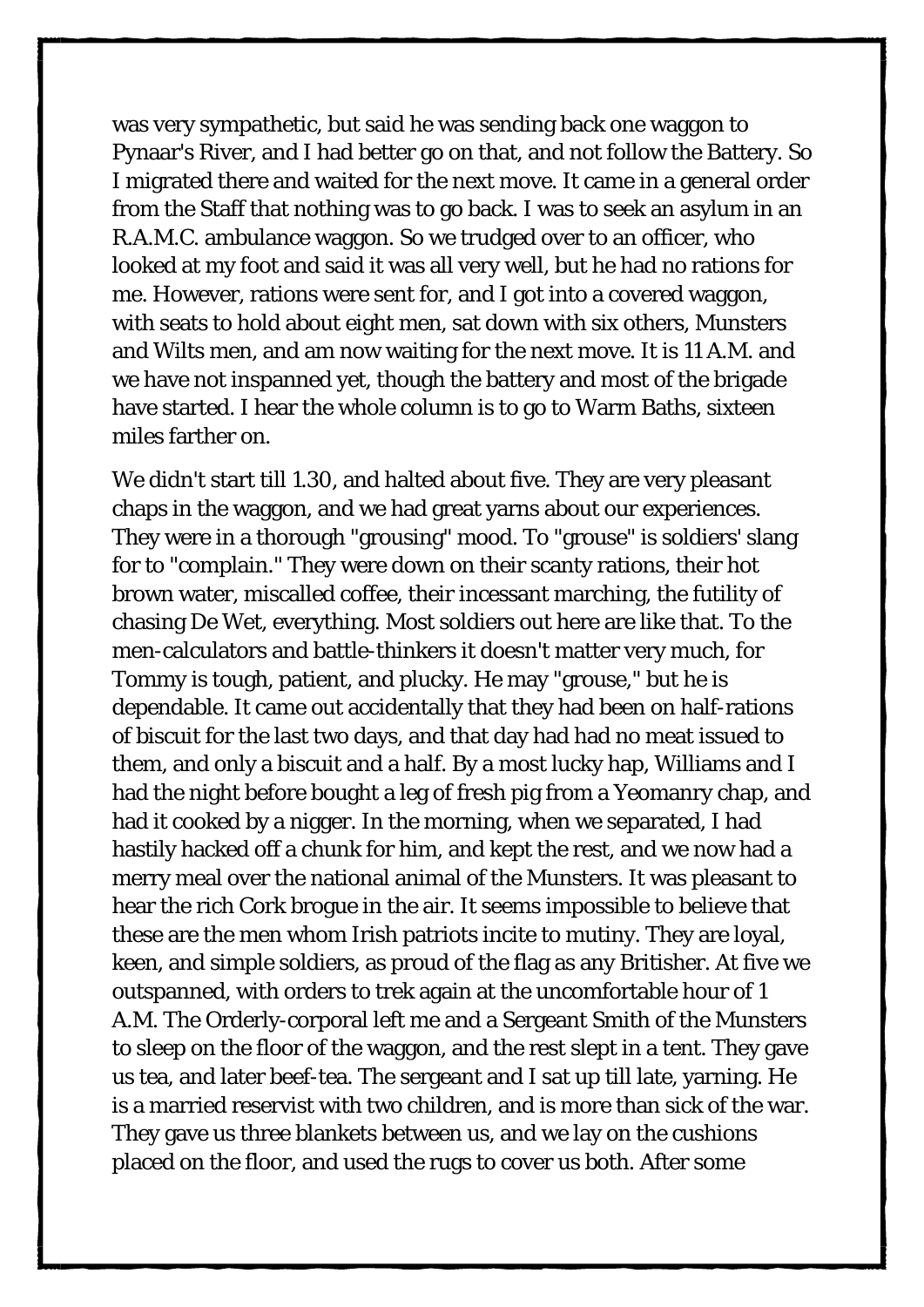was very sympathetic, but said he was sending back one waggon to Pynaar's River, and I had better go on that, and not follow the Battery. So I migrated there and waited for the next move. It came in a general order from the Staff that nothing was to go back. I was to seek an asylum in an R.A.M.C. ambulance waggon. So we trudged over to an officer, who looked at my foot and said it was all very well, but he had no rations for me. However, rations were sent for, and I got into a covered waggon, with seats to hold about eight men, sat down with six others, Munsters and Wilts men, and am now waiting for the next move. It is 11 A.M. and we have not inspanned yet, though the battery and most of the brigade have started. I hear the whole column is to go to Warm Baths, sixteen miles farther on.

We didn't start till 1.30, and halted about five. They are very pleasant chaps in the waggon, and we had great yarns about our experiences. They were in a thorough "grousing" mood. To "grouse" is soldiers' slang for to "complain." They were down on their scanty rations, their hot brown water, miscalled coffee, their incessant marching, the futility of chasing De Wet, everything. Most soldiers out here are like that. To the men-calculators and battle-thinkers it doesn't matter very much, for Tommy is tough, patient, and plucky. He may "grouse," but he is dependable. It came out accidentally that they had been on half-rations of biscuit for the last two days, and that day had had no meat issued to them, and only a biscuit and a half. By a most lucky hap, Williams and I had the night before bought a leg of fresh pig from a Yeomanry chap, and had it cooked by a nigger. In the morning, when we separated, I had hastily hacked off a chunk for him, and kept the rest, and we now had a merry meal over the national animal of the Munsters. It was pleasant to hear the rich Cork brogue in the air. It seems impossible to believe that these are the men whom Irish patriots incite to mutiny. They are loyal, keen, and simple soldiers, as proud of the flag as any Britisher. At five we outspanned, with orders to trek again at the uncomfortable hour of 1 A.M. The Orderly-corporal left me and a Sergeant Smith of the Munsters to sleep on the floor of the waggon, and the rest slept in a tent. They gave us tea, and later beef-tea. The sergeant and I sat up till late, yarning. He is a married reservist with two children, and is more than sick of the war. They gave us three blankets between us, and we lay on the cushions placed on the floor, and used the rugs to cover us both. After some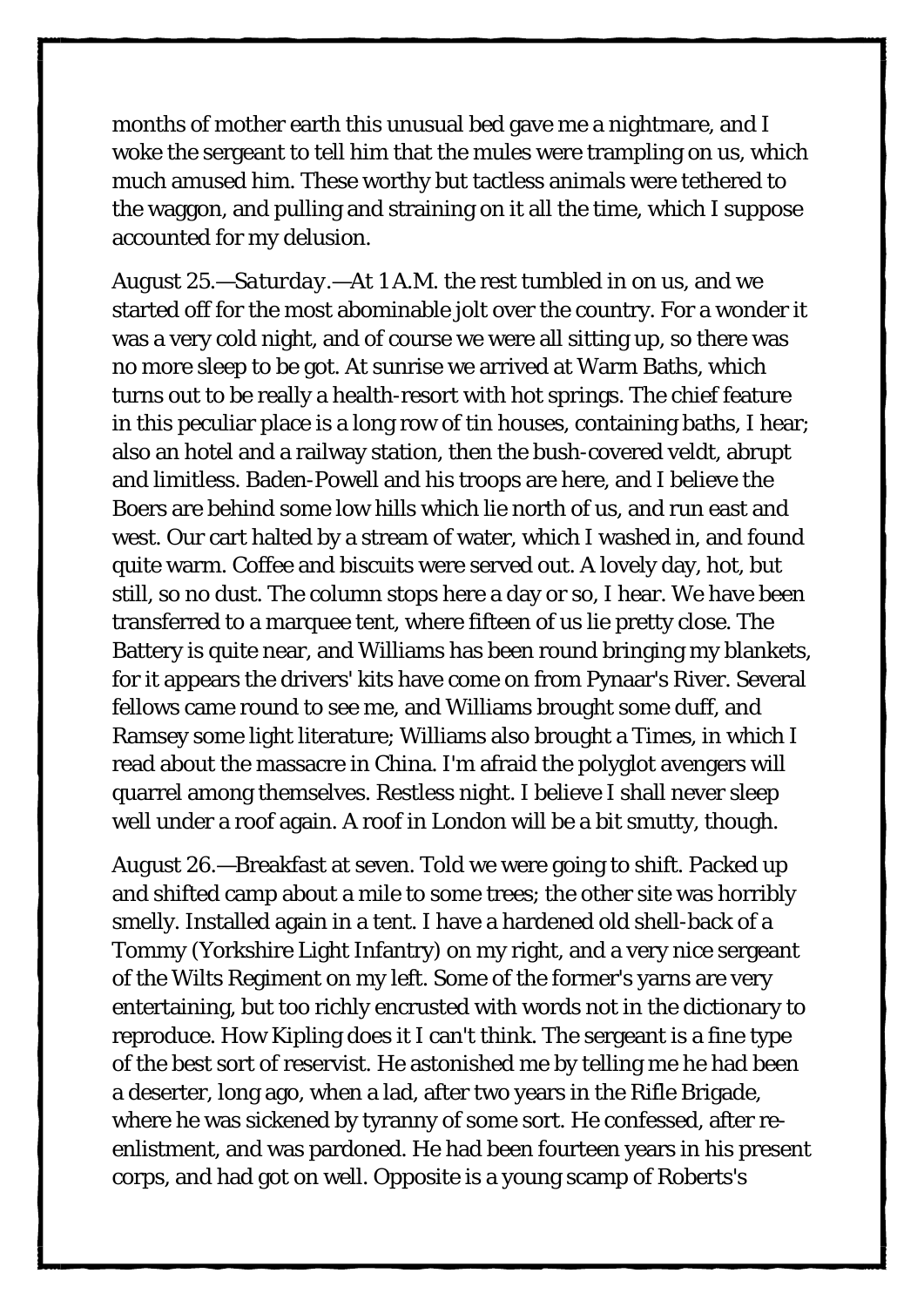months of mother earth this unusual bed gave me a nightmare, and I woke the sergeant to tell him that the mules were trampling on us, which much amused him. These worthy but tactless animals were tethered to the waggon, and pulling and straining on it all the time, which I suppose accounted for my delusion.

August 25.—*Saturday*.—At 1 A.M. the rest tumbled in on us, and we started off for the most abominable jolt over the country. For a wonder it was a very cold night, and of course we were all sitting up, so there was no more sleep to be got. At sunrise we arrived at Warm Baths, which turns out to be really a health-resort with hot springs. The chief feature in this peculiar place is a long row of tin houses, containing baths, I hear; also an hotel and a railway station, then the bush-covered veldt, abrupt and limitless. Baden-Powell and his troops are here, and I believe the Boers are behind some low hills which lie north of us, and run east and west. Our cart halted by a stream of water, which I washed in, and found quite warm. Coffee and biscuits were served out. A lovely day, hot, but still, so no dust. The column stops here a day or so, I hear. We have been transferred to a marquee tent, where fifteen of us lie pretty close. The Battery is quite near, and Williams has been round bringing my blankets, for it appears the drivers' kits have come on from Pynaar's River. Several fellows came round to see me, and Williams brought some duff, and Ramsey some light literature; Williams also brought a Times, in which I read about the massacre in China. I'm afraid the polyglot avengers will quarrel among themselves. Restless night. I believe I shall never sleep well under a roof again. A roof in London will be a bit smutty, though.

August 26.—Breakfast at seven. Told we were going to shift. Packed up and shifted camp about a mile to some trees; the other site was horribly smelly. Installed again in a tent. I have a hardened old shell-back of a Tommy (Yorkshire Light Infantry) on my right, and a very nice sergeant of the Wilts Regiment on my left. Some of the former's yarns are very entertaining, but too richly encrusted with words not in the dictionary to reproduce. How Kipling does it I can't think. The sergeant is a fine type of the best sort of reservist. He astonished me by telling me he had been a deserter, long ago, when a lad, after two years in the Rifle Brigade, where he was sickened by tyranny of some sort. He confessed, after re-enlistment, and was pardoned. He had been fourteen years in his present corps, and had got on well. Opposite is a young scamp of Roberts's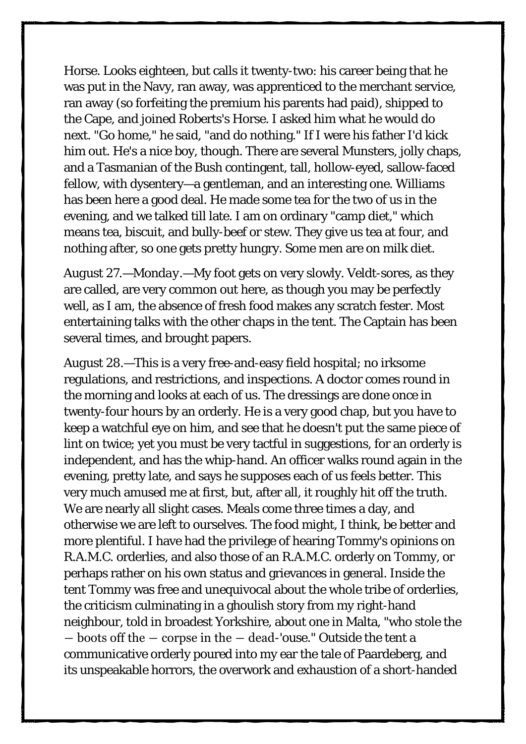Horse. Looks eighteen, but calls it twenty-two: his career being that he was put in the Navy, ran away, was apprenticed to the merchant service, ran away (so forfeiting the premium his parents had paid), shipped to the Cape, and joined Roberts's Horse. I asked him what he would do next. "Go home," he said, "and do nothing." If I were his father I'd kick him out. He's a nice boy, though. There are several Munsters, jolly chaps, and a Tasmanian of the Bush contingent, tall, hollow-eyed, sallow-faced fellow, with dysentery—a gentleman, and an interesting one. Williams has been here a good deal. He made some tea for the two of us in the evening, and we talked till late. I am on ordinary "camp diet," which means tea, biscuit, and bully-beef or stew. They give us tea at four, and nothing after, so one gets pretty hungry. Some men are on milk diet.

August 27.—*Monday*.—My foot gets on very slowly. Veldt-sores, as they are called, are very common out here, as though you may be perfectly well, as I am, the absence of fresh food makes any scratch fester. Most entertaining talks with the other chaps in the tent. The Captain has been several times, and brought papers.

August 28.—This is a very free-and-easy field hospital; no irksome regulations, and restrictions, and inspections. A doctor comes round in the morning and looks at each of us. The dressings are done once in twenty-four hours by an orderly. He is a very good chap, but you have to keep a watchful eye on him, and see that he doesn't put the same piece of lint on twice; yet you must be very tactful in suggestions, for an orderly is independent, and has the whip-hand. An officer walks round again in the evening, pretty late, and says he supposes each of us feels better. This very much amused me at first, but, after all, it roughly hit off the truth. We are nearly all slight cases. Meals come three times a day, and otherwise we are left to ourselves. The food might, I think, be better and more plentiful. I have had the privilege of hearing Tommy's opinions on R.A.M.C. orderlies, and also those of an R.A.M.C. orderly on Tommy, or perhaps rather on his own status and grievances in general. Inside the tent Tommy was free and unequivocal about the whole tribe of orderlies, the criticism culminating in a ghoulish story from my right-hand neighbour, told in broadest Yorkshire, about one in Malta, "who stole the — boots off the — corpse in the — dead-'ouse." Outside the tent a communicative orderly poured into my ear the tale of Paardeberg, and its unspeakable horrors, the overwork and exhaustion of a short-handed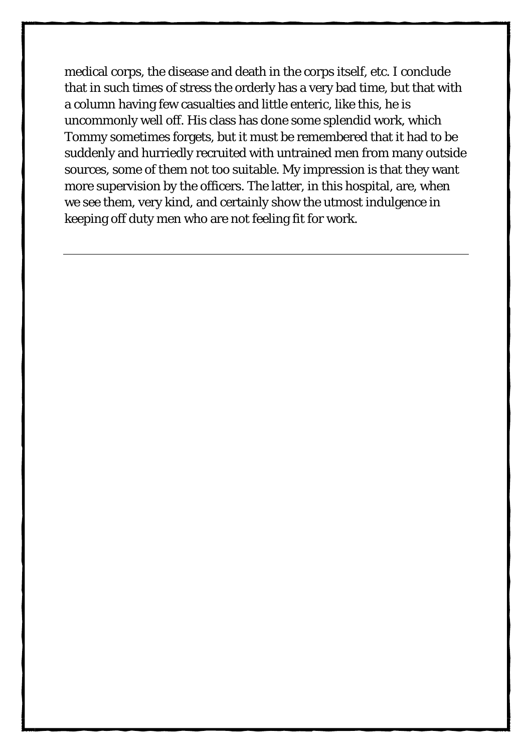medical corps, the disease and death in the corps itself, etc. I conclude that in such times of stress the orderly has a very bad time, but that with a column having few casualties and little enteric, like this, he is uncommonly well off. His class has done some splendid work, which Tommy sometimes forgets, but it must be remembered that it had to be suddenly and hurriedly recruited with untrained men from many outside sources, some of them not too suitable. My impression is that they want more supervision by the officers. The latter, in this hospital, are, when we see them, very kind, and certainly show the utmost indulgence in keeping off duty men who are not feeling fit for work.

---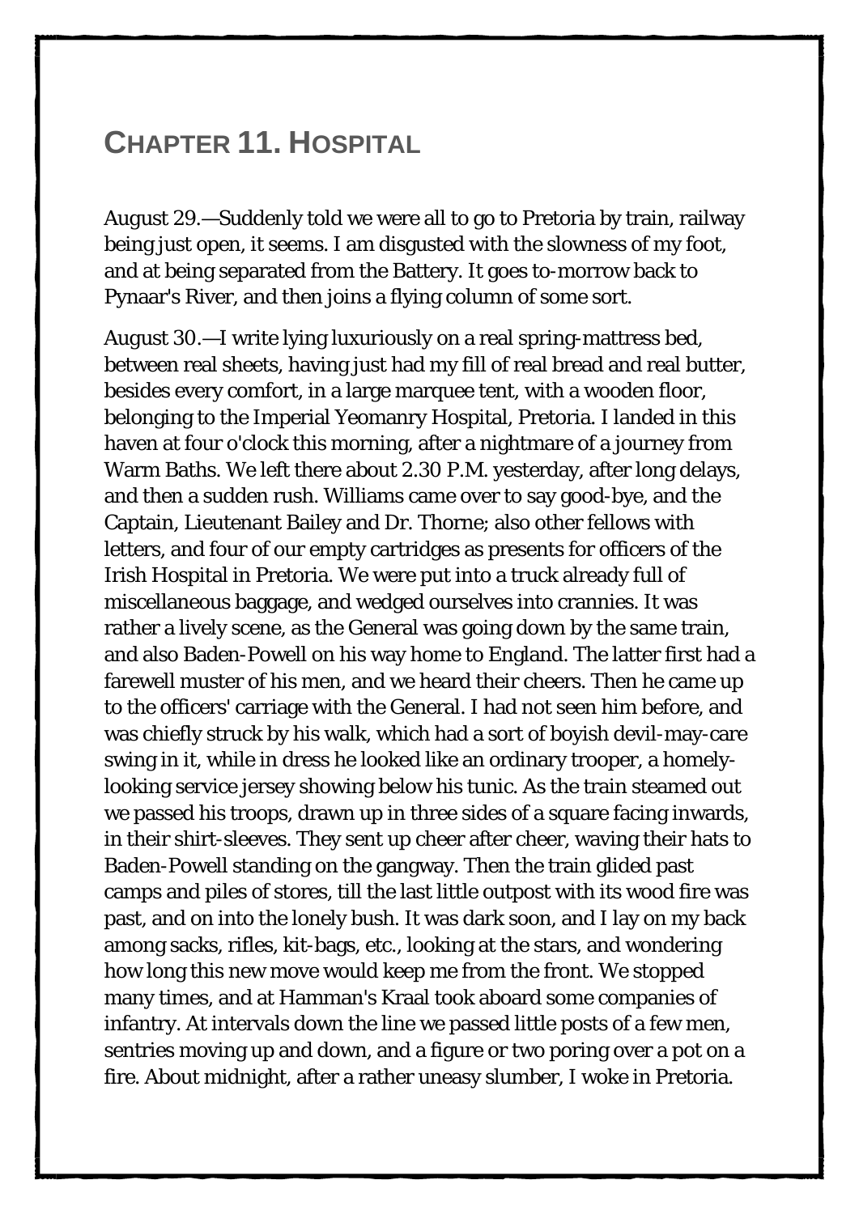# CHAPTER 11. HOSPITAL

August 29.—Suddenly told we were all to go to Pretoria by train, railway being just open, it seems. I am disgusted with the slowness of my foot, and at being separated from the Battery. It goes to-morrow back to Pynaar's River, and then joins a flying column of some sort.

August 30.—I write lying luxuriously on a real spring-mattress bed, between real sheets, having just had my fill of real bread and real butter, besides every comfort, in a large marquee tent, with a wooden floor, belonging to the Imperial Yeomanry Hospital, Pretoria. I landed in this haven at four o'clock this morning, after a nightmare of a journey from Warm Baths. We left there about 2.30 P.M. yesterday, after long delays, and then a sudden rush. Williams came over to say good-bye, and the Captain, Lieutenant Bailey and Dr. Thorne; also other fellows with letters, and four of our empty cartridges as presents for officers of the Irish Hospital in Pretoria. We were put into a truck already full of miscellaneous baggage, and wedged ourselves into crannies. It was rather a lively scene, as the General was going down by the same train, and also Baden-Powell on his way home to England. The latter first had a farewell muster of his men, and we heard their cheers. Then he came up to the officers' carriage with the General. I had not seen him before, and was chiefly struck by his walk, which had a sort of boyish devil-may-care swing in it, while in dress he looked like an ordinary trooper, a homely-looking service jersey showing below his tunic. As the train steamed out we passed his troops, drawn up in three sides of a square facing inwards, in their shirt-sleeves. They sent up cheer after cheer, waving their hats to Baden-Powell standing on the gangway. Then the train glided past camps and piles of stores, till the last little outpost with its wood fire was past, and on into the lonely bush. It was dark soon, and I lay on my back among sacks, rifles, kit-bags, etc., looking at the stars, and wondering how long this new move would keep me from the front. We stopped many times, and at Hamman's Kraal took aboard some companies of infantry. At intervals down the line we passed little posts of a few men, sentries moving up and down, and a figure or two poring over a pot on a fire. About midnight, after a rather uneasy slumber, I woke in Pretoria.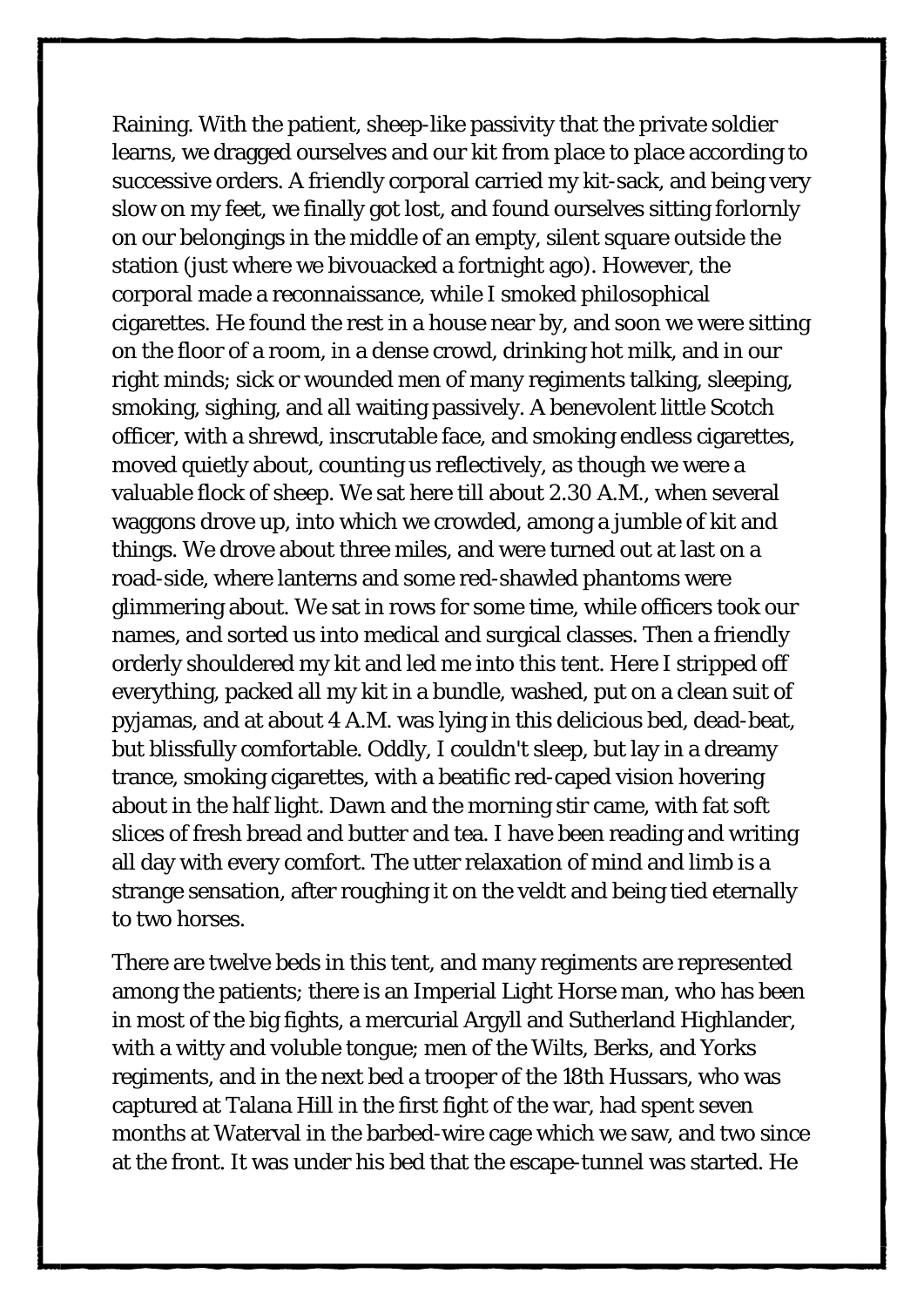Raining. With the patient, sheep-like passivity that the private soldier learns, we dragged ourselves and our kit from place to place according to successive orders. A friendly corporal carried my kit-sack, and being very slow on my feet, we finally got lost, and found ourselves sitting forlornly on our belongings in the middle of an empty, silent square outside the station (just where we bivouacked a fortnight ago). However, the corporal made a reconnaissance, while I smoked philosophical cigarettes. He found the rest in a house near by, and soon we were sitting on the floor of a room, in a dense crowd, drinking hot milk, and in our right minds; sick or wounded men of many regiments talking, sleeping, smoking, sighing, and all waiting passively. A benevolent little Scotch officer, with a shrewd, inscrutable face, and smoking endless cigarettes, moved quietly about, counting us reflectively, as though we were a valuable flock of sheep. We sat here till about 2.30 A.M., when several waggons drove up, into which we crowded, among a jumble of kit and things. We drove about three miles, and were turned out at last on a road-side, where lanterns and some red-shawled phantoms were glimmering about. We sat in rows for some time, while officers took our names, and sorted us into medical and surgical classes. Then a friendly orderly shouldered my kit and led me into this tent. Here I stripped off everything, packed all my kit in a bundle, washed, put on a clean suit of pyjamas, and at about 4 A.M. was lying in this delicious bed, dead-beat, but blissfully comfortable. Oddly, I couldn't sleep, but lay in a dreamy trance, smoking cigarettes, with a beatific red-caped vision hovering about in the half light. Dawn and the morning stir came, with fat soft slices of fresh bread and butter and tea. I have been reading and writing all day with every comfort. The utter relaxation of mind and limb is a strange sensation, after roughing it on the veldt and being tied eternally to two horses.

There are twelve beds in this tent, and many regiments are represented among the patients; there is an Imperial Light Horse man, who has been in most of the big fights, a mercurial Argyll and Sutherland Highlander, with a witty and voluble tongue; men of the Wilts, Berks, and Yorks regiments, and in the next bed a trooper of the 18th Hussars, who was captured at Talana Hill in the first fight of the war, had spent seven months at Waterval in the barbed-wire cage which we saw, and two since at the front. It was under his bed that the escape-tunnel was started. He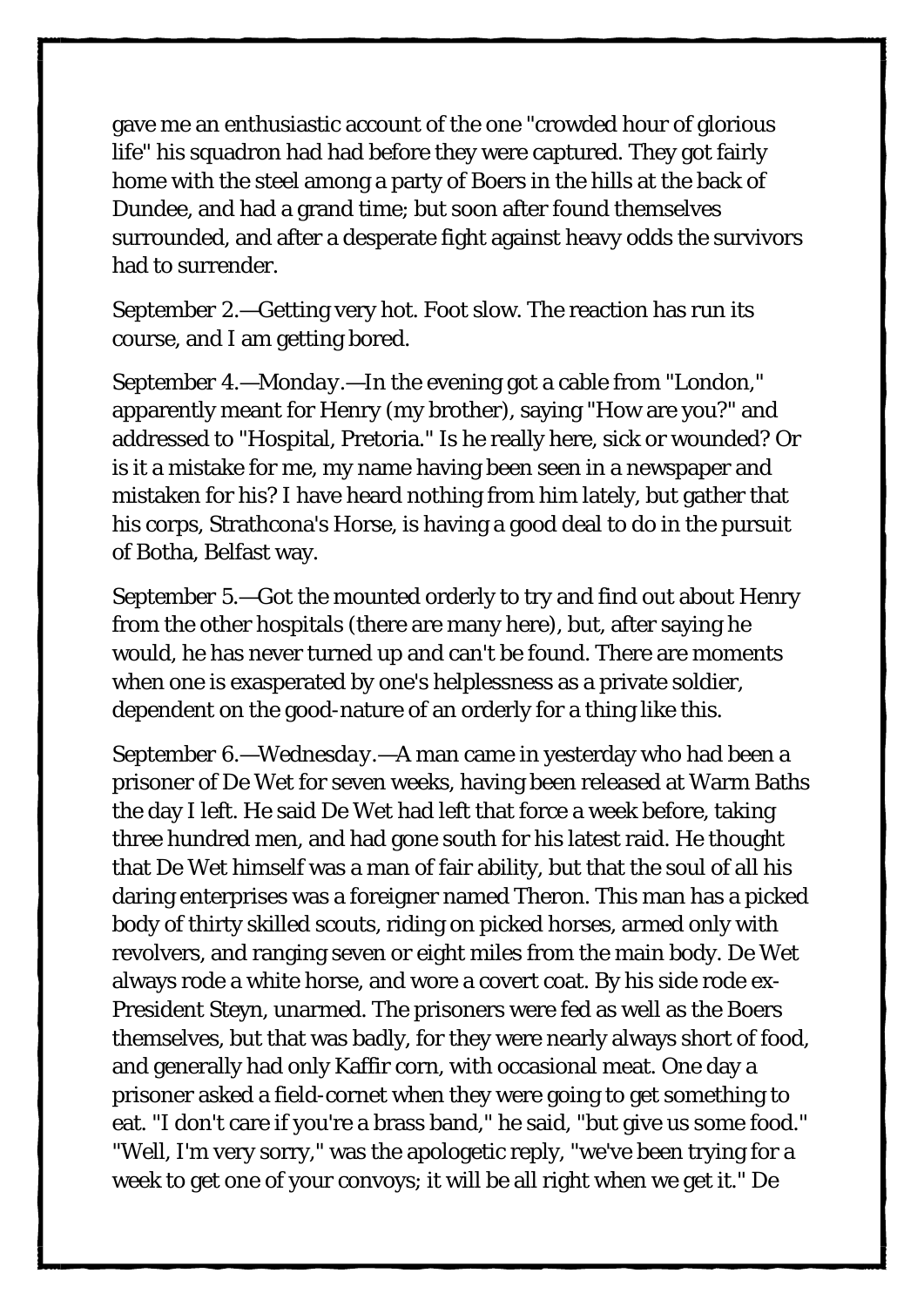gave me an enthusiastic account of the one "crowded hour of glorious life" his squadron had had before they were captured. They got fairly home with the steel among a party of Boers in the hills at the back of Dundee, and had a grand time; but soon after found themselves surrounded, and after a desperate fight against heavy odds the survivors had to surrender.

September 2.—Getting very hot. Foot slow. The reaction has run its course, and I am getting bored.

September 4.—*Monday*.—In the evening got a cable from "London," apparently meant for Henry (my brother), saying "How are you?" and addressed to "Hospital, Pretoria." Is he really here, sick or wounded? Or is it a mistake for me, my name having been seen in a newspaper and mistaken for his? I have heard nothing from him lately, but gather that his corps, Strathcona's Horse, is having a good deal to do in the pursuit of Botha, Belfast way.

September 5.—Got the mounted orderly to try and find out about Henry from the other hospitals (there are many here), but, after saying he would, he has never turned up and can't be found. There are moments when one is exasperated by one's helplessness as a private soldier, dependent on the good-nature of an orderly for a thing like this.

September 6.—*Wednesday*.—A man came in yesterday who had been a prisoner of De Wet for seven weeks, having been released at Warm Baths the day I left. He said De Wet had left that force a week before, taking three hundred men, and had gone south for his latest raid. He thought that De Wet himself was a man of fair ability, but that the soul of all his daring enterprises was a foreigner named Theron. This man has a picked body of thirty skilled scouts, riding on picked horses, armed only with revolvers, and ranging seven or eight miles from the main body. De Wet always rode a white horse, and wore a covert coat. By his side rode ex-President Steyn, unarmed. The prisoners were fed as well as the Boers themselves, but that was badly, for they were nearly always short of food, and generally had only Kaffir corn, with occasional meat. One day a prisoner asked a field-cornet when they were going to get something to eat. "I don't care if you're a brass band," he said, "but give us some food." "Well, I'm very sorry," was the apologetic reply, "we've been trying for a week to get one of your convoys; it will be all right when we get it." De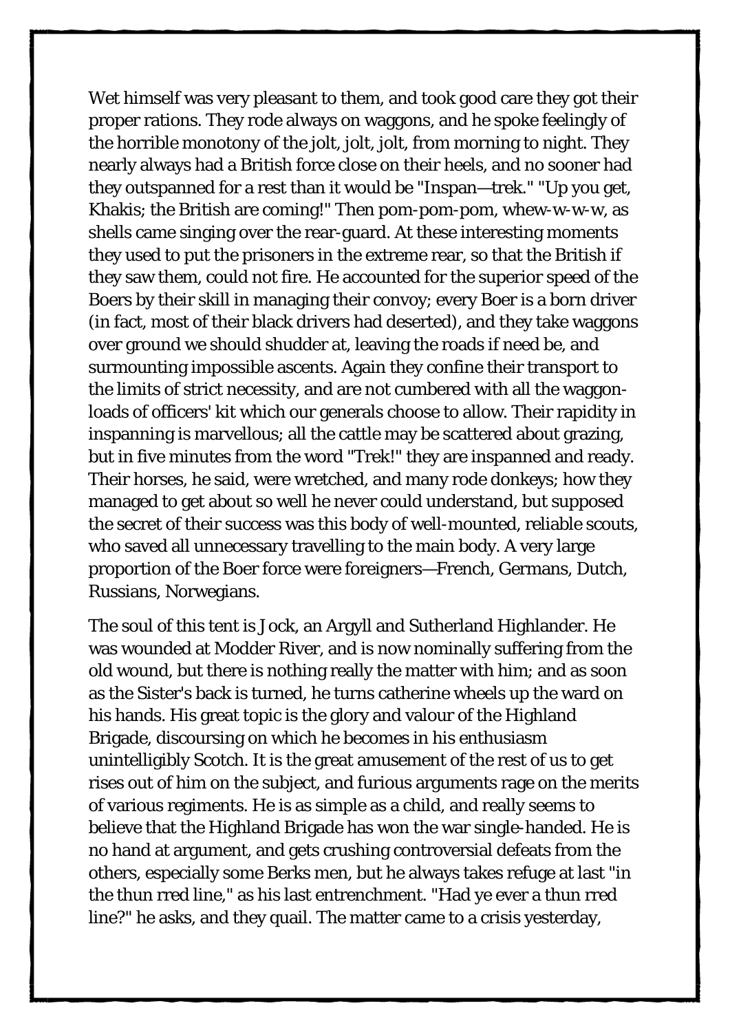Wet himself was very pleasant to them, and took good care they got their proper rations. They rode always on waggons, and he spoke feelingly of the horrible monotony of the jolt, jolt, jolt, from morning to night. They nearly always had a British force close on their heels, and no sooner had they outspanned for a rest than it would be "Inspan—trek." "Up you get, Khakis; the British are coming!" Then pom-pom-pom, whew-w-w-w, as shells came singing over the rear-guard. At these interesting moments they used to put the prisoners in the extreme rear, so that the British if they saw them, could not fire. He accounted for the superior speed of the Boers by their skill in managing their convoy; every Boer is a born driver (in fact, most of their black drivers had deserted), and they take waggons over ground we should shudder at, leaving the roads if need be, and surmounting impossible ascents. Again they confine their transport to the limits of strict necessity, and are not cumbered with all the waggon-loads of officers' kit which our generals choose to allow. Their rapidity in inspanning is marvellous; all the cattle may be scattered about grazing, but in five minutes from the word "Trek!" they are inspanned and ready. Their horses, he said, were wretched, and many rode donkeys; how they managed to get about so well he never could understand, but supposed the secret of their success was this body of well-mounted, reliable scouts, who saved all unnecessary travelling to the main body. A very large proportion of the Boer force were foreigners—French, Germans, Dutch, Russians, Norwegians.

The soul of this tent is Jock, an Argyll and Sutherland Highlander. He was wounded at Modder River, and is now nominally suffering from the old wound, but there is nothing really the matter with him; and as soon as the Sister's back is turned, he turns catherine wheels up the ward on his hands. His great topic is the glory and valour of the Highland Brigade, discoursing on which he becomes in his enthusiasm unintelligibly Scotch. It is the great amusement of the rest of us to get rises out of him on the subject, and furious arguments rage on the merits of various regiments. He is as simple as a child, and really seems to believe that the Highland Brigade has won the war single-handed. He is no hand at argument, and gets crushing controversial defeats from the others, especially some Berks men, but he always takes refuge at last "in the thun rred line," as his last entrenchment. "Had ye ever a thun rred line?" he asks, and they quail. The matter came to a crisis yesterday,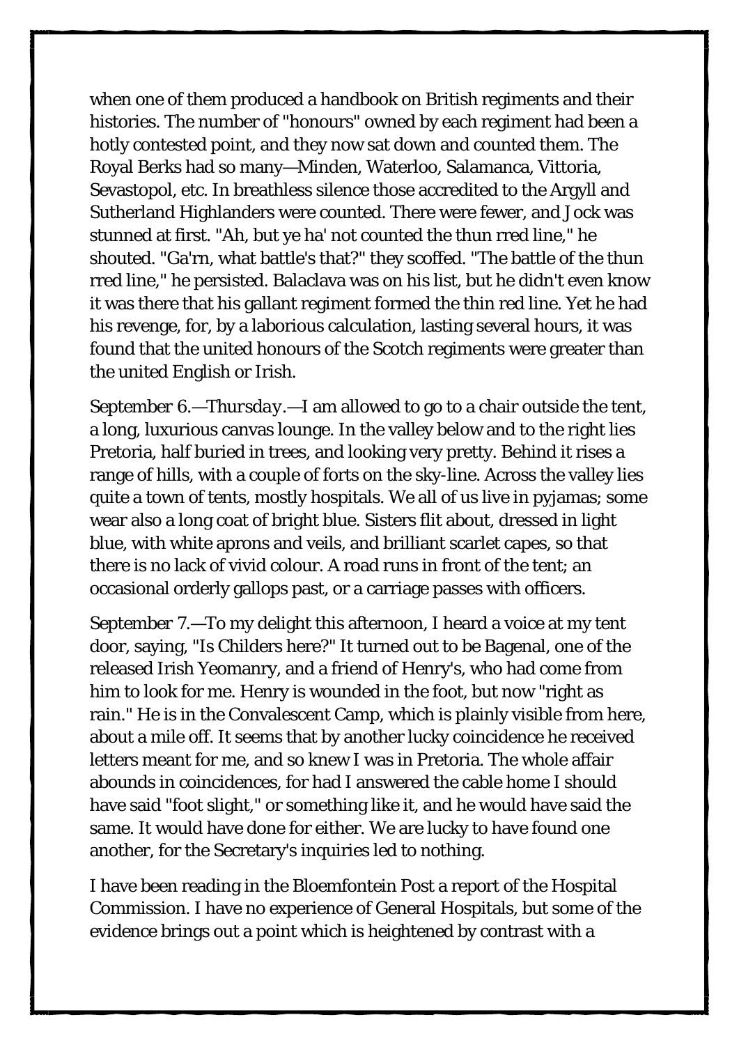when one of them produced a handbook on British regiments and their histories. The number of "honours" owned by each regiment had been a hotly contested point, and they now sat down and counted them. The Royal Berks had so many—Minden, Waterloo, Salamanca, Vittoria, Sevastopol, etc. In breathless silence those accredited to the Argyll and Sutherland Highlanders were counted. There were fewer, and Jock was stunned at first. "Ah, but ye ha' not counted the thun rred line," he shouted. "Ga'rn, what battle's that?" they scoffed. "The battle of the thun rred line," he persisted. Balaclava was on his list, but he didn't even know it was there that his gallant regiment formed the thin red line. Yet he had his revenge, for, by a laborious calculation, lasting several hours, it was found that the united honours of the Scotch regiments were greater than the united English or Irish.

September 6.—*Thursday*.—I am allowed to go to a chair outside the tent, a long, luxurious canvas lounge. In the valley below and to the right lies Pretoria, half buried in trees, and looking very pretty. Behind it rises a range of hills, with a couple of forts on the sky-line. Across the valley lies quite a town of tents, mostly hospitals. We all of us live in pyjamas; some wear also a long coat of bright blue. Sisters flit about, dressed in light blue, with white aprons and veils, and brilliant scarlet capes, so that there is no lack of vivid colour. A road runs in front of the tent; an occasional orderly gallops past, or a carriage passes with officers.

September 7.—To my delight this afternoon, I heard a voice at my tent door, saying, "Is Childers here?" It turned out to be Bagenal, one of the released Irish Yeomanry, and a friend of Henry's, who had come from him to look for me. Henry is wounded in the foot, but now "right as rain." He is in the Convalescent Camp, which is plainly visible from here, about a mile off. It seems that by another lucky coincidence he received letters meant for me, and so knew I was in Pretoria. The whole affair abounds in coincidences, for had I answered the cable home I should have said "foot slight," or something like it, and he would have said the same. It would have done for either. We are lucky to have found one another, for the Secretary's inquiries led to nothing.

I have been reading in the Bloemfontein Post a report of the Hospital Commission. I have no experience of General Hospitals, but some of the evidence brings out a point which is heightened by contrast with a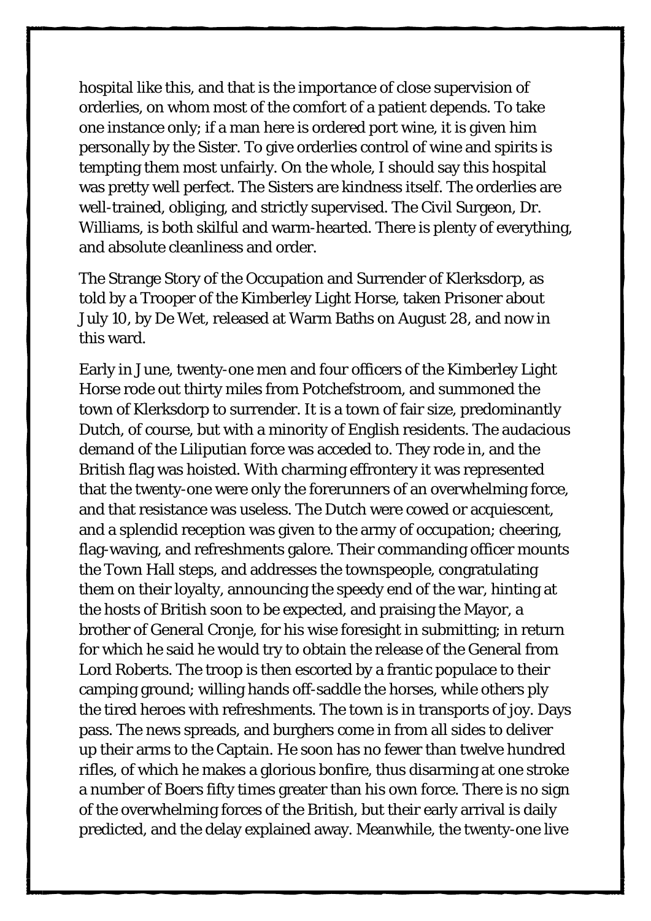hospital like this, and that is the importance of close supervision of orderlies, on whom most of the comfort of a patient depends. To take one instance only; if a man here is ordered port wine, it is given him personally by the Sister. To give orderlies control of wine and spirits is tempting them most unfairly. On the whole, I should say this hospital was pretty well perfect. The Sisters are kindness itself. The orderlies are well-trained, obliging, and strictly supervised. The Civil Surgeon, Dr. Williams, is both skilful and warm-hearted. There is plenty of everything, and absolute cleanliness and order.

The Strange Story of the Occupation and Surrender of Klerksdorp, as told by a Trooper of the Kimberley Light Horse, taken Prisoner about July 10, by De Wet, released at Warm Baths on August 28, and now in this ward.

Early in June, twenty-one men and four officers of the Kimberley Light Horse rode out thirty miles from Potchefstroom, and summoned the town of Klerksdorp to surrender. It is a town of fair size, predominantly Dutch, of course, but with a minority of English residents. The audacious demand of the Liliputian force was acceded to. They rode in, and the British flag was hoisted. With charming effrontery it was represented that the twenty-one were only the forerunners of an overwhelming force, and that resistance was useless. The Dutch were cowed or acquiescent, and a splendid reception was given to the army of occupation; cheering, flag-waving, and refreshments galore. Their commanding officer mounts the Town Hall steps, and addresses the townspeople, congratulating them on their loyalty, announcing the speedy end of the war, hinting at the hosts of British soon to be expected, and praising the Mayor, a brother of General Cronje, for his wise foresight in submitting; in return for which he said he would try to obtain the release of the General from Lord Roberts. The troop is then escorted by a frantic populace to their camping ground; willing hands off-saddle the horses, while others ply the tired heroes with refreshments. The town is in transports of joy. Days pass. The news spreads, and burghers come in from all sides to deliver up their arms to the Captain. He soon has no fewer than twelve hundred rifles, of which he makes a glorious bonfire, thus disarming at one stroke a number of Boers fifty times greater than his own force. There is no sign of the overwhelming forces of the British, but their early arrival is daily predicted, and the delay explained away. Meanwhile, the twenty-one live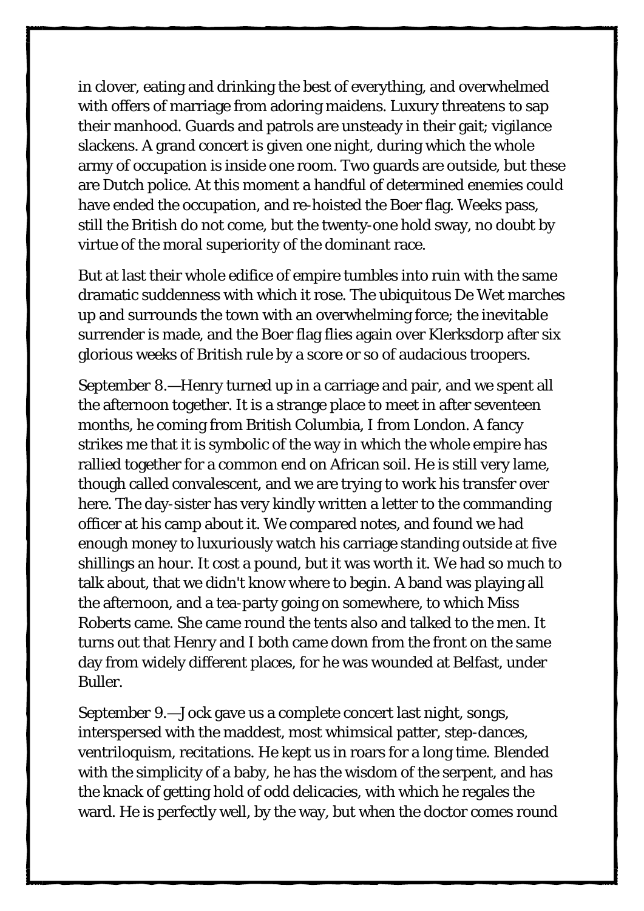in clover, eating and drinking the best of everything, and overwhelmed with offers of marriage from adoring maidens. Luxury threatens to sap their manhood. Guards and patrols are unsteady in their gait; vigilance slackens. A grand concert is given one night, during which the whole army of occupation is inside one room. Two guards are outside, but these are Dutch police. At this moment a handful of determined enemies could have ended the occupation, and re-hoisted the Boer flag. Weeks pass, still the British do not come, but the twenty-one hold sway, no doubt by virtue of the moral superiority of the dominant race.

But at last their whole edifice of empire tumbles into ruin with the same dramatic suddenness with which it rose. The ubiquitous De Wet marches up and surrounds the town with an overwhelming force; the inevitable surrender is made, and the Boer flag flies again over Klerksdorp after six glorious weeks of British rule by a score or so of audacious troopers.

September 8.—Henry turned up in a carriage and pair, and we spent all the afternoon together. It is a strange place to meet in after seventeen months, he coming from British Columbia, I from London. A fancy strikes me that it is symbolic of the way in which the whole empire has rallied together for a common end on African soil. He is still very lame, though called convalescent, and we are trying to work his transfer over here. The day-sister has very kindly written a letter to the commanding officer at his camp about it. We compared notes, and found we had enough money to luxuriously watch his carriage standing outside at five shillings an hour. It cost a pound, but it was worth it. We had so much to talk about, that we didn't know where to begin. A band was playing all the afternoon, and a tea-party going on somewhere, to which Miss Roberts came. She came round the tents also and talked to the men. It turns out that Henry and I both came down from the front on the same day from widely different places, for he was wounded at Belfast, under Buller.

September 9.—Jock gave us a complete concert last night, songs, interspersed with the maddest, most whimsical patter, step-dances, ventriloquism, recitations. He kept us in roars for a long time. Blended with the simplicity of a baby, he has the wisdom of the serpent, and has the knack of getting hold of odd delicacies, with which he regales the ward. He is perfectly well, by the way, but when the doctor comes round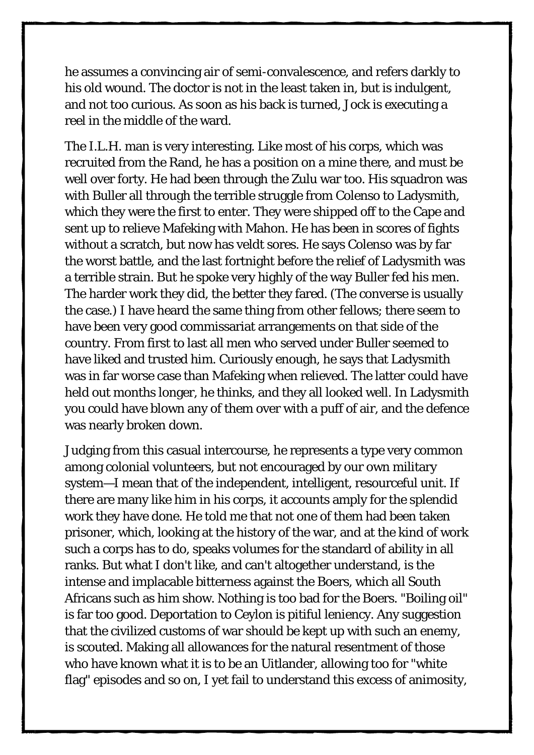he assumes a convincing air of semi-convalescence, and refers darkly to his old wound. The doctor is not in the least taken in, but is indulgent, and not too curious. As soon as his back is turned, Jock is executing a reel in the middle of the ward.

The I.L.H. man is very interesting. Like most of his corps, which was recruited from the Rand, he has a position on a mine there, and must be well over forty. He had been through the Zulu war too. His squadron was with Buller all through the terrible struggle from Colenso to Ladysmith, which they were the first to enter. They were shipped off to the Cape and sent up to relieve Mafeking with Mahon. He has been in scores of fights without a scratch, but now has veldt sores. He says Colenso was by far the worst battle, and the last fortnight before the relief of Ladysmith was a terrible strain. But he spoke very highly of the way Buller fed his men. The harder work they did, the better they fared. (The converse is usually the case.) I have heard the same thing from other fellows; there seem to have been very good commissariat arrangements on that side of the country. From first to last all men who served under Buller seemed to have liked and trusted him. Curiously enough, he says that Ladysmith was in far worse case than Mafeking when relieved. The latter could have held out months longer, he thinks, and they all looked well. In Ladysmith you could have blown any of them over with a puff of air, and the defence was nearly broken down.

Judging from this casual intercourse, he represents a type very common among colonial volunteers, but not encouraged by our own military system—I mean that of the independent, intelligent, resourceful unit. If there are many like him in his corps, it accounts amply for the splendid work they have done. He told me that not one of them had been taken prisoner, which, looking at the history of the war, and at the kind of work such a corps has to do, speaks volumes for the standard of ability in all ranks. But what I don't like, and can't altogether understand, is the intense and implacable bitterness against the Boers, which all South Africans such as him show. Nothing is too bad for the Boers. "Boiling oil" is far too good. Deportation to Ceylon is pitiful leniency. Any suggestion that the civilized customs of war should be kept up with such an enemy, is scouted. Making all allowances for the natural resentment of those who have known what it is to be an Uitlander, allowing too for "white flag" episodes and so on, I yet fail to understand this excess of animosity,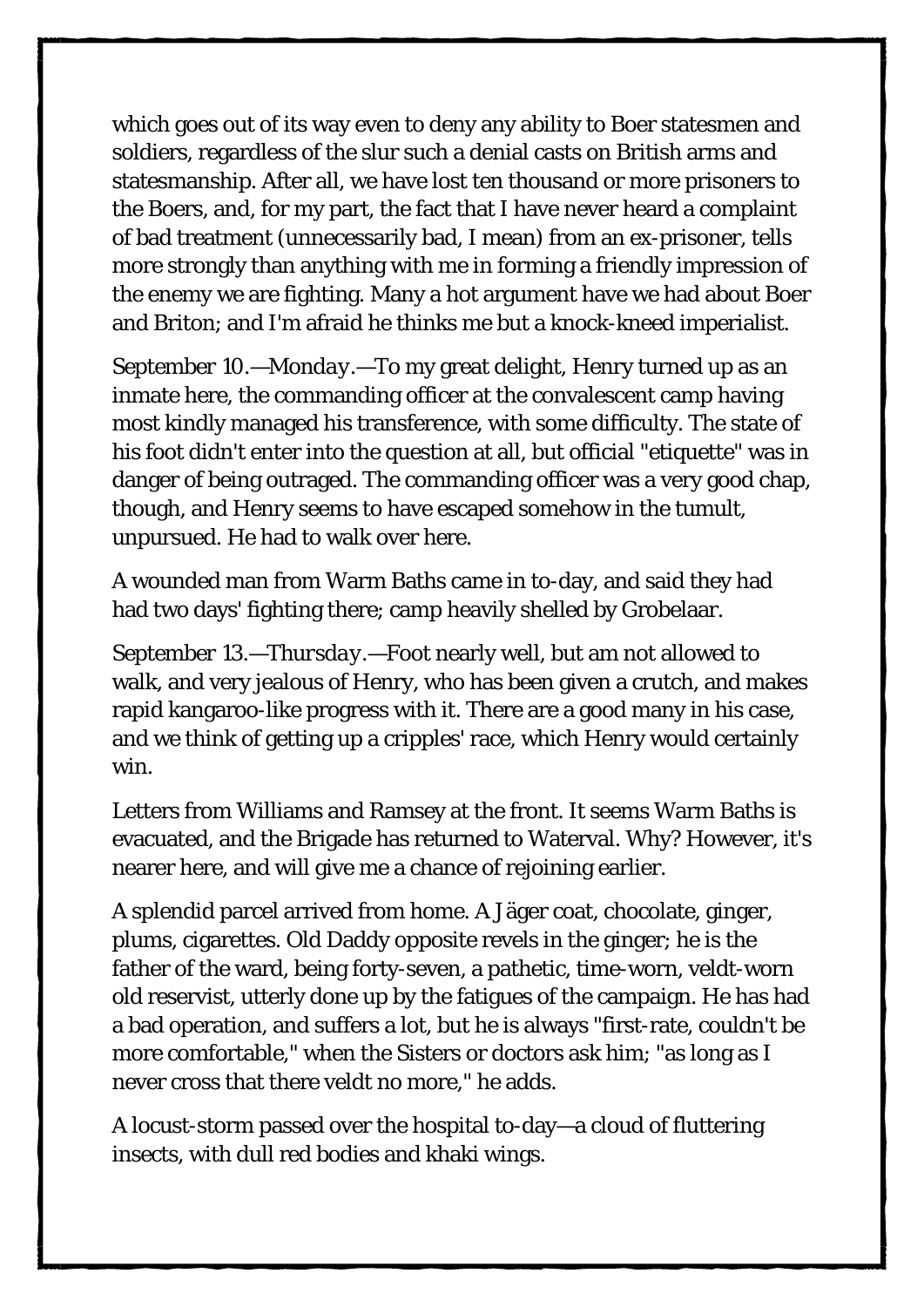which goes out of its way even to deny any ability to Boer statesmen and soldiers, regardless of the slur such a denial casts on British arms and statesmanship. After all, we have lost ten thousand or more prisoners to the Boers, and, for my part, the fact that I have never heard a complaint of bad treatment (unnecessarily bad, I mean) from an ex-prisoner, tells more strongly than anything with me in forming a friendly impression of the enemy we are fighting. Many a hot argument have we had about Boer and Briton; and I'm afraid he thinks me but a knock-kneed imperialist.

September 10.—*Monday*.—To my great delight, Henry turned up as an inmate here, the commanding officer at the convalescent camp having most kindly managed his transference, with some difficulty. The state of his foot didn't enter into the question at all, but official "etiquette" was in danger of being outraged. The commanding officer was a very good chap, though, and Henry seems to have escaped somehow in the tumult, unpursued. He had to walk over here.

A wounded man from Warm Baths came in to-day, and said they had had two days' fighting there; camp heavily shelled by Grobelaar.

September 13.—*Thursday*.—Foot nearly well, but am not allowed to walk, and very jealous of Henry, who has been given a crutch, and makes rapid kangaroo-like progress with it. There are a good many in his case, and we think of getting up a cripples' race, which Henry would certainly win.

Letters from Williams and Ramsey at the front. It seems Warm Baths is evacuated, and the Brigade has returned to Waterval. Why? However, it's nearer here, and will give me a chance of rejoining earlier.

A splendid parcel arrived from home. A Jäger coat, chocolate, ginger, plums, cigarettes. Old Daddy opposite revels in the ginger; he is the father of the ward, being forty-seven, a pathetic, time-worn, veldt-worn old reservist, utterly done up by the fatigues of the campaign. He has had a bad operation, and suffers a lot, but he is always "first-rate, couldn't be more comfortable," when the Sisters or doctors ask him; "as long as I never cross that there veldt no more," he adds.

A locust-storm passed over the hospital to-day—a cloud of fluttering insects, with dull red bodies and khaki wings.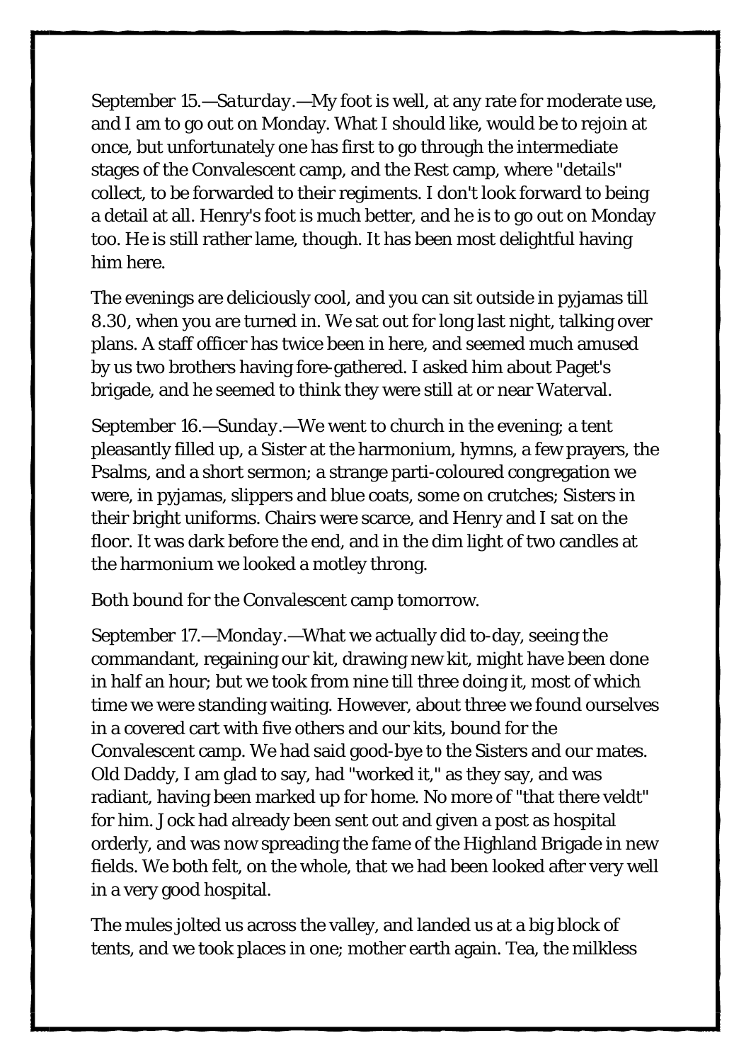September 15.—*Saturday*.—My foot is well, at any rate for moderate use, and I am to go out on Monday. What I should like, would be to rejoin at once, but unfortunately one has first to go through the intermediate stages of the Convalescent camp, and the Rest camp, where "details" collect, to be forwarded to their regiments. I don't look forward to being a detail at all. Henry's foot is much better, and he is to go out on Monday too. He is still rather lame, though. It has been most delightful having him here.

The evenings are deliciously cool, and you can sit outside in pyjamas till 8.30, when you are turned in. We sat out for long last night, talking over plans. A staff officer has twice been in here, and seemed much amused by us two brothers having fore-gathered. I asked him about Paget's brigade, and he seemed to think they were still at or near Waterval.

September 16.—*Sunday*.—We went to church in the evening; a tent pleasantly filled up, a Sister at the harmonium, hymns, a few prayers, the Psalms, and a short sermon; a strange parti-coloured congregation we were, in pyjamas, slippers and blue coats, some on crutches; Sisters in their bright uniforms. Chairs were scarce, and Henry and I sat on the floor. It was dark before the end, and in the dim light of two candles at the harmonium we looked a motley throng.

Both bound for the Convalescent camp tomorrow.

September 17.—*Monday*.—What we actually did to-day, seeing the commandant, regaining our kit, drawing new kit, might have been done in half an hour; but we took from nine till three doing it, most of which time we were standing waiting. However, about three we found ourselves in a covered cart with five others and our kits, bound for the Convalescent camp. We had said good-bye to the Sisters and our mates. Old Daddy, I am glad to say, had "worked it," as they say, and was radiant, having been marked up for home. No more of "that there veldt" for him. Jock had already been sent out and given a post as hospital orderly, and was now spreading the fame of the Highland Brigade in new fields. We both felt, on the whole, that we had been looked after very well in a very good hospital.

The mules jolted us across the valley, and landed us at a big block of tents, and we took places in one; mother earth again. Tea, the milkless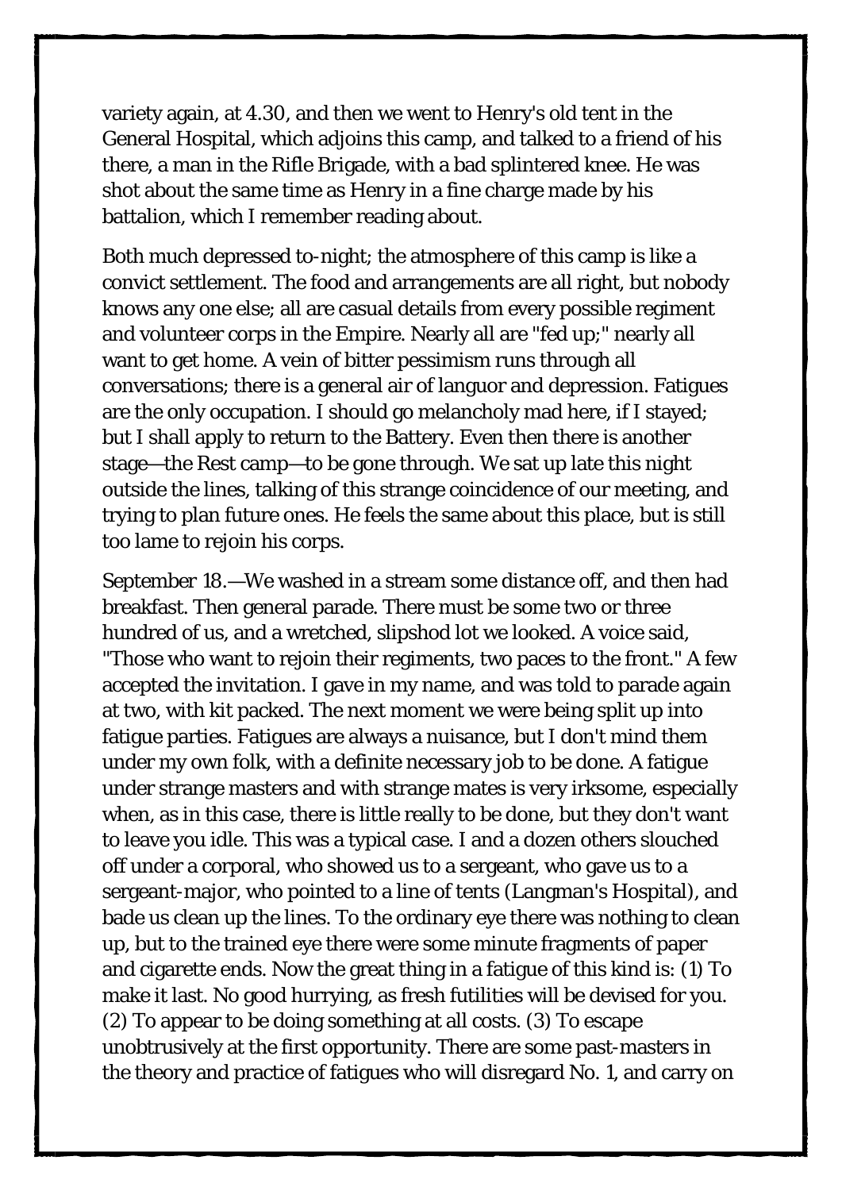variety again, at 4.30, and then we went to Henry's old tent in the General Hospital, which adjoins this camp, and talked to a friend of his there, a man in the Rifle Brigade, with a bad splintered knee. He was shot about the same time as Henry in a fine charge made by his battalion, which I remember reading about.

Both much depressed to-night; the atmosphere of this camp is like a convict settlement. The food and arrangements are all right, but nobody knows any one else; all are casual details from every possible regiment and volunteer corps in the Empire. Nearly all are "fed up;" nearly all want to get home. A vein of bitter pessimism runs through all conversations; there is a general air of languor and depression. Fatigues are the only occupation. I should go melancholy mad here, if I stayed; but I shall apply to return to the Battery. Even then there is another stage—the Rest camp—to be gone through. We sat up late this night outside the lines, talking of this strange coincidence of our meeting, and trying to plan future ones. He feels the same about this place, but is still too lame to rejoin his corps.

September 18.—We washed in a stream some distance off, and then had breakfast. Then general parade. There must be some two or three hundred of us, and a wretched, slipshod lot we looked. A voice said, "Those who want to rejoin their regiments, two paces to the front." A few accepted the invitation. I gave in my name, and was told to parade again at two, with kit packed. The next moment we were being split up into fatigue parties. Fatigues are always a nuisance, but I don't mind them under my own folk, with a definite necessary job to be done. A fatigue under strange masters and with strange mates is very irksome, especially when, as in this case, there is little really to be done, but they don't want to leave you idle. This was a typical case. I and a dozen others slouched off under a corporal, who showed us to a sergeant, who gave us to a sergeant-major, who pointed to a line of tents (Langman's Hospital), and bade us clean up the lines. To the ordinary eye there was nothing to clean up, but to the trained eye there were some minute fragments of paper and cigarette ends. Now the great thing in a fatigue of this kind is: (1) To make it last. No good hurrying, as fresh futilities will be devised for you. (2) To appear to be doing something at all costs. (3) To escape unobtrusively at the first opportunity. There are some past-masters in the theory and practice of fatigues who will disregard No. 1, and carry on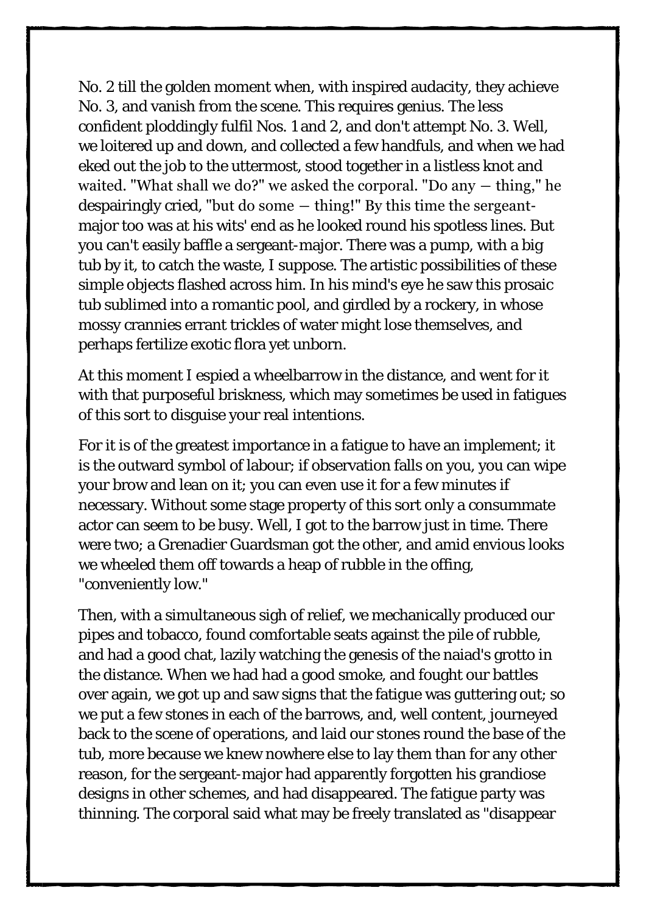No. 2 till the golden moment when, with inspired audacity, they achieve No. 3, and vanish from the scene. This requires genius. The less confident ploddingly fulfil Nos. 1 and 2, and don't attempt No. 3. Well, we loitered up and down, and collected a few handfuls, and when we had eked out the job to the uttermost, stood together in a listless knot and waited. "What shall we do?" we asked the corporal. "Do any — thing," he despairingly cried, "but do some — thing!" By this time the sergeant-major too was at his wits' end as he looked round his spotless lines. But you can't easily baffle a sergeant-major. There was a pump, with a big tub by it, to catch the waste, I suppose. The artistic possibilities of these simple objects flashed across him. In his mind's eye he saw this prosaic tub sublimed into a romantic pool, and girdled by a rockery, in whose mossy crannies errant trickles of water might lose themselves, and perhaps fertilize exotic flora yet unborn.

At this moment I espied a wheelbarrow in the distance, and went for it with that purposeful briskness, which may sometimes be used in fatigues of this sort to disguise your real intentions.

For it is of the greatest importance in a fatigue to have an implement; it is the outward symbol of labour; if observation falls on you, you can wipe your brow and lean on it; you can even use it for a few minutes if necessary. Without some stage property of this sort only a consummate actor can seem to be busy. Well, I got to the barrow just in time. There were two; a Grenadier Guardsman got the other, and amid envious looks we wheeled them off towards a heap of rubble in the offing, "conveniently low."

Then, with a simultaneous sigh of relief, we mechanically produced our pipes and tobacco, found comfortable seats against the pile of rubble, and had a good chat, lazily watching the genesis of the naiad's grotto in the distance. When we had had a good smoke, and fought our battles over again, we got up and saw signs that the fatigue was guttering out; so we put a few stones in each of the barrows, and, well content, journeyed back to the scene of operations, and laid our stones round the base of the tub, more because we knew nowhere else to lay them than for any other reason, for the sergeant-major had apparently forgotten his grandiose designs in other schemes, and had disappeared. The fatigue party was thinning. The corporal said what may be freely translated as "disappear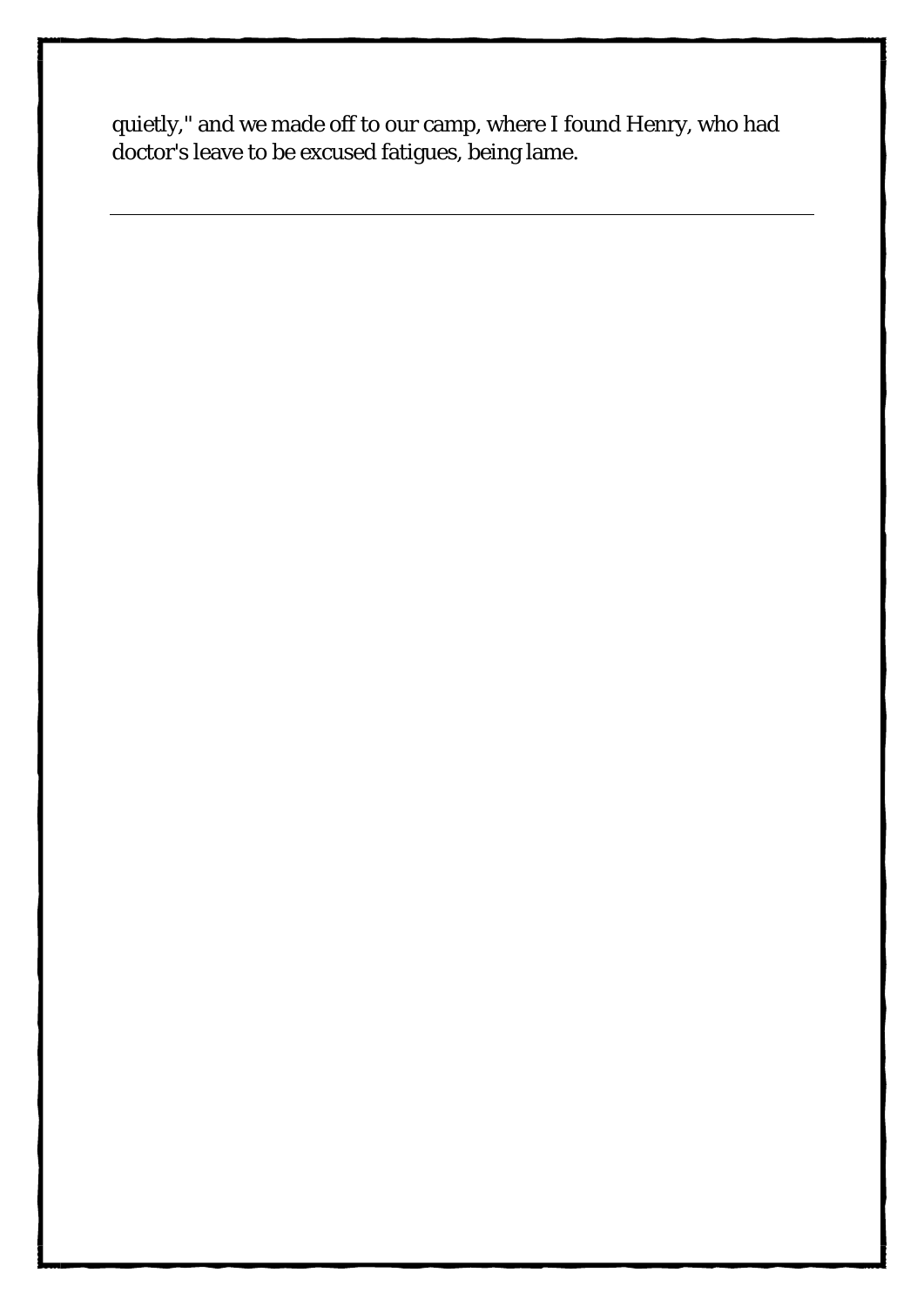quietly," and we made off to our camp, where I found Henry, who had doctor's leave to be excused fatigues, being lame.

---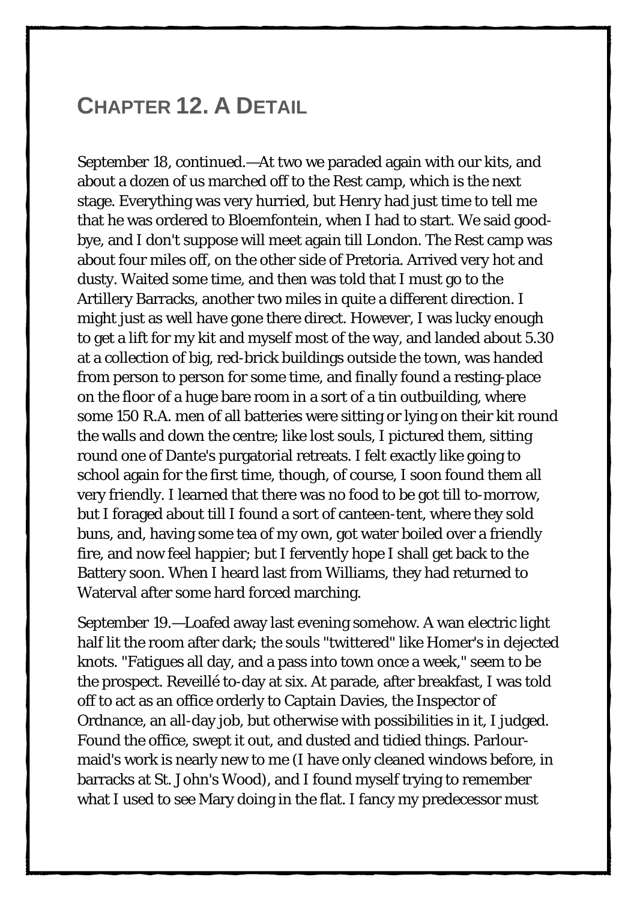# CHAPTER 12. A DETAIL

September 18, continued.—At two we paraded again with our kits, and about a dozen of us marched off to the Rest camp, which is the next stage. Everything was very hurried, but Henry had just time to tell me that he was ordered to Bloemfontein, when I had to start. We said good-bye, and I don't suppose will meet again till London. The Rest camp was about four miles off, on the other side of Pretoria. Arrived very hot and dusty. Waited some time, and then was told that I must go to the Artillery Barracks, another two miles in quite a different direction. I might just as well have gone there direct. However, I was lucky enough to get a lift for my kit and myself most of the way, and landed about 5.30 at a collection of big, red-brick buildings outside the town, was handed from person to person for some time, and finally found a resting-place on the floor of a huge bare room in a sort of a tin outbuilding, where some 150 R.A. men of all batteries were sitting or lying on their kit round the walls and down the centre; like lost souls, I pictured them, sitting round one of Dante's purgatorial retreats. I felt exactly like going to school again for the first time, though, of course, I soon found them all very friendly. I learned that there was no food to be got till to-morrow, but I foraged about till I found a sort of canteen-tent, where they sold buns, and, having some tea of my own, got water boiled over a friendly fire, and now feel happier; but I fervently hope I shall get back to the Battery soon. When I heard last from Williams, they had returned to Waterval after some hard forced marching.

September 19.—Loafed away last evening somehow. A wan electric light half lit the room after dark; the souls "twittered" like Homer's in dejected knots. "Fatigues all day, and a pass into town once a week," seem to be the prospect. Reveillé to-day at six. At parade, after breakfast, I was told off to act as an office orderly to Captain Davies, the Inspector of Ordnance, an all-day job, but otherwise with possibilities in it, I judged. Found the office, swept it out, and dusted and tidied things. Parlour-maid's work is nearly new to me (I have only cleaned windows before, in barracks at St. John's Wood), and I found myself trying to remember what I used to see Mary doing in the flat. I fancy my predecessor must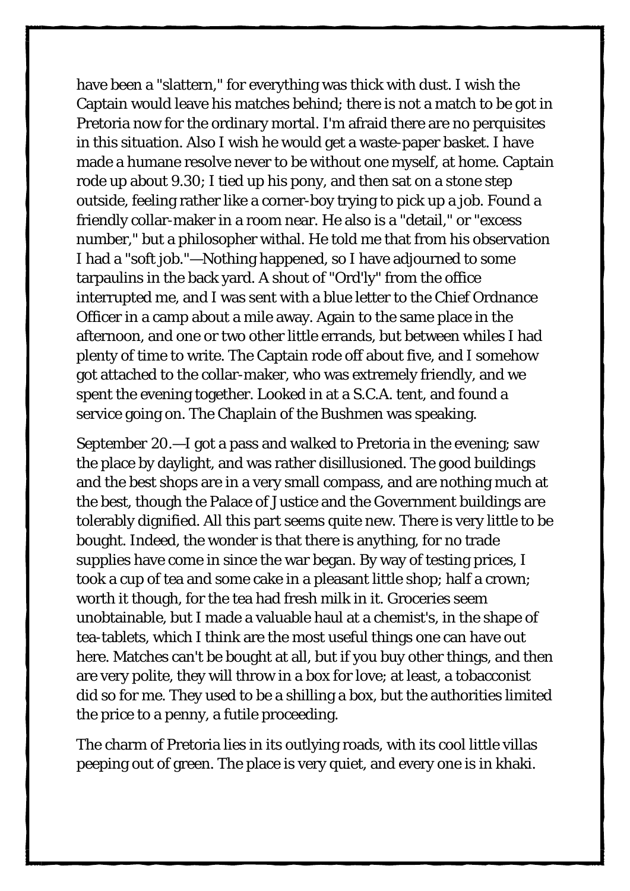have been a "slattern," for everything was thick with dust. I wish the Captain would leave his matches behind; there is not a match to be got in Pretoria now for the ordinary mortal. I'm afraid there are no perquisites in this situation. Also I wish he would get a waste-paper basket. I have made a humane resolve never to be without one myself, at home. Captain rode up about 9.30; I tied up his pony, and then sat on a stone step outside, feeling rather like a corner-boy trying to pick up a job. Found a friendly collar-maker in a room near. He also is a "detail," or "excess number," but a philosopher withal. He told me that from his observation I had a "soft job."—Nothing happened, so I have adjourned to some tarpaulins in the back yard. A shout of "Ord'ly" from the office interrupted me, and I was sent with a blue letter to the Chief Ordnance Officer in a camp about a mile away. Again to the same place in the afternoon, and one or two other little errands, but between whiles I had plenty of time to write. The Captain rode off about five, and I somehow got attached to the collar-maker, who was extremely friendly, and we spent the evening together. Looked in at a S.C.A. tent, and found a service going on. The Chaplain of the Bushmen was speaking.

September 20.—I got a pass and walked to Pretoria in the evening; saw the place by daylight, and was rather disillusioned. The good buildings and the best shops are in a very small compass, and are nothing much at the best, though the Palace of Justice and the Government buildings are tolerably dignified. All this part seems quite new. There is very little to be bought. Indeed, the wonder is that there is anything, for no trade supplies have come in since the war began. By way of testing prices, I took a cup of tea and some cake in a pleasant little shop; half a crown; worth it though, for the tea had fresh milk in it. Groceries seem unobtainable, but I made a valuable haul at a chemist's, in the shape of tea-tablets, which I think are the most useful things one can have out here. Matches can't be bought at all, but if you buy other things, and then are very polite, they will throw in a box for love; at least, a tobacconist did so for me. They used to be a shilling a box, but the authorities limited the price to a penny, a futile proceeding.

The charm of Pretoria lies in its outlying roads, with its cool little villas peeping out of green. The place is very quiet, and every one is in khaki.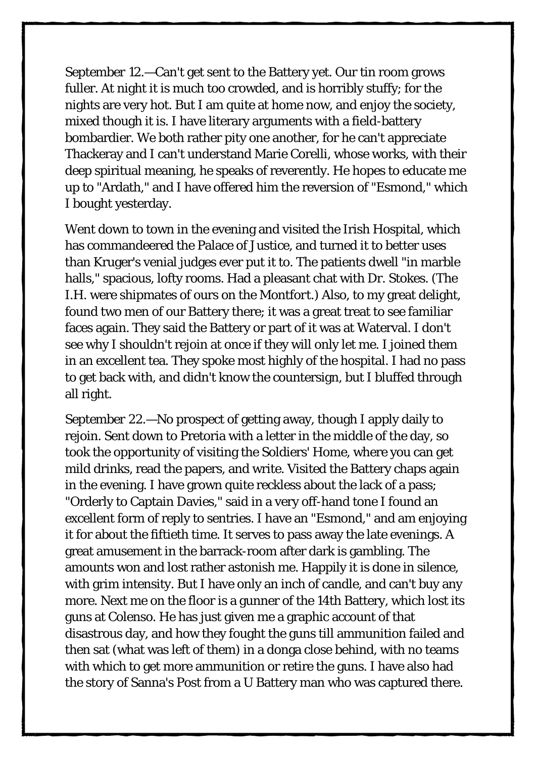September 12.—Can't get sent to the Battery yet. Our tin room grows fuller. At night it is much too crowded, and is horribly stuffy; for the nights are very hot. But I am quite at home now, and enjoy the society, mixed though it is. I have literary arguments with a field-battery bombardier. We both rather pity one another, for he can't appreciate Thackeray and I can't understand Marie Corelli, whose works, with their deep spiritual meaning, he speaks of reverently. He hopes to educate me up to "Ardath," and I have offered him the reversion of "Esmond," which I bought yesterday.

Went down to town in the evening and visited the Irish Hospital, which has commandeered the Palace of Justice, and turned it to better uses than Kruger's venial judges ever put it to. The patients dwell "in marble halls," spacious, lofty rooms. Had a pleasant chat with Dr. Stokes. (The I.H. were shipmates of ours on the Montfort.) Also, to my great delight, found two men of our Battery there; it was a great treat to see familiar faces again. They said the Battery or part of it was at Waterval. I don't see why I shouldn't rejoin at once if they will only let me. I joined them in an excellent tea. They spoke most highly of the hospital. I had no pass to get back with, and didn't know the countersign, but I bluffed through all right.

September 22.—No prospect of getting away, though I apply daily to rejoin. Sent down to Pretoria with a letter in the middle of the day, so took the opportunity of visiting the Soldiers' Home, where you can get mild drinks, read the papers, and write. Visited the Battery chaps again in the evening. I have grown quite reckless about the lack of a pass; "Orderly to Captain Davies," said in a very off-hand tone I found an excellent form of reply to sentries. I have an "Esmond," and am enjoying it for about the fiftieth time. It serves to pass away the late evenings. A great amusement in the barrack-room after dark is gambling. The amounts won and lost rather astonish me. Happily it is done in silence, with grim intensity. But I have only an inch of candle, and can't buy any more. Next me on the floor is a gunner of the 14th Battery, which lost its guns at Colenso. He has just given me a graphic account of that disastrous day, and how they fought the guns till ammunition failed and then sat (what was left of them) in a donga close behind, with no teams with which to get more ammunition or retire the guns. I have also had the story of Sanna's Post from a U Battery man who was captured there.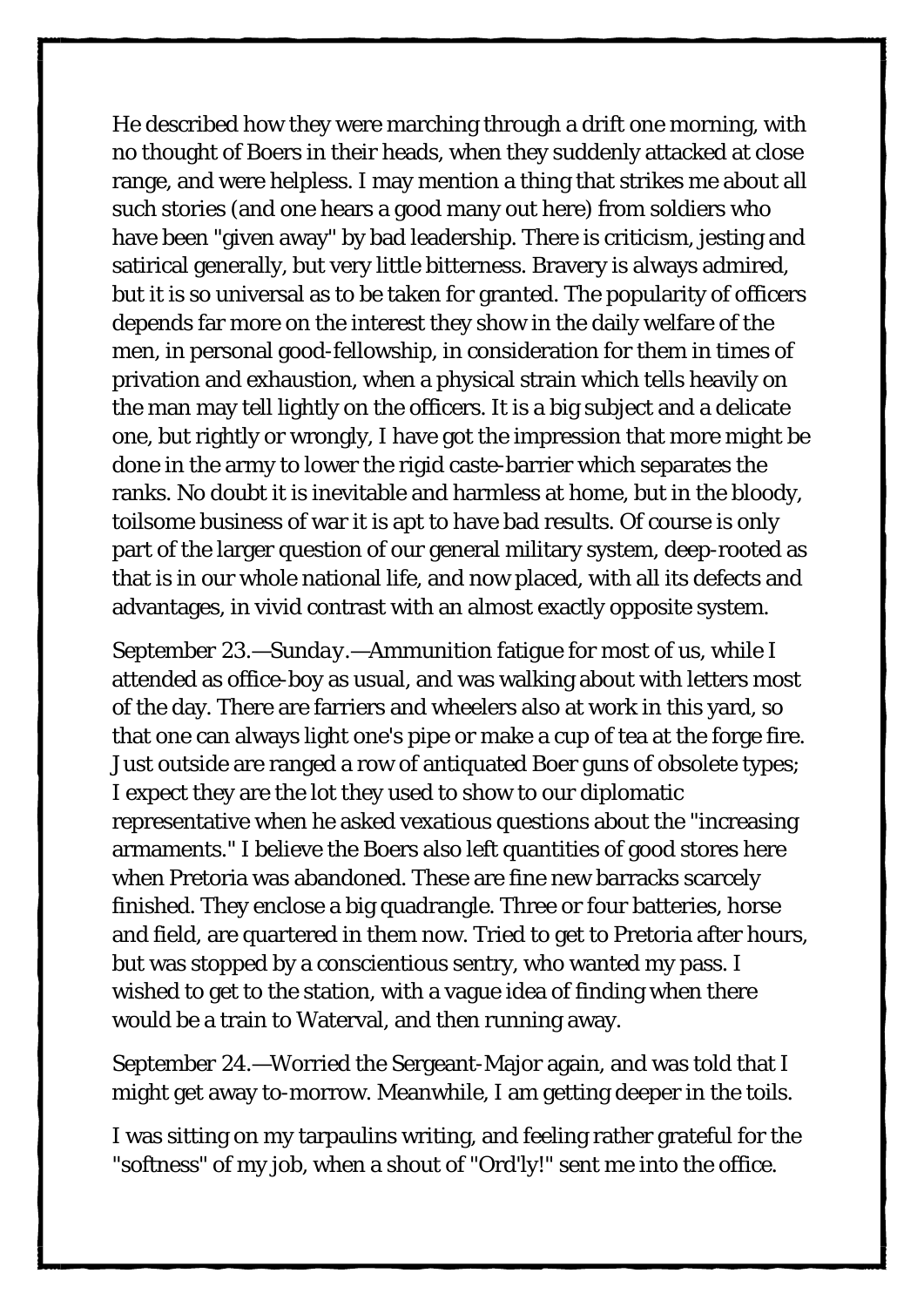He described how they were marching through a drift one morning, with no thought of Boers in their heads, when they suddenly attacked at close range, and were helpless. I may mention a thing that strikes me about all such stories (and one hears a good many out here) from soldiers who have been "given away" by bad leadership. There is criticism, jesting and satirical generally, but very little bitterness. Bravery is always admired, but it is so universal as to be taken for granted. The popularity of officers depends far more on the interest they show in the daily welfare of the men, in personal good-fellowship, in consideration for them in times of privation and exhaustion, when a physical strain which tells heavily on the man may tell lightly on the officers. It is a big subject and a delicate one, but rightly or wrongly, I have got the impression that more might be done in the army to lower the rigid caste-barrier which separates the ranks. No doubt it is inevitable and harmless at home, but in the bloody, toilsome business of war it is apt to have bad results. Of course is only part of the larger question of our general military system, deep-rooted as that is in our whole national life, and now placed, with all its defects and advantages, in vivid contrast with an almost exactly opposite system.

September 23.—*Sunday*.—Ammunition fatigue for most of us, while I attended as office-boy as usual, and was walking about with letters most of the day. There are farriers and wheelers also at work in this yard, so that one can always light one's pipe or make a cup of tea at the forge fire. Just outside are ranged a row of antiquated Boer guns of obsolete types; I expect they are the lot they used to show to our diplomatic representative when he asked vexatious questions about the "increasing armaments." I believe the Boers also left quantities of good stores here when Pretoria was abandoned. These are fine new barracks scarcely finished. They enclose a big quadrangle. Three or four batteries, horse and field, are quartered in them now. Tried to get to Pretoria after hours, but was stopped by a conscientious sentry, who wanted my pass. I wished to get to the station, with a vague idea of finding when there would be a train to Waterval, and then running away.

September 24.—Worried the Sergeant-Major again, and was told that I might get away to-morrow. Meanwhile, I am getting deeper in the toils.

I was sitting on my tarpaulins writing, and feeling rather grateful for the "softness" of my job, when a shout of "Ord'ly!" sent me into the office.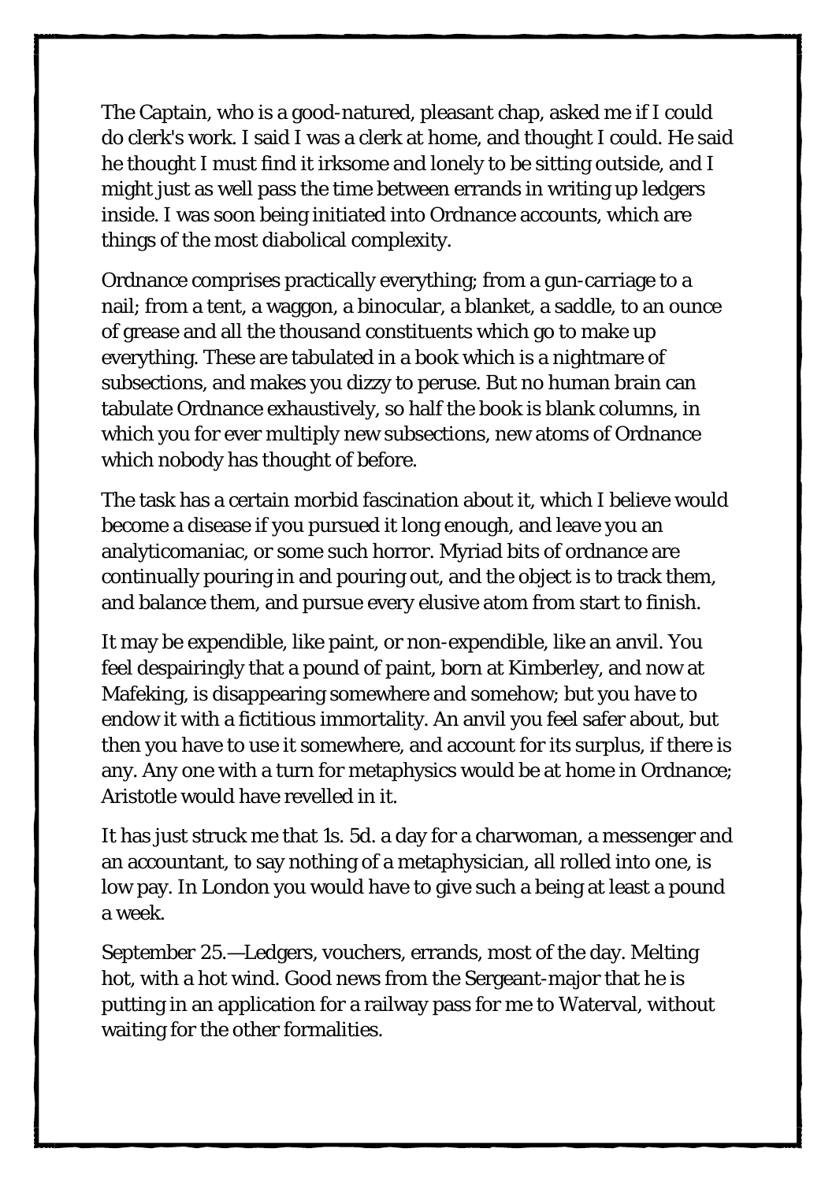The Captain, who is a good-natured, pleasant chap, asked me if I could do clerk's work. I said I was a clerk at home, and thought I could. He said he thought I must find it irksome and lonely to be sitting outside, and I might just as well pass the time between errands in writing up ledgers inside. I was soon being initiated into Ordnance accounts, which are things of the most diabolical complexity.

Ordnance comprises practically everything; from a gun-carriage to a nail; from a tent, a waggon, a binocular, a blanket, a saddle, to an ounce of grease and all the thousand constituents which go to make up everything. These are tabulated in a book which is a nightmare of subsections, and makes you dizzy to peruse. But no human brain can tabulate Ordnance exhaustively, so half the book is blank columns, in which you for ever multiply new subsections, new atoms of Ordnance which nobody has thought of before.

The task has a certain morbid fascination about it, which I believe would become a disease if you pursued it long enough, and leave you an analyticomaniac, or some such horror. Myriad bits of ordnance are continually pouring in and pouring out, and the object is to track them, and balance them, and pursue every elusive atom from start to finish.

It may be expendible, like paint, or non-expendible, like an anvil. You feel despairingly that a pound of paint, born at Kimberley, and now at Mafeking, is disappearing somewhere and somehow; but you have to endow it with a fictitious immortality. An anvil you feel safer about, but then you have to use it somewhere, and account for its surplus, if there is any. Any one with a turn for metaphysics would be at home in Ordnance; Aristotle would have revelled in it.

It has just struck me that 1s. 5d. a day for a charwoman, a messenger and an accountant, to say nothing of a metaphysician, all rolled into one, is low pay. In London you would have to give such a being at least a pound a week.

September 25.—Ledgers, vouchers, errands, most of the day. Melting hot, with a hot wind. Good news from the Sergeant-major that he is putting in an application for a railway pass for me to Waterval, without waiting for the other formalities.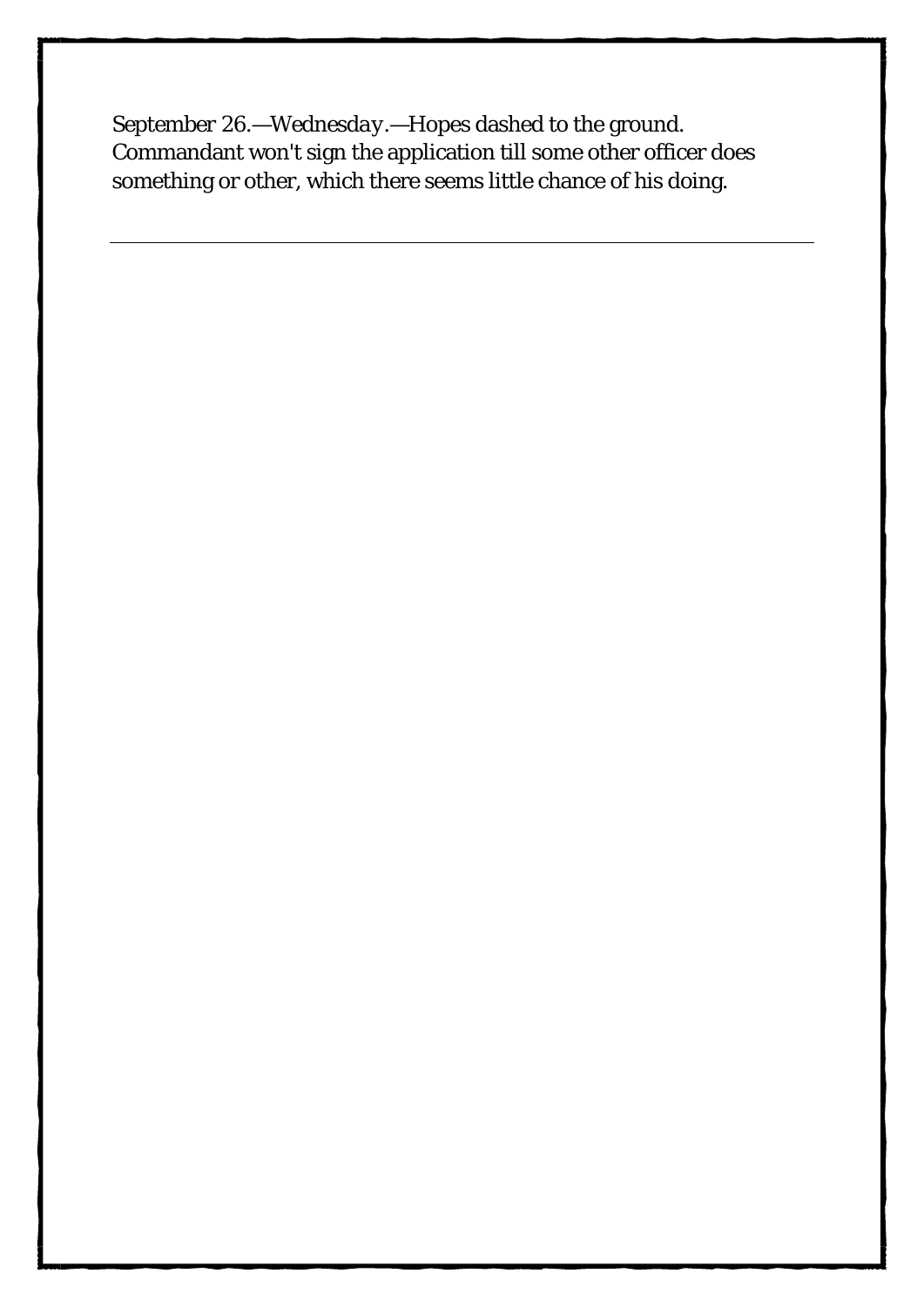September 26.—*Wednesday*.—Hopes dashed to the ground. Commandant won't sign the application till some other officer does something or other, which there seems little chance of his doing.

---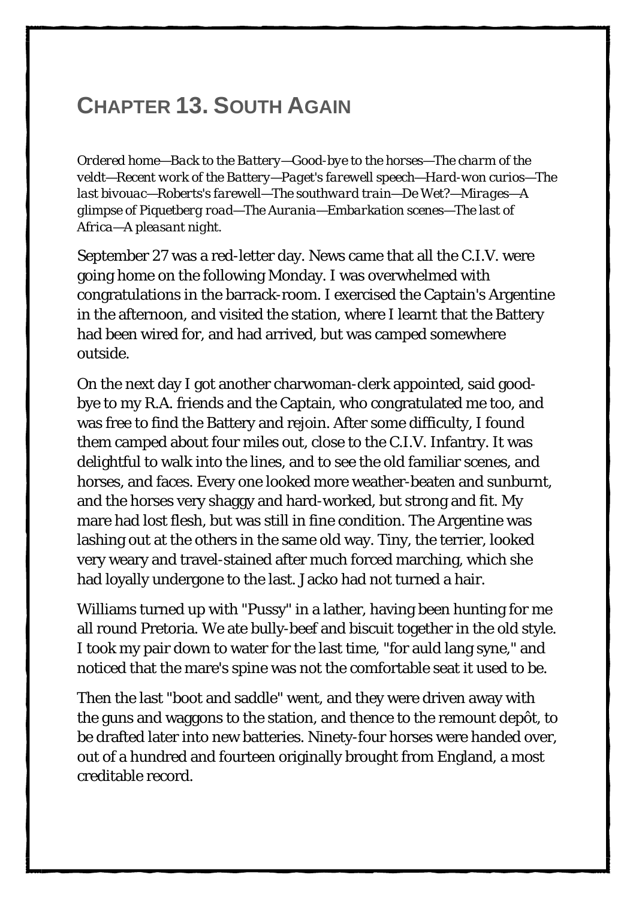# CHAPTER 13. SOUTH AGAIN

*Ordered home—Back to the Battery—Good-bye to the horses—The charm of the veldt—Recent work of the Battery—Paget's farewell speech—Hard-won curios—The last bivouac—Roberts's farewell—The southward train—De Wet?—Mirages—A glimpse of Piquetberg road—The Aurania—Embarkation scenes—The last of Africa—A pleasant night.*

September 27 was a red-letter day. News came that all the C.I.V. were going home on the following Monday. I was overwhelmed with congratulations in the barrack-room. I exercised the Captain's Argentine in the afternoon, and visited the station, where I learnt that the Battery had been wired for, and had arrived, but was camped somewhere outside.

On the next day I got another charwoman-clerk appointed, said good-bye to my R.A. friends and the Captain, who congratulated me too, and was free to find the Battery and rejoin. After some difficulty, I found them camped about four miles out, close to the C.I.V. Infantry. It was delightful to walk into the lines, and to see the old familiar scenes, and horses, and faces. Every one looked more weather-beaten and sunburnt, and the horses very shaggy and hard-worked, but strong and fit. My mare had lost flesh, but was still in fine condition. The Argentine was lashing out at the others in the same old way. Tiny, the terrier, looked very weary and travel-stained after much forced marching, which she had loyally undergone to the last. Jacko had not turned a hair.

Williams turned up with "Pussy" in a lather, having been hunting for me all round Pretoria. We ate bully-beef and biscuit together in the old style. I took my pair down to water for the last time, "for auld lang syne," and noticed that the mare's spine was not the comfortable seat it used to be.

Then the last "boot and saddle" went, and they were driven away with the guns and waggons to the station, and thence to the remount depôt, to be drafted later into new batteries. Ninety-four horses were handed over, out of a hundred and fourteen originally brought from England, a most creditable record.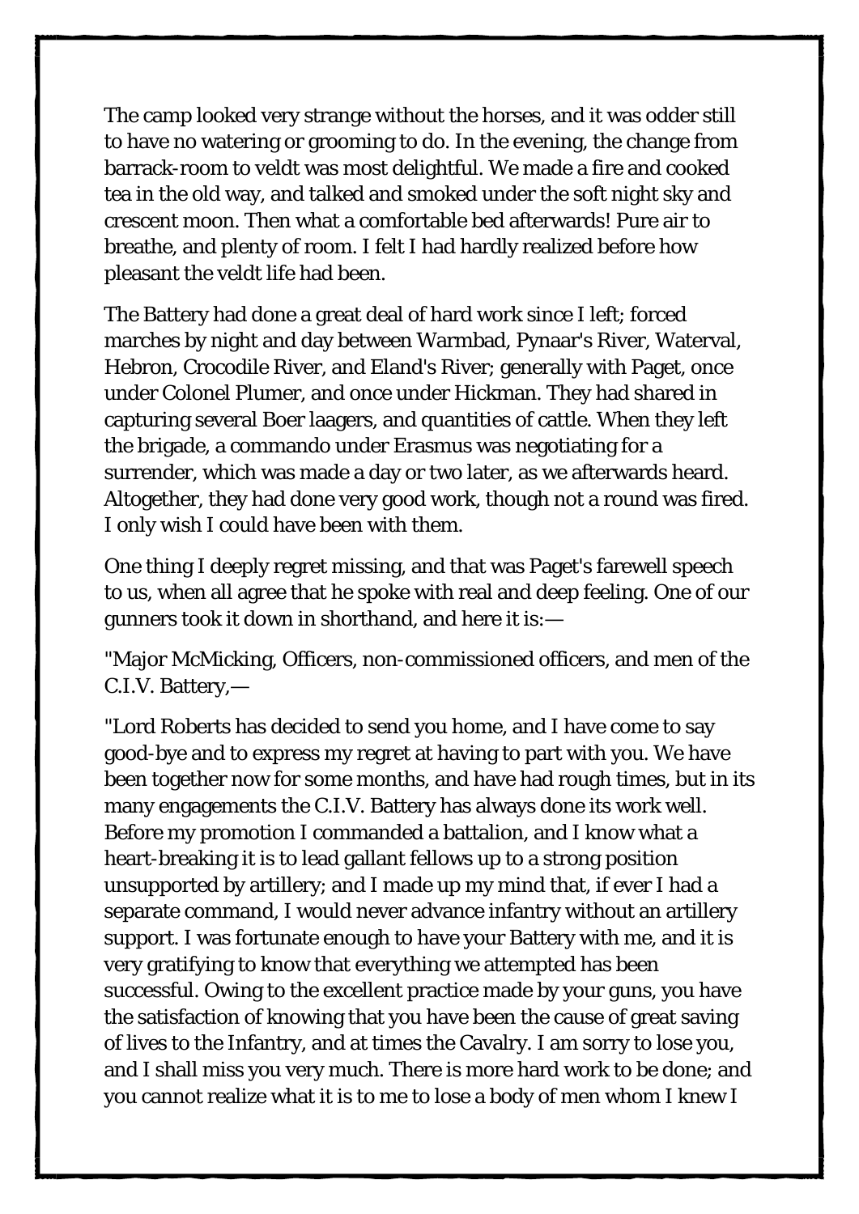The camp looked very strange without the horses, and it was odder still to have no watering or grooming to do. In the evening, the change from barrack-room to veldt was most delightful. We made a fire and cooked tea in the old way, and talked and smoked under the soft night sky and crescent moon. Then what a comfortable bed afterwards! Pure air to breathe, and plenty of room. I felt I had hardly realized before how pleasant the veldt life had been.

The Battery had done a great deal of hard work since I left; forced marches by night and day between Warmbad, Pynaar's River, Waterval, Hebron, Crocodile River, and Eland's River; generally with Paget, once under Colonel Plumer, and once under Hickman. They had shared in capturing several Boer laagers, and quantities of cattle. When they left the brigade, a commando under Erasmus was negotiating for a surrender, which was made a day or two later, as we afterwards heard. Altogether, they had done very good work, though not a round was fired. I only wish I could have been with them.

One thing I deeply regret missing, and that was Paget's farewell speech to us, when all agree that he spoke with real and deep feeling. One of our gunners took it down in shorthand, and here it is:—

"Major McMicking, Officers, non-commissioned officers, and men of the C.I.V. Battery,—

"Lord Roberts has decided to send you home, and I have come to say good-bye and to express my regret at having to part with you. We have been together now for some months, and have had rough times, but in its many engagements the C.I.V. Battery has always done its work well. Before my promotion I commanded a battalion, and I know what a heart-breaking it is to lead gallant fellows up to a strong position unsupported by artillery; and I made up my mind that, if ever I had a separate command, I would never advance infantry without an artillery support. I was fortunate enough to have your Battery with me, and it is very gratifying to know that everything we attempted has been successful. Owing to the excellent practice made by your guns, you have the satisfaction of knowing that you have been the cause of great saving of lives to the Infantry, and at times the Cavalry. I am sorry to lose you, and I shall miss you very much. There is more hard work to be done; and you cannot realize what it is to me to lose a body of men whom I knew I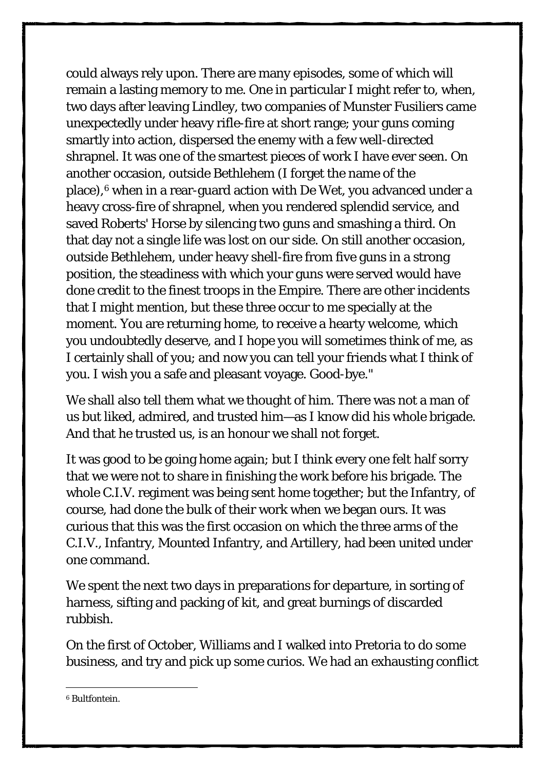could always rely upon. There are many episodes, some of which will remain a lasting memory to me. One in particular I might refer to, when, two days after leaving Lindley, two companies of Munster Fusiliers came unexpectedly under heavy rifle-fire at short range; your guns coming smartly into action, dispersed the enemy with a few well-directed shrapnel. It was one of the smartest pieces of work I have ever seen. On another occasion, outside Bethlehem (I forget the name of the place),[6] when in a rear-guard action with De Wet, you advanced under a heavy cross-fire of shrapnel, when you rendered splendid service, and saved Roberts' Horse by silencing two guns and smashing a third. On that day not a single life was lost on our side. On still another occasion, outside Bethlehem, under heavy shell-fire from five guns in a strong position, the steadiness with which your guns were served would have done credit to the finest troops in the Empire. There are other incidents that I might mention, but these three occur to me specially at the moment. You are returning home, to receive a hearty welcome, which you undoubtedly deserve, and I hope you will sometimes think of me, as I certainly shall of you; and now you can tell your friends what I think of you. I wish you a safe and pleasant voyage. Good-bye."

We shall also tell them what we thought of him. There was not a man of us but liked, admired, and trusted him—as I know did his whole brigade. And that he trusted us, is an honour we shall not forget.

It was good to be going home again; but I think every one felt half sorry that we were not to share in finishing the work before his brigade. The whole C.I.V. regiment was being sent home together; but the Infantry, of course, had done the bulk of their work when we began ours. It was curious that this was the first occasion on which the three arms of the C.I.V., Infantry, Mounted Infantry, and Artillery, had been united under one command.

We spent the next two days in preparations for departure, in sorting of harness, sifting and packing of kit, and great burnings of discarded rubbish.

On the first of October, Williams and I walked into Pretoria to do some business, and try and pick up some curios. We had an exhausting conflict

[6] Bultfontein.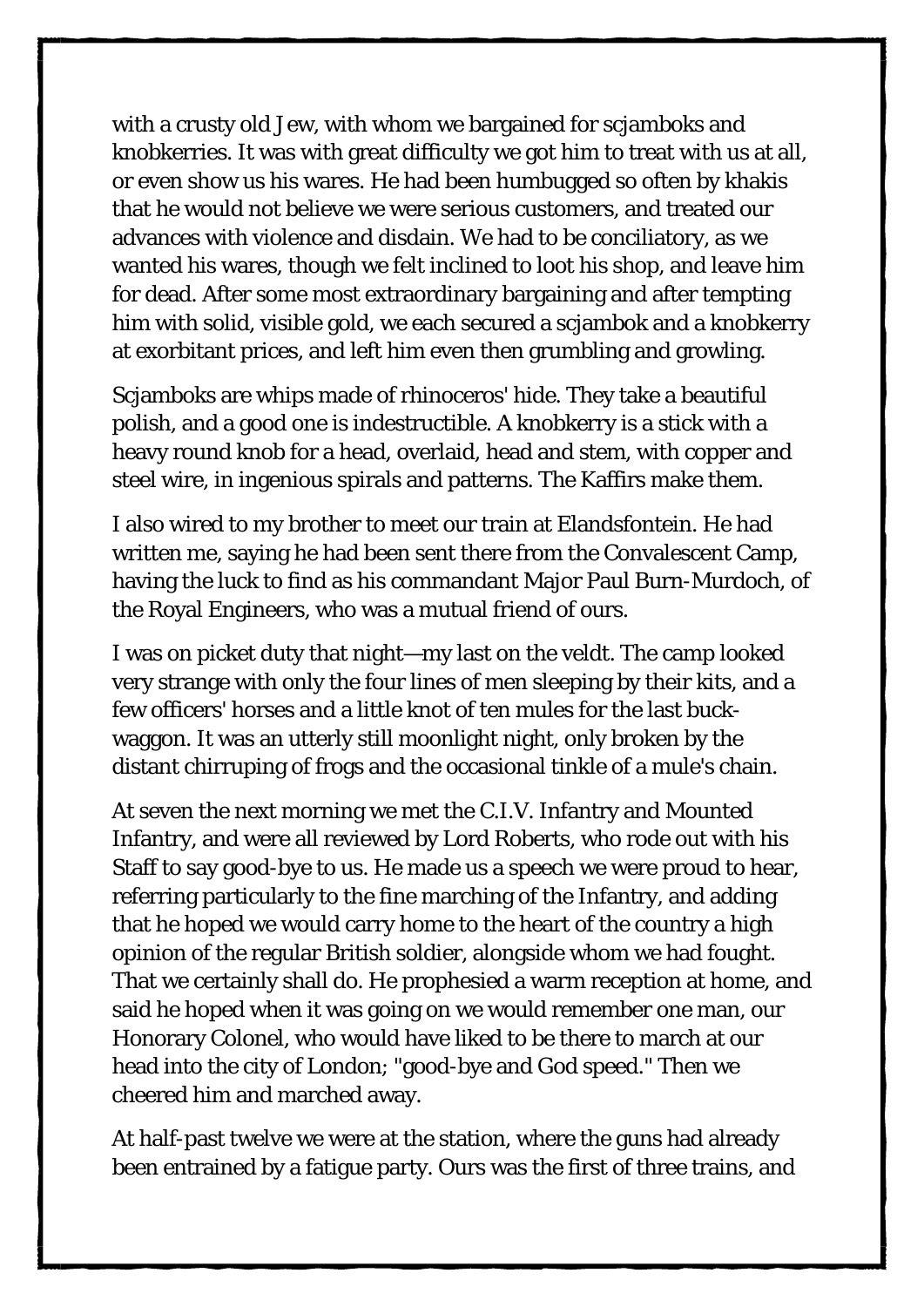with a crusty old Jew, with whom we bargained for scjamboks and knobkerries. It was with great difficulty we got him to treat with us at all, or even show us his wares. He had been humbugged so often by khakis that he would not believe we were serious customers, and treated our advances with violence and disdain. We had to be conciliatory, as we wanted his wares, though we felt inclined to loot his shop, and leave him for dead. After some most extraordinary bargaining and after tempting him with solid, visible gold, we each secured a scjambok and a knobkerry at exorbitant prices, and left him even then grumbling and growling.

Scjamboks are whips made of rhinoceros' hide. They take a beautiful polish, and a good one is indestructible. A knobkerry is a stick with a heavy round knob for a head, overlaid, head and stem, with copper and steel wire, in ingenious spirals and patterns. The Kaffirs make them.

I also wired to my brother to meet our train at Elandsfontein. He had written me, saying he had been sent there from the Convalescent Camp, having the luck to find as his commandant Major Paul Burn-Murdoch, of the Royal Engineers, who was a mutual friend of ours.

I was on picket duty that night—my last on the veldt. The camp looked very strange with only the four lines of men sleeping by their kits, and a few officers' horses and a little knot of ten mules for the last buck-waggon. It was an utterly still moonlight night, only broken by the distant chirruping of frogs and the occasional tinkle of a mule's chain.

At seven the next morning we met the C.I.V. Infantry and Mounted Infantry, and were all reviewed by Lord Roberts, who rode out with his Staff to say good-bye to us. He made us a speech we were proud to hear, referring particularly to the fine marching of the Infantry, and adding that he hoped we would carry home to the heart of the country a high opinion of the regular British soldier, alongside whom we had fought. That we certainly shall do. He prophesied a warm reception at home, and said he hoped when it was going on we would remember one man, our Honorary Colonel, who would have liked to be there to march at our head into the city of London; "good-bye and God speed." Then we cheered him and marched away.

At half-past twelve we were at the station, where the guns had already been entrained by a fatigue party. Ours was the first of three trains, and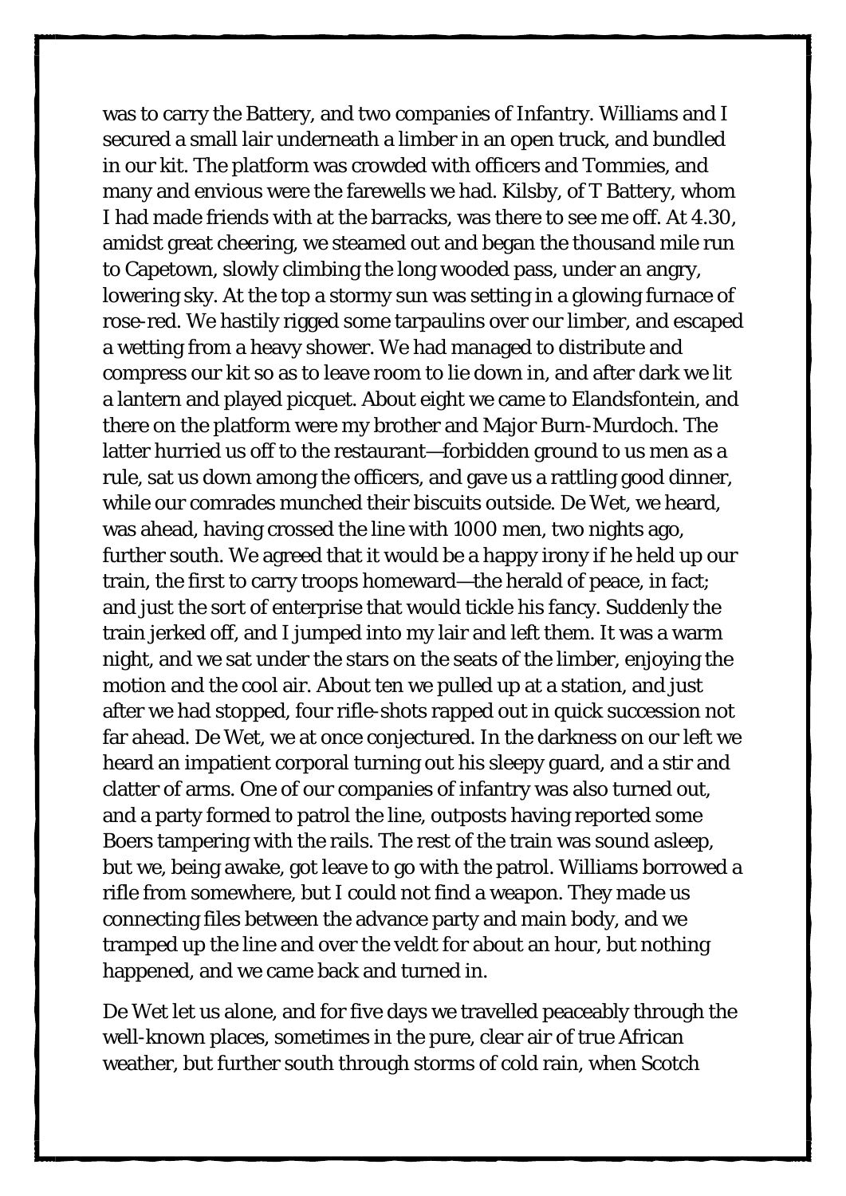was to carry the Battery, and two companies of Infantry. Williams and I secured a small lair underneath a limber in an open truck, and bundled in our kit. The platform was crowded with officers and Tommies, and many and envious were the farewells we had. Kilsby, of T Battery, whom I had made friends with at the barracks, was there to see me off. At 4.30, amidst great cheering, we steamed out and began the thousand mile run to Capetown, slowly climbing the long wooded pass, under an angry, lowering sky. At the top a stormy sun was setting in a glowing furnace of rose-red. We hastily rigged some tarpaulins over our limber, and escaped a wetting from a heavy shower. We had managed to distribute and compress our kit so as to leave room to lie down in, and after dark we lit a lantern and played picquet. About eight we came to Elandsfontein, and there on the platform were my brother and Major Burn-Murdoch. The latter hurried us off to the restaurant—forbidden ground to us men as a rule, sat us down among the officers, and gave us a rattling good dinner, while our comrades munched their biscuits outside. De Wet, we heard, was ahead, having crossed the line with 1000 men, two nights ago, further south. We agreed that it would be a happy irony if he held up our train, the first to carry troops homeward—the herald of peace, in fact; and just the sort of enterprise that would tickle his fancy. Suddenly the train jerked off, and I jumped into my lair and left them. It was a warm night, and we sat under the stars on the seats of the limber, enjoying the motion and the cool air. About ten we pulled up at a station, and just after we had stopped, four rifle-shots rapped out in quick succession not far ahead. De Wet, we at once conjectured. In the darkness on our left we heard an impatient corporal turning out his sleepy guard, and a stir and clatter of arms. One of our companies of infantry was also turned out, and a party formed to patrol the line, outposts having reported some Boers tampering with the rails. The rest of the train was sound asleep, but we, being awake, got leave to go with the patrol. Williams borrowed a rifle from somewhere, but I could not find a weapon. They made us connecting files between the advance party and main body, and we tramped up the line and over the veldt for about an hour, but nothing happened, and we came back and turned in.

De Wet let us alone, and for five days we travelled peaceably through the well-known places, sometimes in the pure, clear air of true African weather, but further south through storms of cold rain, when Scotch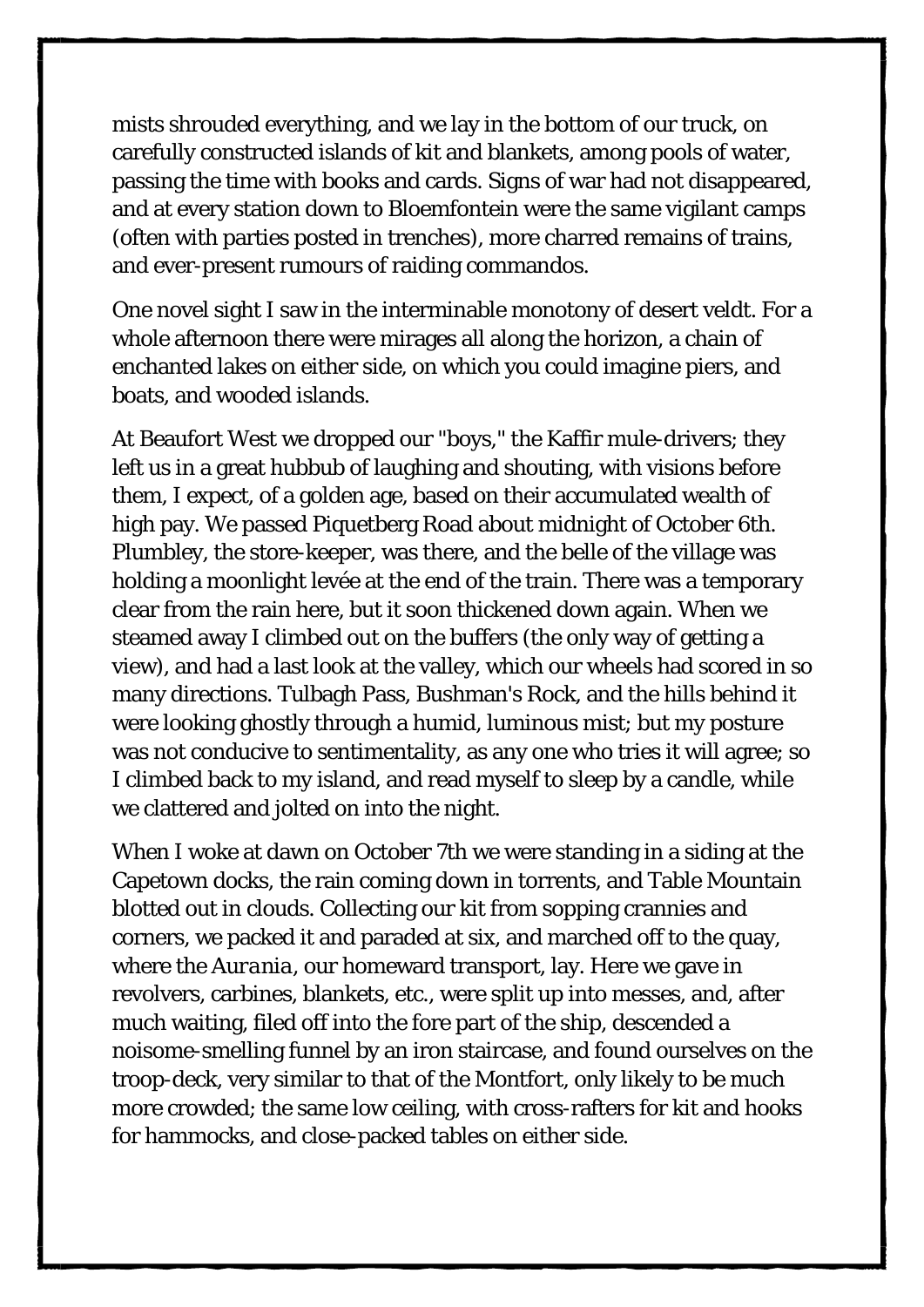mists shrouded everything, and we lay in the bottom of our truck, on carefully constructed islands of kit and blankets, among pools of water, passing the time with books and cards. Signs of war had not disappeared, and at every station down to Bloemfontein were the same vigilant camps (often with parties posted in trenches), more charred remains of trains, and ever-present rumours of raiding commandos.

One novel sight I saw in the interminable monotony of desert veldt. For a whole afternoon there were mirages all along the horizon, a chain of enchanted lakes on either side, on which you could imagine piers, and boats, and wooded islands.

At Beaufort West we dropped our "boys," the Kaffir mule-drivers; they left us in a great hubbub of laughing and shouting, with visions before them, I expect, of a golden age, based on their accumulated wealth of high pay. We passed Piquetberg Road about midnight of October 6th. Plumbley, the store-keeper, was there, and the belle of the village was holding a moonlight levée at the end of the train. There was a temporary clear from the rain here, but it soon thickened down again. When we steamed away I climbed out on the buffers (the only way of getting a view), and had a last look at the valley, which our wheels had scored in so many directions. Tulbagh Pass, Bushman's Rock, and the hills behind it were looking ghostly through a humid, luminous mist; but my posture was not conducive to sentimentality, as any one who tries it will agree; so I climbed back to my island, and read myself to sleep by a candle, while we clattered and jolted on into the night.

When I woke at dawn on October 7th we were standing in a siding at the Capetown docks, the rain coming down in torrents, and Table Mountain blotted out in clouds. Collecting our kit from sopping crannies and corners, we packed it and paraded at six, and marched off to the quay, where the *Aurania*, our homeward transport, lay. Here we gave in revolvers, carbines, blankets, etc., were split up into messes, and, after much waiting, filed off into the fore part of the ship, descended a noisome-smelling funnel by an iron staircase, and found ourselves on the troop-deck, very similar to that of the Montfort, only likely to be much more crowded; the same low ceiling, with cross-rafters for kit and hooks for hammocks, and close-packed tables on either side.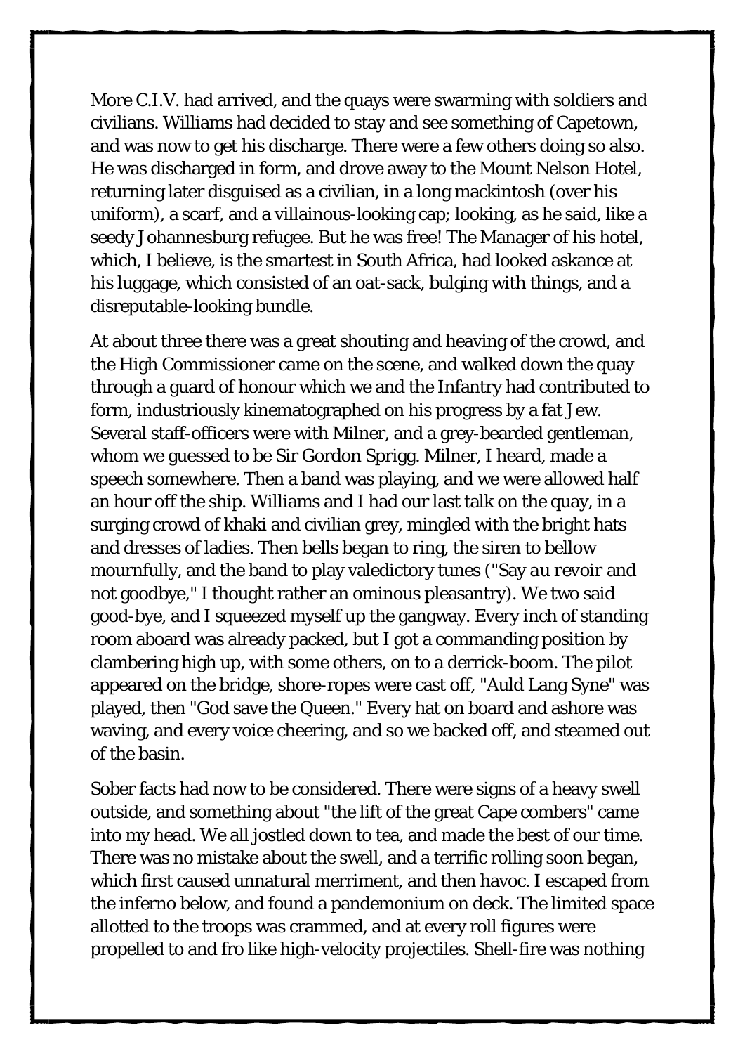More C.I.V. had arrived, and the quays were swarming with soldiers and civilians. Williams had decided to stay and see something of Capetown, and was now to get his discharge. There were a few others doing so also. He was discharged in form, and drove away to the Mount Nelson Hotel, returning later disguised as a civilian, in a long mackintosh (over his uniform), a scarf, and a villainous-looking cap; looking, as he said, like a seedy Johannesburg refugee. But he was free! The Manager of his hotel, which, I believe, is the smartest in South Africa, had looked askance at his luggage, which consisted of an oat-sack, bulging with things, and a disreputable-looking bundle.

At about three there was a great shouting and heaving of the crowd, and the High Commissioner came on the scene, and walked down the quay through a guard of honour which we and the Infantry had contributed to form, industriously kinematographed on his progress by a fat Jew. Several staff-officers were with Milner, and a grey-bearded gentleman, whom we guessed to be Sir Gordon Sprigg. Milner, I heard, made a speech somewhere. Then a band was playing, and we were allowed half an hour off the ship. Williams and I had our last talk on the quay, in a surging crowd of khaki and civilian grey, mingled with the bright hats and dresses of ladies. Then bells began to ring, the siren to bellow mournfully, and the band to play valedictory tunes ("Say *au revoir* and not goodbye," I thought rather an ominous pleasantry). We two said good-bye, and I squeezed myself up the gangway. Every inch of standing room aboard was already packed, but I got a commanding position by clambering high up, with some others, on to a derrick-boom. The pilot appeared on the bridge, shore-ropes were cast off, "Auld Lang Syne" was played, then "God save the Queen." Every hat on board and ashore was waving, and every voice cheering, and so we backed off, and steamed out of the basin.

Sober facts had now to be considered. There were signs of a heavy swell outside, and something about "the lift of the great Cape combers" came into my head. We all jostled down to tea, and made the best of our time. There was no mistake about the swell, and a terrific rolling soon began, which first caused unnatural merriment, and then havoc. I escaped from the inferno below, and found a pandemonium on deck. The limited space allotted to the troops was crammed, and at every roll figures were propelled to and fro like high-velocity projectiles. Shell-fire was nothing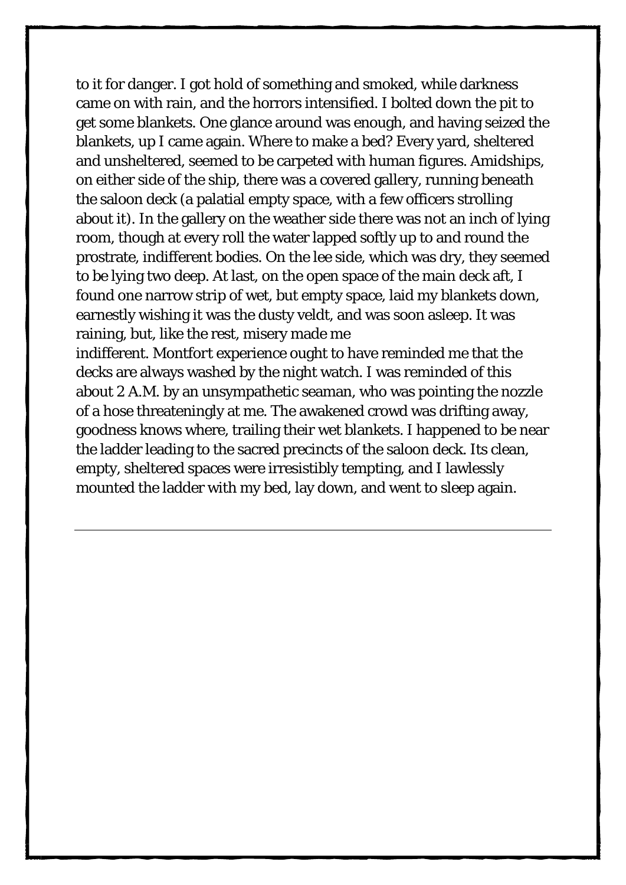to it for danger. I got hold of something and smoked, while darkness came on with rain, and the horrors intensified. I bolted down the pit to get some blankets. One glance around was enough, and having seized the blankets, up I came again. Where to make a bed? Every yard, sheltered and unsheltered, seemed to be carpeted with human figures. Amidships, on either side of the ship, there was a covered gallery, running beneath the saloon deck (a palatial empty space, with a few officers strolling about it). In the gallery on the weather side there was not an inch of lying room, though at every roll the water lapped softly up to and round the prostrate, indifferent bodies. On the lee side, which was dry, they seemed to be lying two deep. At last, on the open space of the main deck aft, I found one narrow strip of wet, but empty space, laid my blankets down, earnestly wishing it was the dusty veldt, and was soon asleep. It was raining, but, like the rest, misery made me indifferent. Montfort experience ought to have reminded me that the decks are always washed by the night watch. I was reminded of this about 2 A.M. by an unsympathetic seaman, who was pointing the nozzle of a hose threateningly at me. The awakened crowd was drifting away, goodness knows where, trailing their wet blankets. I happened to be near the ladder leading to the sacred precincts of the saloon deck. Its clean, empty, sheltered spaces were irresistibly tempting, and I lawlessly mounted the ladder with my bed, lay down, and went to sleep again.

---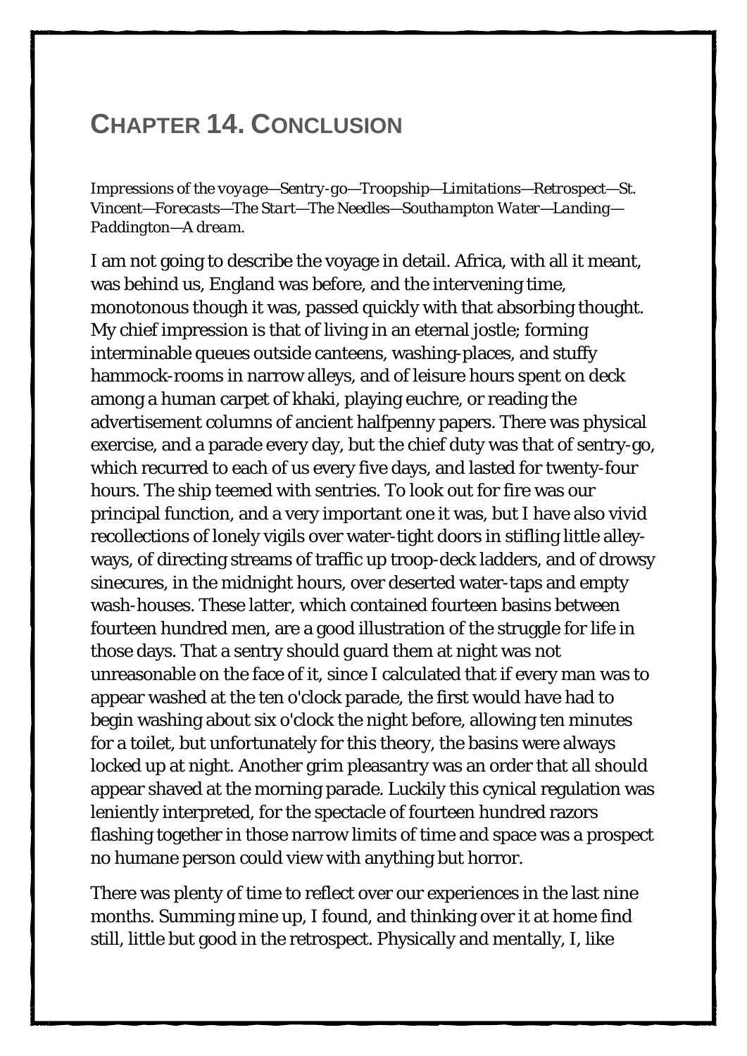# CHAPTER 14. CONCLUSION

*Impressions of the voyage—Sentry-go—Troopship—Limitations—Retrospect—St. Vincent—Forecasts—The Start—The Needles—Southampton Water—Landing—Paddington—A dream.*

I am not going to describe the voyage in detail. Africa, with all it meant, was behind us, England was before, and the intervening time, monotonous though it was, passed quickly with that absorbing thought. My chief impression is that of living in an eternal jostle; forming interminable queues outside canteens, washing-places, and stuffy hammock-rooms in narrow alleys, and of leisure hours spent on deck among a human carpet of khaki, playing euchre, or reading the advertisement columns of ancient halfpenny papers. There was physical exercise, and a parade every day, but the chief duty was that of sentry-go, which recurred to each of us every five days, and lasted for twenty-four hours. The ship teemed with sentries. To look out for fire was our principal function, and a very important one it was, but I have also vivid recollections of lonely vigils over water-tight doors in stifling little alley-ways, of directing streams of traffic up troop-deck ladders, and of drowsy sinecures, in the midnight hours, over deserted water-taps and empty wash-houses. These latter, which contained fourteen basins between fourteen hundred men, are a good illustration of the struggle for life in those days. That a sentry should guard them at night was not unreasonable on the face of it, since I calculated that if every man was to appear washed at the ten o'clock parade, the first would have had to begin washing about six o'clock the night before, allowing ten minutes for a toilet, but unfortunately for this theory, the basins were always locked up at night. Another grim pleasantry was an order that all should appear shaved at the morning parade. Luckily this cynical regulation was leniently interpreted, for the spectacle of fourteen hundred razors flashing together in those narrow limits of time and space was a prospect no humane person could view with anything but horror.

There was plenty of time to reflect over our experiences in the last nine months. Summing mine up, I found, and thinking over it at home find still, little but good in the retrospect. Physically and mentally, I, like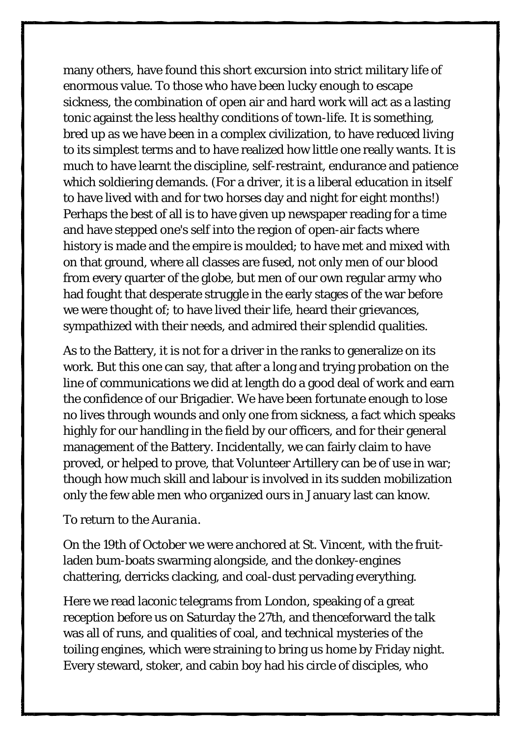many others, have found this short excursion into strict military life of enormous value. To those who have been lucky enough to escape sickness, the combination of open air and hard work will act as a lasting tonic against the less healthy conditions of town-life. It is something, bred up as we have been in a complex civilization, to have reduced living to its simplest terms and to have realized how little one really wants. It is much to have learnt the discipline, self-restraint, endurance and patience which soldiering demands. (For a driver, it is a liberal education in itself to have lived with and for two horses day and night for eight months!) Perhaps the best of all is to have given up newspaper reading for a time and have stepped one's self into the region of open-air facts where history is made and the empire is moulded; to have met and mixed with on that ground, where all classes are fused, not only men of our blood from every quarter of the globe, but men of our own regular army who had fought that desperate struggle in the early stages of the war before we were thought of; to have lived their life, heard their grievances, sympathized with their needs, and admired their splendid qualities.

As to the Battery, it is not for a driver in the ranks to generalize on its work. But this one can say, that after a long and trying probation on the line of communications we did at length do a good deal of work and earn the confidence of our Brigadier. We have been fortunate enough to lose no lives through wounds and only one from sickness, a fact which speaks highly for our handling in the field by our officers, and for their general management of the Battery. Incidentally, we can fairly claim to have proved, or helped to prove, that Volunteer Artillery can be of use in war; though how much skill and labour is involved in its sudden mobilization only the few able men who organized ours in January last can know.

To return to the *Aurania*.

On the 19th of October we were anchored at St. Vincent, with the fruit-laden bum-boats swarming alongside, and the donkey-engines chattering, derricks clacking, and coal-dust pervading everything.

Here we read laconic telegrams from London, speaking of a great reception before us on Saturday the 27th, and thenceforward the talk was all of runs, and qualities of coal, and technical mysteries of the toiling engines, which were straining to bring us home by Friday night. Every steward, stoker, and cabin boy had his circle of disciples, who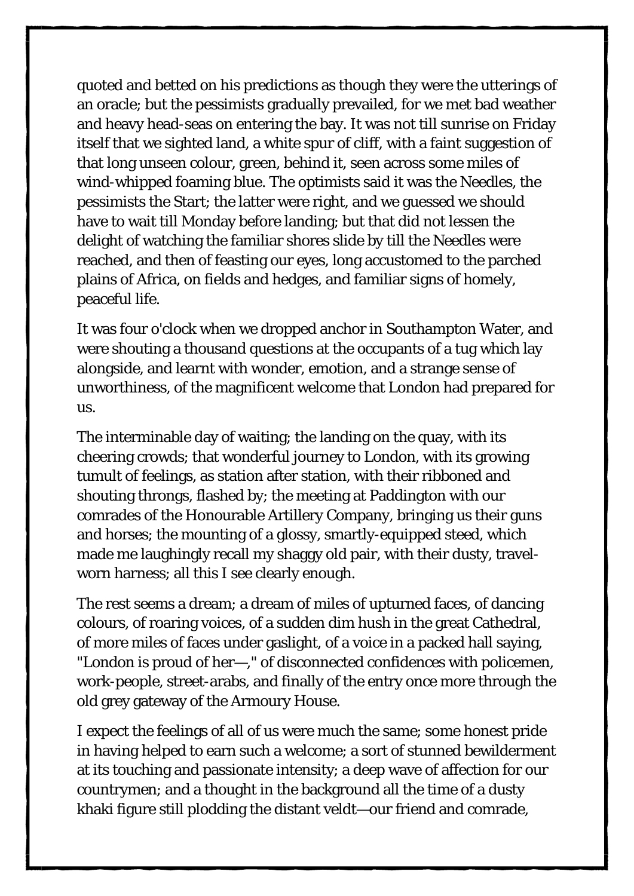quoted and betted on his predictions as though they were the utterings of an oracle; but the pessimists gradually prevailed, for we met bad weather and heavy head-seas on entering the bay. It was not till sunrise on Friday itself that we sighted land, a white spur of cliff, with a faint suggestion of that long unseen colour, green, behind it, seen across some miles of wind-whipped foaming blue. The optimists said it was the Needles, the pessimists the Start; the latter were right, and we guessed we should have to wait till Monday before landing; but that did not lessen the delight of watching the familiar shores slide by till the Needles were reached, and then of feasting our eyes, long accustomed to the parched plains of Africa, on fields and hedges, and familiar signs of homely, peaceful life.

It was four o'clock when we dropped anchor in Southampton Water, and were shouting a thousand questions at the occupants of a tug which lay alongside, and learnt with wonder, emotion, and a strange sense of unworthiness, of the magnificent welcome that London had prepared for us.

The interminable day of waiting; the landing on the quay, with its cheering crowds; that wonderful journey to London, with its growing tumult of feelings, as station after station, with their ribboned and shouting throngs, flashed by; the meeting at Paddington with our comrades of the Honourable Artillery Company, bringing us their guns and horses; the mounting of a glossy, smartly-equipped steed, which made me laughingly recall my shaggy old pair, with their dusty, travel-worn harness; all this I see clearly enough.

The rest seems a dream; a dream of miles of upturned faces, of dancing colours, of roaring voices, of a sudden dim hush in the great Cathedral, of more miles of faces under gaslight, of a voice in a packed hall saying, "London is proud of her—," of disconnected confidences with policemen, work-people, street-arabs, and finally of the entry once more through the old grey gateway of the Armoury House.

I expect the feelings of all of us were much the same; some honest pride in having helped to earn such a welcome; a sort of stunned bewilderment at its touching and passionate intensity; a deep wave of affection for our countrymen; and a thought in the background all the time of a dusty khaki figure still plodding the distant veldt—our friend and comrade,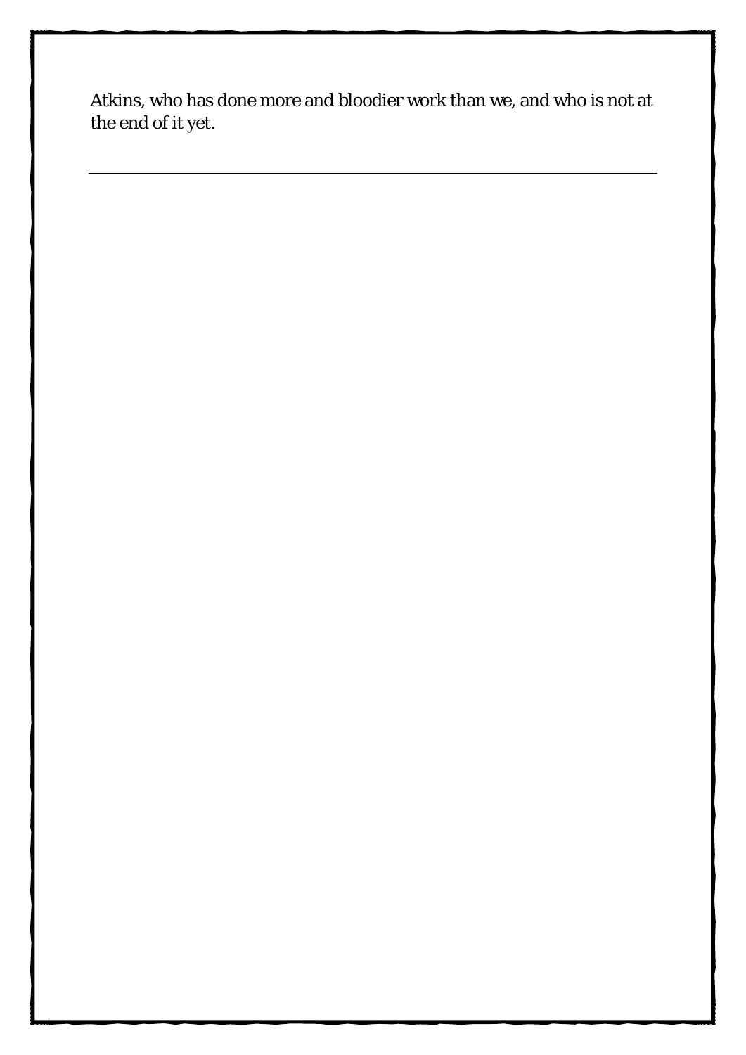Atkins, who has done more and bloodier work than we, and who is not at the end of it yet.

---